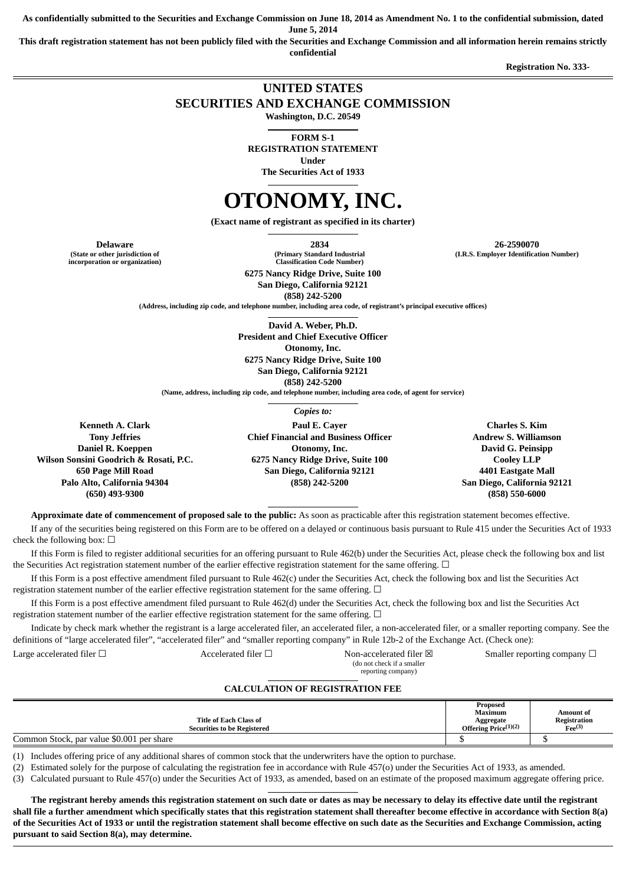**As confidentially submitted to the Securities and Exchange Commission on June 18, 2014 as Amendment No. 1 to the confidential submission, dated June 5, 2014**

**This draft registration statement has not been publicly filed with the Securities and Exchange Commission and all information herein remains strictly confidential**

**Registration No. 333-**

# UNITED STATES
# SECURITIES AND EXCHANGE COMMISSION

**Washington, D.C. 20549**

**FORM S-1**
**REGISTRATION STATEMENT**
**Under**
**The Securities Act of 1933**

# OTONOMY, INC.

**(Exact name of registrant as specified in its charter)**

| **Delaware** | **2834** | **26-2590070** |
|---|---|---|
| **(State or other jurisdiction of incorporation or organization)** | **(Primary Standard Industrial Classification Code Number)** | **(I.R.S. Employer Identification Number)** |

**6275 Nancy Ridge Drive, Suite 100**
**San Diego, California 92121**
**(858) 242-5200**
**(Address, including zip code, and telephone number, including area code, of registrant's principal executive offices)**

**David A. Weber, Ph.D.**
**President and Chief Executive Officer**
**Otonomy, Inc.**
**6275 Nancy Ridge Drive, Suite 100**
**San Diego, California 92121**
**(858) 242-5200**
**(Name, address, including zip code, and telephone number, including area code, of agent for service)**

*Copies to:*

| **Kenneth A. Clark** | **Paul E. Cayer** | **Charles S. Kim** |
|---|---|---|
| **Tony Jeffries** | **Chief Financial and Business Officer** | **Andrew S. Williamson** |
| **Daniel R. Koeppen** | **Otonomy, Inc.** | **David G. Peinsipp** |
| **Wilson Sonsini Goodrich & Rosati, P.C.** | **6275 Nancy Ridge Drive, Suite 100** | **Cooley LLP** |
| **650 Page Mill Road** | **San Diego, California 92121** | **4401 Eastgate Mall** |
| **Palo Alto, California 94304** | **(858) 242-5200** | **San Diego, California 92121** |
| **(650) 493-9300** | | **(858) 550-6000** |

**Approximate date of commencement of proposed sale to the public:** As soon as practicable after this registration statement becomes effective.

If any of the securities being registered on this Form are to be offered on a delayed or continuous basis pursuant to Rule 415 under the Securities Act of 1933 check the following box: ☐

If this Form is filed to register additional securities for an offering pursuant to Rule 462(b) under the Securities Act, please check the following box and list the Securities Act registration statement number of the earlier effective registration statement for the same offering. ☐

If this Form is a post effective amendment filed pursuant to Rule 462(c) under the Securities Act, check the following box and list the Securities Act registration statement number of the earlier effective registration statement for the same offering. ☐

If this Form is a post effective amendment filed pursuant to Rule 462(d) under the Securities Act, check the following box and list the Securities Act registration statement number of the earlier effective registration statement for the same offering. ☐

Indicate by check mark whether the registrant is a large accelerated filer, an accelerated filer, a non-accelerated filer, or a smaller reporting company. See the definitions of "large accelerated filer", "accelerated filer" and "smaller reporting company" in Rule 12b-2 of the Exchange Act. (Check one):

| Large accelerated filer ☐ | Accelerated filer ☐ | Non-accelerated filer ☒ (do not check if a smaller reporting company) | Smaller reporting company ☐ |
|---|---|---|---|

**CALCULATION OF REGISTRATION FEE**

| Title of Each Class of Securities to be Registered | Proposed Maximum Aggregate Offering Price(1)(2) | Amount of Registration Fee(3) |
|---|---|---|
| Common Stock, par value $0.001 per share | $ | $ |

(1) Includes offering price of any additional shares of common stock that the underwriters have the option to purchase.

(2) Estimated solely for the purpose of calculating the registration fee in accordance with Rule 457(o) under the Securities Act of 1933, as amended.

(3) Calculated pursuant to Rule 457(o) under the Securities Act of 1933, as amended, based on an estimate of the proposed maximum aggregate offering price.

**The registrant hereby amends this registration statement on such date or dates as may be necessary to delay its effective date until the registrant shall file a further amendment which specifically states that this registration statement shall thereafter become effective in accordance with Section 8(a) of the Securities Act of 1933 or until the registration statement shall become effective on such date as the Securities and Exchange Commission, acting pursuant to said Section 8(a), may determine.**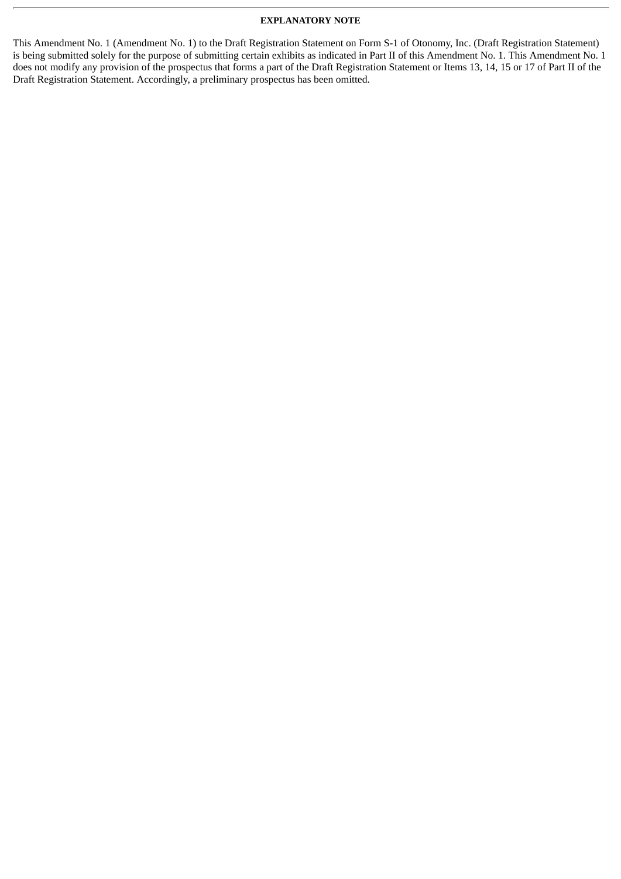**EXPLANATORY NOTE**

This Amendment No. 1 (Amendment No. 1) to the Draft Registration Statement on Form S-1 of Otonomy, Inc. (Draft Registration Statement) is being submitted solely for the purpose of submitting certain exhibits as indicated in Part II of this Amendment No. 1. This Amendment No. 1 does not modify any provision of the prospectus that forms a part of the Draft Registration Statement or Items 13, 14, 15 or 17 of Part II of the Draft Registration Statement. Accordingly, a preliminary prospectus has been omitted.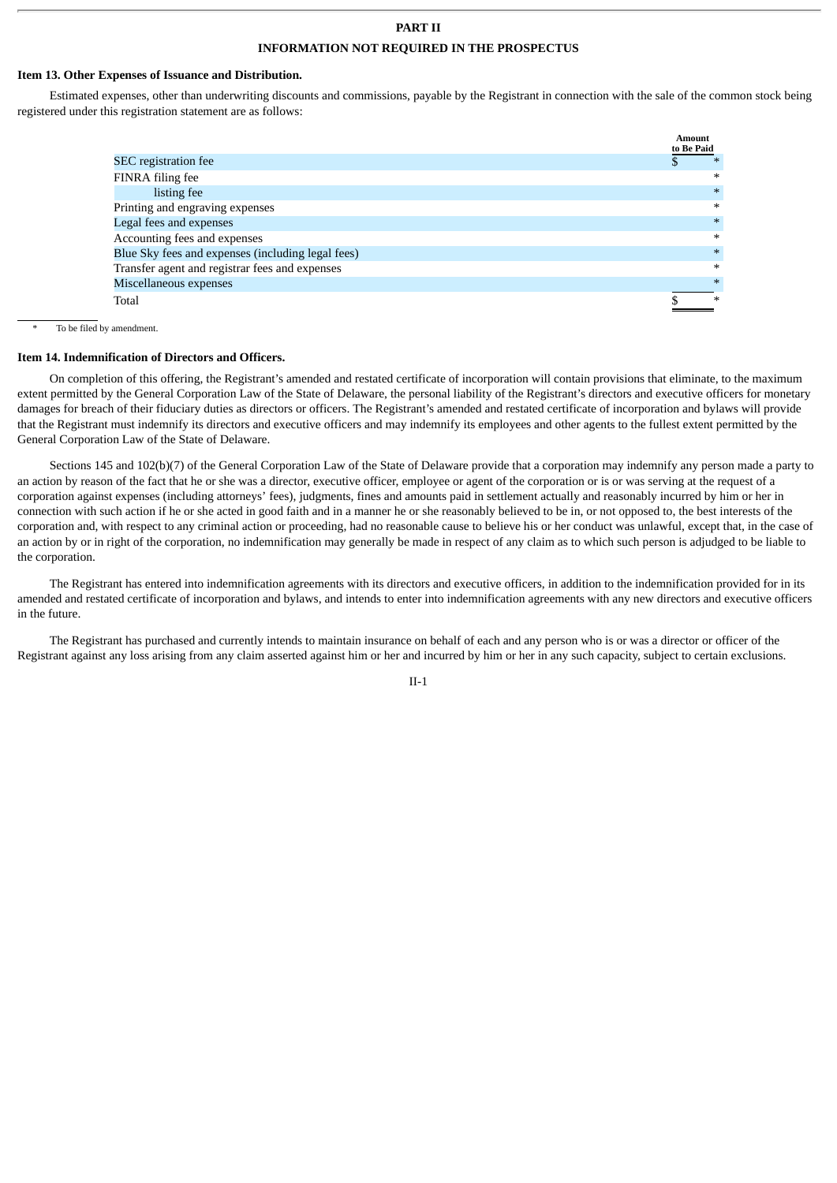# PART II

## INFORMATION NOT REQUIRED IN THE PROSPECTUS

### Item 13. Other Expenses of Issuance and Distribution.

Estimated expenses, other than underwriting discounts and commissions, payable by the Registrant in connection with the sale of the common stock being registered under this registration statement are as follows:

| | Amount to Be Paid |
|---|---|
| SEC registration fee | $ * |
| FINRA filing fee | * |
| listing fee | * |
| Printing and engraving expenses | * |
| Legal fees and expenses | * |
| Accounting fees and expenses | * |
| Blue Sky fees and expenses (including legal fees) | * |
| Transfer agent and registrar fees and expenses | * |
| Miscellaneous expenses | * |
| Total | $ * |

\* To be filed by amendment.

### Item 14. Indemnification of Directors and Officers.

On completion of this offering, the Registrant's amended and restated certificate of incorporation will contain provisions that eliminate, to the maximum extent permitted by the General Corporation Law of the State of Delaware, the personal liability of the Registrant's directors and executive officers for monetary damages for breach of their fiduciary duties as directors or officers. The Registrant's amended and restated certificate of incorporation and bylaws will provide that the Registrant must indemnify its directors and executive officers and may indemnify its employees and other agents to the fullest extent permitted by the General Corporation Law of the State of Delaware.

Sections 145 and 102(b)(7) of the General Corporation Law of the State of Delaware provide that a corporation may indemnify any person made a party to an action by reason of the fact that he or she was a director, executive officer, employee or agent of the corporation or is or was serving at the request of a corporation against expenses (including attorneys' fees), judgments, fines and amounts paid in settlement actually and reasonably incurred by him or her in connection with such action if he or she acted in good faith and in a manner he or she reasonably believed to be in, or not opposed to, the best interests of the corporation and, with respect to any criminal action or proceeding, had no reasonable cause to believe his or her conduct was unlawful, except that, in the case of an action by or in right of the corporation, no indemnification may generally be made in respect of any claim as to which such person is adjudged to be liable to the corporation.

The Registrant has entered into indemnification agreements with its directors and executive officers, in addition to the indemnification provided for in its amended and restated certificate of incorporation and bylaws, and intends to enter into indemnification agreements with any new directors and executive officers in the future.

The Registrant has purchased and currently intends to maintain insurance on behalf of each and any person who is or was a director or officer of the Registrant against any loss arising from any claim asserted against him or her and incurred by him or her in any such capacity, subject to certain exclusions.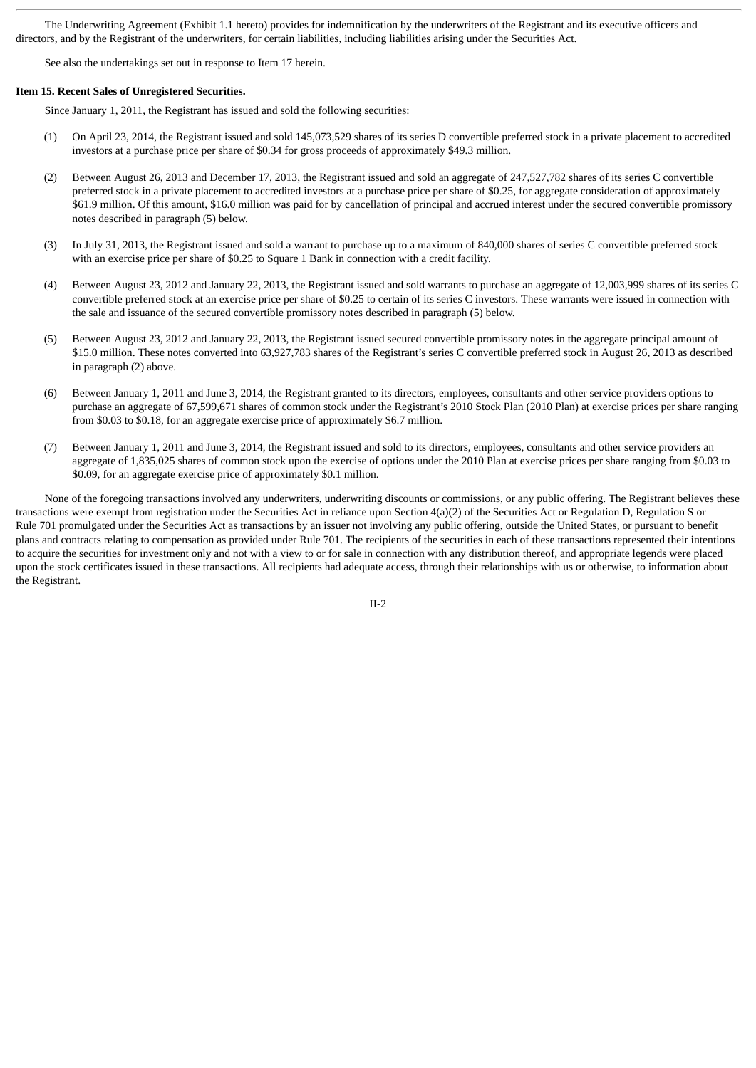The Underwriting Agreement (Exhibit 1.1 hereto) provides for indemnification by the underwriters of the Registrant and its executive officers and directors, and by the Registrant of the underwriters, for certain liabilities, including liabilities arising under the Securities Act.

See also the undertakings set out in response to Item 17 herein.

**Item 15. Recent Sales of Unregistered Securities.**

Since January 1, 2011, the Registrant has issued and sold the following securities:

(1) On April 23, 2014, the Registrant issued and sold 145,073,529 shares of its series D convertible preferred stock in a private placement to accredited investors at a purchase price per share of $0.34 for gross proceeds of approximately $49.3 million.

(2) Between August 26, 2013 and December 17, 2013, the Registrant issued and sold an aggregate of 247,527,782 shares of its series C convertible preferred stock in a private placement to accredited investors at a purchase price per share of $0.25, for aggregate consideration of approximately $61.9 million. Of this amount, $16.0 million was paid for by cancellation of principal and accrued interest under the secured convertible promissory notes described in paragraph (5) below.

(3) In July 31, 2013, the Registrant issued and sold a warrant to purchase up to a maximum of 840,000 shares of series C convertible preferred stock with an exercise price per share of $0.25 to Square 1 Bank in connection with a credit facility.

(4) Between August 23, 2012 and January 22, 2013, the Registrant issued and sold warrants to purchase an aggregate of 12,003,999 shares of its series C convertible preferred stock at an exercise price per share of $0.25 to certain of its series C investors. These warrants were issued in connection with the sale and issuance of the secured convertible promissory notes described in paragraph (5) below.

(5) Between August 23, 2012 and January 22, 2013, the Registrant issued secured convertible promissory notes in the aggregate principal amount of $15.0 million. These notes converted into 63,927,783 shares of the Registrant's series C convertible preferred stock in August 26, 2013 as described in paragraph (2) above.

(6) Between January 1, 2011 and June 3, 2014, the Registrant granted to its directors, employees, consultants and other service providers options to purchase an aggregate of 67,599,671 shares of common stock under the Registrant's 2010 Stock Plan (2010 Plan) at exercise prices per share ranging from $0.03 to $0.18, for an aggregate exercise price of approximately $6.7 million.

(7) Between January 1, 2011 and June 3, 2014, the Registrant issued and sold to its directors, employees, consultants and other service providers an aggregate of 1,835,025 shares of common stock upon the exercise of options under the 2010 Plan at exercise prices per share ranging from $0.03 to $0.09, for an aggregate exercise price of approximately $0.1 million.

None of the foregoing transactions involved any underwriters, underwriting discounts or commissions, or any public offering. The Registrant believes these transactions were exempt from registration under the Securities Act in reliance upon Section 4(a)(2) of the Securities Act or Regulation D, Regulation S or Rule 701 promulgated under the Securities Act as transactions by an issuer not involving any public offering, outside the United States, or pursuant to benefit plans and contracts relating to compensation as provided under Rule 701. The recipients of the securities in each of these transactions represented their intentions to acquire the securities for investment only and not with a view to or for sale in connection with any distribution thereof, and appropriate legends were placed upon the stock certificates issued in these transactions. All recipients had adequate access, through their relationships with us or otherwise, to information about the Registrant.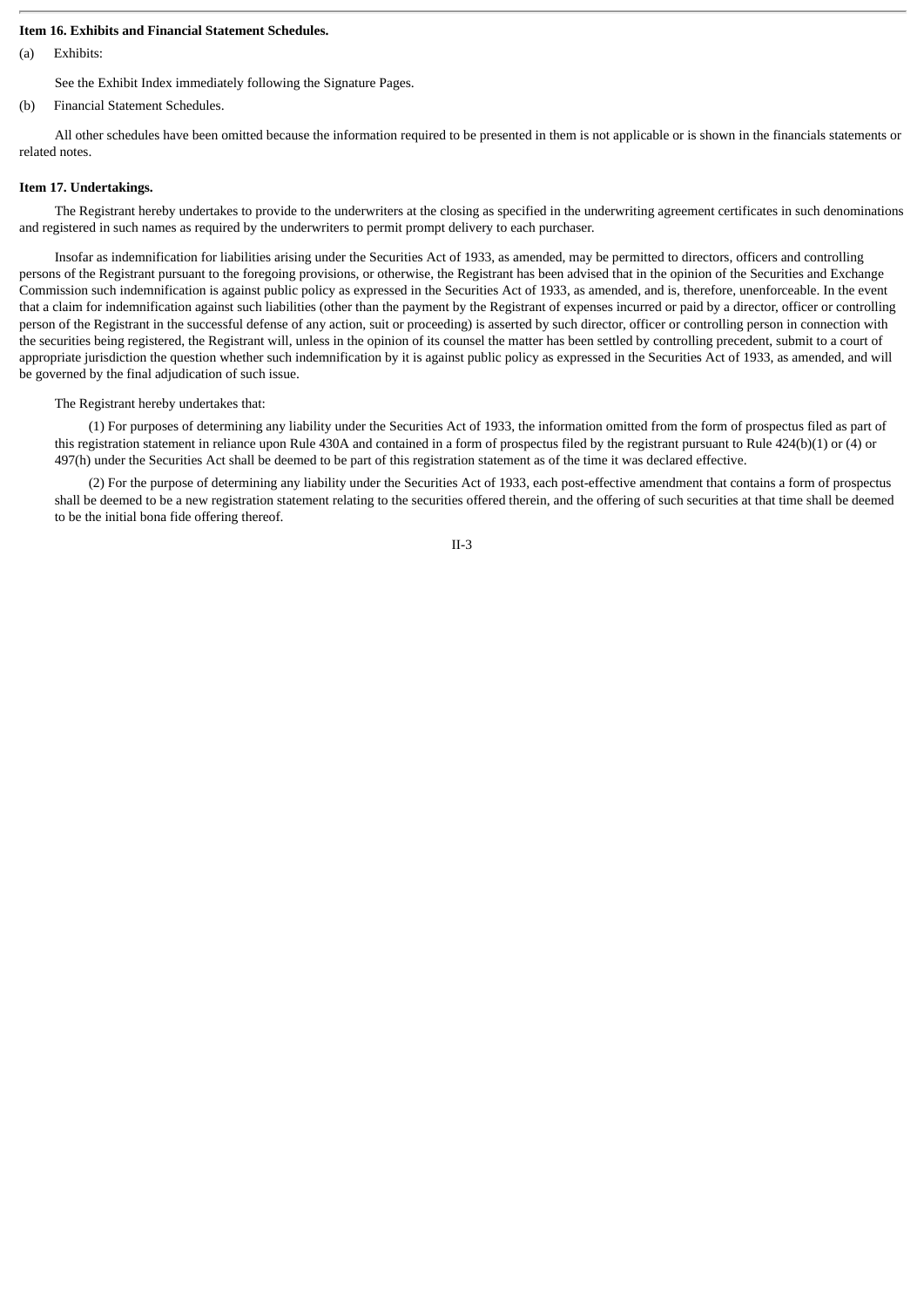**Item 16. Exhibits and Financial Statement Schedules.**

(a) Exhibits:

See the Exhibit Index immediately following the Signature Pages.

(b) Financial Statement Schedules.

All other schedules have been omitted because the information required to be presented in them is not applicable or is shown in the financials statements or related notes.

**Item 17. Undertakings.**

The Registrant hereby undertakes to provide to the underwriters at the closing as specified in the underwriting agreement certificates in such denominations and registered in such names as required by the underwriters to permit prompt delivery to each purchaser.

Insofar as indemnification for liabilities arising under the Securities Act of 1933, as amended, may be permitted to directors, officers and controlling persons of the Registrant pursuant to the foregoing provisions, or otherwise, the Registrant has been advised that in the opinion of the Securities and Exchange Commission such indemnification is against public policy as expressed in the Securities Act of 1933, as amended, and is, therefore, unenforceable. In the event that a claim for indemnification against such liabilities (other than the payment by the Registrant of expenses incurred or paid by a director, officer or controlling person of the Registrant in the successful defense of any action, suit or proceeding) is asserted by such director, officer or controlling person in connection with the securities being registered, the Registrant will, unless in the opinion of its counsel the matter has been settled by controlling precedent, submit to a court of appropriate jurisdiction the question whether such indemnification by it is against public policy as expressed in the Securities Act of 1933, as amended, and will be governed by the final adjudication of such issue.

The Registrant hereby undertakes that:

(1) For purposes of determining any liability under the Securities Act of 1933, the information omitted from the form of prospectus filed as part of this registration statement in reliance upon Rule 430A and contained in a form of prospectus filed by the registrant pursuant to Rule 424(b)(1) or (4) or 497(h) under the Securities Act shall be deemed to be part of this registration statement as of the time it was declared effective.

(2) For the purpose of determining any liability under the Securities Act of 1933, each post-effective amendment that contains a form of prospectus shall be deemed to be a new registration statement relating to the securities offered therein, and the offering of such securities at that time shall be deemed to be the initial bona fide offering thereof.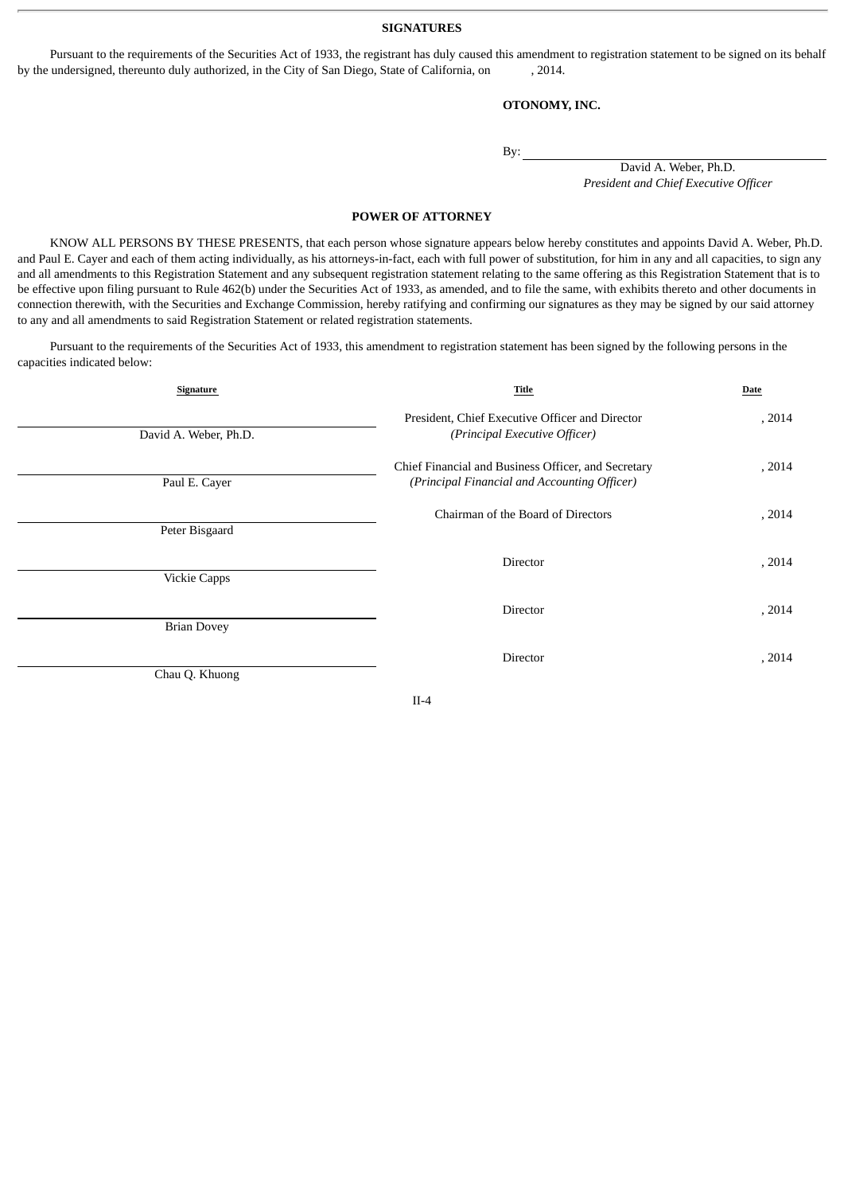## SIGNATURES

Pursuant to the requirements of the Securities Act of 1933, the registrant has duly caused this amendment to registration statement to be signed on its behalf by the undersigned, thereunto duly authorized, in the City of San Diego, State of California, on , 2014.

**OTONOMY, INC.**

By: \_\_\_\_\_\_\_\_\_\_\_\_\_\_\_\_\_\_\_\_\_\_\_\_\_\_\_\_\_\_\_\_\_\_\_\_\_\_\_\_

David A. Weber, Ph.D.
*President and Chief Executive Officer*

## POWER OF ATTORNEY

KNOW ALL PERSONS BY THESE PRESENTS, that each person whose signature appears below hereby constitutes and appoints David A. Weber, Ph.D. and Paul E. Cayer and each of them acting individually, as his attorneys-in-fact, each with full power of substitution, for him in any and all capacities, to sign any and all amendments to this Registration Statement and any subsequent registration statement relating to the same offering as this Registration Statement that is to be effective upon filing pursuant to Rule 462(b) under the Securities Act of 1933, as amended, and to file the same, with exhibits thereto and other documents in connection therewith, with the Securities and Exchange Commission, hereby ratifying and confirming our signatures as they may be signed by our said attorney to any and all amendments to said Registration Statement or related registration statements.

Pursuant to the requirements of the Securities Act of 1933, this amendment to registration statement has been signed by the following persons in the capacities indicated below:

| Signature | Title | Date |
|---|---|---|
| David A. Weber, Ph.D. | President, Chief Executive Officer and Director *(Principal Executive Officer)* | , 2014 |
| Paul E. Cayer | Chief Financial and Business Officer, and Secretary *(Principal Financial and Accounting Officer)* | , 2014 |
| Peter Bisgaard | Chairman of the Board of Directors | , 2014 |
| Vickie Capps | Director | , 2014 |
| Brian Dovey | Director | , 2014 |
| Chau Q. Khuong | Director | , 2014 |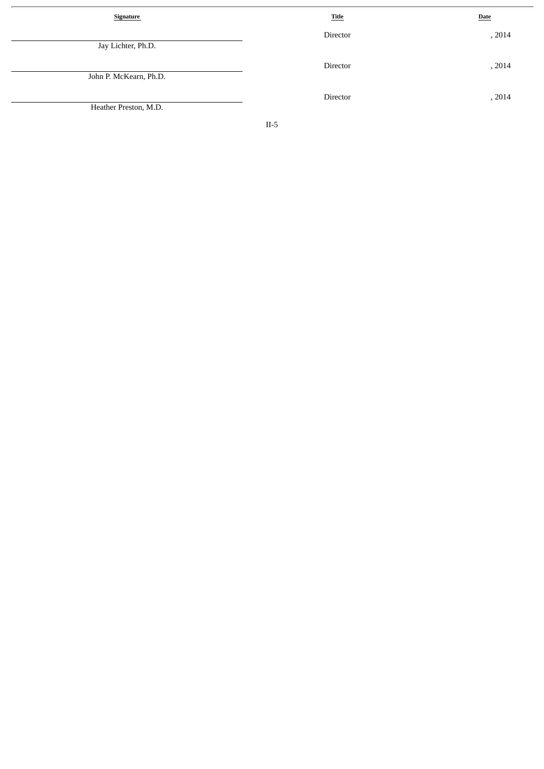| Signature | Title | Date |
|---|---|---|
| Jay Lichter, Ph.D. | Director | , 2014 |
| John P. McKearn, Ph.D. | Director | , 2014 |
| Heather Preston, M.D. | Director | , 2014 |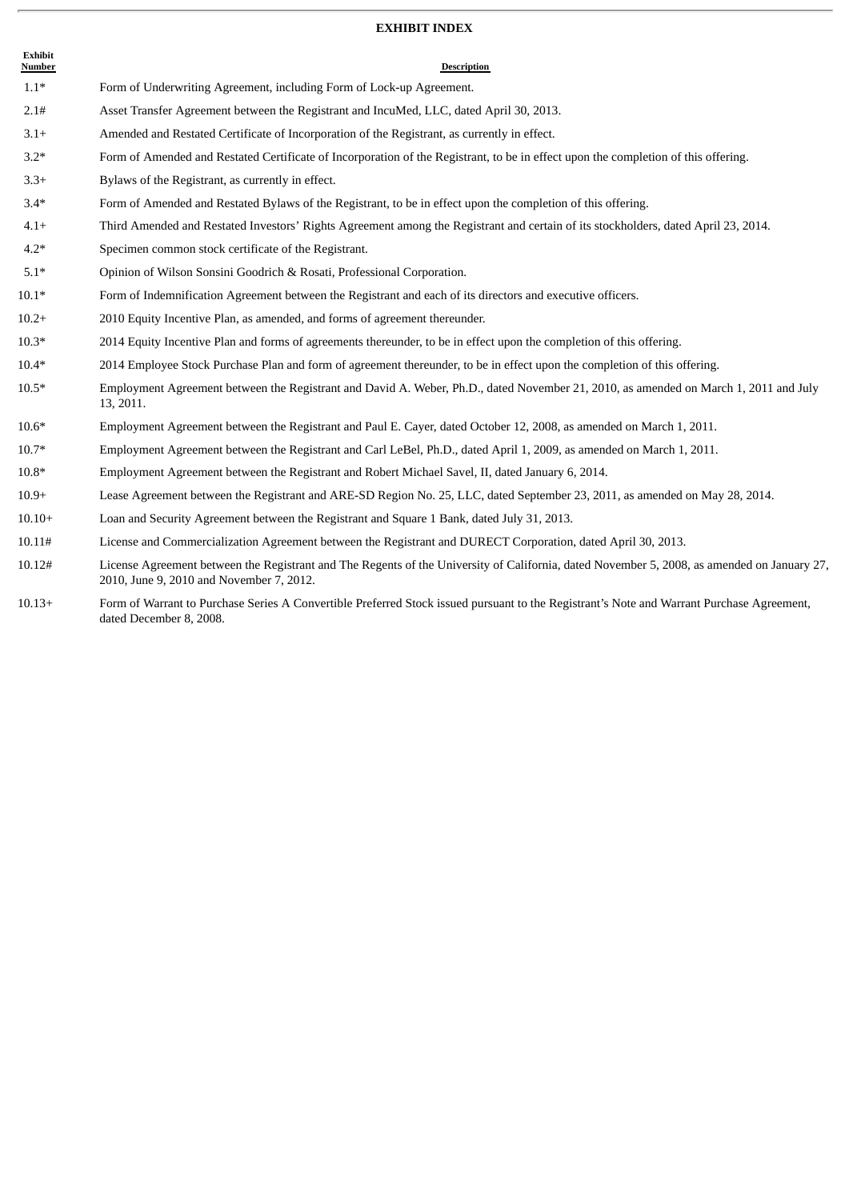# EXHIBIT INDEX

| Exhibit Number | Description |
|---|---|
| 1.1* | Form of Underwriting Agreement, including Form of Lock-up Agreement. |
| 2.1# | Asset Transfer Agreement between the Registrant and IncuMed, LLC, dated April 30, 2013. |
| 3.1+ | Amended and Restated Certificate of Incorporation of the Registrant, as currently in effect. |
| 3.2* | Form of Amended and Restated Certificate of Incorporation of the Registrant, to be in effect upon the completion of this offering. |
| 3.3+ | Bylaws of the Registrant, as currently in effect. |
| 3.4* | Form of Amended and Restated Bylaws of the Registrant, to be in effect upon the completion of this offering. |
| 4.1+ | Third Amended and Restated Investors' Rights Agreement among the Registrant and certain of its stockholders, dated April 23, 2014. |
| 4.2* | Specimen common stock certificate of the Registrant. |
| 5.1* | Opinion of Wilson Sonsini Goodrich & Rosati, Professional Corporation. |
| 10.1* | Form of Indemnification Agreement between the Registrant and each of its directors and executive officers. |
| 10.2+ | 2010 Equity Incentive Plan, as amended, and forms of agreement thereunder. |
| 10.3* | 2014 Equity Incentive Plan and forms of agreements thereunder, to be in effect upon the completion of this offering. |
| 10.4* | 2014 Employee Stock Purchase Plan and form of agreement thereunder, to be in effect upon the completion of this offering. |
| 10.5* | Employment Agreement between the Registrant and David A. Weber, Ph.D., dated November 21, 2010, as amended on March 1, 2011 and July 13, 2011. |
| 10.6* | Employment Agreement between the Registrant and Paul E. Cayer, dated October 12, 2008, as amended on March 1, 2011. |
| 10.7* | Employment Agreement between the Registrant and Carl LeBel, Ph.D., dated April 1, 2009, as amended on March 1, 2011. |
| 10.8* | Employment Agreement between the Registrant and Robert Michael Savel, II, dated January 6, 2014. |
| 10.9+ | Lease Agreement between the Registrant and ARE-SD Region No. 25, LLC, dated September 23, 2011, as amended on May 28, 2014. |
| 10.10+ | Loan and Security Agreement between the Registrant and Square 1 Bank, dated July 31, 2013. |
| 10.11# | License and Commercialization Agreement between the Registrant and DURECT Corporation, dated April 30, 2013. |
| 10.12# | License Agreement between the Registrant and The Regents of the University of California, dated November 5, 2008, as amended on January 27, 2010, June 9, 2010 and November 7, 2012. |
| 10.13+ | Form of Warrant to Purchase Series A Convertible Preferred Stock issued pursuant to the Registrant's Note and Warrant Purchase Agreement, dated December 8, 2008. |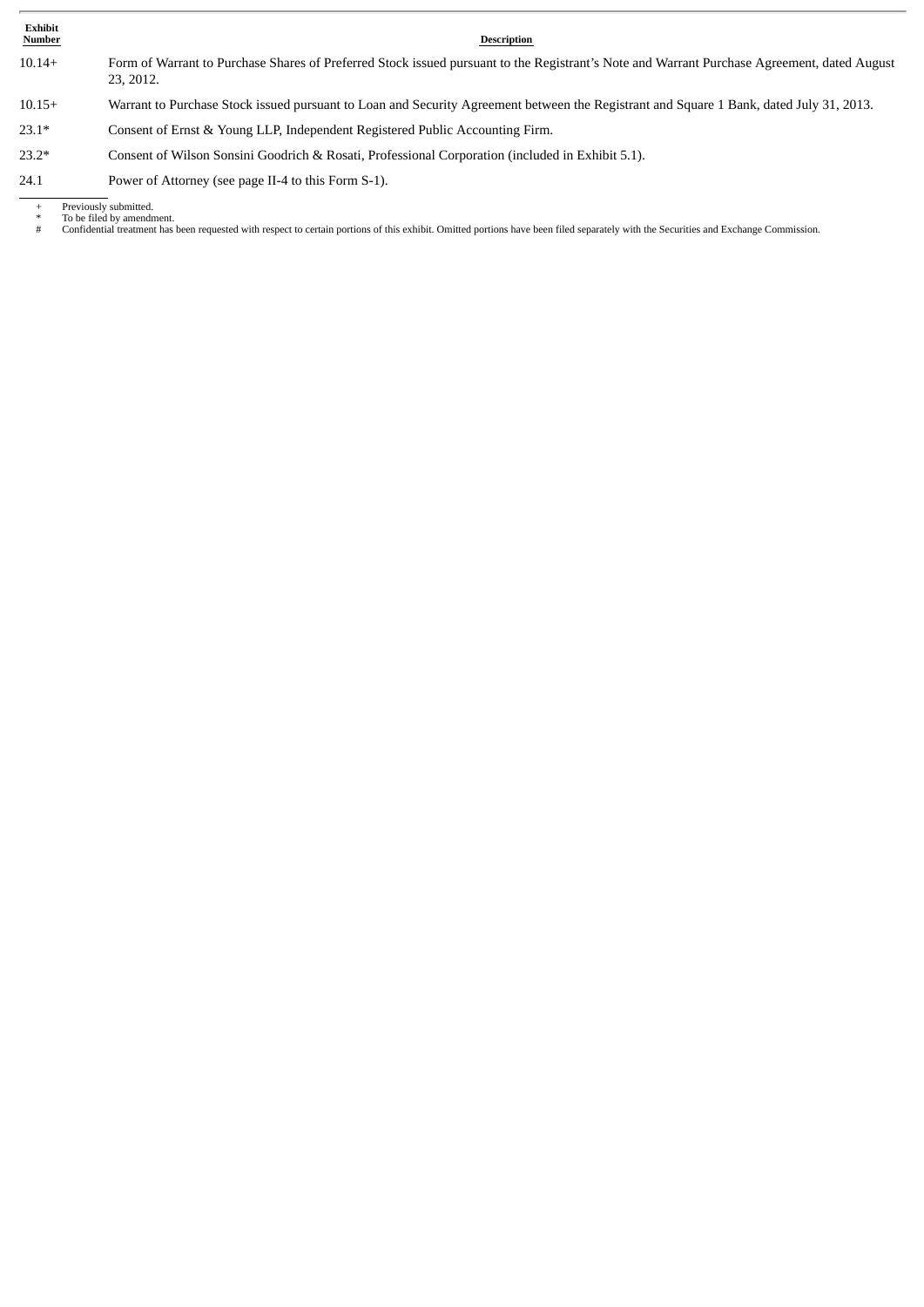| Exhibit Number | Description |
| --- | --- |
| 10.14+ | Form of Warrant to Purchase Shares of Preferred Stock issued pursuant to the Registrant's Note and Warrant Purchase Agreement, dated August 23, 2012. |
| 10.15+ | Warrant to Purchase Stock issued pursuant to Loan and Security Agreement between the Registrant and Square 1 Bank, dated July 31, 2013. |
| 23.1* | Consent of Ernst & Young LLP, Independent Registered Public Accounting Firm. |
| 23.2* | Consent of Wilson Sonsini Goodrich & Rosati, Professional Corporation (included in Exhibit 5.1). |
| 24.1 | Power of Attorney (see page II-4 to this Form S-1). |

+ Previously submitted.
* To be filed by amendment.
# Confidential treatment has been requested with respect to certain portions of this exhibit. Omitted portions have been filed separately with the Securities and Exchange Commission.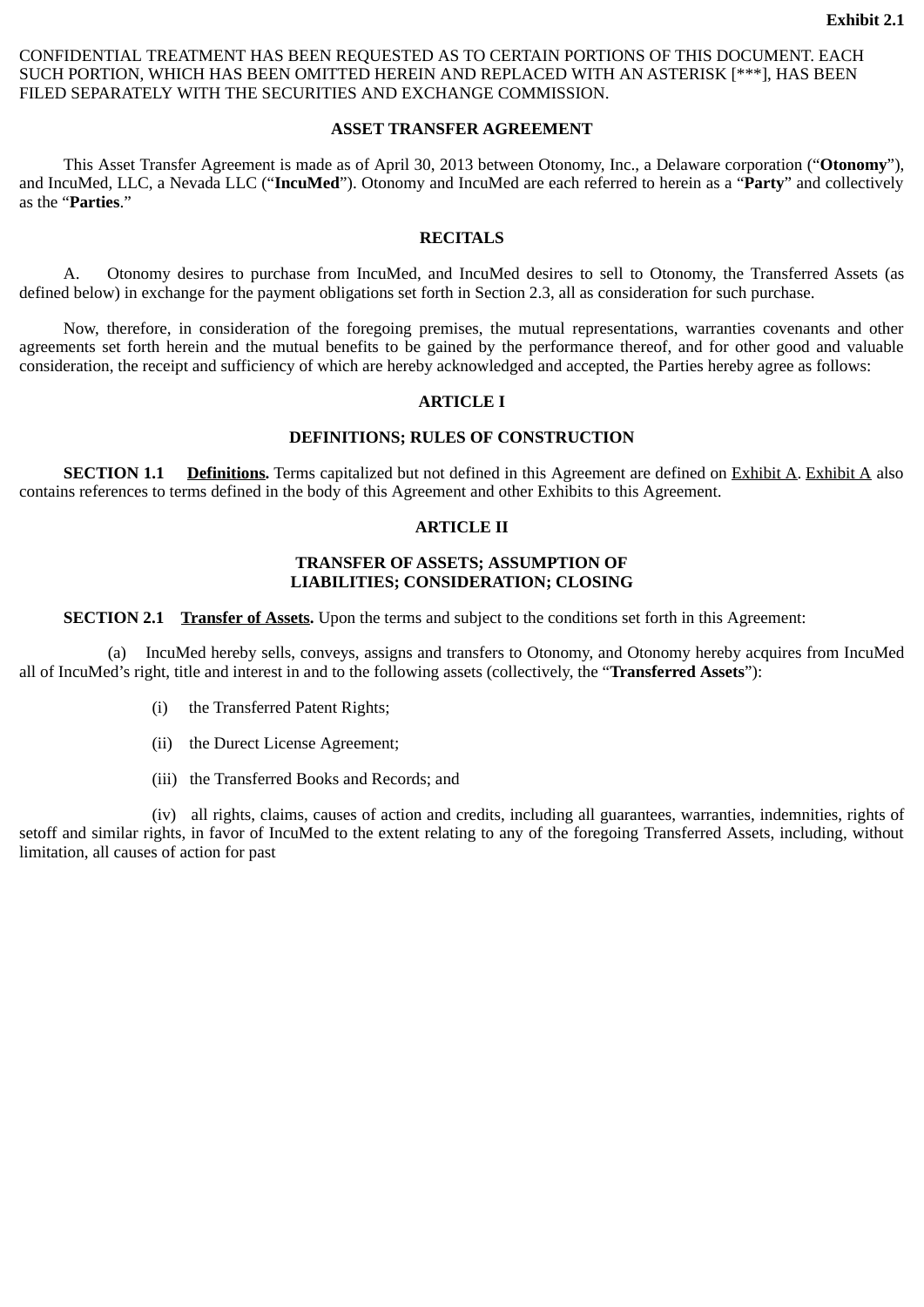**Exhibit 2.1**

CONFIDENTIAL TREATMENT HAS BEEN REQUESTED AS TO CERTAIN PORTIONS OF THIS DOCUMENT. EACH SUCH PORTION, WHICH HAS BEEN OMITTED HEREIN AND REPLACED WITH AN ASTERISK [***], HAS BEEN FILED SEPARATELY WITH THE SECURITIES AND EXCHANGE COMMISSION.

**ASSET TRANSFER AGREEMENT**

This Asset Transfer Agreement is made as of April 30, 2013 between Otonomy, Inc., a Delaware corporation (“**Otonomy**”), and IncuMed, LLC, a Nevada LLC (“**IncuMed**”). Otonomy and IncuMed are each referred to herein as a “**Party**” and collectively as the “**Parties**.”

**RECITALS**

A. Otonomy desires to purchase from IncuMed, and IncuMed desires to sell to Otonomy, the Transferred Assets (as defined below) in exchange for the payment obligations set forth in Section 2.3, all as consideration for such purchase.

Now, therefore, in consideration of the foregoing premises, the mutual representations, warranties covenants and other agreements set forth herein and the mutual benefits to be gained by the performance thereof, and for other good and valuable consideration, the receipt and sufficiency of which are hereby acknowledged and accepted, the Parties hereby agree as follows:

**ARTICLE I**

**DEFINITIONS; RULES OF CONSTRUCTION**

**SECTION 1.1 Definitions.** Terms capitalized but not defined in this Agreement are defined on Exhibit A. Exhibit A also contains references to terms defined in the body of this Agreement and other Exhibits to this Agreement.

**ARTICLE II**

**TRANSFER OF ASSETS; ASSUMPTION OF LIABILITIES; CONSIDERATION; CLOSING**

**SECTION 2.1 Transfer of Assets.** Upon the terms and subject to the conditions set forth in this Agreement:

(a) IncuMed hereby sells, conveys, assigns and transfers to Otonomy, and Otonomy hereby acquires from IncuMed all of IncuMed’s right, title and interest in and to the following assets (collectively, the “**Transferred Assets**”):

(i) the Transferred Patent Rights;

(ii) the Durect License Agreement;

(iii) the Transferred Books and Records; and

(iv) all rights, claims, causes of action and credits, including all guarantees, warranties, indemnities, rights of setoff and similar rights, in favor of IncuMed to the extent relating to any of the foregoing Transferred Assets, including, without limitation, all causes of action for past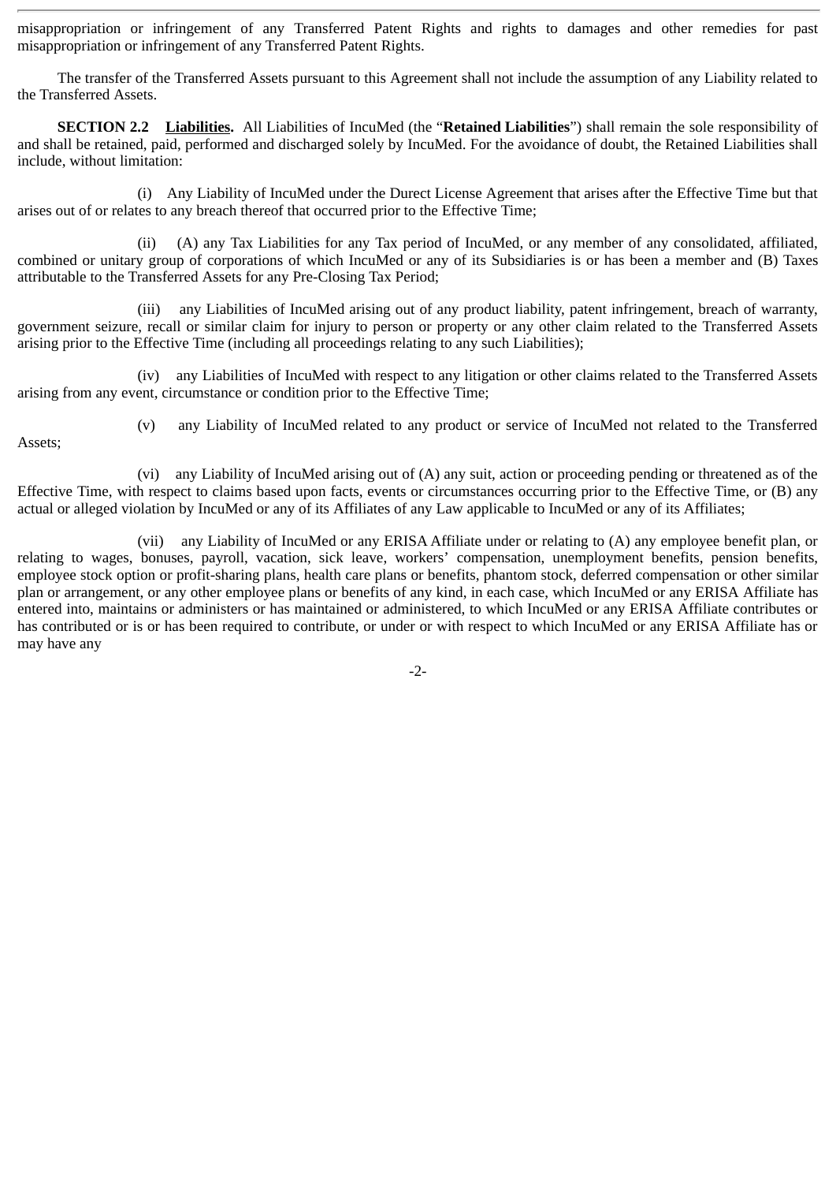misappropriation or infringement of any Transferred Patent Rights and rights to damages and other remedies for past misappropriation or infringement of any Transferred Patent Rights.

The transfer of the Transferred Assets pursuant to this Agreement shall not include the assumption of any Liability related to the Transferred Assets.

**SECTION 2.2 <u>Liabilities</u>.** All Liabilities of IncuMed (the "**Retained Liabilities**") shall remain the sole responsibility of and shall be retained, paid, performed and discharged solely by IncuMed. For the avoidance of doubt, the Retained Liabilities shall include, without limitation:

(i) Any Liability of IncuMed under the Durect License Agreement that arises after the Effective Time but that arises out of or relates to any breach thereof that occurred prior to the Effective Time;

(ii) (A) any Tax Liabilities for any Tax period of IncuMed, or any member of any consolidated, affiliated, combined or unitary group of corporations of which IncuMed or any of its Subsidiaries is or has been a member and (B) Taxes attributable to the Transferred Assets for any Pre-Closing Tax Period;

(iii) any Liabilities of IncuMed arising out of any product liability, patent infringement, breach of warranty, government seizure, recall or similar claim for injury to person or property or any other claim related to the Transferred Assets arising prior to the Effective Time (including all proceedings relating to any such Liabilities);

(iv) any Liabilities of IncuMed with respect to any litigation or other claims related to the Transferred Assets arising from any event, circumstance or condition prior to the Effective Time;

(v) any Liability of IncuMed related to any product or service of IncuMed not related to the Transferred Assets;

(vi) any Liability of IncuMed arising out of (A) any suit, action or proceeding pending or threatened as of the Effective Time, with respect to claims based upon facts, events or circumstances occurring prior to the Effective Time, or (B) any actual or alleged violation by IncuMed or any of its Affiliates of any Law applicable to IncuMed or any of its Affiliates;

(vii) any Liability of IncuMed or any ERISA Affiliate under or relating to (A) any employee benefit plan, or relating to wages, bonuses, payroll, vacation, sick leave, workers' compensation, unemployment benefits, pension benefits, employee stock option or profit-sharing plans, health care plans or benefits, phantom stock, deferred compensation or other similar plan or arrangement, or any other employee plans or benefits of any kind, in each case, which IncuMed or any ERISA Affiliate has entered into, maintains or administers or has maintained or administered, to which IncuMed or any ERISA Affiliate contributes or has contributed or is or has been required to contribute, or under or with respect to which IncuMed or any ERISA Affiliate has or may have any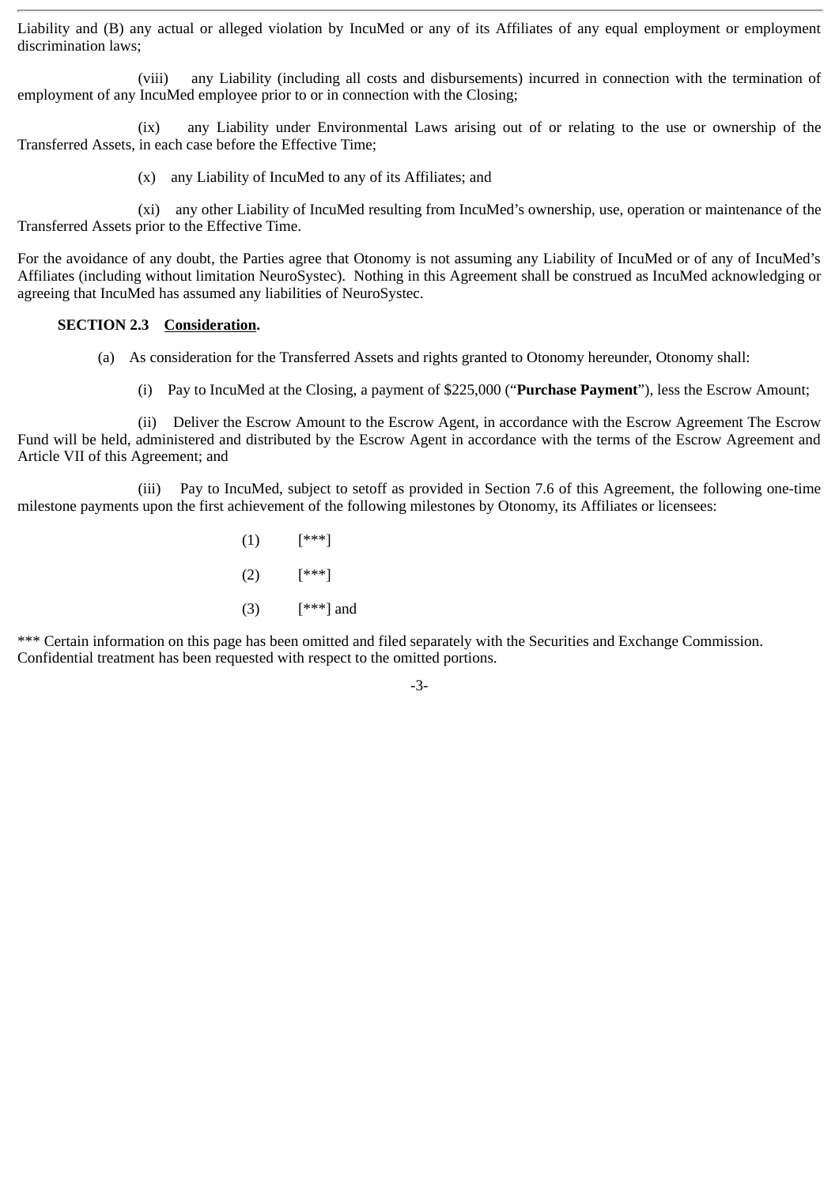Liability and (B) any actual or alleged violation by IncuMed or any of its Affiliates of any equal employment or employment discrimination laws;

(viii) any Liability (including all costs and disbursements) incurred in connection with the termination of employment of any IncuMed employee prior to or in connection with the Closing;

(ix) any Liability under Environmental Laws arising out of or relating to the use or ownership of the Transferred Assets, in each case before the Effective Time;

(x) any Liability of IncuMed to any of its Affiliates; and

(xi) any other Liability of IncuMed resulting from IncuMed's ownership, use, operation or maintenance of the Transferred Assets prior to the Effective Time.

For the avoidance of any doubt, the Parties agree that Otonomy is not assuming any Liability of IncuMed or of any of IncuMed's Affiliates (including without limitation NeuroSystec). Nothing in this Agreement shall be construed as IncuMed acknowledging or agreeing that IncuMed has assumed any liabilities of NeuroSystec.

**SECTION 2.3 Consideration.**

(a) As consideration for the Transferred Assets and rights granted to Otonomy hereunder, Otonomy shall:

(i) Pay to IncuMed at the Closing, a payment of $225,000 ("**Purchase Payment**"), less the Escrow Amount;

(ii) Deliver the Escrow Amount to the Escrow Agent, in accordance with the Escrow Agreement The Escrow Fund will be held, administered and distributed by the Escrow Agent in accordance with the terms of the Escrow Agreement and Article VII of this Agreement; and

(iii) Pay to IncuMed, subject to setoff as provided in Section 7.6 of this Agreement, the following one-time milestone payments upon the first achievement of the following milestones by Otonomy, its Affiliates or licensees:

(1) [***]

(2) [***]

(3) [***] and

*** Certain information on this page has been omitted and filed separately with the Securities and Exchange Commission. Confidential treatment has been requested with respect to the omitted portions.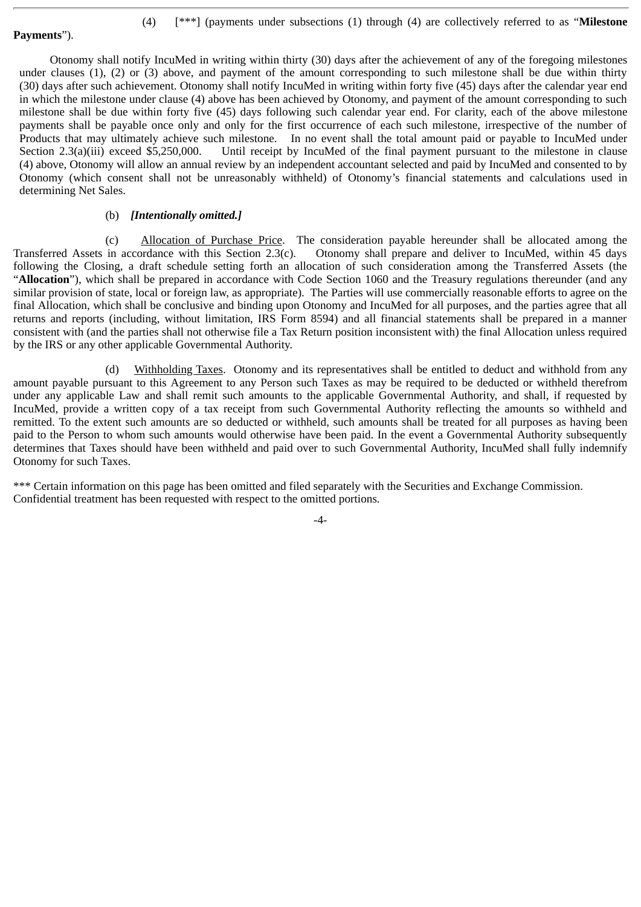(4) [***] (payments under subsections (1) through (4) are collectively referred to as "**Milestone Payments**").

Otonomy shall notify IncuMed in writing within thirty (30) days after the achievement of any of the foregoing milestones under clauses (1), (2) or (3) above, and payment of the amount corresponding to such milestone shall be due within thirty (30) days after such achievement. Otonomy shall notify IncuMed in writing within forty five (45) days after the calendar year end in which the milestone under clause (4) above has been achieved by Otonomy, and payment of the amount corresponding to such milestone shall be due within forty five (45) days following such calendar year end. For clarity, each of the above milestone payments shall be payable once only and only for the first occurrence of each such milestone, irrespective of the number of Products that may ultimately achieve such milestone. In no event shall the total amount paid or payable to IncuMed under Section 2.3(a)(iii) exceed $5,250,000. Until receipt by IncuMed of the final payment pursuant to the milestone in clause (4) above, Otonomy will allow an annual review by an independent accountant selected and paid by IncuMed and consented to by Otonomy (which consent shall not be unreasonably withheld) of Otonomy's financial statements and calculations used in determining Net Sales.

(b) ***[Intentionally omitted.]***

(c) Allocation of Purchase Price. The consideration payable hereunder shall be allocated among the Transferred Assets in accordance with this Section 2.3(c). Otonomy shall prepare and deliver to IncuMed, within 45 days following the Closing, a draft schedule setting forth an allocation of such consideration among the Transferred Assets (the "**Allocation**"), which shall be prepared in accordance with Code Section 1060 and the Treasury regulations thereunder (and any similar provision of state, local or foreign law, as appropriate). The Parties will use commercially reasonable efforts to agree on the final Allocation, which shall be conclusive and binding upon Otonomy and IncuMed for all purposes, and the parties agree that all returns and reports (including, without limitation, IRS Form 8594) and all financial statements shall be prepared in a manner consistent with (and the parties shall not otherwise file a Tax Return position inconsistent with) the final Allocation unless required by the IRS or any other applicable Governmental Authority.

(d) Withholding Taxes. Otonomy and its representatives shall be entitled to deduct and withhold from any amount payable pursuant to this Agreement to any Person such Taxes as may be required to be deducted or withheld therefrom under any applicable Law and shall remit such amounts to the applicable Governmental Authority, and shall, if requested by IncuMed, provide a written copy of a tax receipt from such Governmental Authority reflecting the amounts so withheld and remitted. To the extent such amounts are so deducted or withheld, such amounts shall be treated for all purposes as having been paid to the Person to whom such amounts would otherwise have been paid. In the event a Governmental Authority subsequently determines that Taxes should have been withheld and paid over to such Governmental Authority, IncuMed shall fully indemnify Otonomy for such Taxes.

*** Certain information on this page has been omitted and filed separately with the Securities and Exchange Commission. Confidential treatment has been requested with respect to the omitted portions.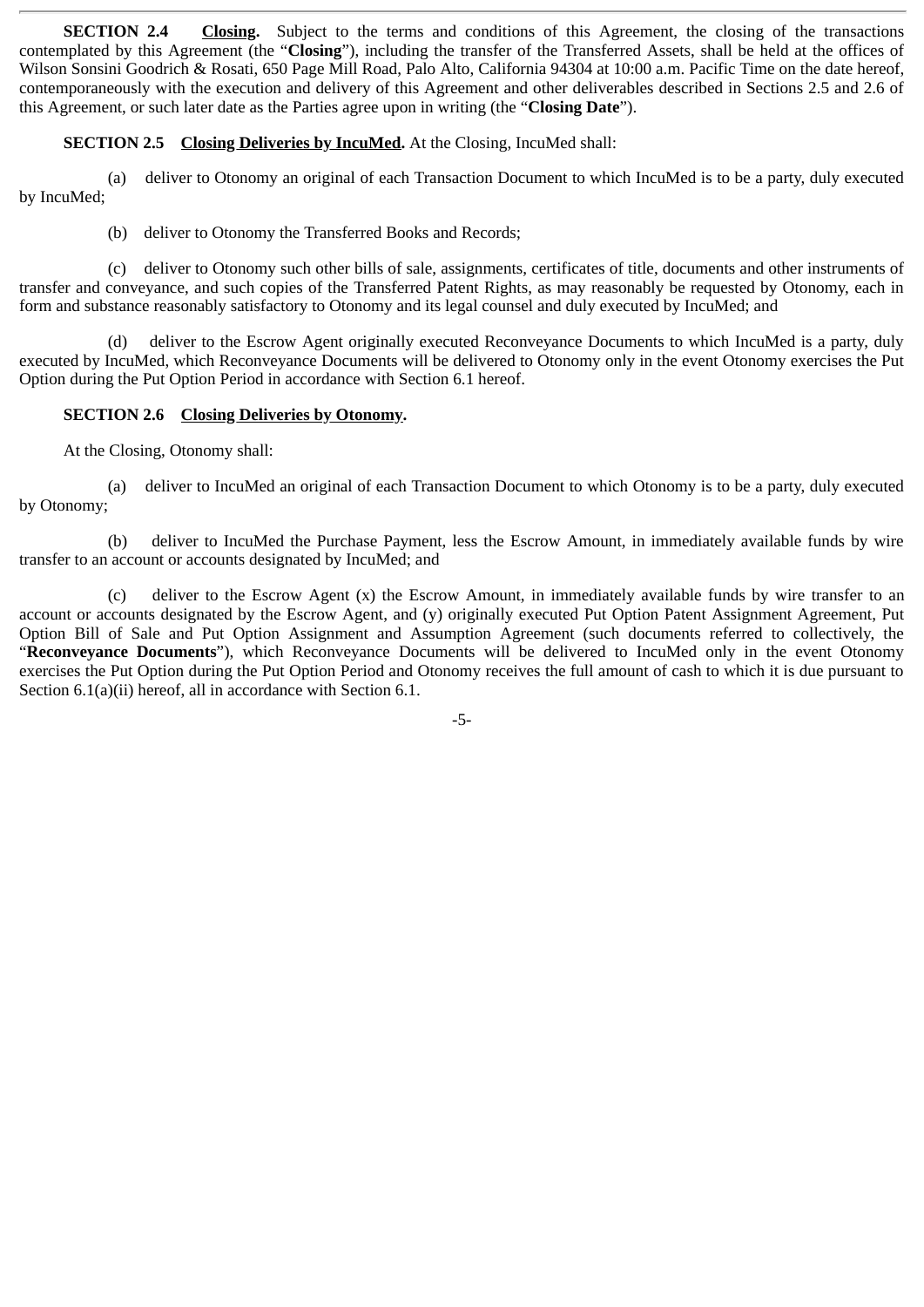**SECTION 2.4 Closing.** Subject to the terms and conditions of this Agreement, the closing of the transactions contemplated by this Agreement (the "**Closing**"), including the transfer of the Transferred Assets, shall be held at the offices of Wilson Sonsini Goodrich & Rosati, 650 Page Mill Road, Palo Alto, California 94304 at 10:00 a.m. Pacific Time on the date hereof, contemporaneously with the execution and delivery of this Agreement and other deliverables described in Sections 2.5 and 2.6 of this Agreement, or such later date as the Parties agree upon in writing (the "**Closing Date**").

**SECTION 2.5 Closing Deliveries by IncuMed.** At the Closing, IncuMed shall:

(a) deliver to Otonomy an original of each Transaction Document to which IncuMed is to be a party, duly executed by IncuMed;

(b) deliver to Otonomy the Transferred Books and Records;

(c) deliver to Otonomy such other bills of sale, assignments, certificates of title, documents and other instruments of transfer and conveyance, and such copies of the Transferred Patent Rights, as may reasonably be requested by Otonomy, each in form and substance reasonably satisfactory to Otonomy and its legal counsel and duly executed by IncuMed; and

(d) deliver to the Escrow Agent originally executed Reconveyance Documents to which IncuMed is a party, duly executed by IncuMed, which Reconveyance Documents will be delivered to Otonomy only in the event Otonomy exercises the Put Option during the Put Option Period in accordance with Section 6.1 hereof.

**SECTION 2.6 Closing Deliveries by Otonomy.**

At the Closing, Otonomy shall:

(a) deliver to IncuMed an original of each Transaction Document to which Otonomy is to be a party, duly executed by Otonomy;

(b) deliver to IncuMed the Purchase Payment, less the Escrow Amount, in immediately available funds by wire transfer to an account or accounts designated by IncuMed; and

(c) deliver to the Escrow Agent (x) the Escrow Amount, in immediately available funds by wire transfer to an account or accounts designated by the Escrow Agent, and (y) originally executed Put Option Patent Assignment Agreement, Put Option Bill of Sale and Put Option Assignment and Assumption Agreement (such documents referred to collectively, the "**Reconveyance Documents**"), which Reconveyance Documents will be delivered to IncuMed only in the event Otonomy exercises the Put Option during the Put Option Period and Otonomy receives the full amount of cash to which it is due pursuant to Section 6.1(a)(ii) hereof, all in accordance with Section 6.1.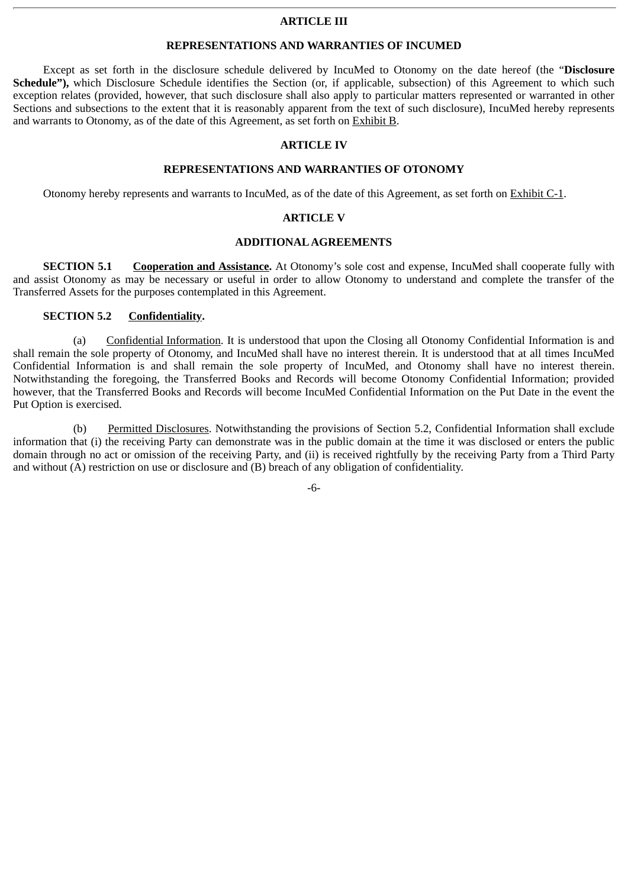## ARTICLE III

## REPRESENTATIONS AND WARRANTIES OF INCUMED

Except as set forth in the disclosure schedule delivered by IncuMed to Otonomy on the date hereof (the "**Disclosure Schedule"),** which Disclosure Schedule identifies the Section (or, if applicable, subsection) of this Agreement to which such exception relates (provided, however, that such disclosure shall also apply to particular matters represented or warranted in other Sections and subsections to the extent that it is reasonably apparent from the text of such disclosure), IncuMed hereby represents and warrants to Otonomy, as of the date of this Agreement, as set forth on Exhibit B.

## ARTICLE IV

## REPRESENTATIONS AND WARRANTIES OF OTONOMY

Otonomy hereby represents and warrants to IncuMed, as of the date of this Agreement, as set forth on Exhibit C-1.

## ARTICLE V

## ADDITIONAL AGREEMENTS

**SECTION 5.1 Cooperation and Assistance.** At Otonomy's sole cost and expense, IncuMed shall cooperate fully with and assist Otonomy as may be necessary or useful in order to allow Otonomy to understand and complete the transfer of the Transferred Assets for the purposes contemplated in this Agreement.

**SECTION 5.2 Confidentiality.**

(a) Confidential Information. It is understood that upon the Closing all Otonomy Confidential Information is and shall remain the sole property of Otonomy, and IncuMed shall have no interest therein. It is understood that at all times IncuMed Confidential Information is and shall remain the sole property of IncuMed, and Otonomy shall have no interest therein. Notwithstanding the foregoing, the Transferred Books and Records will become Otonomy Confidential Information; provided however, that the Transferred Books and Records will become IncuMed Confidential Information on the Put Date in the event the Put Option is exercised.

(b) Permitted Disclosures. Notwithstanding the provisions of Section 5.2, Confidential Information shall exclude information that (i) the receiving Party can demonstrate was in the public domain at the time it was disclosed or enters the public domain through no act or omission of the receiving Party, and (ii) is received rightfully by the receiving Party from a Third Party and without (A) restriction on use or disclosure and (B) breach of any obligation of confidentiality.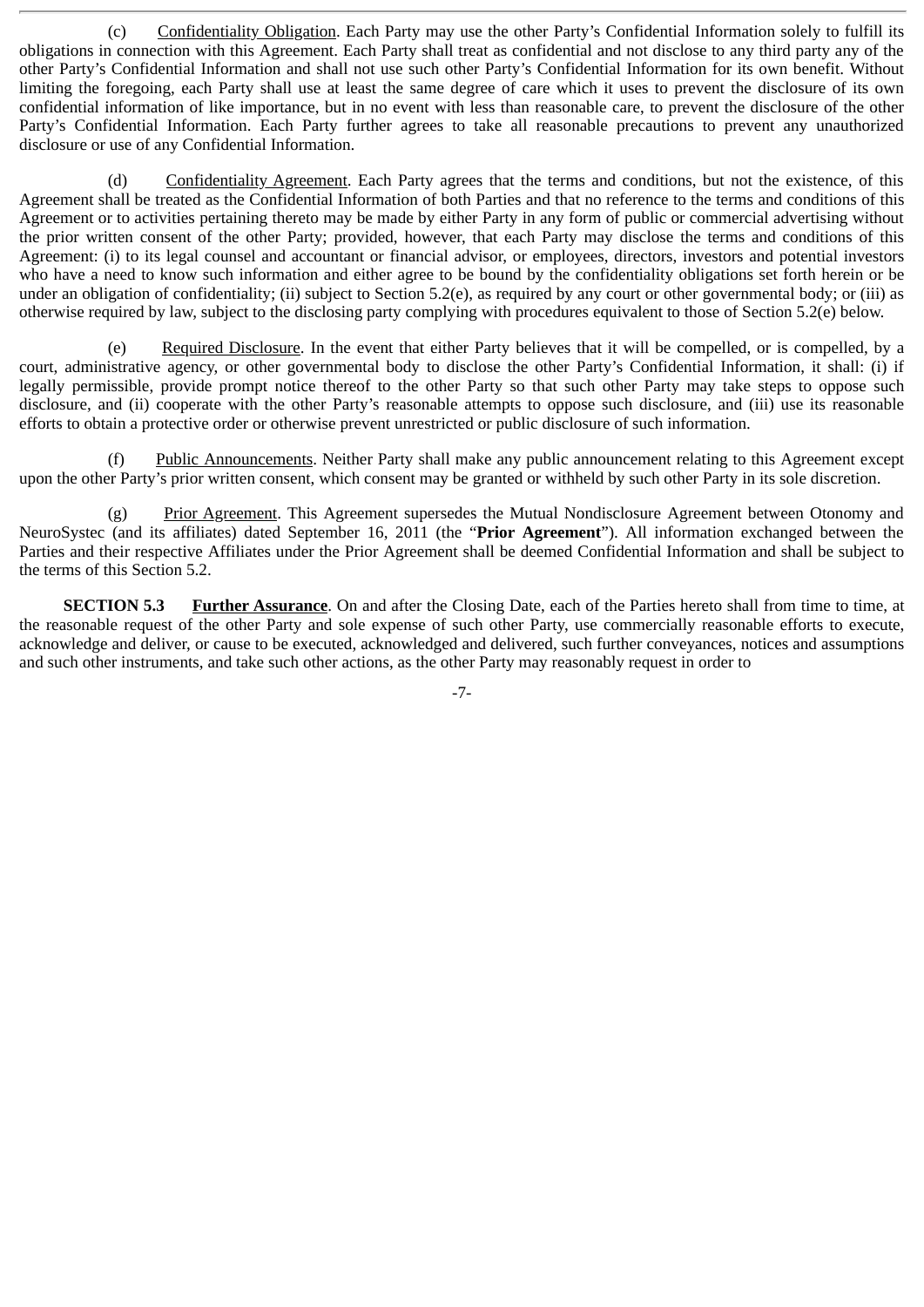(c) Confidentiality Obligation. Each Party may use the other Party's Confidential Information solely to fulfill its obligations in connection with this Agreement. Each Party shall treat as confidential and not disclose to any third party any of the other Party's Confidential Information and shall not use such other Party's Confidential Information for its own benefit. Without limiting the foregoing, each Party shall use at least the same degree of care which it uses to prevent the disclosure of its own confidential information of like importance, but in no event with less than reasonable care, to prevent the disclosure of the other Party's Confidential Information. Each Party further agrees to take all reasonable precautions to prevent any unauthorized disclosure or use of any Confidential Information.

(d) Confidentiality Agreement. Each Party agrees that the terms and conditions, but not the existence, of this Agreement shall be treated as the Confidential Information of both Parties and that no reference to the terms and conditions of this Agreement or to activities pertaining thereto may be made by either Party in any form of public or commercial advertising without the prior written consent of the other Party; provided, however, that each Party may disclose the terms and conditions of this Agreement: (i) to its legal counsel and accountant or financial advisor, or employees, directors, investors and potential investors who have a need to know such information and either agree to be bound by the confidentiality obligations set forth herein or be under an obligation of confidentiality; (ii) subject to Section 5.2(e), as required by any court or other governmental body; or (iii) as otherwise required by law, subject to the disclosing party complying with procedures equivalent to those of Section 5.2(e) below.

(e) Required Disclosure. In the event that either Party believes that it will be compelled, or is compelled, by a court, administrative agency, or other governmental body to disclose the other Party's Confidential Information, it shall: (i) if legally permissible, provide prompt notice thereof to the other Party so that such other Party may take steps to oppose such disclosure, and (ii) cooperate with the other Party's reasonable attempts to oppose such disclosure, and (iii) use its reasonable efforts to obtain a protective order or otherwise prevent unrestricted or public disclosure of such information.

(f) Public Announcements. Neither Party shall make any public announcement relating to this Agreement except upon the other Party's prior written consent, which consent may be granted or withheld by such other Party in its sole discretion.

(g) Prior Agreement. This Agreement supersedes the Mutual Nondisclosure Agreement between Otonomy and NeuroSystec (and its affiliates) dated September 16, 2011 (the "**Prior Agreement**"). All information exchanged between the Parties and their respective Affiliates under the Prior Agreement shall be deemed Confidential Information and shall be subject to the terms of this Section 5.2.

**SECTION 5.3 Further Assurance**. On and after the Closing Date, each of the Parties hereto shall from time to time, at the reasonable request of the other Party and sole expense of such other Party, use commercially reasonable efforts to execute, acknowledge and deliver, or cause to be executed, acknowledged and delivered, such further conveyances, notices and assumptions and such other instruments, and take such other actions, as the other Party may reasonably request in order to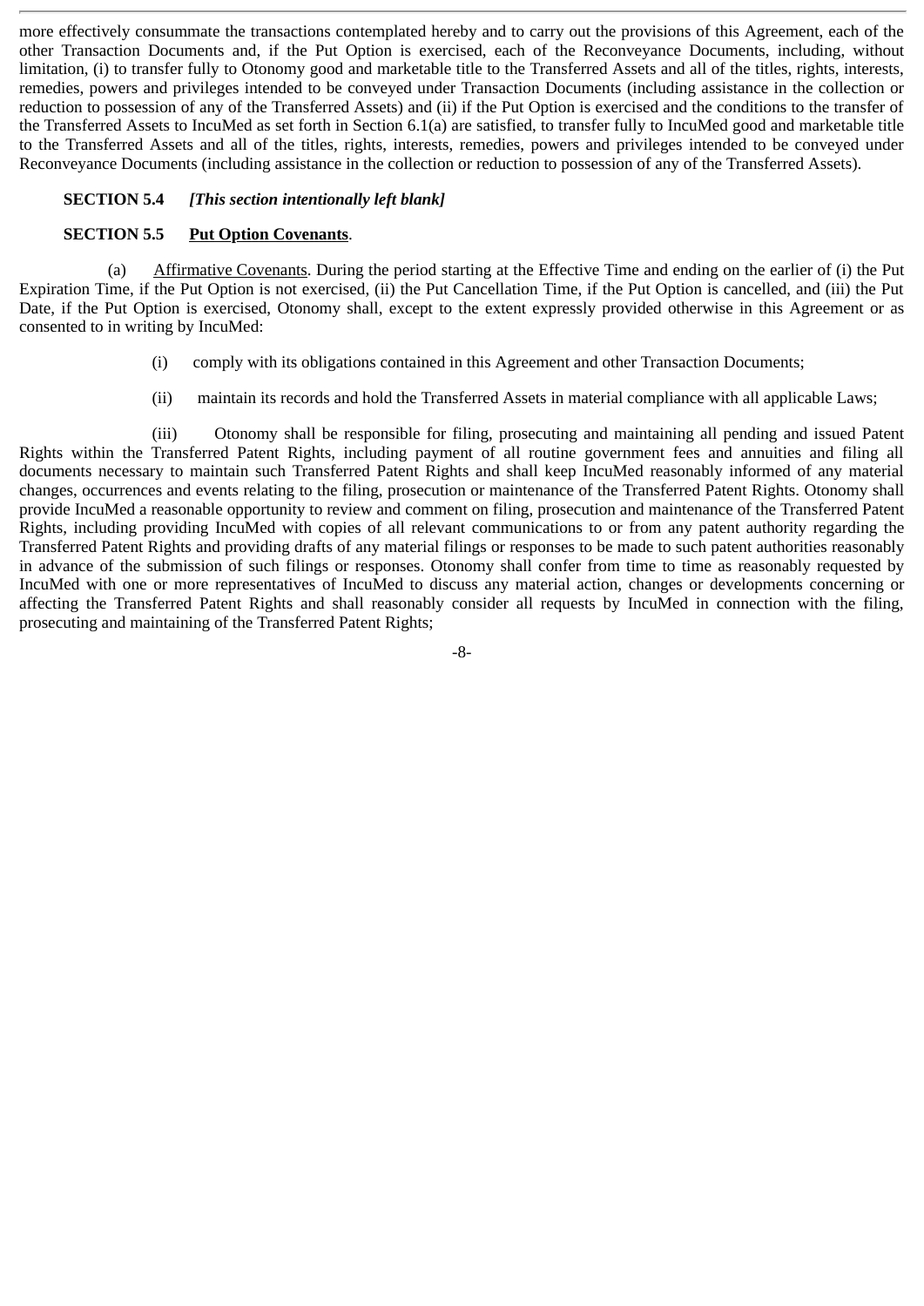more effectively consummate the transactions contemplated hereby and to carry out the provisions of this Agreement, each of the other Transaction Documents and, if the Put Option is exercised, each of the Reconveyance Documents, including, without limitation, (i) to transfer fully to Otonomy good and marketable title to the Transferred Assets and all of the titles, rights, interests, remedies, powers and privileges intended to be conveyed under Transaction Documents (including assistance in the collection or reduction to possession of any of the Transferred Assets) and (ii) if the Put Option is exercised and the conditions to the transfer of the Transferred Assets to IncuMed as set forth in Section 6.1(a) are satisfied, to transfer fully to IncuMed good and marketable title to the Transferred Assets and all of the titles, rights, interests, remedies, powers and privileges intended to be conveyed under Reconveyance Documents (including assistance in the collection or reduction to possession of any of the Transferred Assets).

**SECTION 5.4** ***[This section intentionally left blank]***

**SECTION 5.5** **Put Option Covenants**.

(a) Affirmative Covenants. During the period starting at the Effective Time and ending on the earlier of (i) the Put Expiration Time, if the Put Option is not exercised, (ii) the Put Cancellation Time, if the Put Option is cancelled, and (iii) the Put Date, if the Put Option is exercised, Otonomy shall, except to the extent expressly provided otherwise in this Agreement or as consented to in writing by IncuMed:

(i) comply with its obligations contained in this Agreement and other Transaction Documents;

(ii) maintain its records and hold the Transferred Assets in material compliance with all applicable Laws;

(iii) Otonomy shall be responsible for filing, prosecuting and maintaining all pending and issued Patent Rights within the Transferred Patent Rights, including payment of all routine government fees and annuities and filing all documents necessary to maintain such Transferred Patent Rights and shall keep IncuMed reasonably informed of any material changes, occurrences and events relating to the filing, prosecution or maintenance of the Transferred Patent Rights. Otonomy shall provide IncuMed a reasonable opportunity to review and comment on filing, prosecution and maintenance of the Transferred Patent Rights, including providing IncuMed with copies of all relevant communications to or from any patent authority regarding the Transferred Patent Rights and providing drafts of any material filings or responses to be made to such patent authorities reasonably in advance of the submission of such filings or responses. Otonomy shall confer from time to time as reasonably requested by IncuMed with one or more representatives of IncuMed to discuss any material action, changes or developments concerning or affecting the Transferred Patent Rights and shall reasonably consider all requests by IncuMed in connection with the filing, prosecuting and maintaining of the Transferred Patent Rights;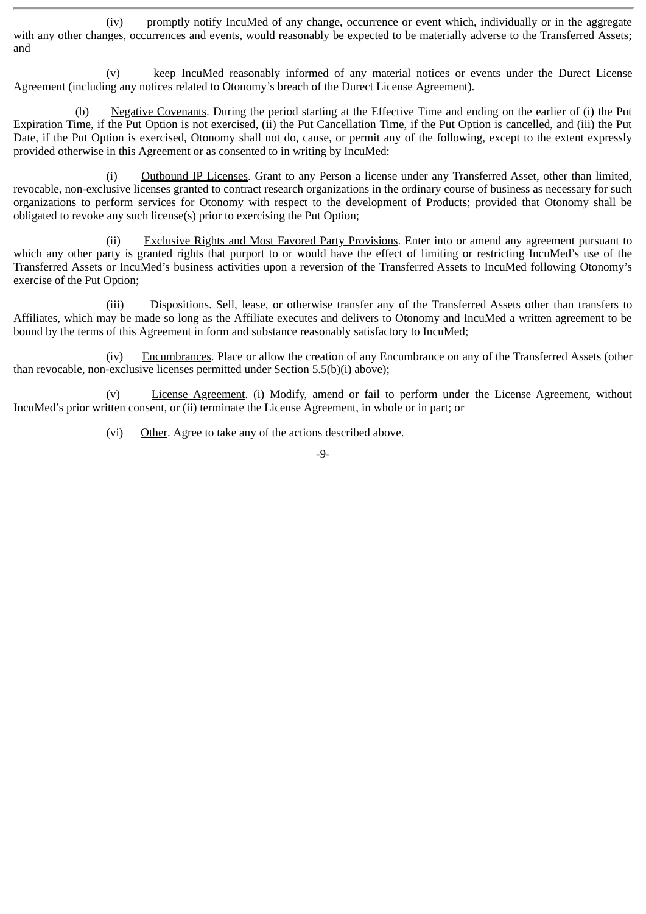(iv) promptly notify IncuMed of any change, occurrence or event which, individually or in the aggregate with any other changes, occurrences and events, would reasonably be expected to be materially adverse to the Transferred Assets; and

(v) keep IncuMed reasonably informed of any material notices or events under the Durect License Agreement (including any notices related to Otonomy's breach of the Durect License Agreement).

(b) Negative Covenants. During the period starting at the Effective Time and ending on the earlier of (i) the Put Expiration Time, if the Put Option is not exercised, (ii) the Put Cancellation Time, if the Put Option is cancelled, and (iii) the Put Date, if the Put Option is exercised, Otonomy shall not do, cause, or permit any of the following, except to the extent expressly provided otherwise in this Agreement or as consented to in writing by IncuMed:

(i) Outbound IP Licenses. Grant to any Person a license under any Transferred Asset, other than limited, revocable, non-exclusive licenses granted to contract research organizations in the ordinary course of business as necessary for such organizations to perform services for Otonomy with respect to the development of Products; provided that Otonomy shall be obligated to revoke any such license(s) prior to exercising the Put Option;

(ii) Exclusive Rights and Most Favored Party Provisions. Enter into or amend any agreement pursuant to which any other party is granted rights that purport to or would have the effect of limiting or restricting IncuMed's use of the Transferred Assets or IncuMed's business activities upon a reversion of the Transferred Assets to IncuMed following Otonomy's exercise of the Put Option;

(iii) Dispositions. Sell, lease, or otherwise transfer any of the Transferred Assets other than transfers to Affiliates, which may be made so long as the Affiliate executes and delivers to Otonomy and IncuMed a written agreement to be bound by the terms of this Agreement in form and substance reasonably satisfactory to IncuMed;

(iv) Encumbrances. Place or allow the creation of any Encumbrance on any of the Transferred Assets (other than revocable, non-exclusive licenses permitted under Section 5.5(b)(i) above);

(v) License Agreement. (i) Modify, amend or fail to perform under the License Agreement, without IncuMed's prior written consent, or (ii) terminate the License Agreement, in whole or in part; or

(vi) Other. Agree to take any of the actions described above.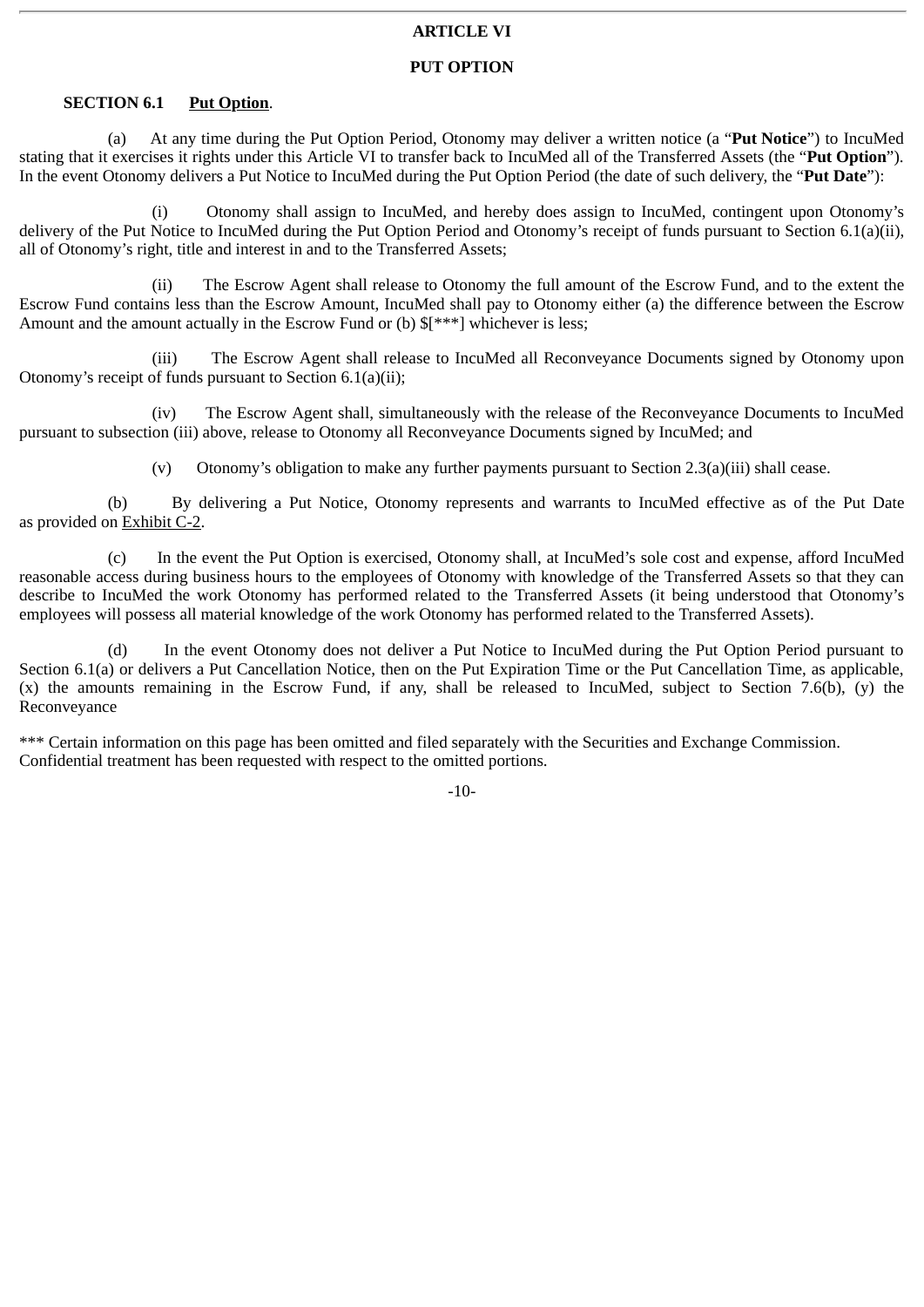# ARTICLE VI

## PUT OPTION

**SECTION 6.1 Put Option.**

(a) At any time during the Put Option Period, Otonomy may deliver a written notice (a "**Put Notice**") to IncuMed stating that it exercises it rights under this Article VI to transfer back to IncuMed all of the Transferred Assets (the "**Put Option**"). In the event Otonomy delivers a Put Notice to IncuMed during the Put Option Period (the date of such delivery, the "**Put Date**"):

(i) Otonomy shall assign to IncuMed, and hereby does assign to IncuMed, contingent upon Otonomy's delivery of the Put Notice to IncuMed during the Put Option Period and Otonomy's receipt of funds pursuant to Section 6.1(a)(ii), all of Otonomy's right, title and interest in and to the Transferred Assets;

(ii) The Escrow Agent shall release to Otonomy the full amount of the Escrow Fund, and to the extent the Escrow Fund contains less than the Escrow Amount, IncuMed shall pay to Otonomy either (a) the difference between the Escrow Amount and the amount actually in the Escrow Fund or (b) $[***] whichever is less;

(iii) The Escrow Agent shall release to IncuMed all Reconveyance Documents signed by Otonomy upon Otonomy's receipt of funds pursuant to Section 6.1(a)(ii);

(iv) The Escrow Agent shall, simultaneously with the release of the Reconveyance Documents to IncuMed pursuant to subsection (iii) above, release to Otonomy all Reconveyance Documents signed by IncuMed; and

(v) Otonomy's obligation to make any further payments pursuant to Section 2.3(a)(iii) shall cease.

(b) By delivering a Put Notice, Otonomy represents and warrants to IncuMed effective as of the Put Date as provided on Exhibit C-2.

(c) In the event the Put Option is exercised, Otonomy shall, at IncuMed's sole cost and expense, afford IncuMed reasonable access during business hours to the employees of Otonomy with knowledge of the Transferred Assets so that they can describe to IncuMed the work Otonomy has performed related to the Transferred Assets (it being understood that Otonomy's employees will possess all material knowledge of the work Otonomy has performed related to the Transferred Assets).

(d) In the event Otonomy does not deliver a Put Notice to IncuMed during the Put Option Period pursuant to Section 6.1(a) or delivers a Put Cancellation Notice, then on the Put Expiration Time or the Put Cancellation Time, as applicable, (x) the amounts remaining in the Escrow Fund, if any, shall be released to IncuMed, subject to Section 7.6(b), (y) the Reconveyance

*** Certain information on this page has been omitted and filed separately with the Securities and Exchange Commission. Confidential treatment has been requested with respect to the omitted portions.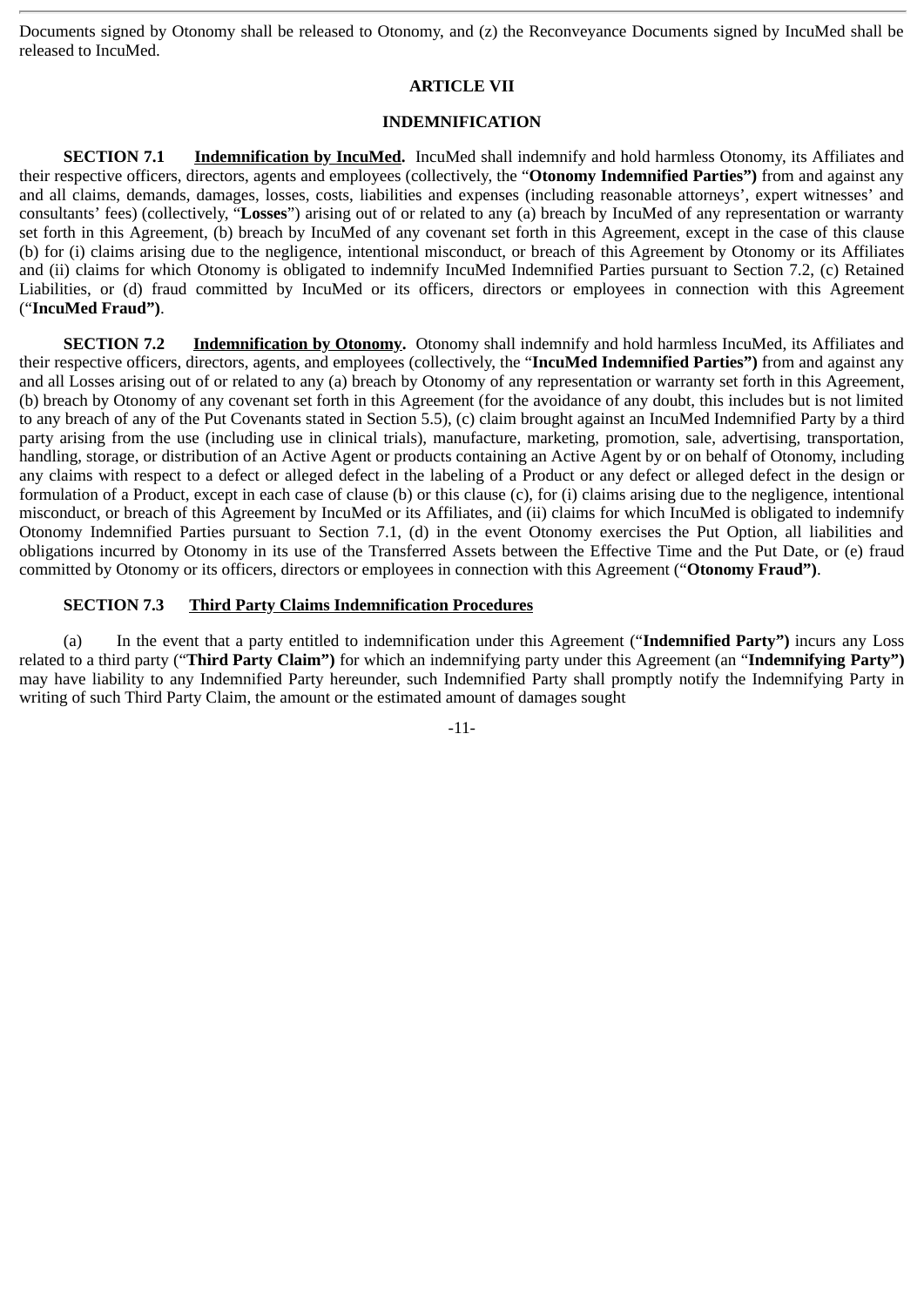Documents signed by Otonomy shall be released to Otonomy, and (z) the Reconveyance Documents signed by IncuMed shall be released to IncuMed.

## ARTICLE VII

## INDEMNIFICATION

**SECTION 7.1 Indemnification by IncuMed.** IncuMed shall indemnify and hold harmless Otonomy, its Affiliates and their respective officers, directors, agents and employees (collectively, the "**Otonomy Indemnified Parties")** from and against any and all claims, demands, damages, losses, costs, liabilities and expenses (including reasonable attorneys', expert witnesses' and consultants' fees) (collectively, "**Losses**") arising out of or related to any (a) breach by IncuMed of any representation or warranty set forth in this Agreement, (b) breach by IncuMed of any covenant set forth in this Agreement, except in the case of this clause (b) for (i) claims arising due to the negligence, intentional misconduct, or breach of this Agreement by Otonomy or its Affiliates and (ii) claims for which Otonomy is obligated to indemnify IncuMed Indemnified Parties pursuant to Section 7.2, (c) Retained Liabilities, or (d) fraud committed by IncuMed or its officers, directors or employees in connection with this Agreement ("**IncuMed Fraud")**.

**SECTION 7.2 Indemnification by Otonomy.** Otonomy shall indemnify and hold harmless IncuMed, its Affiliates and their respective officers, directors, agents, and employees (collectively, the "**IncuMed Indemnified Parties")** from and against any and all Losses arising out of or related to any (a) breach by Otonomy of any representation or warranty set forth in this Agreement, (b) breach by Otonomy of any covenant set forth in this Agreement (for the avoidance of any doubt, this includes but is not limited to any breach of any of the Put Covenants stated in Section 5.5), (c) claim brought against an IncuMed Indemnified Party by a third party arising from the use (including use in clinical trials), manufacture, marketing, promotion, sale, advertising, transportation, handling, storage, or distribution of an Active Agent or products containing an Active Agent by or on behalf of Otonomy, including any claims with respect to a defect or alleged defect in the labeling of a Product or any defect or alleged defect in the design or formulation of a Product, except in each case of clause (b) or this clause (c), for (i) claims arising due to the negligence, intentional misconduct, or breach of this Agreement by IncuMed or its Affiliates, and (ii) claims for which IncuMed is obligated to indemnify Otonomy Indemnified Parties pursuant to Section 7.1, (d) in the event Otonomy exercises the Put Option, all liabilities and obligations incurred by Otonomy in its use of the Transferred Assets between the Effective Time and the Put Date, or (e) fraud committed by Otonomy or its officers, directors or employees in connection with this Agreement ("**Otonomy Fraud")**.

**SECTION 7.3 Third Party Claims Indemnification Procedures**

(a) In the event that a party entitled to indemnification under this Agreement ("**Indemnified Party")** incurs any Loss related to a third party ("**Third Party Claim")** for which an indemnifying party under this Agreement (an "**Indemnifying Party")** may have liability to any Indemnified Party hereunder, such Indemnified Party shall promptly notify the Indemnifying Party in writing of such Third Party Claim, the amount or the estimated amount of damages sought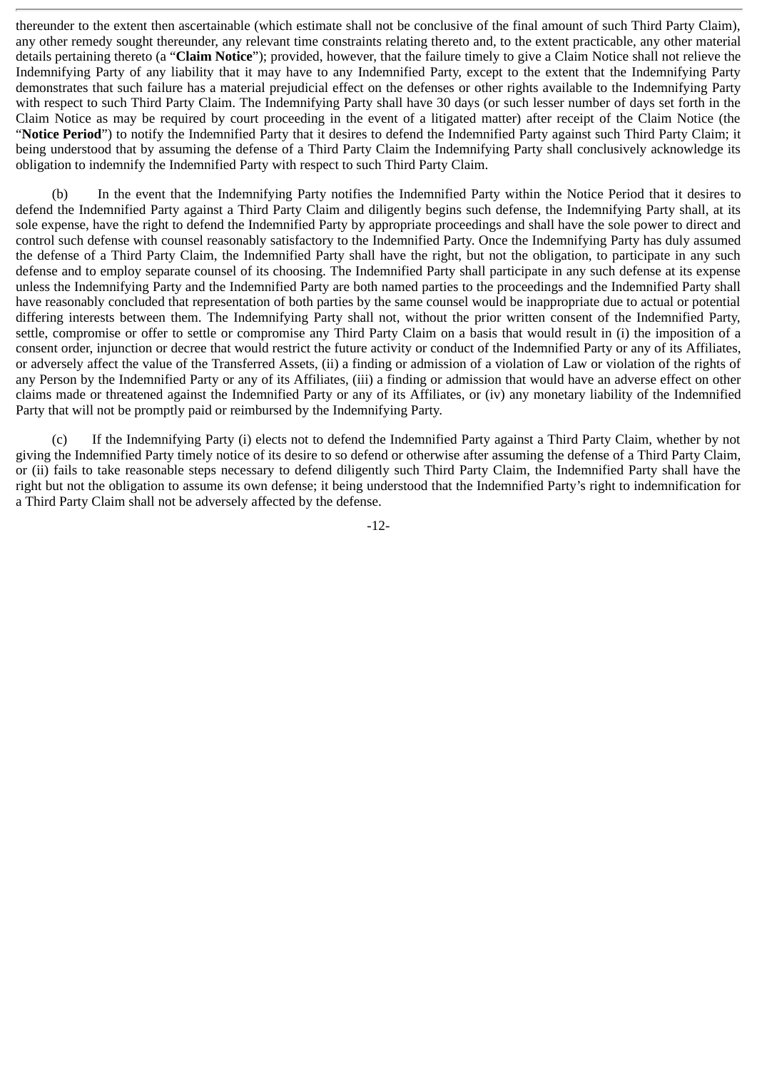thereunder to the extent then ascertainable (which estimate shall not be conclusive of the final amount of such Third Party Claim), any other remedy sought thereunder, any relevant time constraints relating thereto and, to the extent practicable, any other material details pertaining thereto (a "**Claim Notice**"); provided, however, that the failure timely to give a Claim Notice shall not relieve the Indemnifying Party of any liability that it may have to any Indemnified Party, except to the extent that the Indemnifying Party demonstrates that such failure has a material prejudicial effect on the defenses or other rights available to the Indemnifying Party with respect to such Third Party Claim. The Indemnifying Party shall have 30 days (or such lesser number of days set forth in the Claim Notice as may be required by court proceeding in the event of a litigated matter) after receipt of the Claim Notice (the "**Notice Period**") to notify the Indemnified Party that it desires to defend the Indemnified Party against such Third Party Claim; it being understood that by assuming the defense of a Third Party Claim the Indemnifying Party shall conclusively acknowledge its obligation to indemnify the Indemnified Party with respect to such Third Party Claim.

(b) In the event that the Indemnifying Party notifies the Indemnified Party within the Notice Period that it desires to defend the Indemnified Party against a Third Party Claim and diligently begins such defense, the Indemnifying Party shall, at its sole expense, have the right to defend the Indemnified Party by appropriate proceedings and shall have the sole power to direct and control such defense with counsel reasonably satisfactory to the Indemnified Party. Once the Indemnifying Party has duly assumed the defense of a Third Party Claim, the Indemnified Party shall have the right, but not the obligation, to participate in any such defense and to employ separate counsel of its choosing. The Indemnified Party shall participate in any such defense at its expense unless the Indemnifying Party and the Indemnified Party are both named parties to the proceedings and the Indemnified Party shall have reasonably concluded that representation of both parties by the same counsel would be inappropriate due to actual or potential differing interests between them. The Indemnifying Party shall not, without the prior written consent of the Indemnified Party, settle, compromise or offer to settle or compromise any Third Party Claim on a basis that would result in (i) the imposition of a consent order, injunction or decree that would restrict the future activity or conduct of the Indemnified Party or any of its Affiliates, or adversely affect the value of the Transferred Assets, (ii) a finding or admission of a violation of Law or violation of the rights of any Person by the Indemnified Party or any of its Affiliates, (iii) a finding or admission that would have an adverse effect on other claims made or threatened against the Indemnified Party or any of its Affiliates, or (iv) any monetary liability of the Indemnified Party that will not be promptly paid or reimbursed by the Indemnifying Party.

(c) If the Indemnifying Party (i) elects not to defend the Indemnified Party against a Third Party Claim, whether by not giving the Indemnified Party timely notice of its desire to so defend or otherwise after assuming the defense of a Third Party Claim, or (ii) fails to take reasonable steps necessary to defend diligently such Third Party Claim, the Indemnified Party shall have the right but not the obligation to assume its own defense; it being understood that the Indemnified Party's right to indemnification for a Third Party Claim shall not be adversely affected by the defense.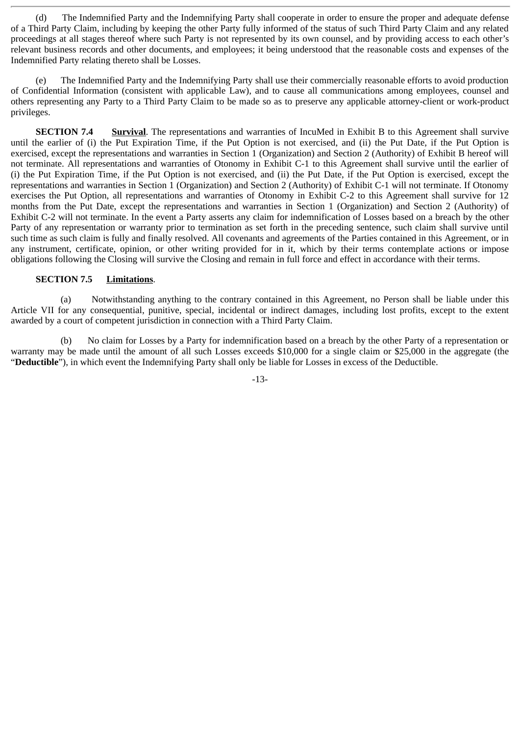(d) The Indemnified Party and the Indemnifying Party shall cooperate in order to ensure the proper and adequate defense of a Third Party Claim, including by keeping the other Party fully informed of the status of such Third Party Claim and any related proceedings at all stages thereof where such Party is not represented by its own counsel, and by providing access to each other's relevant business records and other documents, and employees; it being understood that the reasonable costs and expenses of the Indemnified Party relating thereto shall be Losses.

(e) The Indemnified Party and the Indemnifying Party shall use their commercially reasonable efforts to avoid production of Confidential Information (consistent with applicable Law), and to cause all communications among employees, counsel and others representing any Party to a Third Party Claim to be made so as to preserve any applicable attorney-client or work-product privileges.

**SECTION 7.4** **Survival**. The representations and warranties of IncuMed in Exhibit B to this Agreement shall survive until the earlier of (i) the Put Expiration Time, if the Put Option is not exercised, and (ii) the Put Date, if the Put Option is exercised, except the representations and warranties in Section 1 (Organization) and Section 2 (Authority) of Exhibit B hereof will not terminate. All representations and warranties of Otonomy in Exhibit C-1 to this Agreement shall survive until the earlier of (i) the Put Expiration Time, if the Put Option is not exercised, and (ii) the Put Date, if the Put Option is exercised, except the representations and warranties in Section 1 (Organization) and Section 2 (Authority) of Exhibit C-1 will not terminate. If Otonomy exercises the Put Option, all representations and warranties of Otonomy in Exhibit C-2 to this Agreement shall survive for 12 months from the Put Date, except the representations and warranties in Section 1 (Organization) and Section 2 (Authority) of Exhibit C-2 will not terminate. In the event a Party asserts any claim for indemnification of Losses based on a breach by the other Party of any representation or warranty prior to termination as set forth in the preceding sentence, such claim shall survive until such time as such claim is fully and finally resolved. All covenants and agreements of the Parties contained in this Agreement, or in any instrument, certificate, opinion, or other writing provided for in it, which by their terms contemplate actions or impose obligations following the Closing will survive the Closing and remain in full force and effect in accordance with their terms.

**SECTION 7.5** **Limitations**.

(a) Notwithstanding anything to the contrary contained in this Agreement, no Person shall be liable under this Article VII for any consequential, punitive, special, incidental or indirect damages, including lost profits, except to the extent awarded by a court of competent jurisdiction in connection with a Third Party Claim.

(b) No claim for Losses by a Party for indemnification based on a breach by the other Party of a representation or warranty may be made until the amount of all such Losses exceeds $10,000 for a single claim or $25,000 in the aggregate (the "**Deductible**"), in which event the Indemnifying Party shall only be liable for Losses in excess of the Deductible.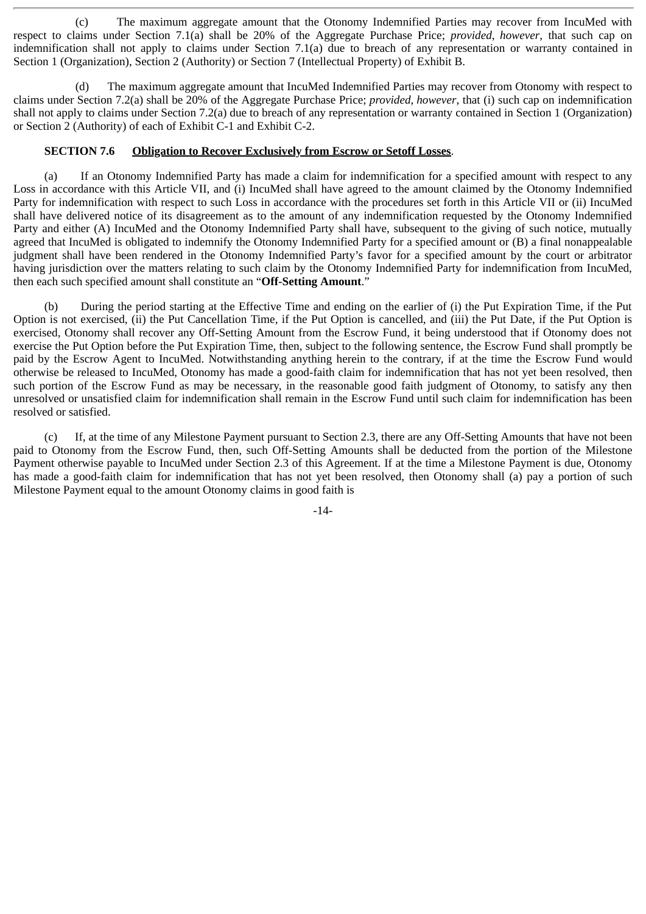(c) The maximum aggregate amount that the Otonomy Indemnified Parties may recover from IncuMed with respect to claims under Section 7.1(a) shall be 20% of the Aggregate Purchase Price; *provided*, *however*, that such cap on indemnification shall not apply to claims under Section 7.1(a) due to breach of any representation or warranty contained in Section 1 (Organization), Section 2 (Authority) or Section 7 (Intellectual Property) of Exhibit B.

(d) The maximum aggregate amount that IncuMed Indemnified Parties may recover from Otonomy with respect to claims under Section 7.2(a) shall be 20% of the Aggregate Purchase Price; *provided*, *however*, that (i) such cap on indemnification shall not apply to claims under Section 7.2(a) due to breach of any representation or warranty contained in Section 1 (Organization) or Section 2 (Authority) of each of Exhibit C-1 and Exhibit C-2.

**SECTION 7.6 <u>Obligation to Recover Exclusively from Escrow or Setoff Losses</u>**.

(a) If an Otonomy Indemnified Party has made a claim for indemnification for a specified amount with respect to any Loss in accordance with this Article VII, and (i) IncuMed shall have agreed to the amount claimed by the Otonomy Indemnified Party for indemnification with respect to such Loss in accordance with the procedures set forth in this Article VII or (ii) IncuMed shall have delivered notice of its disagreement as to the amount of any indemnification requested by the Otonomy Indemnified Party and either (A) IncuMed and the Otonomy Indemnified Party shall have, subsequent to the giving of such notice, mutually agreed that IncuMed is obligated to indemnify the Otonomy Indemnified Party for a specified amount or (B) a final nonappealable judgment shall have been rendered in the Otonomy Indemnified Party's favor for a specified amount by the court or arbitrator having jurisdiction over the matters relating to such claim by the Otonomy Indemnified Party for indemnification from IncuMed, then each such specified amount shall constitute an "**Off-Setting Amount**."

(b) During the period starting at the Effective Time and ending on the earlier of (i) the Put Expiration Time, if the Put Option is not exercised, (ii) the Put Cancellation Time, if the Put Option is cancelled, and (iii) the Put Date, if the Put Option is exercised, Otonomy shall recover any Off-Setting Amount from the Escrow Fund, it being understood that if Otonomy does not exercise the Put Option before the Put Expiration Time, then, subject to the following sentence, the Escrow Fund shall promptly be paid by the Escrow Agent to IncuMed. Notwithstanding anything herein to the contrary, if at the time the Escrow Fund would otherwise be released to IncuMed, Otonomy has made a good-faith claim for indemnification that has not yet been resolved, then such portion of the Escrow Fund as may be necessary, in the reasonable good faith judgment of Otonomy, to satisfy any then unresolved or unsatisfied claim for indemnification shall remain in the Escrow Fund until such claim for indemnification has been resolved or satisfied.

(c) If, at the time of any Milestone Payment pursuant to Section 2.3, there are any Off-Setting Amounts that have not been paid to Otonomy from the Escrow Fund, then, such Off-Setting Amounts shall be deducted from the portion of the Milestone Payment otherwise payable to IncuMed under Section 2.3 of this Agreement. If at the time a Milestone Payment is due, Otonomy has made a good-faith claim for indemnification that has not yet been resolved, then Otonomy shall (a) pay a portion of such Milestone Payment equal to the amount Otonomy claims in good faith is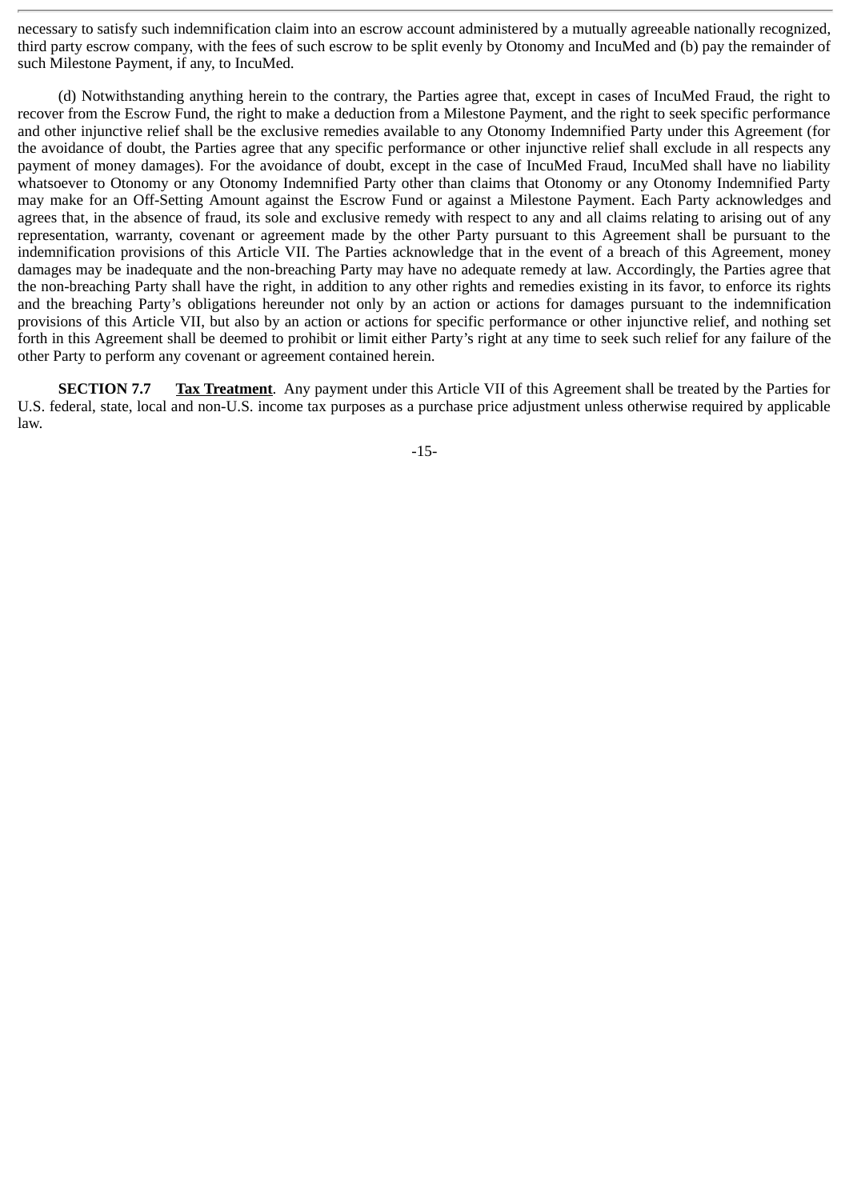necessary to satisfy such indemnification claim into an escrow account administered by a mutually agreeable nationally recognized, third party escrow company, with the fees of such escrow to be split evenly by Otonomy and IncuMed and (b) pay the remainder of such Milestone Payment, if any, to IncuMed.

(d) Notwithstanding anything herein to the contrary, the Parties agree that, except in cases of IncuMed Fraud, the right to recover from the Escrow Fund, the right to make a deduction from a Milestone Payment, and the right to seek specific performance and other injunctive relief shall be the exclusive remedies available to any Otonomy Indemnified Party under this Agreement (for the avoidance of doubt, the Parties agree that any specific performance or other injunctive relief shall exclude in all respects any payment of money damages). For the avoidance of doubt, except in the case of IncuMed Fraud, IncuMed shall have no liability whatsoever to Otonomy or any Otonomy Indemnified Party other than claims that Otonomy or any Otonomy Indemnified Party may make for an Off-Setting Amount against the Escrow Fund or against a Milestone Payment. Each Party acknowledges and agrees that, in the absence of fraud, its sole and exclusive remedy with respect to any and all claims relating to arising out of any representation, warranty, covenant or agreement made by the other Party pursuant to this Agreement shall be pursuant to the indemnification provisions of this Article VII. The Parties acknowledge that in the event of a breach of this Agreement, money damages may be inadequate and the non-breaching Party may have no adequate remedy at law. Accordingly, the Parties agree that the non-breaching Party shall have the right, in addition to any other rights and remedies existing in its favor, to enforce its rights and the breaching Party's obligations hereunder not only by an action or actions for damages pursuant to the indemnification provisions of this Article VII, but also by an action or actions for specific performance or other injunctive relief, and nothing set forth in this Agreement shall be deemed to prohibit or limit either Party's right at any time to seek such relief for any failure of the other Party to perform any covenant or agreement contained herein.

**SECTION 7.7** **Tax Treatment**. Any payment under this Article VII of this Agreement shall be treated by the Parties for U.S. federal, state, local and non-U.S. income tax purposes as a purchase price adjustment unless otherwise required by applicable law.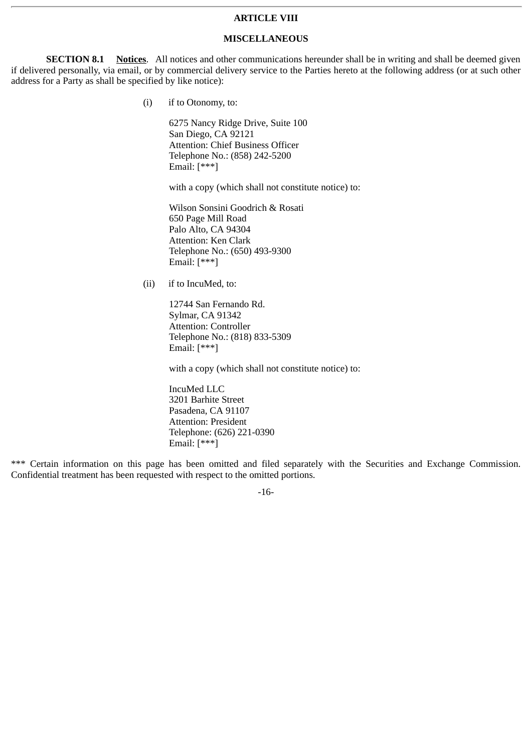## ARTICLE VIII

## MISCELLANEOUS

**SECTION 8.1 <u>Notices</u>**. All notices and other communications hereunder shall be in writing and shall be deemed given if delivered personally, via email, or by commercial delivery service to the Parties hereto at the following address (or at such other address for a Party as shall be specified by like notice):

(i) if to Otonomy, to:

6275 Nancy Ridge Drive, Suite 100
San Diego, CA 92121
Attention: Chief Business Officer
Telephone No.: (858) 242-5200
Email: [***]

with a copy (which shall not constitute notice) to:

Wilson Sonsini Goodrich & Rosati
650 Page Mill Road
Palo Alto, CA 94304
Attention: Ken Clark
Telephone No.: (650) 493-9300
Email: [***]

(ii) if to IncuMed, to:

12744 San Fernando Rd.
Sylmar, CA 91342
Attention: Controller
Telephone No.: (818) 833-5309
Email: [***]

with a copy (which shall not constitute notice) to:

IncuMed LLC
3201 Barhite Street
Pasadena, CA 91107
Attention: President
Telephone: (626) 221-0390
Email: [***]

*** Certain information on this page has been omitted and filed separately with the Securities and Exchange Commission. Confidential treatment has been requested with respect to the omitted portions.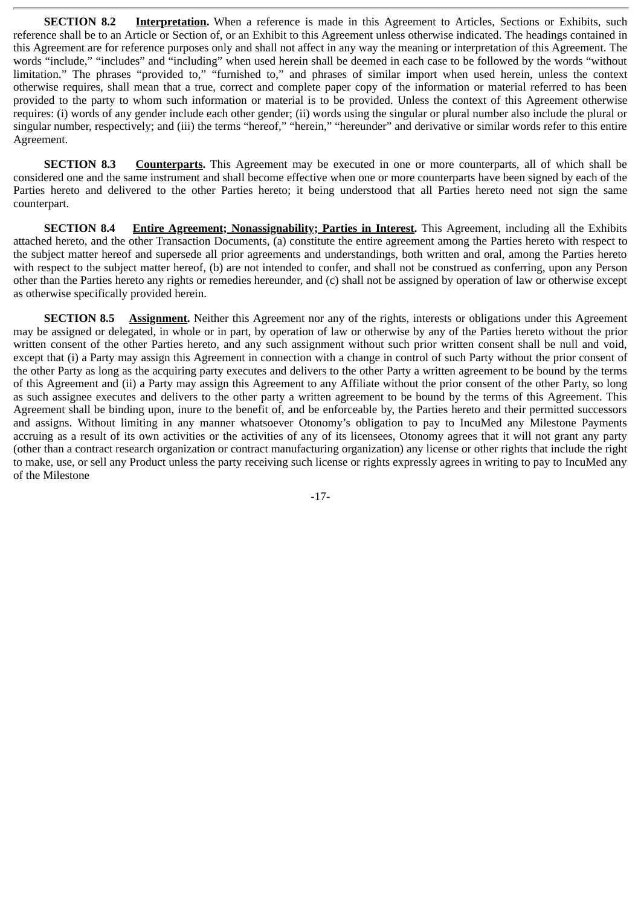**SECTION 8.2 Interpretation.** When a reference is made in this Agreement to Articles, Sections or Exhibits, such reference shall be to an Article or Section of, or an Exhibit to this Agreement unless otherwise indicated. The headings contained in this Agreement are for reference purposes only and shall not affect in any way the meaning or interpretation of this Agreement. The words "include," "includes" and "including" when used herein shall be deemed in each case to be followed by the words "without limitation." The phrases "provided to," "furnished to," and phrases of similar import when used herein, unless the context otherwise requires, shall mean that a true, correct and complete paper copy of the information or material referred to has been provided to the party to whom such information or material is to be provided. Unless the context of this Agreement otherwise requires: (i) words of any gender include each other gender; (ii) words using the singular or plural number also include the plural or singular number, respectively; and (iii) the terms "hereof," "herein," "hereunder" and derivative or similar words refer to this entire Agreement.

**SECTION 8.3 Counterparts.** This Agreement may be executed in one or more counterparts, all of which shall be considered one and the same instrument and shall become effective when one or more counterparts have been signed by each of the Parties hereto and delivered to the other Parties hereto; it being understood that all Parties hereto need not sign the same counterpart.

**SECTION 8.4 Entire Agreement; Nonassignability; Parties in Interest.** This Agreement, including all the Exhibits attached hereto, and the other Transaction Documents, (a) constitute the entire agreement among the Parties hereto with respect to the subject matter hereof and supersede all prior agreements and understandings, both written and oral, among the Parties hereto with respect to the subject matter hereof, (b) are not intended to confer, and shall not be construed as conferring, upon any Person other than the Parties hereto any rights or remedies hereunder, and (c) shall not be assigned by operation of law or otherwise except as otherwise specifically provided herein.

**SECTION 8.5 Assignment.** Neither this Agreement nor any of the rights, interests or obligations under this Agreement may be assigned or delegated, in whole or in part, by operation of law or otherwise by any of the Parties hereto without the prior written consent of the other Parties hereto, and any such assignment without such prior written consent shall be null and void, except that (i) a Party may assign this Agreement in connection with a change in control of such Party without the prior consent of the other Party as long as the acquiring party executes and delivers to the other Party a written agreement to be bound by the terms of this Agreement and (ii) a Party may assign this Agreement to any Affiliate without the prior consent of the other Party, so long as such assignee executes and delivers to the other party a written agreement to be bound by the terms of this Agreement. This Agreement shall be binding upon, inure to the benefit of, and be enforceable by, the Parties hereto and their permitted successors and assigns. Without limiting in any manner whatsoever Otonomy's obligation to pay to IncuMed any Milestone Payments accruing as a result of its own activities or the activities of any of its licensees, Otonomy agrees that it will not grant any party (other than a contract research organization or contract manufacturing organization) any license or other rights that include the right to make, use, or sell any Product unless the party receiving such license or rights expressly agrees in writing to pay to IncuMed any of the Milestone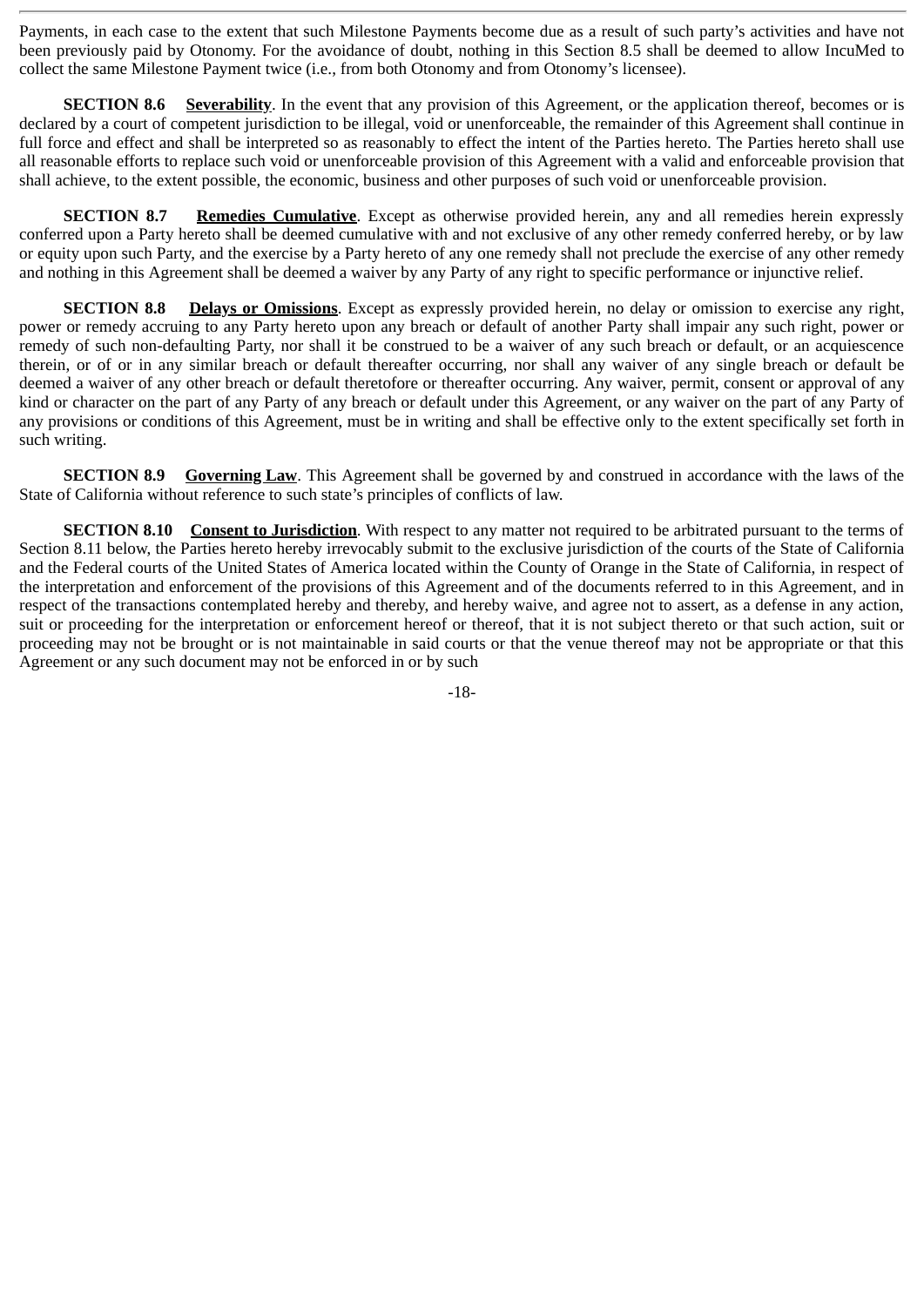Payments, in each case to the extent that such Milestone Payments become due as a result of such party's activities and have not been previously paid by Otonomy. For the avoidance of doubt, nothing in this Section 8.5 shall be deemed to allow IncuMed to collect the same Milestone Payment twice (i.e., from both Otonomy and from Otonomy's licensee).

**SECTION 8.6** **Severability**. In the event that any provision of this Agreement, or the application thereof, becomes or is declared by a court of competent jurisdiction to be illegal, void or unenforceable, the remainder of this Agreement shall continue in full force and effect and shall be interpreted so as reasonably to effect the intent of the Parties hereto. The Parties hereto shall use all reasonable efforts to replace such void or unenforceable provision of this Agreement with a valid and enforceable provision that shall achieve, to the extent possible, the economic, business and other purposes of such void or unenforceable provision.

**SECTION 8.7** **Remedies Cumulative**. Except as otherwise provided herein, any and all remedies herein expressly conferred upon a Party hereto shall be deemed cumulative with and not exclusive of any other remedy conferred hereby, or by law or equity upon such Party, and the exercise by a Party hereto of any one remedy shall not preclude the exercise of any other remedy and nothing in this Agreement shall be deemed a waiver by any Party of any right to specific performance or injunctive relief.

**SECTION 8.8** **Delays or Omissions**. Except as expressly provided herein, no delay or omission to exercise any right, power or remedy accruing to any Party hereto upon any breach or default of another Party shall impair any such right, power or remedy of such non-defaulting Party, nor shall it be construed to be a waiver of any such breach or default, or an acquiescence therein, or of or in any similar breach or default thereafter occurring, nor shall any waiver of any single breach or default be deemed a waiver of any other breach or default theretofore or thereafter occurring. Any waiver, permit, consent or approval of any kind or character on the part of any Party of any breach or default under this Agreement, or any waiver on the part of any Party of any provisions or conditions of this Agreement, must be in writing and shall be effective only to the extent specifically set forth in such writing.

**SECTION 8.9** **Governing Law**. This Agreement shall be governed by and construed in accordance with the laws of the State of California without reference to such state's principles of conflicts of law.

**SECTION 8.10** **Consent to Jurisdiction**. With respect to any matter not required to be arbitrated pursuant to the terms of Section 8.11 below, the Parties hereto hereby irrevocably submit to the exclusive jurisdiction of the courts of the State of California and the Federal courts of the United States of America located within the County of Orange in the State of California, in respect of the interpretation and enforcement of the provisions of this Agreement and of the documents referred to in this Agreement, and in respect of the transactions contemplated hereby and thereby, and hereby waive, and agree not to assert, as a defense in any action, suit or proceeding for the interpretation or enforcement hereof or thereof, that it is not subject thereto or that such action, suit or proceeding may not be brought or is not maintainable in said courts or that the venue thereof may not be appropriate or that this Agreement or any such document may not be enforced in or by such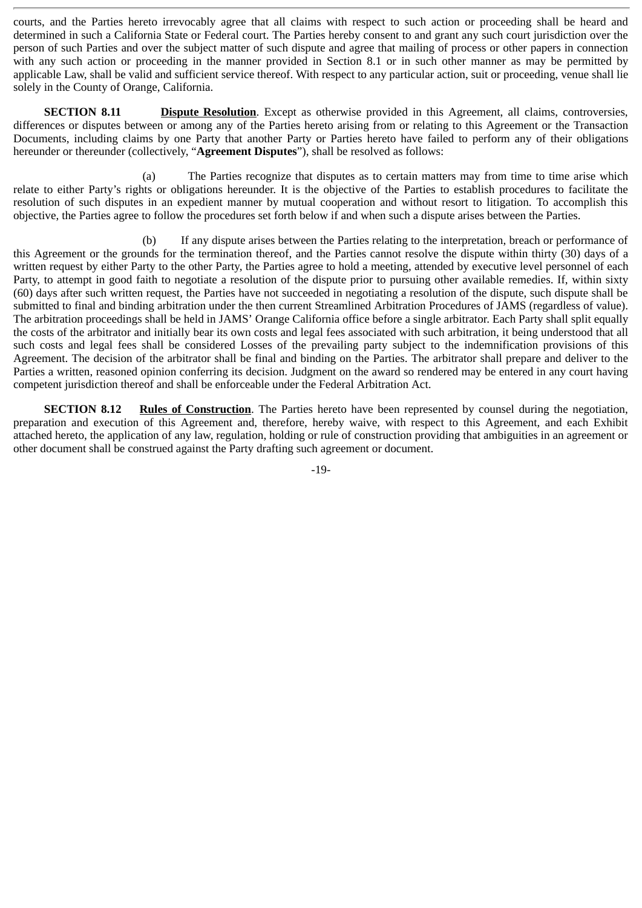courts, and the Parties hereto irrevocably agree that all claims with respect to such action or proceeding shall be heard and determined in such a California State or Federal court. The Parties hereby consent to and grant any such court jurisdiction over the person of such Parties and over the subject matter of such dispute and agree that mailing of process or other papers in connection with any such action or proceeding in the manner provided in Section 8.1 or in such other manner as may be permitted by applicable Law, shall be valid and sufficient service thereof. With respect to any particular action, suit or proceeding, venue shall lie solely in the County of Orange, California.

**SECTION 8.11** <u>**Dispute Resolution**</u>. Except as otherwise provided in this Agreement, all claims, controversies, differences or disputes between or among any of the Parties hereto arising from or relating to this Agreement or the Transaction Documents, including claims by one Party that another Party or Parties hereto have failed to perform any of their obligations hereunder or thereunder (collectively, "**Agreement Disputes**"), shall be resolved as follows:

(a) The Parties recognize that disputes as to certain matters may from time to time arise which relate to either Party's rights or obligations hereunder. It is the objective of the Parties to establish procedures to facilitate the resolution of such disputes in an expedient manner by mutual cooperation and without resort to litigation. To accomplish this objective, the Parties agree to follow the procedures set forth below if and when such a dispute arises between the Parties.

(b) If any dispute arises between the Parties relating to the interpretation, breach or performance of this Agreement or the grounds for the termination thereof, and the Parties cannot resolve the dispute within thirty (30) days of a written request by either Party to the other Party, the Parties agree to hold a meeting, attended by executive level personnel of each Party, to attempt in good faith to negotiate a resolution of the dispute prior to pursuing other available remedies. If, within sixty (60) days after such written request, the Parties have not succeeded in negotiating a resolution of the dispute, such dispute shall be submitted to final and binding arbitration under the then current Streamlined Arbitration Procedures of JAMS (regardless of value). The arbitration proceedings shall be held in JAMS' Orange California office before a single arbitrator. Each Party shall split equally the costs of the arbitrator and initially bear its own costs and legal fees associated with such arbitration, it being understood that all such costs and legal fees shall be considered Losses of the prevailing party subject to the indemnification provisions of this Agreement. The decision of the arbitrator shall be final and binding on the Parties. The arbitrator shall prepare and deliver to the Parties a written, reasoned opinion conferring its decision. Judgment on the award so rendered may be entered in any court having competent jurisdiction thereof and shall be enforceable under the Federal Arbitration Act.

**SECTION 8.12** <u>**Rules of Construction**</u>. The Parties hereto have been represented by counsel during the negotiation, preparation and execution of this Agreement and, therefore, hereby waive, with respect to this Agreement, and each Exhibit attached hereto, the application of any law, regulation, holding or rule of construction providing that ambiguities in an agreement or other document shall be construed against the Party drafting such agreement or document.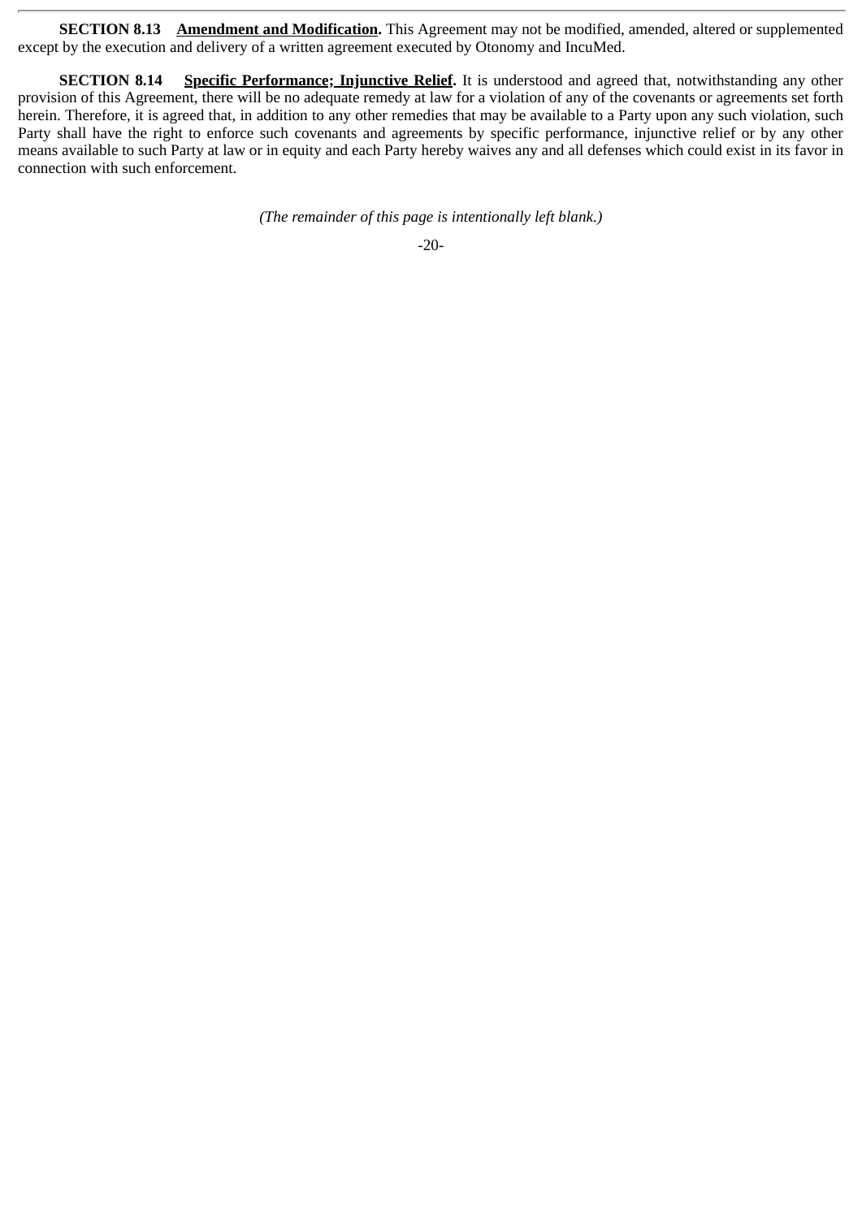**SECTION 8.13 Amendment and Modification.** This Agreement may not be modified, amended, altered or supplemented except by the execution and delivery of a written agreement executed by Otonomy and IncuMed.

**SECTION 8.14 Specific Performance; Injunctive Relief.** It is understood and agreed that, notwithstanding any other provision of this Agreement, there will be no adequate remedy at law for a violation of any of the covenants or agreements set forth herein. Therefore, it is agreed that, in addition to any other remedies that may be available to a Party upon any such violation, such Party shall have the right to enforce such covenants and agreements by specific performance, injunctive relief or by any other means available to such Party at law or in equity and each Party hereby waives any and all defenses which could exist in its favor in connection with such enforcement.

*(The remainder of this page is intentionally left blank.)*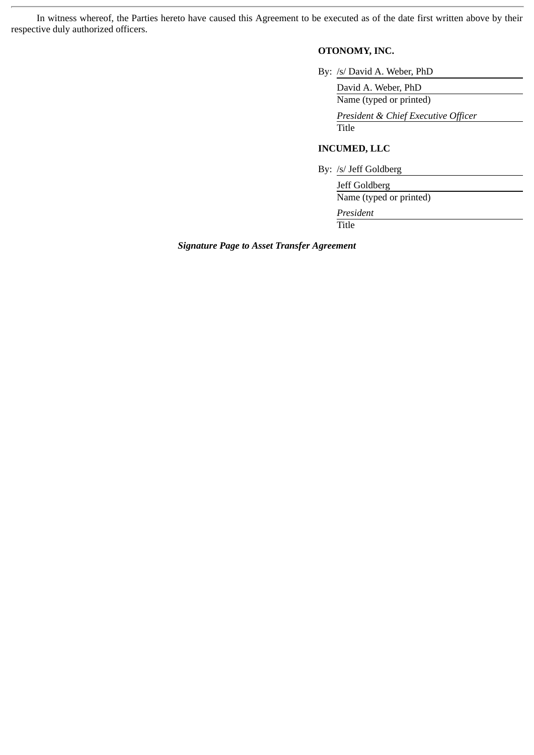In witness whereof, the Parties hereto have caused this Agreement to be executed as of the date first written above by their respective duly authorized officers.

**OTONOMY, INC.**

By: /s/ David A. Weber, PhD

David A. Weber, PhD
Name (typed or printed)

*President & Chief Executive Officer*
Title

**INCUMED, LLC**

By: /s/ Jeff Goldberg

Jeff Goldberg
Name (typed or printed)

*President*
Title

***Signature Page to Asset Transfer Agreement***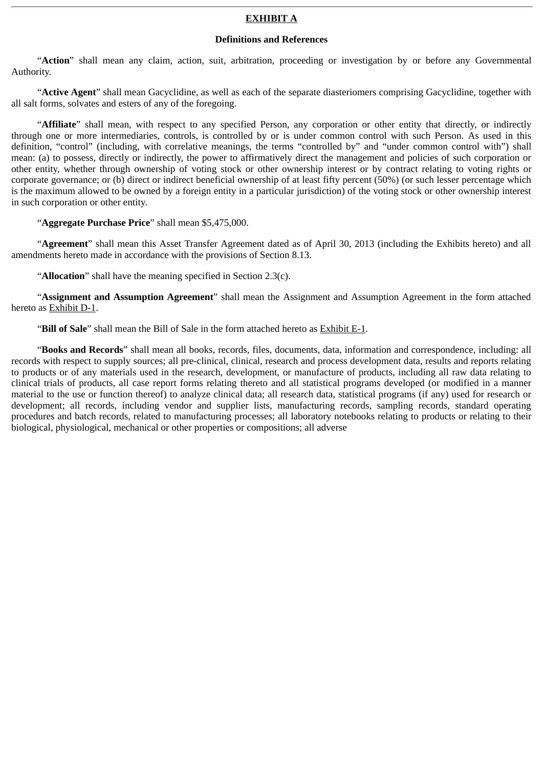**<u>EXHIBIT A</u>**

**Definitions and References**

"**Action**" shall mean any claim, action, suit, arbitration, proceeding or investigation by or before any Governmental Authority.

"**Active Agent**" shall mean Gacyclidine, as well as each of the separate diasteriomers comprising Gacyclidine, together with all salt forms, solvates and esters of any of the foregoing.

"**Affiliate**" shall mean, with respect to any specified Person, any corporation or other entity that directly, or indirectly through one or more intermediaries, controls, is controlled by or is under common control with such Person. As used in this definition, "control" (including, with correlative meanings, the terms "controlled by" and "under common control with") shall mean: (a) to possess, directly or indirectly, the power to affirmatively direct the management and policies of such corporation or other entity, whether through ownership of voting stock or other ownership interest or by contract relating to voting rights or corporate governance; or (b) direct or indirect beneficial ownership of at least fifty percent (50%) (or such lesser percentage which is the maximum allowed to be owned by a foreign entity in a particular jurisdiction) of the voting stock or other ownership interest in such corporation or other entity.

"**Aggregate Purchase Price**" shall mean $5,475,000.

"**Agreement**" shall mean this Asset Transfer Agreement dated as of April 30, 2013 (including the Exhibits hereto) and all amendments hereto made in accordance with the provisions of Section 8.13.

"**Allocation**" shall have the meaning specified in Section 2.3(c).

"**Assignment and Assumption Agreement**" shall mean the Assignment and Assumption Agreement in the form attached hereto as <u>Exhibit D-1</u>.

"**Bill of Sale**" shall mean the Bill of Sale in the form attached hereto as <u>Exhibit E-1</u>.

"**Books and Records**" shall mean all books, records, files, documents, data, information and correspondence, including: all records with respect to supply sources; all pre-clinical, clinical, research and process development data, results and reports relating to products or of any materials used in the research, development, or manufacture of products, including all raw data relating to clinical trials of products, all case report forms relating thereto and all statistical programs developed (or modified in a manner material to the use or function thereof) to analyze clinical data; all research data, statistical programs (if any) used for research or development; all records, including vendor and supplier lists, manufacturing records, sampling records, standard operating procedures and batch records, related to manufacturing processes; all laboratory notebooks relating to products or relating to their biological, physiological, mechanical or other properties or compositions; all adverse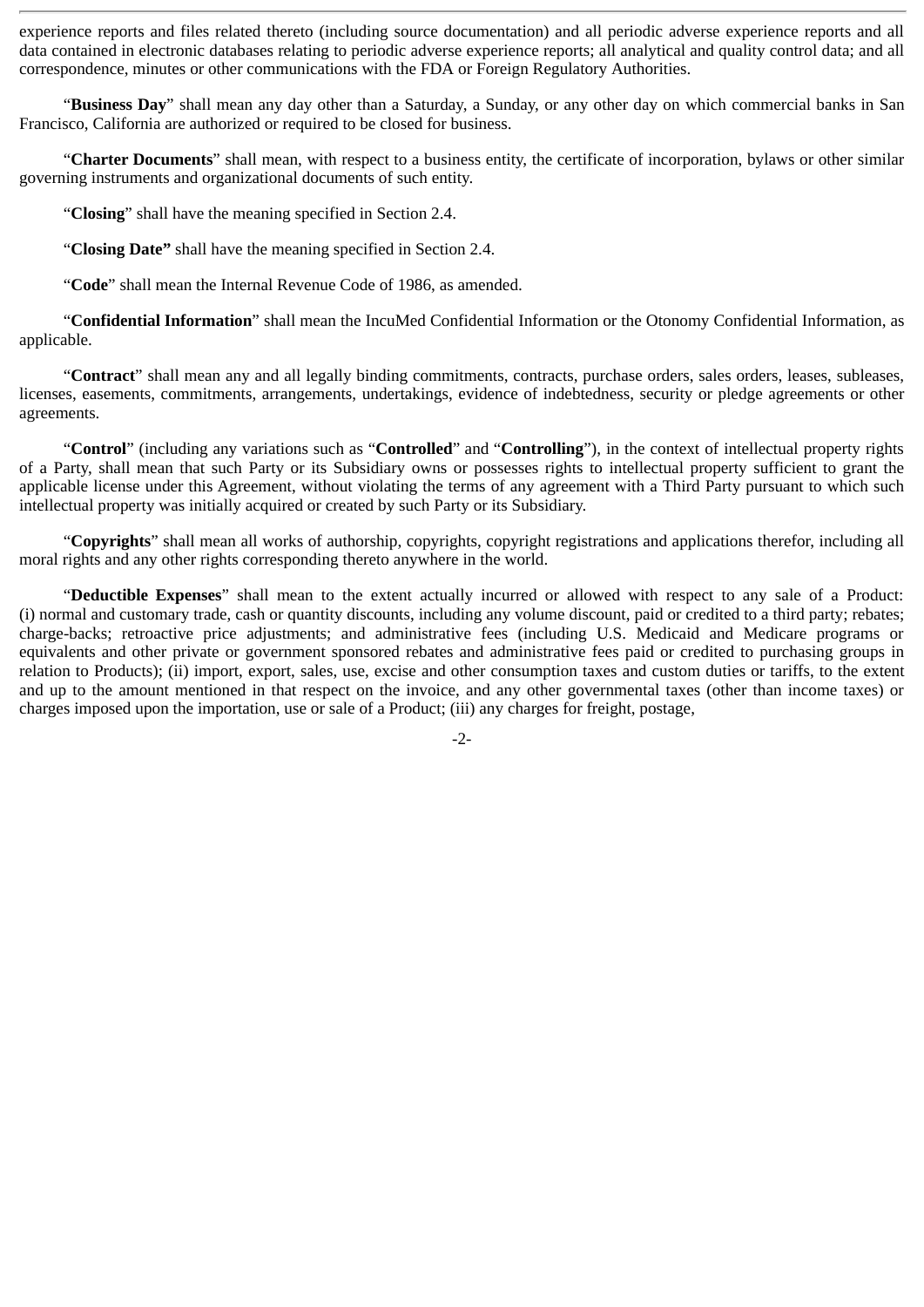experience reports and files related thereto (including source documentation) and all periodic adverse experience reports and all data contained in electronic databases relating to periodic adverse experience reports; all analytical and quality control data; and all correspondence, minutes or other communications with the FDA or Foreign Regulatory Authorities.

"**Business Day**" shall mean any day other than a Saturday, a Sunday, or any other day on which commercial banks in San Francisco, California are authorized or required to be closed for business.

"**Charter Documents**" shall mean, with respect to a business entity, the certificate of incorporation, bylaws or other similar governing instruments and organizational documents of such entity.

"**Closing**" shall have the meaning specified in Section 2.4.

"**Closing Date"** shall have the meaning specified in Section 2.4.

"**Code**" shall mean the Internal Revenue Code of 1986, as amended.

"**Confidential Information**" shall mean the IncuMed Confidential Information or the Otonomy Confidential Information, as applicable.

"**Contract**" shall mean any and all legally binding commitments, contracts, purchase orders, sales orders, leases, subleases, licenses, easements, commitments, arrangements, undertakings, evidence of indebtedness, security or pledge agreements or other agreements.

"**Control**" (including any variations such as "**Controlled**" and "**Controlling**"), in the context of intellectual property rights of a Party, shall mean that such Party or its Subsidiary owns or possesses rights to intellectual property sufficient to grant the applicable license under this Agreement, without violating the terms of any agreement with a Third Party pursuant to which such intellectual property was initially acquired or created by such Party or its Subsidiary.

"**Copyrights**" shall mean all works of authorship, copyrights, copyright registrations and applications therefor, including all moral rights and any other rights corresponding thereto anywhere in the world.

"**Deductible Expenses**" shall mean to the extent actually incurred or allowed with respect to any sale of a Product: (i) normal and customary trade, cash or quantity discounts, including any volume discount, paid or credited to a third party; rebates; charge-backs; retroactive price adjustments; and administrative fees (including U.S. Medicaid and Medicare programs or equivalents and other private or government sponsored rebates and administrative fees paid or credited to purchasing groups in relation to Products); (ii) import, export, sales, use, excise and other consumption taxes and custom duties or tariffs, to the extent and up to the amount mentioned in that respect on the invoice, and any other governmental taxes (other than income taxes) or charges imposed upon the importation, use or sale of a Product; (iii) any charges for freight, postage,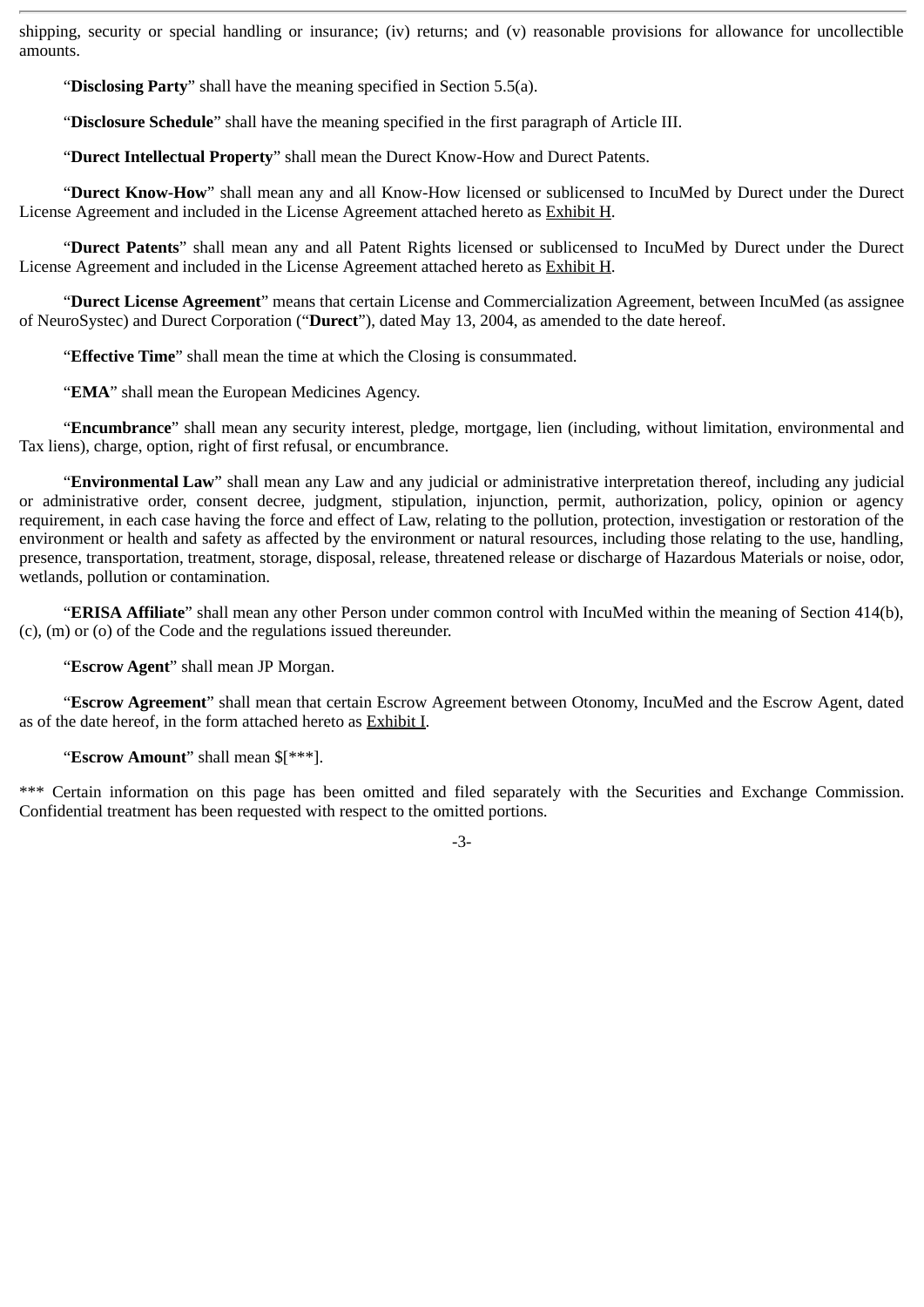shipping, security or special handling or insurance; (iv) returns; and (v) reasonable provisions for allowance for uncollectible amounts.

"**Disclosing Party**" shall have the meaning specified in Section 5.5(a).

"**Disclosure Schedule**" shall have the meaning specified in the first paragraph of Article III.

"**Durect Intellectual Property**" shall mean the Durect Know-How and Durect Patents.

"**Durect Know-How**" shall mean any and all Know-How licensed or sublicensed to IncuMed by Durect under the Durect License Agreement and included in the License Agreement attached hereto as Exhibit H.

"**Durect Patents**" shall mean any and all Patent Rights licensed or sublicensed to IncuMed by Durect under the Durect License Agreement and included in the License Agreement attached hereto as Exhibit H.

"**Durect License Agreement**" means that certain License and Commercialization Agreement, between IncuMed (as assignee of NeuroSystec) and Durect Corporation ("**Durect**"), dated May 13, 2004, as amended to the date hereof.

"**Effective Time**" shall mean the time at which the Closing is consummated.

"**EMA**" shall mean the European Medicines Agency.

"**Encumbrance**" shall mean any security interest, pledge, mortgage, lien (including, without limitation, environmental and Tax liens), charge, option, right of first refusal, or encumbrance.

"**Environmental Law**" shall mean any Law and any judicial or administrative interpretation thereof, including any judicial or administrative order, consent decree, judgment, stipulation, injunction, permit, authorization, policy, opinion or agency requirement, in each case having the force and effect of Law, relating to the pollution, protection, investigation or restoration of the environment or health and safety as affected by the environment or natural resources, including those relating to the use, handling, presence, transportation, treatment, storage, disposal, release, threatened release or discharge of Hazardous Materials or noise, odor, wetlands, pollution or contamination.

"**ERISA Affiliate**" shall mean any other Person under common control with IncuMed within the meaning of Section 414(b), (c), (m) or (o) of the Code and the regulations issued thereunder.

"**Escrow Agent**" shall mean JP Morgan.

"**Escrow Agreement**" shall mean that certain Escrow Agreement between Otonomy, IncuMed and the Escrow Agent, dated as of the date hereof, in the form attached hereto as Exhibit I.

"**Escrow Amount**" shall mean $[***].

*** Certain information on this page has been omitted and filed separately with the Securities and Exchange Commission. Confidential treatment has been requested with respect to the omitted portions.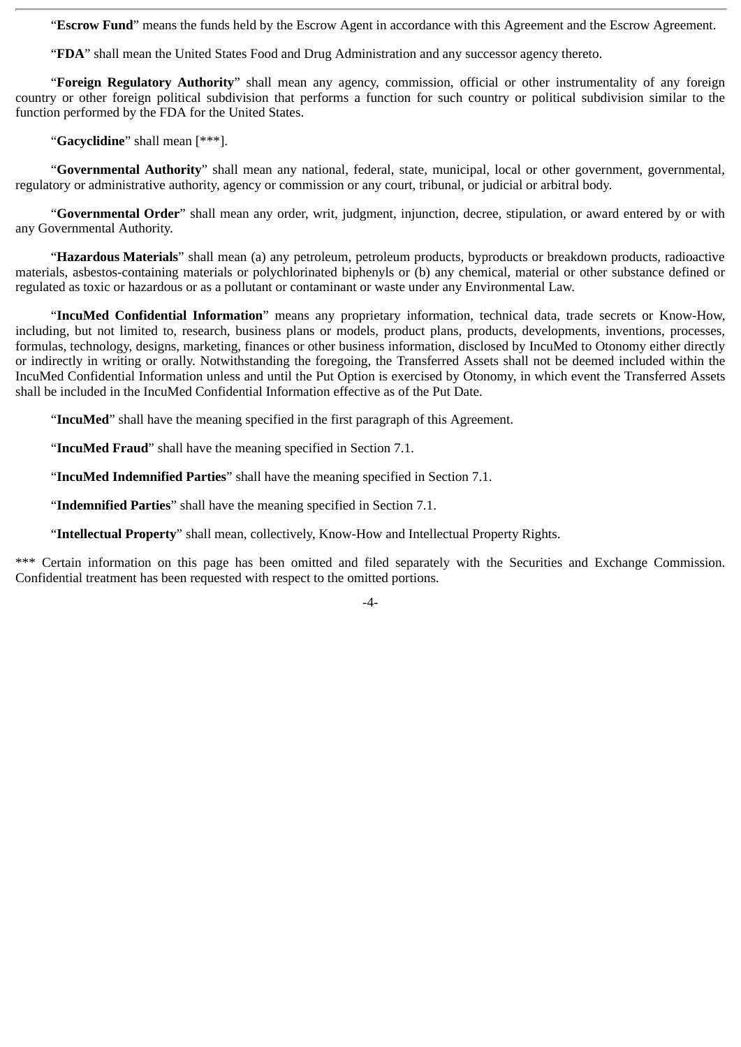“**Escrow Fund**” means the funds held by the Escrow Agent in accordance with this Agreement and the Escrow Agreement.

“**FDA**” shall mean the United States Food and Drug Administration and any successor agency thereto.

“**Foreign Regulatory Authority**” shall mean any agency, commission, official or other instrumentality of any foreign country or other foreign political subdivision that performs a function for such country or political subdivision similar to the function performed by the FDA for the United States.

“**Gacyclidine**” shall mean [***].

“**Governmental Authority**” shall mean any national, federal, state, municipal, local or other government, governmental, regulatory or administrative authority, agency or commission or any court, tribunal, or judicial or arbitral body.

“**Governmental Order**” shall mean any order, writ, judgment, injunction, decree, stipulation, or award entered by or with any Governmental Authority.

“**Hazardous Materials**” shall mean (a) any petroleum, petroleum products, byproducts or breakdown products, radioactive materials, asbestos-containing materials or polychlorinated biphenyls or (b) any chemical, material or other substance defined or regulated as toxic or hazardous or as a pollutant or contaminant or waste under any Environmental Law.

“**IncuMed Confidential Information**” means any proprietary information, technical data, trade secrets or Know-How, including, but not limited to, research, business plans or models, product plans, products, developments, inventions, processes, formulas, technology, designs, marketing, finances or other business information, disclosed by IncuMed to Otonomy either directly or indirectly in writing or orally. Notwithstanding the foregoing, the Transferred Assets shall not be deemed included within the IncuMed Confidential Information unless and until the Put Option is exercised by Otonomy, in which event the Transferred Assets shall be included in the IncuMed Confidential Information effective as of the Put Date.

“**IncuMed**” shall have the meaning specified in the first paragraph of this Agreement.

“**IncuMed Fraud**” shall have the meaning specified in Section 7.1.

“**IncuMed Indemnified Parties**” shall have the meaning specified in Section 7.1.

“**Indemnified Parties**” shall have the meaning specified in Section 7.1.

“**Intellectual Property**” shall mean, collectively, Know-How and Intellectual Property Rights.

*** Certain information on this page has been omitted and filed separately with the Securities and Exchange Commission. Confidential treatment has been requested with respect to the omitted portions.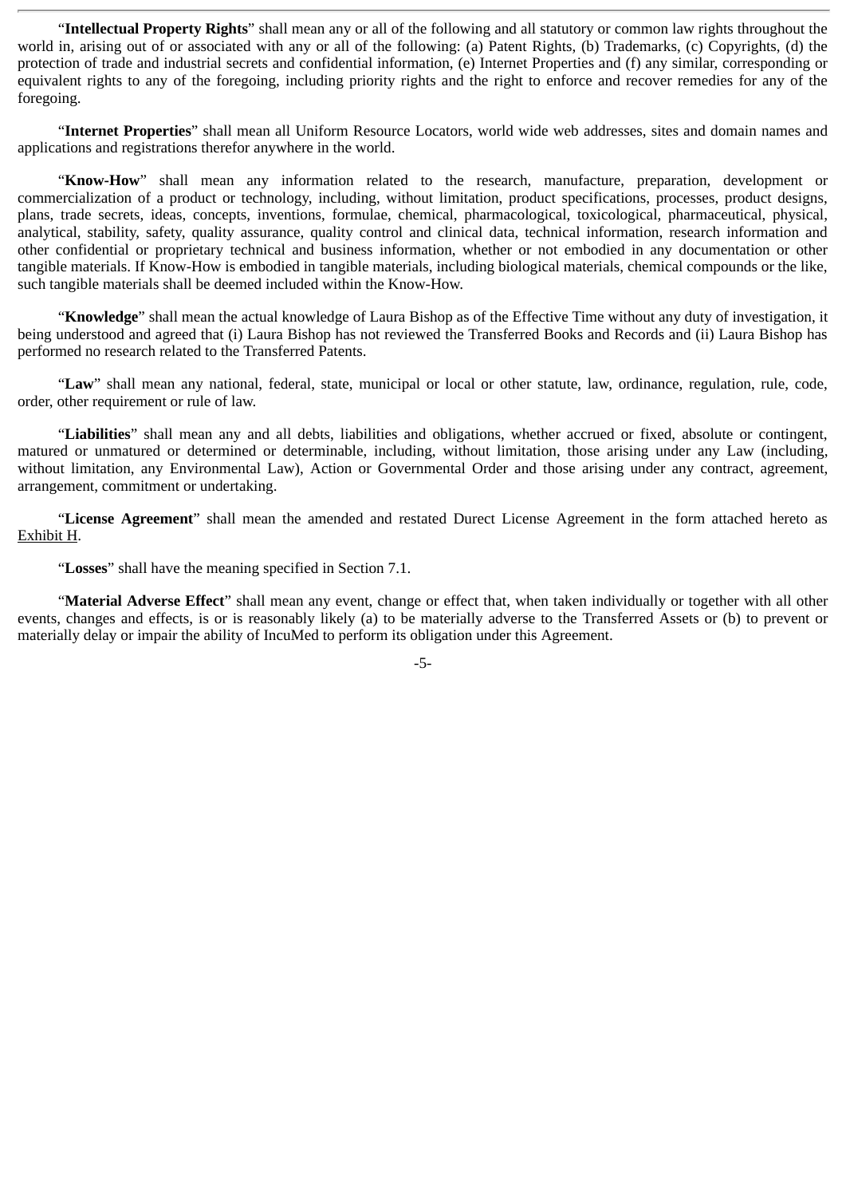"**Intellectual Property Rights**" shall mean any or all of the following and all statutory or common law rights throughout the world in, arising out of or associated with any or all of the following: (a) Patent Rights, (b) Trademarks, (c) Copyrights, (d) the protection of trade and industrial secrets and confidential information, (e) Internet Properties and (f) any similar, corresponding or equivalent rights to any of the foregoing, including priority rights and the right to enforce and recover remedies for any of the foregoing.

"**Internet Properties**" shall mean all Uniform Resource Locators, world wide web addresses, sites and domain names and applications and registrations therefor anywhere in the world.

"**Know-How**" shall mean any information related to the research, manufacture, preparation, development or commercialization of a product or technology, including, without limitation, product specifications, processes, product designs, plans, trade secrets, ideas, concepts, inventions, formulae, chemical, pharmacological, toxicological, pharmaceutical, physical, analytical, stability, safety, quality assurance, quality control and clinical data, technical information, research information and other confidential or proprietary technical and business information, whether or not embodied in any documentation or other tangible materials. If Know-How is embodied in tangible materials, including biological materials, chemical compounds or the like, such tangible materials shall be deemed included within the Know-How.

"**Knowledge**" shall mean the actual knowledge of Laura Bishop as of the Effective Time without any duty of investigation, it being understood and agreed that (i) Laura Bishop has not reviewed the Transferred Books and Records and (ii) Laura Bishop has performed no research related to the Transferred Patents.

"**Law**" shall mean any national, federal, state, municipal or local or other statute, law, ordinance, regulation, rule, code, order, other requirement or rule of law.

"**Liabilities**" shall mean any and all debts, liabilities and obligations, whether accrued or fixed, absolute or contingent, matured or unmatured or determined or determinable, including, without limitation, those arising under any Law (including, without limitation, any Environmental Law), Action or Governmental Order and those arising under any contract, agreement, arrangement, commitment or undertaking.

"**License Agreement**" shall mean the amended and restated Durect License Agreement in the form attached hereto as Exhibit H.

"**Losses**" shall have the meaning specified in Section 7.1.

"**Material Adverse Effect**" shall mean any event, change or effect that, when taken individually or together with all other events, changes and effects, is or is reasonably likely (a) to be materially adverse to the Transferred Assets or (b) to prevent or materially delay or impair the ability of IncuMed to perform its obligation under this Agreement.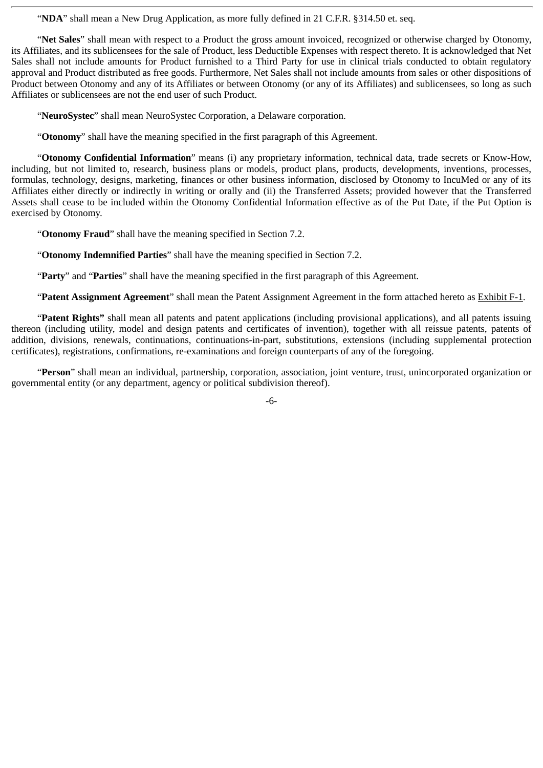"**NDA**" shall mean a New Drug Application, as more fully defined in 21 C.F.R. §314.50 et. seq.

"**Net Sales**" shall mean with respect to a Product the gross amount invoiced, recognized or otherwise charged by Otonomy, its Affiliates, and its sublicensees for the sale of Product, less Deductible Expenses with respect thereto. It is acknowledged that Net Sales shall not include amounts for Product furnished to a Third Party for use in clinical trials conducted to obtain regulatory approval and Product distributed as free goods. Furthermore, Net Sales shall not include amounts from sales or other dispositions of Product between Otonomy and any of its Affiliates or between Otonomy (or any of its Affiliates) and sublicensees, so long as such Affiliates or sublicensees are not the end user of such Product.

"**NeuroSystec**" shall mean NeuroSystec Corporation, a Delaware corporation.

"**Otonomy**" shall have the meaning specified in the first paragraph of this Agreement.

"**Otonomy Confidential Information**" means (i) any proprietary information, technical data, trade secrets or Know-How, including, but not limited to, research, business plans or models, product plans, products, developments, inventions, processes, formulas, technology, designs, marketing, finances or other business information, disclosed by Otonomy to IncuMed or any of its Affiliates either directly or indirectly in writing or orally and (ii) the Transferred Assets; provided however that the Transferred Assets shall cease to be included within the Otonomy Confidential Information effective as of the Put Date, if the Put Option is exercised by Otonomy.

"**Otonomy Fraud**" shall have the meaning specified in Section 7.2.

"**Otonomy Indemnified Parties**" shall have the meaning specified in Section 7.2.

"**Party**" and "**Parties**" shall have the meaning specified in the first paragraph of this Agreement.

"**Patent Assignment Agreement**" shall mean the Patent Assignment Agreement in the form attached hereto as Exhibit F-1.

"**Patent Rights"** shall mean all patents and patent applications (including provisional applications), and all patents issuing thereon (including utility, model and design patents and certificates of invention), together with all reissue patents, patents of addition, divisions, renewals, continuations, continuations-in-part, substitutions, extensions (including supplemental protection certificates), registrations, confirmations, re-examinations and foreign counterparts of any of the foregoing.

"**Person**" shall mean an individual, partnership, corporation, association, joint venture, trust, unincorporated organization or governmental entity (or any department, agency or political subdivision thereof).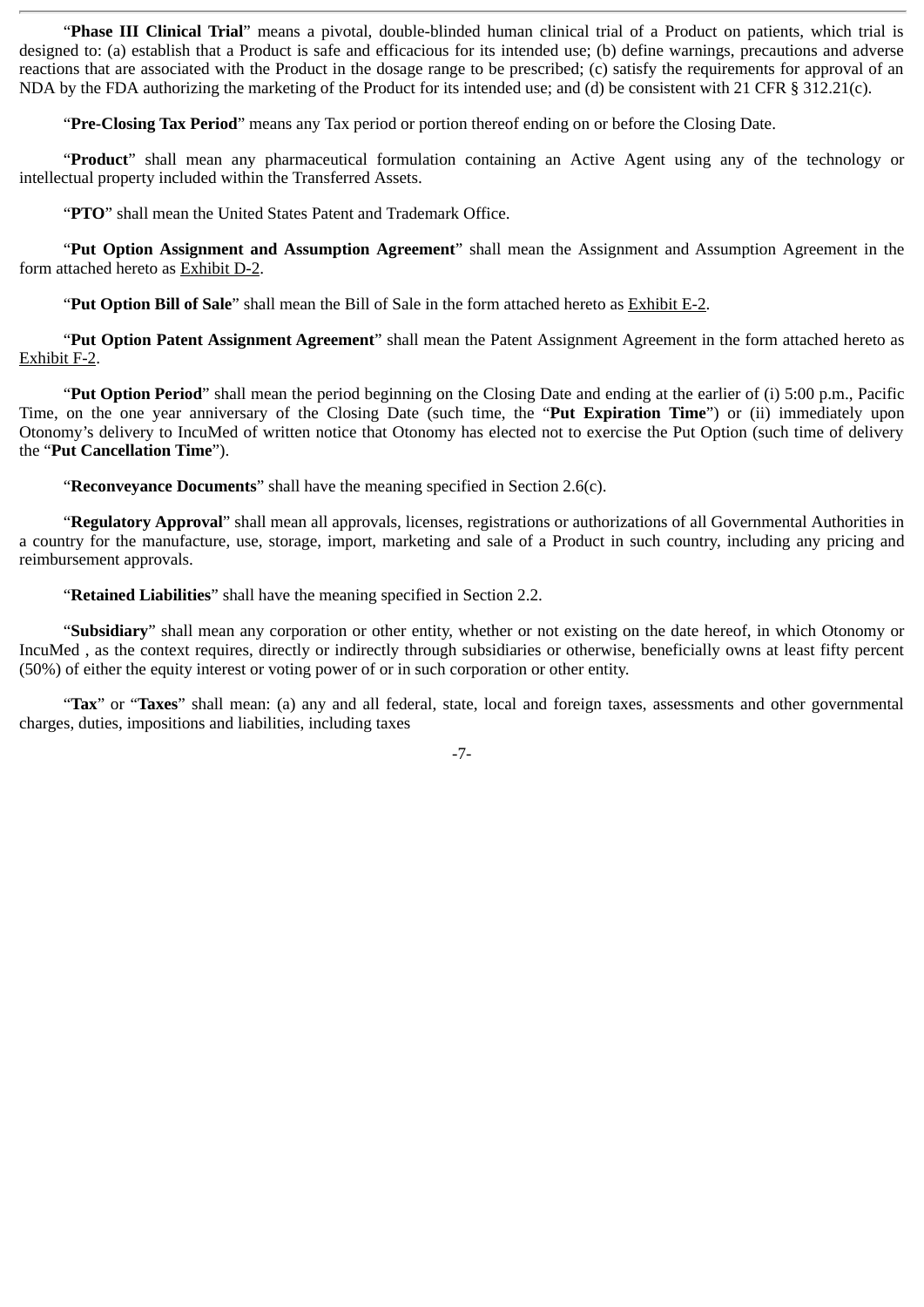"**Phase III Clinical Trial**" means a pivotal, double-blinded human clinical trial of a Product on patients, which trial is designed to: (a) establish that a Product is safe and efficacious for its intended use; (b) define warnings, precautions and adverse reactions that are associated with the Product in the dosage range to be prescribed; (c) satisfy the requirements for approval of an NDA by the FDA authorizing the marketing of the Product for its intended use; and (d) be consistent with 21 CFR § 312.21(c).

"**Pre-Closing Tax Period**" means any Tax period or portion thereof ending on or before the Closing Date.

"**Product**" shall mean any pharmaceutical formulation containing an Active Agent using any of the technology or intellectual property included within the Transferred Assets.

"**PTO**" shall mean the United States Patent and Trademark Office.

"**Put Option Assignment and Assumption Agreement**" shall mean the Assignment and Assumption Agreement in the form attached hereto as Exhibit D-2.

"**Put Option Bill of Sale**" shall mean the Bill of Sale in the form attached hereto as Exhibit E-2.

"**Put Option Patent Assignment Agreement**" shall mean the Patent Assignment Agreement in the form attached hereto as Exhibit F-2.

"**Put Option Period**" shall mean the period beginning on the Closing Date and ending at the earlier of (i) 5:00 p.m., Pacific Time, on the one year anniversary of the Closing Date (such time, the "**Put Expiration Time**") or (ii) immediately upon Otonomy's delivery to IncuMed of written notice that Otonomy has elected not to exercise the Put Option (such time of delivery the "**Put Cancellation Time**").

"**Reconveyance Documents**" shall have the meaning specified in Section 2.6(c).

"**Regulatory Approval**" shall mean all approvals, licenses, registrations or authorizations of all Governmental Authorities in a country for the manufacture, use, storage, import, marketing and sale of a Product in such country, including any pricing and reimbursement approvals.

"**Retained Liabilities**" shall have the meaning specified in Section 2.2.

"**Subsidiary**" shall mean any corporation or other entity, whether or not existing on the date hereof, in which Otonomy or IncuMed , as the context requires, directly or indirectly through subsidiaries or otherwise, beneficially owns at least fifty percent (50%) of either the equity interest or voting power of or in such corporation or other entity.

"**Tax**" or "**Taxes**" shall mean: (a) any and all federal, state, local and foreign taxes, assessments and other governmental charges, duties, impositions and liabilities, including taxes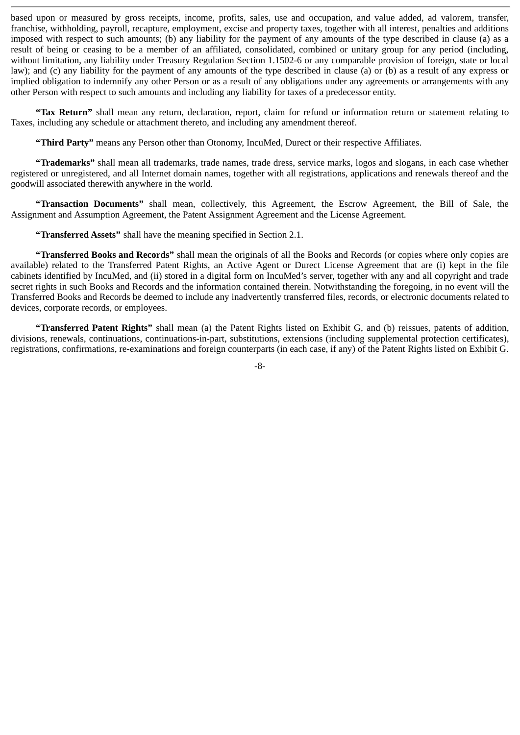based upon or measured by gross receipts, income, profits, sales, use and occupation, and value added, ad valorem, transfer, franchise, withholding, payroll, recapture, employment, excise and property taxes, together with all interest, penalties and additions imposed with respect to such amounts; (b) any liability for the payment of any amounts of the type described in clause (a) as a result of being or ceasing to be a member of an affiliated, consolidated, combined or unitary group for any period (including, without limitation, any liability under Treasury Regulation Section 1.1502-6 or any comparable provision of foreign, state or local law); and (c) any liability for the payment of any amounts of the type described in clause (a) or (b) as a result of any express or implied obligation to indemnify any other Person or as a result of any obligations under any agreements or arrangements with any other Person with respect to such amounts and including any liability for taxes of a predecessor entity.

**"Tax Return"** shall mean any return, declaration, report, claim for refund or information return or statement relating to Taxes, including any schedule or attachment thereto, and including any amendment thereof.

**"Third Party"** means any Person other than Otonomy, IncuMed, Durect or their respective Affiliates.

**"Trademarks"** shall mean all trademarks, trade names, trade dress, service marks, logos and slogans, in each case whether registered or unregistered, and all Internet domain names, together with all registrations, applications and renewals thereof and the goodwill associated therewith anywhere in the world.

**"Transaction Documents"** shall mean, collectively, this Agreement, the Escrow Agreement, the Bill of Sale, the Assignment and Assumption Agreement, the Patent Assignment Agreement and the License Agreement.

**"Transferred Assets"** shall have the meaning specified in Section 2.1.

**"Transferred Books and Records"** shall mean the originals of all the Books and Records (or copies where only copies are available) related to the Transferred Patent Rights, an Active Agent or Durect License Agreement that are (i) kept in the file cabinets identified by IncuMed, and (ii) stored in a digital form on IncuMed's server, together with any and all copyright and trade secret rights in such Books and Records and the information contained therein. Notwithstanding the foregoing, in no event will the Transferred Books and Records be deemed to include any inadvertently transferred files, records, or electronic documents related to devices, corporate records, or employees.

**"Transferred Patent Rights"** shall mean (a) the Patent Rights listed on Exhibit G, and (b) reissues, patents of addition, divisions, renewals, continuations, continuations-in-part, substitutions, extensions (including supplemental protection certificates), registrations, confirmations, re-examinations and foreign counterparts (in each case, if any) of the Patent Rights listed on Exhibit G.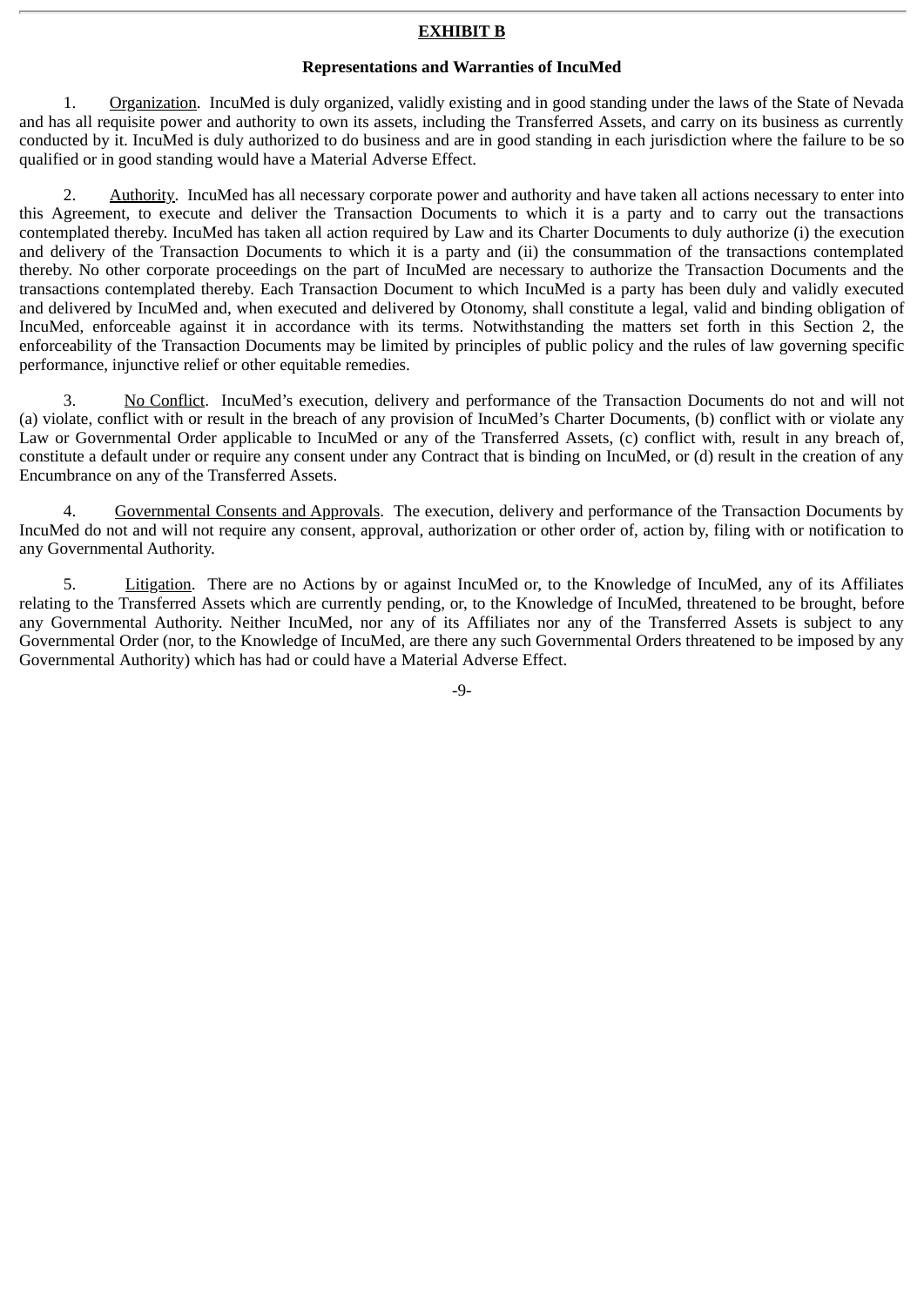**EXHIBIT B**

**Representations and Warranties of IncuMed**

1. Organization. IncuMed is duly organized, validly existing and in good standing under the laws of the State of Nevada and has all requisite power and authority to own its assets, including the Transferred Assets, and carry on its business as currently conducted by it. IncuMed is duly authorized to do business and are in good standing in each jurisdiction where the failure to be so qualified or in good standing would have a Material Adverse Effect.

2. Authority. IncuMed has all necessary corporate power and authority and have taken all actions necessary to enter into this Agreement, to execute and deliver the Transaction Documents to which it is a party and to carry out the transactions contemplated thereby. IncuMed has taken all action required by Law and its Charter Documents to duly authorize (i) the execution and delivery of the Transaction Documents to which it is a party and (ii) the consummation of the transactions contemplated thereby. No other corporate proceedings on the part of IncuMed are necessary to authorize the Transaction Documents and the transactions contemplated thereby. Each Transaction Document to which IncuMed is a party has been duly and validly executed and delivered by IncuMed and, when executed and delivered by Otonomy, shall constitute a legal, valid and binding obligation of IncuMed, enforceable against it in accordance with its terms. Notwithstanding the matters set forth in this Section 2, the enforceability of the Transaction Documents may be limited by principles of public policy and the rules of law governing specific performance, injunctive relief or other equitable remedies.

3. No Conflict. IncuMed's execution, delivery and performance of the Transaction Documents do not and will not (a) violate, conflict with or result in the breach of any provision of IncuMed's Charter Documents, (b) conflict with or violate any Law or Governmental Order applicable to IncuMed or any of the Transferred Assets, (c) conflict with, result in any breach of, constitute a default under or require any consent under any Contract that is binding on IncuMed, or (d) result in the creation of any Encumbrance on any of the Transferred Assets.

4. Governmental Consents and Approvals. The execution, delivery and performance of the Transaction Documents by IncuMed do not and will not require any consent, approval, authorization or other order of, action by, filing with or notification to any Governmental Authority.

5. Litigation. There are no Actions by or against IncuMed or, to the Knowledge of IncuMed, any of its Affiliates relating to the Transferred Assets which are currently pending, or, to the Knowledge of IncuMed, threatened to be brought, before any Governmental Authority. Neither IncuMed, nor any of its Affiliates nor any of the Transferred Assets is subject to any Governmental Order (nor, to the Knowledge of IncuMed, are there any such Governmental Orders threatened to be imposed by any Governmental Authority) which has had or could have a Material Adverse Effect.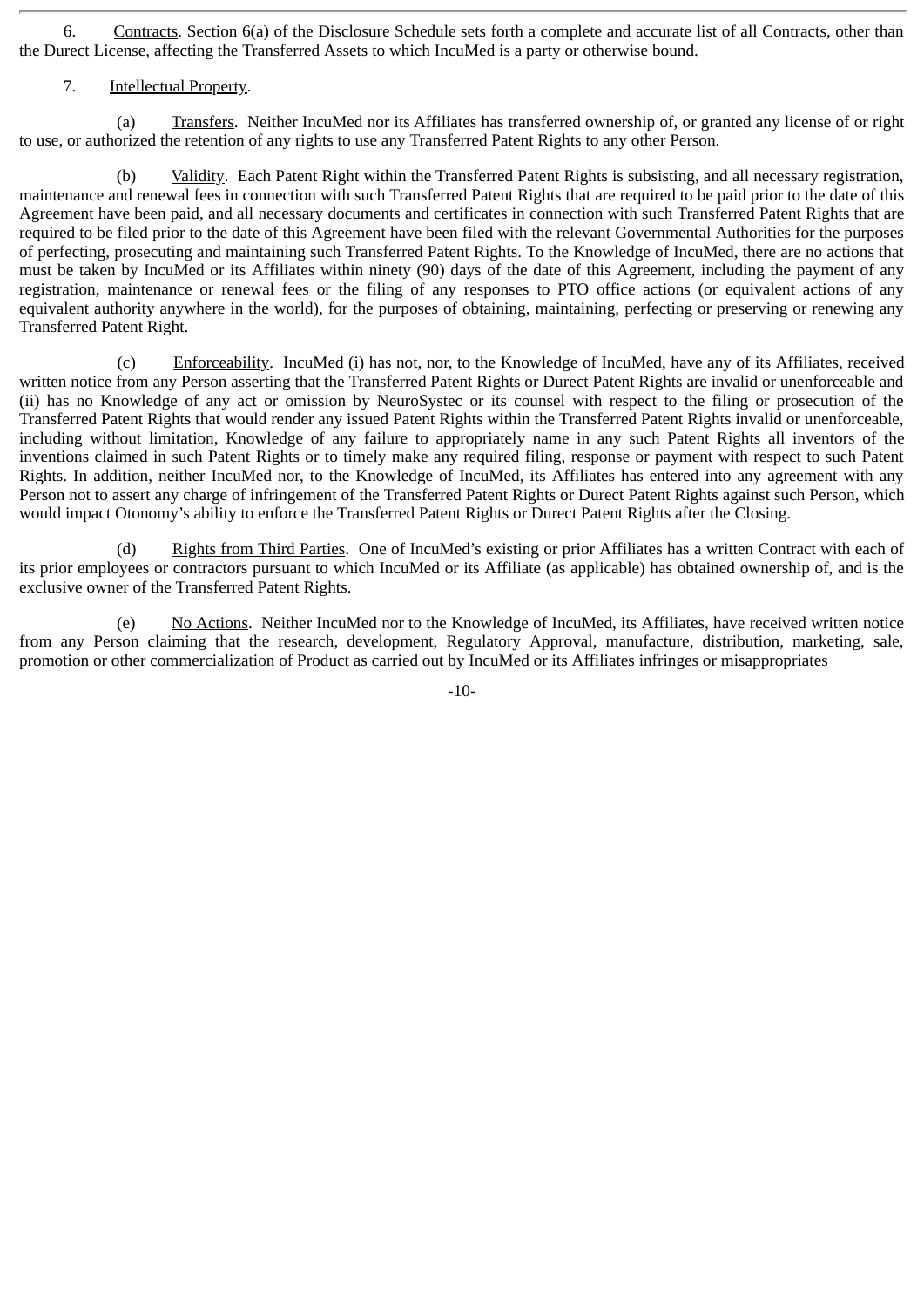6. Contracts. Section 6(a) of the Disclosure Schedule sets forth a complete and accurate list of all Contracts, other than the Durect License, affecting the Transferred Assets to which IncuMed is a party or otherwise bound.

7. Intellectual Property.

(a) Transfers. Neither IncuMed nor its Affiliates has transferred ownership of, or granted any license of or right to use, or authorized the retention of any rights to use any Transferred Patent Rights to any other Person.

(b) Validity. Each Patent Right within the Transferred Patent Rights is subsisting, and all necessary registration, maintenance and renewal fees in connection with such Transferred Patent Rights that are required to be paid prior to the date of this Agreement have been paid, and all necessary documents and certificates in connection with such Transferred Patent Rights that are required to be filed prior to the date of this Agreement have been filed with the relevant Governmental Authorities for the purposes of perfecting, prosecuting and maintaining such Transferred Patent Rights. To the Knowledge of IncuMed, there are no actions that must be taken by IncuMed or its Affiliates within ninety (90) days of the date of this Agreement, including the payment of any registration, maintenance or renewal fees or the filing of any responses to PTO office actions (or equivalent actions of any equivalent authority anywhere in the world), for the purposes of obtaining, maintaining, perfecting or preserving or renewing any Transferred Patent Right.

(c) Enforceability. IncuMed (i) has not, nor, to the Knowledge of IncuMed, have any of its Affiliates, received written notice from any Person asserting that the Transferred Patent Rights or Durect Patent Rights are invalid or unenforceable and (ii) has no Knowledge of any act or omission by NeuroSystec or its counsel with respect to the filing or prosecution of the Transferred Patent Rights that would render any issued Patent Rights within the Transferred Patent Rights invalid or unenforceable, including without limitation, Knowledge of any failure to appropriately name in any such Patent Rights all inventors of the inventions claimed in such Patent Rights or to timely make any required filing, response or payment with respect to such Patent Rights. In addition, neither IncuMed nor, to the Knowledge of IncuMed, its Affiliates has entered into any agreement with any Person not to assert any charge of infringement of the Transferred Patent Rights or Durect Patent Rights against such Person, which would impact Otonomy's ability to enforce the Transferred Patent Rights or Durect Patent Rights after the Closing.

(d) Rights from Third Parties. One of IncuMed's existing or prior Affiliates has a written Contract with each of its prior employees or contractors pursuant to which IncuMed or its Affiliate (as applicable) has obtained ownership of, and is the exclusive owner of the Transferred Patent Rights.

(e) No Actions. Neither IncuMed nor to the Knowledge of IncuMed, its Affiliates, have received written notice from any Person claiming that the research, development, Regulatory Approval, manufacture, distribution, marketing, sale, promotion or other commercialization of Product as carried out by IncuMed or its Affiliates infringes or misappropriates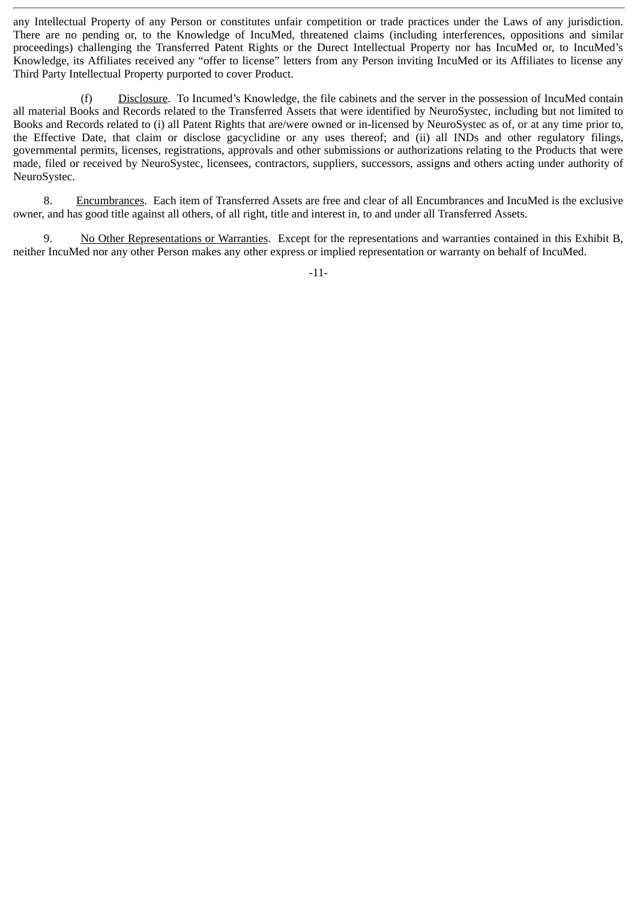any Intellectual Property of any Person or constitutes unfair competition or trade practices under the Laws of any jurisdiction. There are no pending or, to the Knowledge of IncuMed, threatened claims (including interferences, oppositions and similar proceedings) challenging the Transferred Patent Rights or the Durect Intellectual Property nor has IncuMed or, to IncuMed's Knowledge, its Affiliates received any "offer to license" letters from any Person inviting IncuMed or its Affiliates to license any Third Party Intellectual Property purported to cover Product.

(f) Disclosure. To Incumed's Knowledge, the file cabinets and the server in the possession of IncuMed contain all material Books and Records related to the Transferred Assets that were identified by NeuroSystec, including but not limited to Books and Records related to (i) all Patent Rights that are/were owned or in-licensed by NeuroSystec as of, or at any time prior to, the Effective Date, that claim or disclose gacyclidine or any uses thereof; and (ii) all INDs and other regulatory filings, governmental permits, licenses, registrations, approvals and other submissions or authorizations relating to the Products that were made, filed or received by NeuroSystec, licensees, contractors, suppliers, successors, assigns and others acting under authority of NeuroSystec.

8. Encumbrances. Each item of Transferred Assets are free and clear of all Encumbrances and IncuMed is the exclusive owner, and has good title against all others, of all right, title and interest in, to and under all Transferred Assets.

9. No Other Representations or Warranties. Except for the representations and warranties contained in this Exhibit B, neither IncuMed nor any other Person makes any other express or implied representation or warranty on behalf of IncuMed.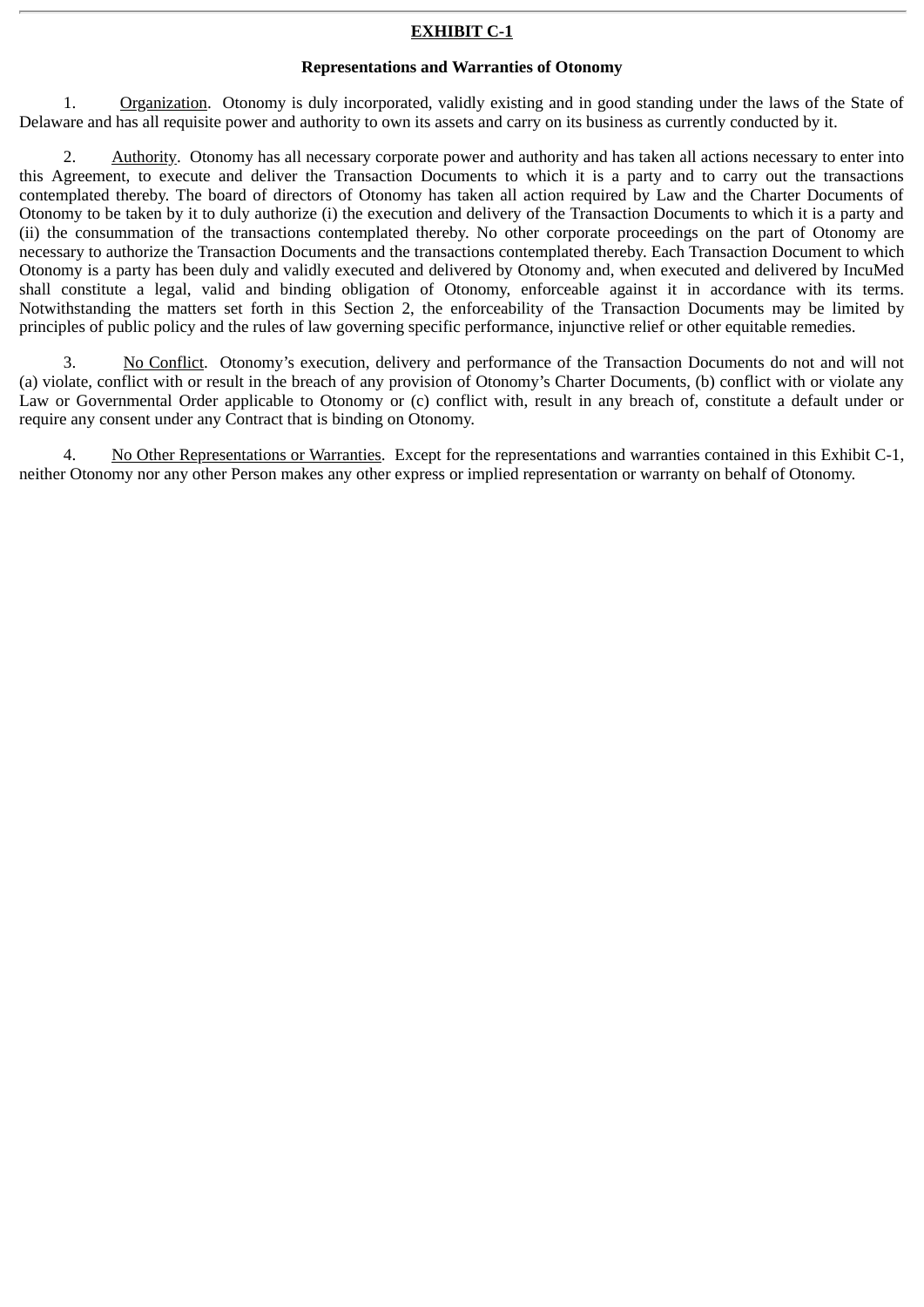**EXHIBIT C-1**

**Representations and Warranties of Otonomy**

1. Organization. Otonomy is duly incorporated, validly existing and in good standing under the laws of the State of Delaware and has all requisite power and authority to own its assets and carry on its business as currently conducted by it.

2. Authority. Otonomy has all necessary corporate power and authority and has taken all actions necessary to enter into this Agreement, to execute and deliver the Transaction Documents to which it is a party and to carry out the transactions contemplated thereby. The board of directors of Otonomy has taken all action required by Law and the Charter Documents of Otonomy to be taken by it to duly authorize (i) the execution and delivery of the Transaction Documents to which it is a party and (ii) the consummation of the transactions contemplated thereby. No other corporate proceedings on the part of Otonomy are necessary to authorize the Transaction Documents and the transactions contemplated thereby. Each Transaction Document to which Otonomy is a party has been duly and validly executed and delivered by Otonomy and, when executed and delivered by IncuMed shall constitute a legal, valid and binding obligation of Otonomy, enforceable against it in accordance with its terms. Notwithstanding the matters set forth in this Section 2, the enforceability of the Transaction Documents may be limited by principles of public policy and the rules of law governing specific performance, injunctive relief or other equitable remedies.

3. No Conflict. Otonomy's execution, delivery and performance of the Transaction Documents do not and will not (a) violate, conflict with or result in the breach of any provision of Otonomy's Charter Documents, (b) conflict with or violate any Law or Governmental Order applicable to Otonomy or (c) conflict with, result in any breach of, constitute a default under or require any consent under any Contract that is binding on Otonomy.

4. No Other Representations or Warranties. Except for the representations and warranties contained in this Exhibit C-1, neither Otonomy nor any other Person makes any other express or implied representation or warranty on behalf of Otonomy.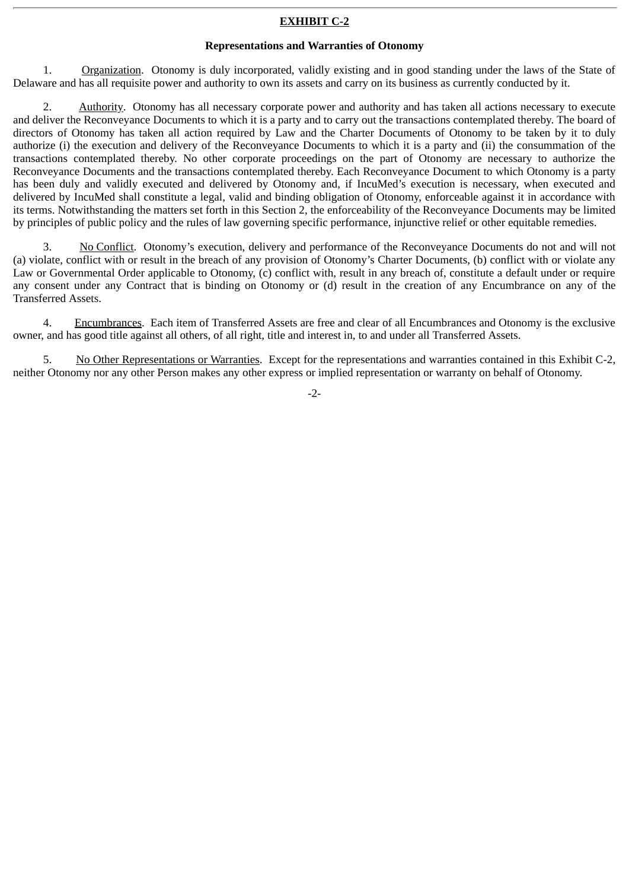**EXHIBIT C-2**

**Representations and Warranties of Otonomy**

1. Organization. Otonomy is duly incorporated, validly existing and in good standing under the laws of the State of Delaware and has all requisite power and authority to own its assets and carry on its business as currently conducted by it.

2. Authority. Otonomy has all necessary corporate power and authority and has taken all actions necessary to execute and deliver the Reconveyance Documents to which it is a party and to carry out the transactions contemplated thereby. The board of directors of Otonomy has taken all action required by Law and the Charter Documents of Otonomy to be taken by it to duly authorize (i) the execution and delivery of the Reconveyance Documents to which it is a party and (ii) the consummation of the transactions contemplated thereby. No other corporate proceedings on the part of Otonomy are necessary to authorize the Reconveyance Documents and the transactions contemplated thereby. Each Reconveyance Document to which Otonomy is a party has been duly and validly executed and delivered by Otonomy and, if IncuMed's execution is necessary, when executed and delivered by IncuMed shall constitute a legal, valid and binding obligation of Otonomy, enforceable against it in accordance with its terms. Notwithstanding the matters set forth in this Section 2, the enforceability of the Reconveyance Documents may be limited by principles of public policy and the rules of law governing specific performance, injunctive relief or other equitable remedies.

3. No Conflict. Otonomy's execution, delivery and performance of the Reconveyance Documents do not and will not (a) violate, conflict with or result in the breach of any provision of Otonomy's Charter Documents, (b) conflict with or violate any Law or Governmental Order applicable to Otonomy, (c) conflict with, result in any breach of, constitute a default under or require any consent under any Contract that is binding on Otonomy or (d) result in the creation of any Encumbrance on any of the Transferred Assets.

4. Encumbrances. Each item of Transferred Assets are free and clear of all Encumbrances and Otonomy is the exclusive owner, and has good title against all others, of all right, title and interest in, to and under all Transferred Assets.

5. No Other Representations or Warranties. Except for the representations and warranties contained in this Exhibit C-2, neither Otonomy nor any other Person makes any other express or implied representation or warranty on behalf of Otonomy.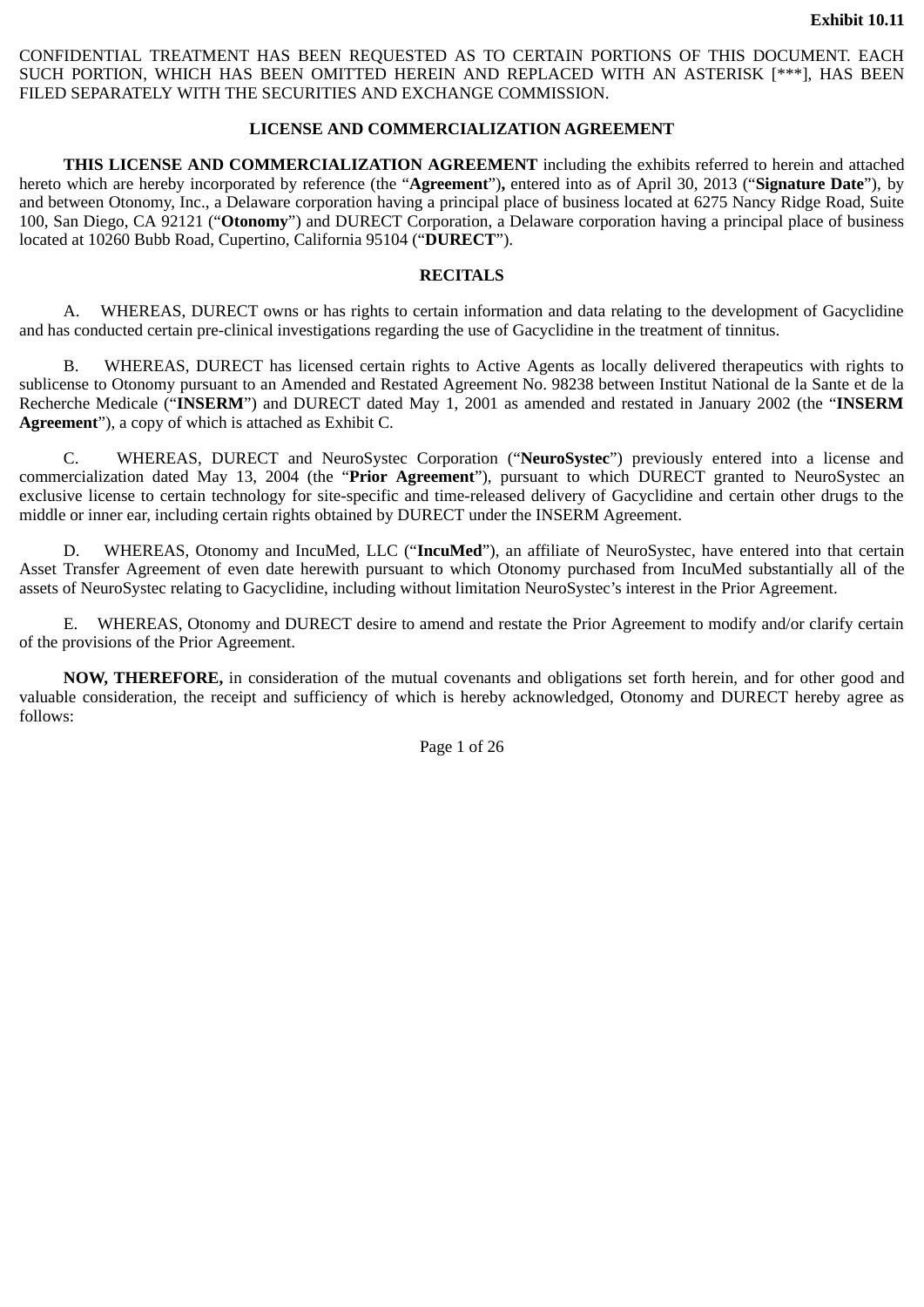**Exhibit 10.11**

CONFIDENTIAL TREATMENT HAS BEEN REQUESTED AS TO CERTAIN PORTIONS OF THIS DOCUMENT. EACH SUCH PORTION, WHICH HAS BEEN OMITTED HEREIN AND REPLACED WITH AN ASTERISK [***], HAS BEEN FILED SEPARATELY WITH THE SECURITIES AND EXCHANGE COMMISSION.

**LICENSE AND COMMERCIALIZATION AGREEMENT**

**THIS LICENSE AND COMMERCIALIZATION AGREEMENT** including the exhibits referred to herein and attached hereto which are hereby incorporated by reference (the "**Agreement**")**,** entered into as of April 30, 2013 ("**Signature Date**"), by and between Otonomy, Inc., a Delaware corporation having a principal place of business located at 6275 Nancy Ridge Road, Suite 100, San Diego, CA 92121 ("**Otonomy**") and DURECT Corporation, a Delaware corporation having a principal place of business located at 10260 Bubb Road, Cupertino, California 95104 ("**DURECT**").

**RECITALS**

A. WHEREAS, DURECT owns or has rights to certain information and data relating to the development of Gacyclidine and has conducted certain pre-clinical investigations regarding the use of Gacyclidine in the treatment of tinnitus.

B. WHEREAS, DURECT has licensed certain rights to Active Agents as locally delivered therapeutics with rights to sublicense to Otonomy pursuant to an Amended and Restated Agreement No. 98238 between Institut National de la Sante et de la Recherche Medicale ("**INSERM**") and DURECT dated May 1, 2001 as amended and restated in January 2002 (the "**INSERM Agreement**"), a copy of which is attached as Exhibit C.

C. WHEREAS, DURECT and NeuroSystec Corporation ("**NeuroSystec**") previously entered into a license and commercialization dated May 13, 2004 (the "**Prior Agreement**"), pursuant to which DURECT granted to NeuroSystec an exclusive license to certain technology for site-specific and time-released delivery of Gacyclidine and certain other drugs to the middle or inner ear, including certain rights obtained by DURECT under the INSERM Agreement.

D. WHEREAS, Otonomy and IncuMed, LLC ("**IncuMed**"), an affiliate of NeuroSystec, have entered into that certain Asset Transfer Agreement of even date herewith pursuant to which Otonomy purchased from IncuMed substantially all of the assets of NeuroSystec relating to Gacyclidine, including without limitation NeuroSystec's interest in the Prior Agreement.

E. WHEREAS, Otonomy and DURECT desire to amend and restate the Prior Agreement to modify and/or clarify certain of the provisions of the Prior Agreement.

**NOW, THEREFORE,** in consideration of the mutual covenants and obligations set forth herein, and for other good and valuable consideration, the receipt and sufficiency of which is hereby acknowledged, Otonomy and DURECT hereby agree as follows: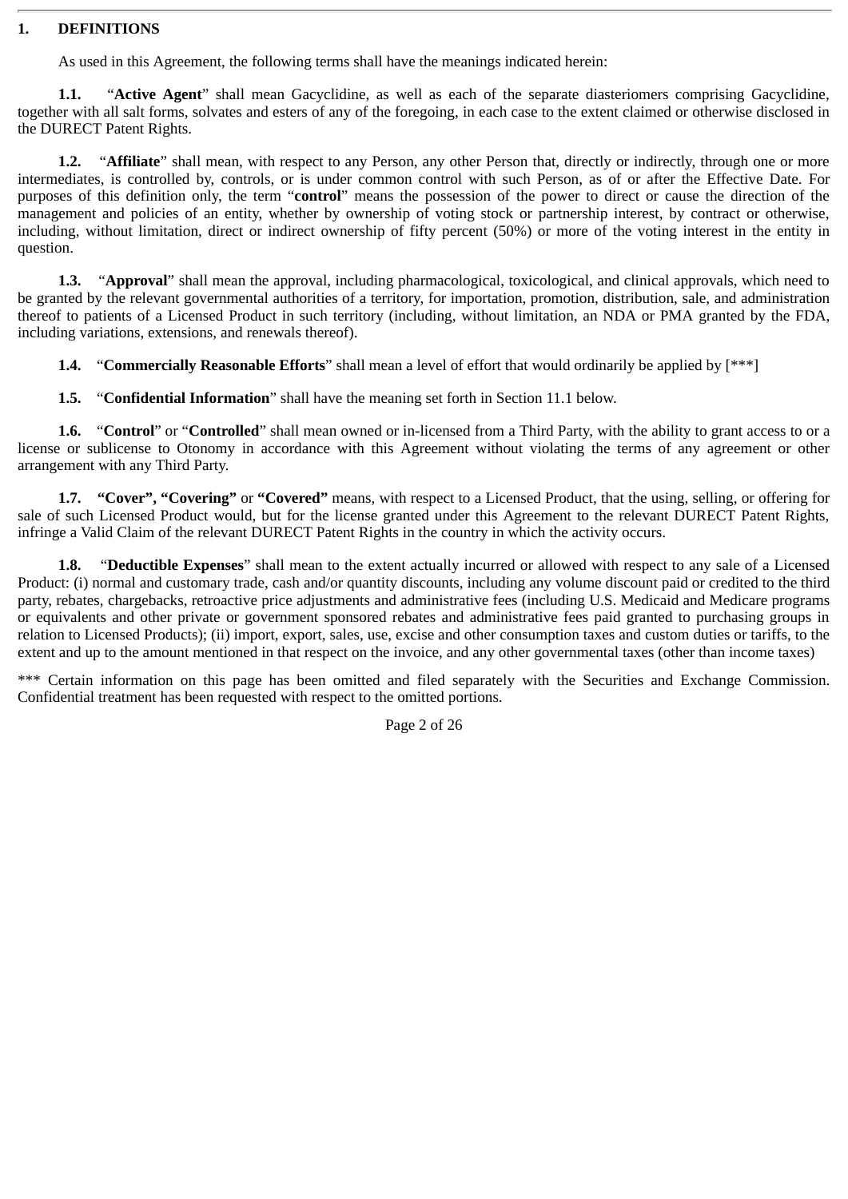## 1. DEFINITIONS

As used in this Agreement, the following terms shall have the meanings indicated herein:

**1.1.** "**Active Agent**" shall mean Gacyclidine, as well as each of the separate diasteriomers comprising Gacyclidine, together with all salt forms, solvates and esters of any of the foregoing, in each case to the extent claimed or otherwise disclosed in the DURECT Patent Rights.

**1.2.** "**Affiliate**" shall mean, with respect to any Person, any other Person that, directly or indirectly, through one or more intermediates, is controlled by, controls, or is under common control with such Person, as of or after the Effective Date. For purposes of this definition only, the term "**control**" means the possession of the power to direct or cause the direction of the management and policies of an entity, whether by ownership of voting stock or partnership interest, by contract or otherwise, including, without limitation, direct or indirect ownership of fifty percent (50%) or more of the voting interest in the entity in question.

**1.3.** "**Approval**" shall mean the approval, including pharmacological, toxicological, and clinical approvals, which need to be granted by the relevant governmental authorities of a territory, for importation, promotion, distribution, sale, and administration thereof to patients of a Licensed Product in such territory (including, without limitation, an NDA or PMA granted by the FDA, including variations, extensions, and renewals thereof).

**1.4.** "**Commercially Reasonable Efforts**" shall mean a level of effort that would ordinarily be applied by [***]

**1.5.** "**Confidential Information**" shall have the meaning set forth in Section 11.1 below.

**1.6.** "**Control**" or "**Controlled**" shall mean owned or in-licensed from a Third Party, with the ability to grant access to or a license or sublicense to Otonomy in accordance with this Agreement without violating the terms of any agreement or other arrangement with any Third Party.

**1.7.** **"Cover", "Covering"** or **"Covered"** means, with respect to a Licensed Product, that the using, selling, or offering for sale of such Licensed Product would, but for the license granted under this Agreement to the relevant DURECT Patent Rights, infringe a Valid Claim of the relevant DURECT Patent Rights in the country in which the activity occurs.

**1.8.** "**Deductible Expenses**" shall mean to the extent actually incurred or allowed with respect to any sale of a Licensed Product: (i) normal and customary trade, cash and/or quantity discounts, including any volume discount paid or credited to the third party, rebates, chargebacks, retroactive price adjustments and administrative fees (including U.S. Medicaid and Medicare programs or equivalents and other private or government sponsored rebates and administrative fees paid granted to purchasing groups in relation to Licensed Products); (ii) import, export, sales, use, excise and other consumption taxes and custom duties or tariffs, to the extent and up to the amount mentioned in that respect on the invoice, and any other governmental taxes (other than income taxes)

*** Certain information on this page has been omitted and filed separately with the Securities and Exchange Commission. Confidential treatment has been requested with respect to the omitted portions.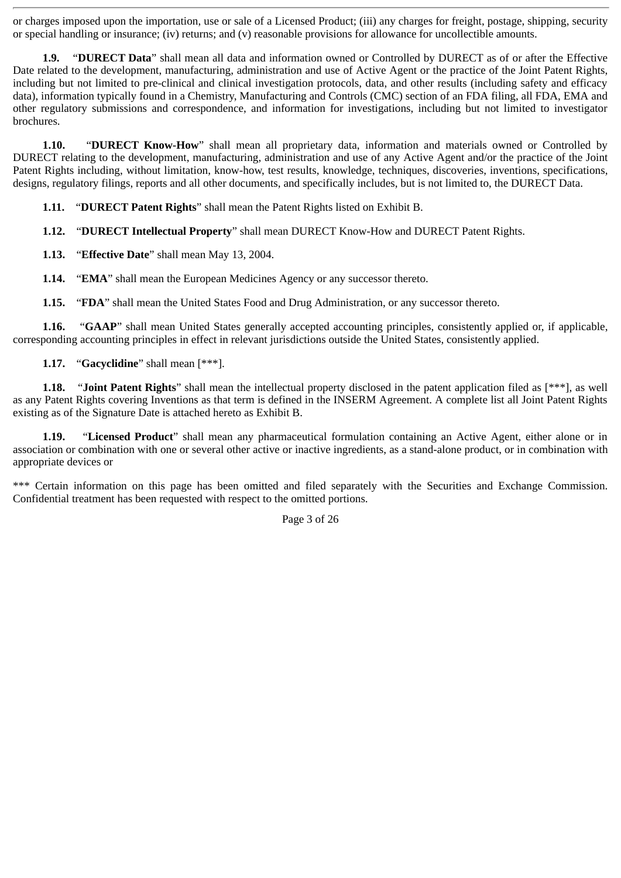or charges imposed upon the importation, use or sale of a Licensed Product; (iii) any charges for freight, postage, shipping, security or special handling or insurance; (iv) returns; and (v) reasonable provisions for allowance for uncollectible amounts.

**1.9.** "**DURECT Data**" shall mean all data and information owned or Controlled by DURECT as of or after the Effective Date related to the development, manufacturing, administration and use of Active Agent or the practice of the Joint Patent Rights, including but not limited to pre-clinical and clinical investigation protocols, data, and other results (including safety and efficacy data), information typically found in a Chemistry, Manufacturing and Controls (CMC) section of an FDA filing, all FDA, EMA and other regulatory submissions and correspondence, and information for investigations, including but not limited to investigator brochures.

**1.10.** "**DURECT Know-How**" shall mean all proprietary data, information and materials owned or Controlled by DURECT relating to the development, manufacturing, administration and use of any Active Agent and/or the practice of the Joint Patent Rights including, without limitation, know-how, test results, knowledge, techniques, discoveries, inventions, specifications, designs, regulatory filings, reports and all other documents, and specifically includes, but is not limited to, the DURECT Data.

**1.11.** "**DURECT Patent Rights**" shall mean the Patent Rights listed on Exhibit B.

**1.12.** "**DURECT Intellectual Property**" shall mean DURECT Know-How and DURECT Patent Rights.

**1.13.** "**Effective Date**" shall mean May 13, 2004.

**1.14.** "**EMA**" shall mean the European Medicines Agency or any successor thereto.

**1.15.** "**FDA**" shall mean the United States Food and Drug Administration, or any successor thereto.

**1.16.** "**GAAP**" shall mean United States generally accepted accounting principles, consistently applied or, if applicable, corresponding accounting principles in effect in relevant jurisdictions outside the United States, consistently applied.

**1.17.** "**Gacyclidine**" shall mean [***].

**1.18.** "**Joint Patent Rights**" shall mean the intellectual property disclosed in the patent application filed as [***], as well as any Patent Rights covering Inventions as that term is defined in the INSERM Agreement. A complete list all Joint Patent Rights existing as of the Signature Date is attached hereto as Exhibit B.

**1.19.** "**Licensed Product**" shall mean any pharmaceutical formulation containing an Active Agent, either alone or in association or combination with one or several other active or inactive ingredients, as a stand-alone product, or in combination with appropriate devices or

*** Certain information on this page has been omitted and filed separately with the Securities and Exchange Commission. Confidential treatment has been requested with respect to the omitted portions.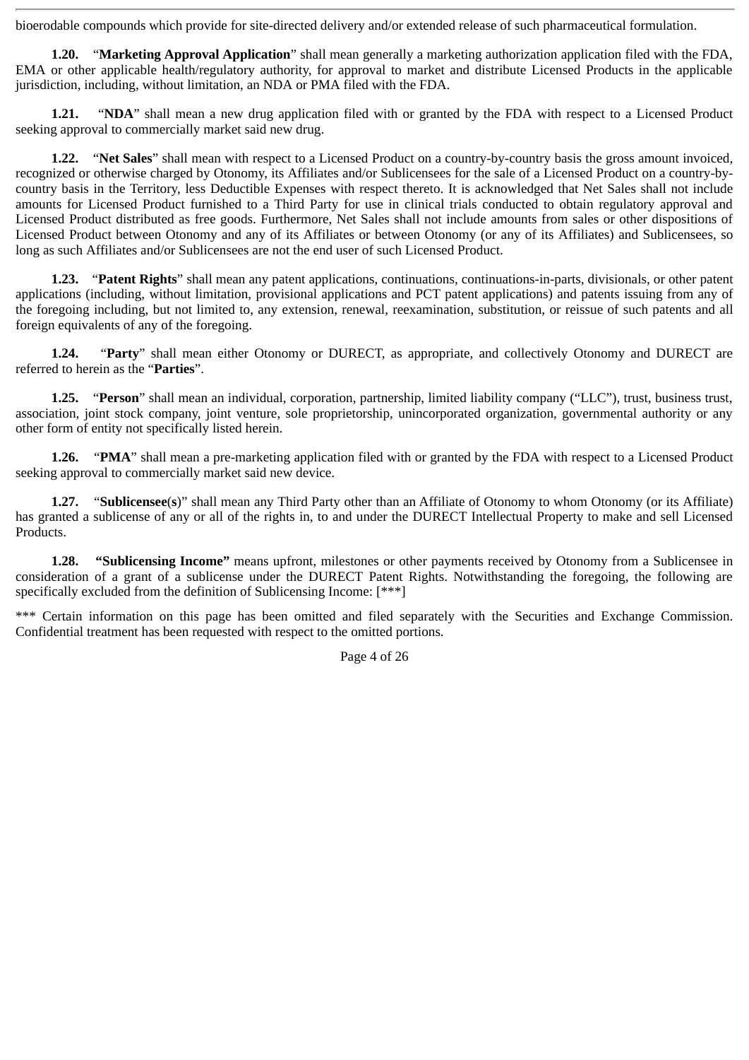bioerodable compounds which provide for site-directed delivery and/or extended release of such pharmaceutical formulation.

**1.20.** "**Marketing Approval Application**" shall mean generally a marketing authorization application filed with the FDA, EMA or other applicable health/regulatory authority, for approval to market and distribute Licensed Products in the applicable jurisdiction, including, without limitation, an NDA or PMA filed with the FDA.

**1.21.** "**NDA**" shall mean a new drug application filed with or granted by the FDA with respect to a Licensed Product seeking approval to commercially market said new drug.

**1.22.** "**Net Sales**" shall mean with respect to a Licensed Product on a country-by-country basis the gross amount invoiced, recognized or otherwise charged by Otonomy, its Affiliates and/or Sublicensees for the sale of a Licensed Product on a country-by-country basis in the Territory, less Deductible Expenses with respect thereto. It is acknowledged that Net Sales shall not include amounts for Licensed Product furnished to a Third Party for use in clinical trials conducted to obtain regulatory approval and Licensed Product distributed as free goods. Furthermore, Net Sales shall not include amounts from sales or other dispositions of Licensed Product between Otonomy and any of its Affiliates or between Otonomy (or any of its Affiliates) and Sublicensees, so long as such Affiliates and/or Sublicensees are not the end user of such Licensed Product.

**1.23.** "**Patent Rights**" shall mean any patent applications, continuations, continuations-in-parts, divisionals, or other patent applications (including, without limitation, provisional applications and PCT patent applications) and patents issuing from any of the foregoing including, but not limited to, any extension, renewal, reexamination, substitution, or reissue of such patents and all foreign equivalents of any of the foregoing.

**1.24.** "**Party**" shall mean either Otonomy or DURECT, as appropriate, and collectively Otonomy and DURECT are referred to herein as the "**Parties**".

**1.25.** "**Person**" shall mean an individual, corporation, partnership, limited liability company ("LLC"), trust, business trust, association, joint stock company, joint venture, sole proprietorship, unincorporated organization, governmental authority or any other form of entity not specifically listed herein.

**1.26.** "**PMA**" shall mean a pre-marketing application filed with or granted by the FDA with respect to a Licensed Product seeking approval to commercially market said new device.

**1.27.** "**Sublicensee(s)**" shall mean any Third Party other than an Affiliate of Otonomy to whom Otonomy (or its Affiliate) has granted a sublicense of any or all of the rights in, to and under the DURECT Intellectual Property to make and sell Licensed Products.

**1.28.** **"Sublicensing Income"** means upfront, milestones or other payments received by Otonomy from a Sublicensee in consideration of a grant of a sublicense under the DURECT Patent Rights. Notwithstanding the foregoing, the following are specifically excluded from the definition of Sublicensing Income: [***]

*** Certain information on this page has been omitted and filed separately with the Securities and Exchange Commission. Confidential treatment has been requested with respect to the omitted portions.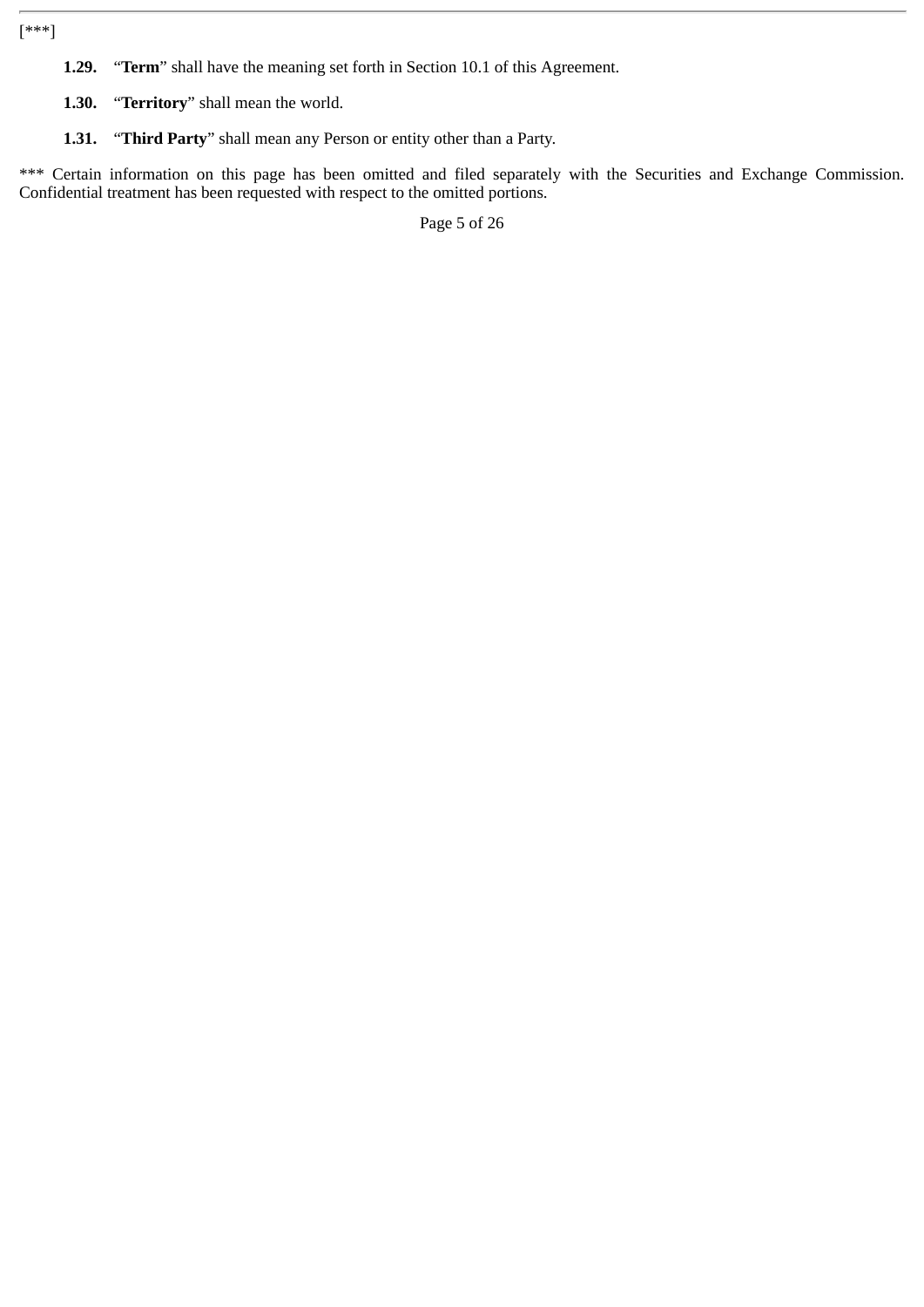[***]

**1.29.** "**Term**" shall have the meaning set forth in Section 10.1 of this Agreement.

**1.30.** "**Territory**" shall mean the world.

**1.31.** "**Third Party**" shall mean any Person or entity other than a Party.

*** Certain information on this page has been omitted and filed separately with the Securities and Exchange Commission. Confidential treatment has been requested with respect to the omitted portions.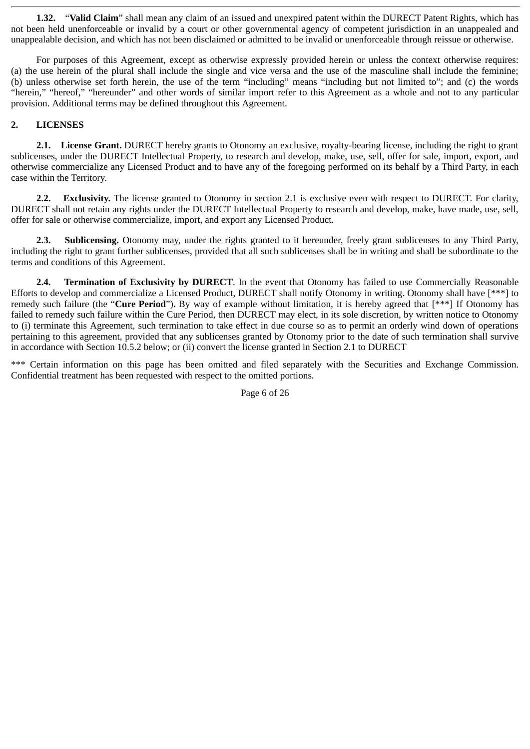**1.32.** "**Valid Claim**" shall mean any claim of an issued and unexpired patent within the DURECT Patent Rights, which has not been held unenforceable or invalid by a court or other governmental agency of competent jurisdiction in an unappealed and unappealable decision, and which has not been disclaimed or admitted to be invalid or unenforceable through reissue or otherwise.

For purposes of this Agreement, except as otherwise expressly provided herein or unless the context otherwise requires: (a) the use herein of the plural shall include the single and vice versa and the use of the masculine shall include the feminine; (b) unless otherwise set forth herein, the use of the term "including" means "including but not limited to"; and (c) the words "herein," "hereof," "hereunder" and other words of similar import refer to this Agreement as a whole and not to any particular provision. Additional terms may be defined throughout this Agreement.

## 2. LICENSES

**2.1. License Grant.** DURECT hereby grants to Otonomy an exclusive, royalty-bearing license, including the right to grant sublicenses, under the DURECT Intellectual Property, to research and develop, make, use, sell, offer for sale, import, export, and otherwise commercialize any Licensed Product and to have any of the foregoing performed on its behalf by a Third Party, in each case within the Territory.

**2.2. Exclusivity.** The license granted to Otonomy in section 2.1 is exclusive even with respect to DURECT. For clarity, DURECT shall not retain any rights under the DURECT Intellectual Property to research and develop, make, have made, use, sell, offer for sale or otherwise commercialize, import, and export any Licensed Product.

**2.3. Sublicensing.** Otonomy may, under the rights granted to it hereunder, freely grant sublicenses to any Third Party, including the right to grant further sublicenses, provided that all such sublicenses shall be in writing and shall be subordinate to the terms and conditions of this Agreement.

**2.4. Termination of Exclusivity by DURECT**. In the event that Otonomy has failed to use Commercially Reasonable Efforts to develop and commercialize a Licensed Product, DURECT shall notify Otonomy in writing. Otonomy shall have [***] to remedy such failure (the "**Cure Period**")**.** By way of example without limitation, it is hereby agreed that [***] If Otonomy has failed to remedy such failure within the Cure Period, then DURECT may elect, in its sole discretion, by written notice to Otonomy to (i) terminate this Agreement, such termination to take effect in due course so as to permit an orderly wind down of operations pertaining to this agreement, provided that any sublicenses granted by Otonomy prior to the date of such termination shall survive in accordance with Section 10.5.2 below; or (ii) convert the license granted in Section 2.1 to DURECT

*** Certain information on this page has been omitted and filed separately with the Securities and Exchange Commission. Confidential treatment has been requested with respect to the omitted portions.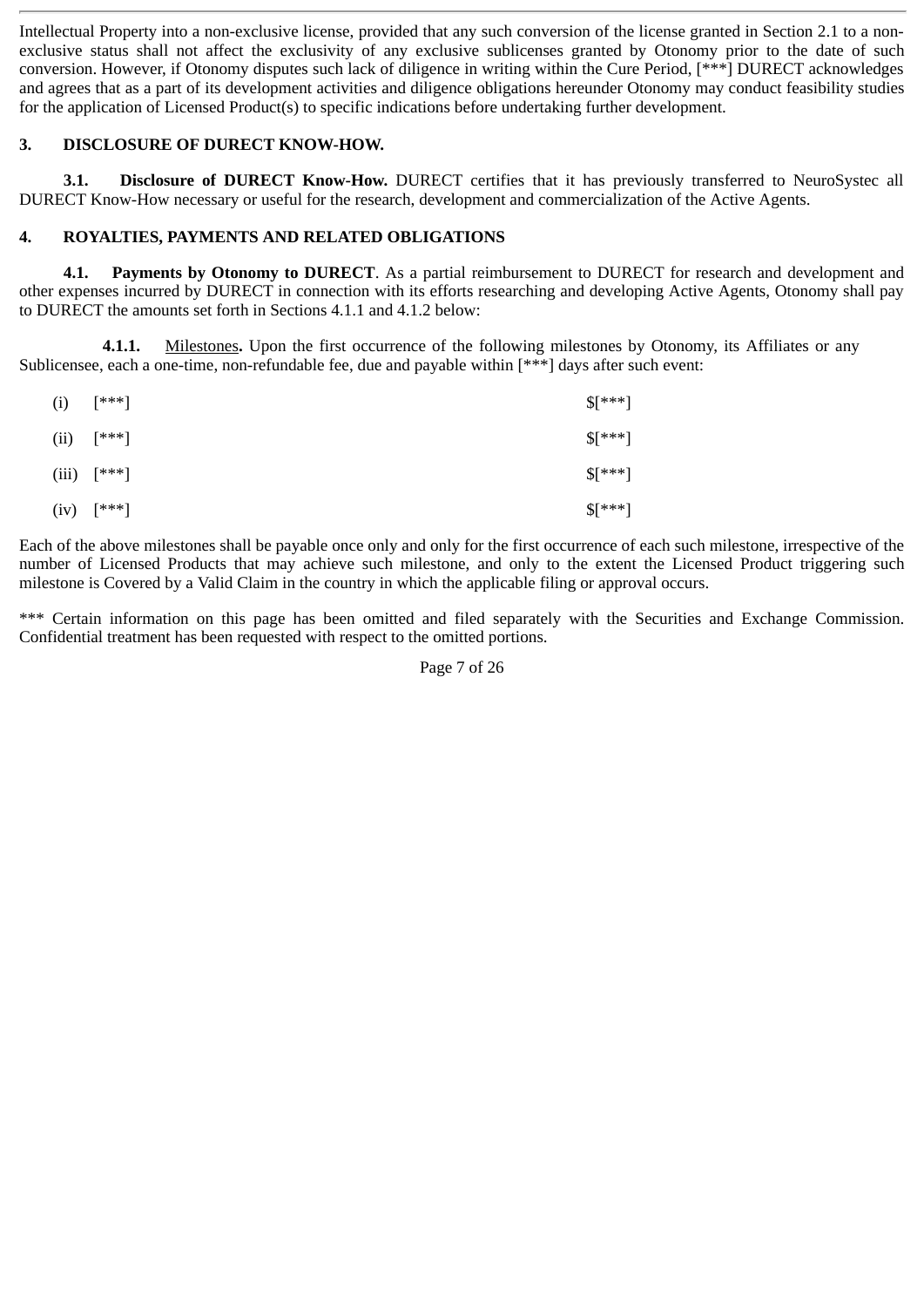Intellectual Property into a non-exclusive license, provided that any such conversion of the license granted in Section 2.1 to a non-exclusive status shall not affect the exclusivity of any exclusive sublicenses granted by Otonomy prior to the date of such conversion. However, if Otonomy disputes such lack of diligence in writing within the Cure Period, [***] DURECT acknowledges and agrees that as a part of its development activities and diligence obligations hereunder Otonomy may conduct feasibility studies for the application of Licensed Product(s) to specific indications before undertaking further development.

**3. DISCLOSURE OF DURECT KNOW-HOW.**

**3.1. Disclosure of DURECT Know-How.** DURECT certifies that it has previously transferred to NeuroSystec all DURECT Know-How necessary or useful for the research, development and commercialization of the Active Agents.

**4. ROYALTIES, PAYMENTS AND RELATED OBLIGATIONS**

**4.1. Payments by Otonomy to DURECT**. As a partial reimbursement to DURECT for research and development and other expenses incurred by DURECT in connection with its efforts researching and developing Active Agents, Otonomy shall pay to DURECT the amounts set forth in Sections 4.1.1 and 4.1.2 below:

**4.1.1.** Milestones**.** Upon the first occurrence of the following milestones by Otonomy, its Affiliates or any Sublicensee, each a one-time, non-refundable fee, due and payable within [***] days after such event:

| | |
|---|---|
| (i) [***] | $[***] |
| (ii) [***] | $[***] |
| (iii) [***] | $[***] |
| (iv) [***] | $[***] |

Each of the above milestones shall be payable once only and only for the first occurrence of each such milestone, irrespective of the number of Licensed Products that may achieve such milestone, and only to the extent the Licensed Product triggering such milestone is Covered by a Valid Claim in the country in which the applicable filing or approval occurs.

*** Certain information on this page has been omitted and filed separately with the Securities and Exchange Commission. Confidential treatment has been requested with respect to the omitted portions.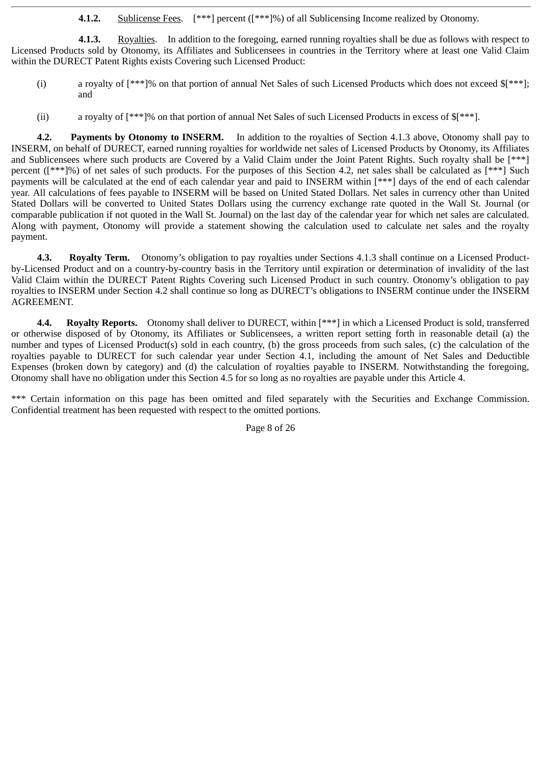**4.1.2.** Sublicense Fees. [***] percent ([***]%) of all Sublicensing Income realized by Otonomy.

**4.1.3.** Royalties. In addition to the foregoing, earned running royalties shall be due as follows with respect to Licensed Products sold by Otonomy, its Affiliates and Sublicensees in countries in the Territory where at least one Valid Claim within the DURECT Patent Rights exists Covering such Licensed Product:

(i) a royalty of [***]% on that portion of annual Net Sales of such Licensed Products which does not exceed $[***]; and

(ii) a royalty of [***]% on that portion of annual Net Sales of such Licensed Products in excess of $[***].

**4.2. Payments by Otonomy to INSERM.** In addition to the royalties of Section 4.1.3 above, Otonomy shall pay to INSERM, on behalf of DURECT, earned running royalties for worldwide net sales of Licensed Products by Otonomy, its Affiliates and Sublicensees where such products are Covered by a Valid Claim under the Joint Patent Rights. Such royalty shall be [***] percent ([***]%) of net sales of such products. For the purposes of this Section 4.2, net sales shall be calculated as [***] Such payments will be calculated at the end of each calendar year and paid to INSERM within [***] days of the end of each calendar year. All calculations of fees payable to INSERM will be based on United Stated Dollars. Net sales in currency other than United Stated Dollars will be converted to United States Dollars using the currency exchange rate quoted in the Wall St. Journal (or comparable publication if not quoted in the Wall St. Journal) on the last day of the calendar year for which net sales are calculated. Along with payment, Otonomy will provide a statement showing the calculation used to calculate net sales and the royalty payment.

**4.3. Royalty Term.** Otonomy's obligation to pay royalties under Sections 4.1.3 shall continue on a Licensed Product-by-Licensed Product and on a country-by-country basis in the Territory until expiration or determination of invalidity of the last Valid Claim within the DURECT Patent Rights Covering such Licensed Product in such country. Otonomy's obligation to pay royalties to INSERM under Section 4.2 shall continue so long as DURECT's obligations to INSERM continue under the INSERM AGREEMENT.

**4.4. Royalty Reports.** Otonomy shall deliver to DURECT, within [***] in which a Licensed Product is sold, transferred or otherwise disposed of by Otonomy, its Affiliates or Sublicensees, a written report setting forth in reasonable detail (a) the number and types of Licensed Product(s) sold in each country, (b) the gross proceeds from such sales, (c) the calculation of the royalties payable to DURECT for such calendar year under Section 4.1, including the amount of Net Sales and Deductible Expenses (broken down by category) and (d) the calculation of royalties payable to INSERM. Notwithstanding the foregoing, Otonomy shall have no obligation under this Section 4.5 for so long as no royalties are payable under this Article 4.

*** Certain information on this page has been omitted and filed separately with the Securities and Exchange Commission. Confidential treatment has been requested with respect to the omitted portions.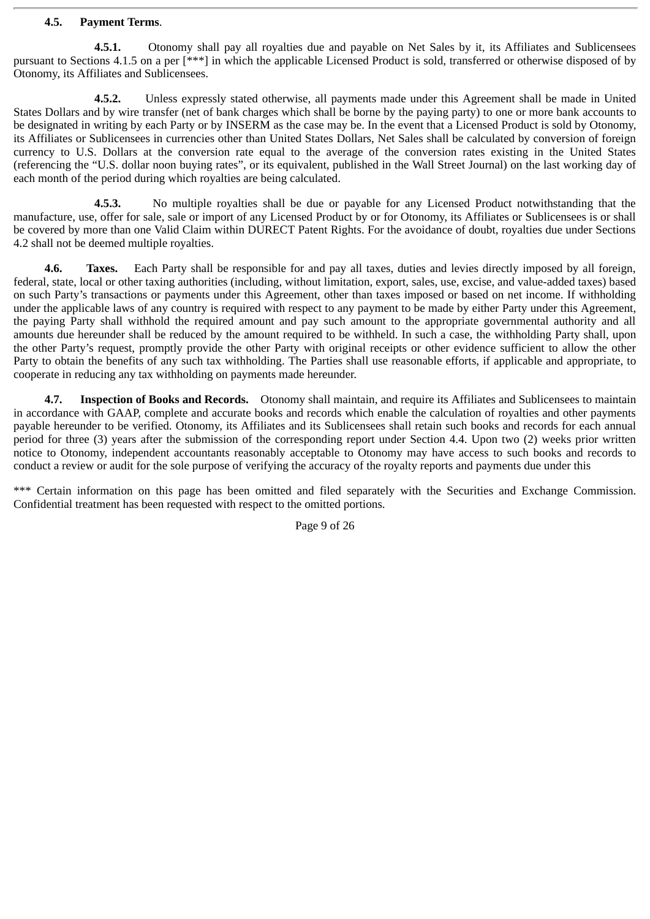**4.5. Payment Terms**.

**4.5.1.** Otonomy shall pay all royalties due and payable on Net Sales by it, its Affiliates and Sublicensees pursuant to Sections 4.1.5 on a per [***] in which the applicable Licensed Product is sold, transferred or otherwise disposed of by Otonomy, its Affiliates and Sublicensees.

**4.5.2.** Unless expressly stated otherwise, all payments made under this Agreement shall be made in United States Dollars and by wire transfer (net of bank charges which shall be borne by the paying party) to one or more bank accounts to be designated in writing by each Party or by INSERM as the case may be. In the event that a Licensed Product is sold by Otonomy, its Affiliates or Sublicensees in currencies other than United States Dollars, Net Sales shall be calculated by conversion of foreign currency to U.S. Dollars at the conversion rate equal to the average of the conversion rates existing in the United States (referencing the "U.S. dollar noon buying rates", or its equivalent, published in the Wall Street Journal) on the last working day of each month of the period during which royalties are being calculated.

**4.5.3.** No multiple royalties shall be due or payable for any Licensed Product notwithstanding that the manufacture, use, offer for sale, sale or import of any Licensed Product by or for Otonomy, its Affiliates or Sublicensees is or shall be covered by more than one Valid Claim within DURECT Patent Rights. For the avoidance of doubt, royalties due under Sections 4.2 shall not be deemed multiple royalties.

**4.6. Taxes.** Each Party shall be responsible for and pay all taxes, duties and levies directly imposed by all foreign, federal, state, local or other taxing authorities (including, without limitation, export, sales, use, excise, and value-added taxes) based on such Party's transactions or payments under this Agreement, other than taxes imposed or based on net income. If withholding under the applicable laws of any country is required with respect to any payment to be made by either Party under this Agreement, the paying Party shall withhold the required amount and pay such amount to the appropriate governmental authority and all amounts due hereunder shall be reduced by the amount required to be withheld. In such a case, the withholding Party shall, upon the other Party's request, promptly provide the other Party with original receipts or other evidence sufficient to allow the other Party to obtain the benefits of any such tax withholding. The Parties shall use reasonable efforts, if applicable and appropriate, to cooperate in reducing any tax withholding on payments made hereunder.

**4.7. Inspection of Books and Records.** Otonomy shall maintain, and require its Affiliates and Sublicensees to maintain in accordance with GAAP, complete and accurate books and records which enable the calculation of royalties and other payments payable hereunder to be verified. Otonomy, its Affiliates and its Sublicensees shall retain such books and records for each annual period for three (3) years after the submission of the corresponding report under Section 4.4. Upon two (2) weeks prior written notice to Otonomy, independent accountants reasonably acceptable to Otonomy may have access to such books and records to conduct a review or audit for the sole purpose of verifying the accuracy of the royalty reports and payments due under this

*** Certain information on this page has been omitted and filed separately with the Securities and Exchange Commission. Confidential treatment has been requested with respect to the omitted portions.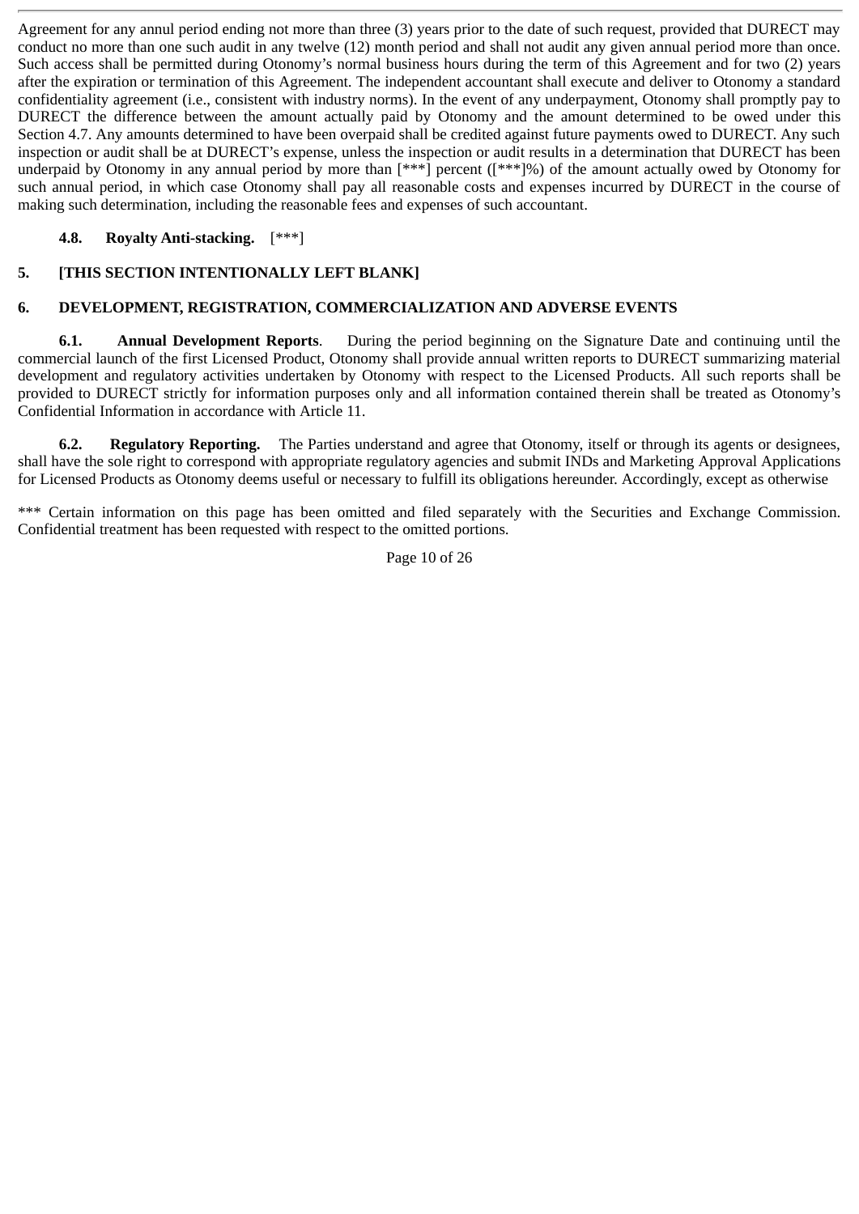Agreement for any annul period ending not more than three (3) years prior to the date of such request, provided that DURECT may conduct no more than one such audit in any twelve (12) month period and shall not audit any given annual period more than once. Such access shall be permitted during Otonomy's normal business hours during the term of this Agreement and for two (2) years after the expiration or termination of this Agreement. The independent accountant shall execute and deliver to Otonomy a standard confidentiality agreement (i.e., consistent with industry norms). In the event of any underpayment, Otonomy shall promptly pay to DURECT the difference between the amount actually paid by Otonomy and the amount determined to be owed under this Section 4.7. Any amounts determined to have been overpaid shall be credited against future payments owed to DURECT. Any such inspection or audit shall be at DURECT's expense, unless the inspection or audit results in a determination that DURECT has been underpaid by Otonomy in any annual period by more than [***] percent ([***]%) of the amount actually owed by Otonomy for such annual period, in which case Otonomy shall pay all reasonable costs and expenses incurred by DURECT in the course of making such determination, including the reasonable fees and expenses of such accountant.

**4.8. Royalty Anti-stacking.** [***]

**5. [THIS SECTION INTENTIONALLY LEFT BLANK]**

**6. DEVELOPMENT, REGISTRATION, COMMERCIALIZATION AND ADVERSE EVENTS**

**6.1. Annual Development Reports**. During the period beginning on the Signature Date and continuing until the commercial launch of the first Licensed Product, Otonomy shall provide annual written reports to DURECT summarizing material development and regulatory activities undertaken by Otonomy with respect to the Licensed Products. All such reports shall be provided to DURECT strictly for information purposes only and all information contained therein shall be treated as Otonomy's Confidential Information in accordance with Article 11.

**6.2. Regulatory Reporting.** The Parties understand and agree that Otonomy, itself or through its agents or designees, shall have the sole right to correspond with appropriate regulatory agencies and submit INDs and Marketing Approval Applications for Licensed Products as Otonomy deems useful or necessary to fulfill its obligations hereunder. Accordingly, except as otherwise

*** Certain information on this page has been omitted and filed separately with the Securities and Exchange Commission. Confidential treatment has been requested with respect to the omitted portions.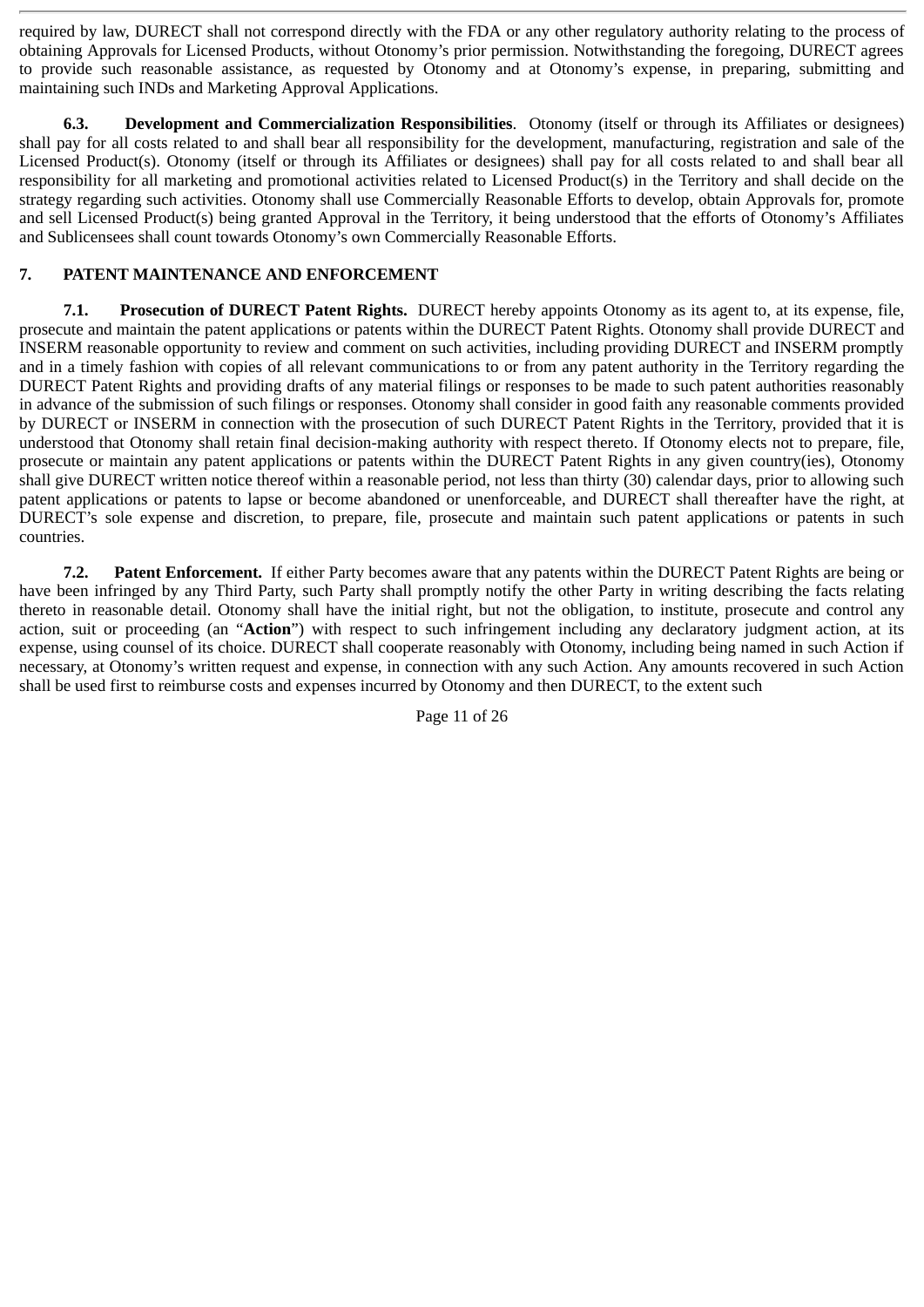required by law, DURECT shall not correspond directly with the FDA or any other regulatory authority relating to the process of obtaining Approvals for Licensed Products, without Otonomy's prior permission. Notwithstanding the foregoing, DURECT agrees to provide such reasonable assistance, as requested by Otonomy and at Otonomy's expense, in preparing, submitting and maintaining such INDs and Marketing Approval Applications.

**6.3. Development and Commercialization Responsibilities**. Otonomy (itself or through its Affiliates or designees) shall pay for all costs related to and shall bear all responsibility for the development, manufacturing, registration and sale of the Licensed Product(s). Otonomy (itself or through its Affiliates or designees) shall pay for all costs related to and shall bear all responsibility for all marketing and promotional activities related to Licensed Product(s) in the Territory and shall decide on the strategy regarding such activities. Otonomy shall use Commercially Reasonable Efforts to develop, obtain Approvals for, promote and sell Licensed Product(s) being granted Approval in the Territory, it being understood that the efforts of Otonomy's Affiliates and Sublicensees shall count towards Otonomy's own Commercially Reasonable Efforts.

**7. PATENT MAINTENANCE AND ENFORCEMENT**

**7.1. Prosecution of DURECT Patent Rights.** DURECT hereby appoints Otonomy as its agent to, at its expense, file, prosecute and maintain the patent applications or patents within the DURECT Patent Rights. Otonomy shall provide DURECT and INSERM reasonable opportunity to review and comment on such activities, including providing DURECT and INSERM promptly and in a timely fashion with copies of all relevant communications to or from any patent authority in the Territory regarding the DURECT Patent Rights and providing drafts of any material filings or responses to be made to such patent authorities reasonably in advance of the submission of such filings or responses. Otonomy shall consider in good faith any reasonable comments provided by DURECT or INSERM in connection with the prosecution of such DURECT Patent Rights in the Territory, provided that it is understood that Otonomy shall retain final decision-making authority with respect thereto. If Otonomy elects not to prepare, file, prosecute or maintain any patent applications or patents within the DURECT Patent Rights in any given country(ies), Otonomy shall give DURECT written notice thereof within a reasonable period, not less than thirty (30) calendar days, prior to allowing such patent applications or patents to lapse or become abandoned or unenforceable, and DURECT shall thereafter have the right, at DURECT's sole expense and discretion, to prepare, file, prosecute and maintain such patent applications or patents in such countries.

**7.2. Patent Enforcement.** If either Party becomes aware that any patents within the DURECT Patent Rights are being or have been infringed by any Third Party, such Party shall promptly notify the other Party in writing describing the facts relating thereto in reasonable detail. Otonomy shall have the initial right, but not the obligation, to institute, prosecute and control any action, suit or proceeding (an "**Action**") with respect to such infringement including any declaratory judgment action, at its expense, using counsel of its choice. DURECT shall cooperate reasonably with Otonomy, including being named in such Action if necessary, at Otonomy's written request and expense, in connection with any such Action. Any amounts recovered in such Action shall be used first to reimburse costs and expenses incurred by Otonomy and then DURECT, to the extent such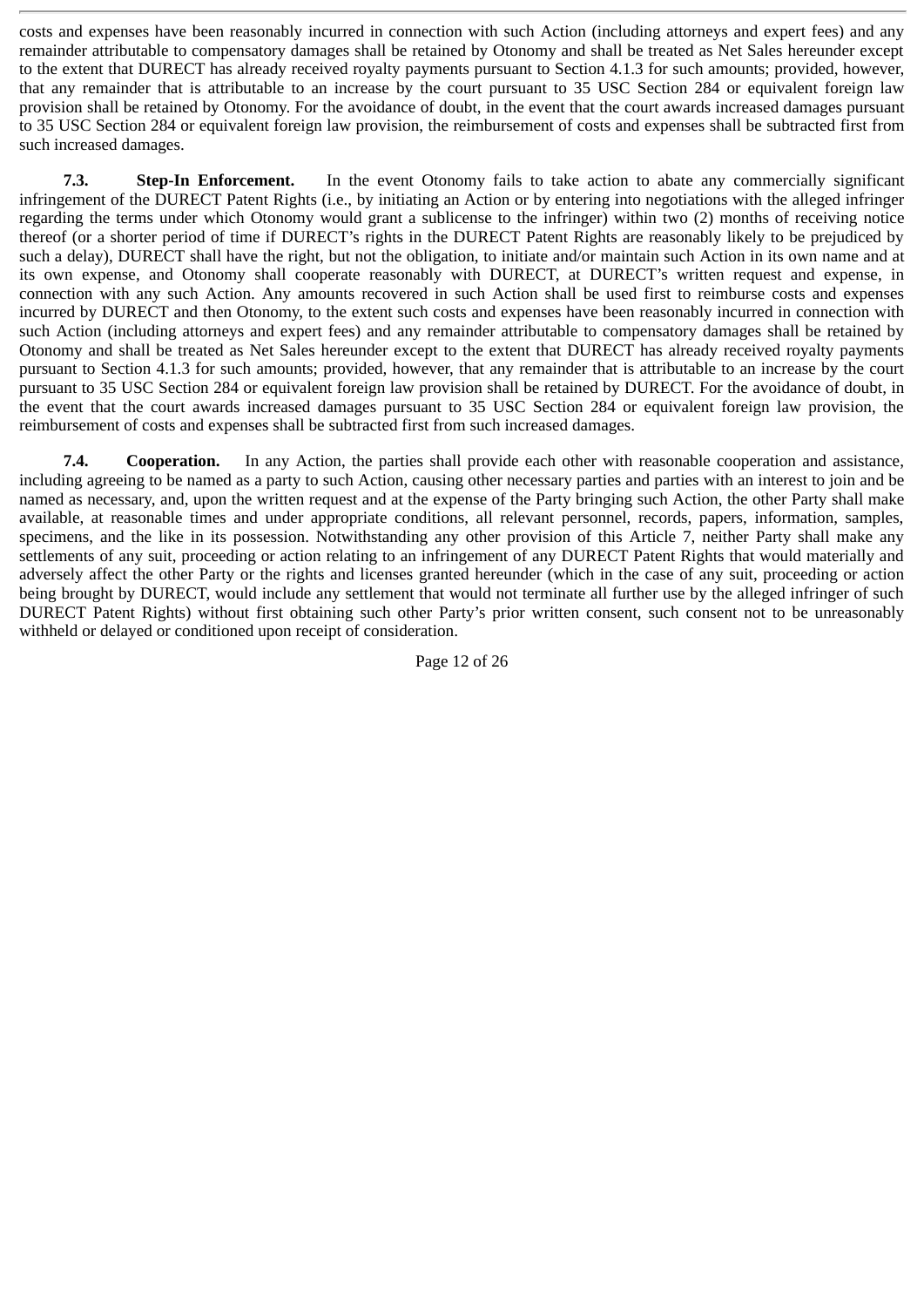costs and expenses have been reasonably incurred in connection with such Action (including attorneys and expert fees) and any remainder attributable to compensatory damages shall be retained by Otonomy and shall be treated as Net Sales hereunder except to the extent that DURECT has already received royalty payments pursuant to Section 4.1.3 for such amounts; provided, however, that any remainder that is attributable to an increase by the court pursuant to 35 USC Section 284 or equivalent foreign law provision shall be retained by Otonomy. For the avoidance of doubt, in the event that the court awards increased damages pursuant to 35 USC Section 284 or equivalent foreign law provision, the reimbursement of costs and expenses shall be subtracted first from such increased damages.

**7.3. Step-In Enforcement.** In the event Otonomy fails to take action to abate any commercially significant infringement of the DURECT Patent Rights (i.e., by initiating an Action or by entering into negotiations with the alleged infringer regarding the terms under which Otonomy would grant a sublicense to the infringer) within two (2) months of receiving notice thereof (or a shorter period of time if DURECT's rights in the DURECT Patent Rights are reasonably likely to be prejudiced by such a delay), DURECT shall have the right, but not the obligation, to initiate and/or maintain such Action in its own name and at its own expense, and Otonomy shall cooperate reasonably with DURECT, at DURECT's written request and expense, in connection with any such Action. Any amounts recovered in such Action shall be used first to reimburse costs and expenses incurred by DURECT and then Otonomy, to the extent such costs and expenses have been reasonably incurred in connection with such Action (including attorneys and expert fees) and any remainder attributable to compensatory damages shall be retained by Otonomy and shall be treated as Net Sales hereunder except to the extent that DURECT has already received royalty payments pursuant to Section 4.1.3 for such amounts; provided, however, that any remainder that is attributable to an increase by the court pursuant to 35 USC Section 284 or equivalent foreign law provision shall be retained by DURECT. For the avoidance of doubt, in the event that the court awards increased damages pursuant to 35 USC Section 284 or equivalent foreign law provision, the reimbursement of costs and expenses shall be subtracted first from such increased damages.

**7.4. Cooperation.** In any Action, the parties shall provide each other with reasonable cooperation and assistance, including agreeing to be named as a party to such Action, causing other necessary parties and parties with an interest to join and be named as necessary, and, upon the written request and at the expense of the Party bringing such Action, the other Party shall make available, at reasonable times and under appropriate conditions, all relevant personnel, records, papers, information, samples, specimens, and the like in its possession. Notwithstanding any other provision of this Article 7, neither Party shall make any settlements of any suit, proceeding or action relating to an infringement of any DURECT Patent Rights that would materially and adversely affect the other Party or the rights and licenses granted hereunder (which in the case of any suit, proceeding or action being brought by DURECT, would include any settlement that would not terminate all further use by the alleged infringer of such DURECT Patent Rights) without first obtaining such other Party's prior written consent, such consent not to be unreasonably withheld or delayed or conditioned upon receipt of consideration.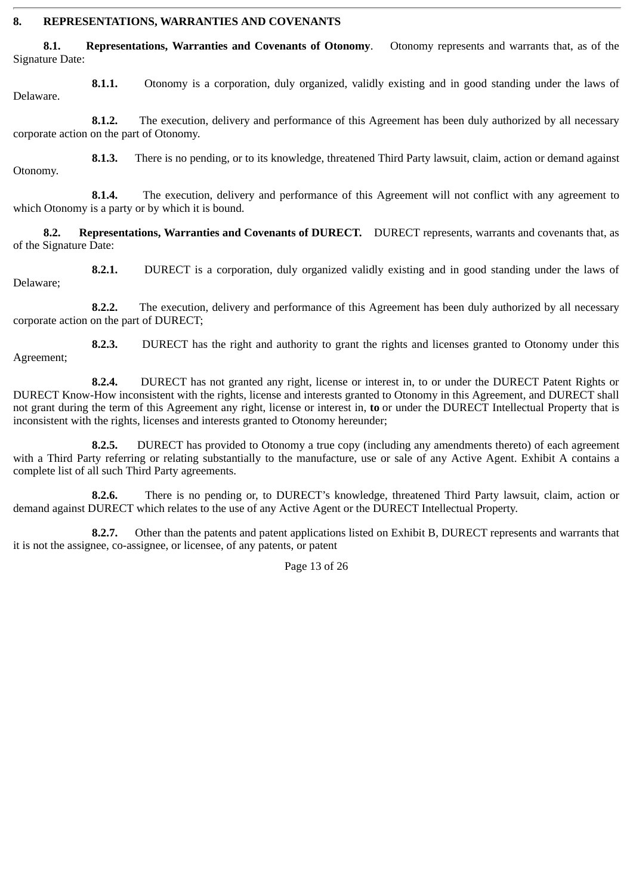**8. REPRESENTATIONS, WARRANTIES AND COVENANTS**

**8.1. Representations, Warranties and Covenants of Otonomy**. Otonomy represents and warrants that, as of the Signature Date:

**8.1.1.** Otonomy is a corporation, duly organized, validly existing and in good standing under the laws of Delaware.

**8.1.2.** The execution, delivery and performance of this Agreement has been duly authorized by all necessary corporate action on the part of Otonomy.

**8.1.3.** There is no pending, or to its knowledge, threatened Third Party lawsuit, claim, action or demand against Otonomy.

**8.1.4.** The execution, delivery and performance of this Agreement will not conflict with any agreement to which Otonomy is a party or by which it is bound.

**8.2. Representations, Warranties and Covenants of DURECT.** DURECT represents, warrants and covenants that, as of the Signature Date:

**8.2.1.** DURECT is a corporation, duly organized validly existing and in good standing under the laws of Delaware;

**8.2.2.** The execution, delivery and performance of this Agreement has been duly authorized by all necessary corporate action on the part of DURECT;

**8.2.3.** DURECT has the right and authority to grant the rights and licenses granted to Otonomy under this Agreement;

**8.2.4.** DURECT has not granted any right, license or interest in, to or under the DURECT Patent Rights or DURECT Know-How inconsistent with the rights, license and interests granted to Otonomy in this Agreement, and DURECT shall not grant during the term of this Agreement any right, license or interest in, **to** or under the DURECT Intellectual Property that is inconsistent with the rights, licenses and interests granted to Otonomy hereunder;

**8.2.5.** DURECT has provided to Otonomy a true copy (including any amendments thereto) of each agreement with a Third Party referring or relating substantially to the manufacture, use or sale of any Active Agent. Exhibit A contains a complete list of all such Third Party agreements.

**8.2.6.** There is no pending or, to DURECT's knowledge, threatened Third Party lawsuit, claim, action or demand against DURECT which relates to the use of any Active Agent or the DURECT Intellectual Property.

**8.2.7.** Other than the patents and patent applications listed on Exhibit B, DURECT represents and warrants that it is not the assignee, co-assignee, or licensee, of any patents, or patent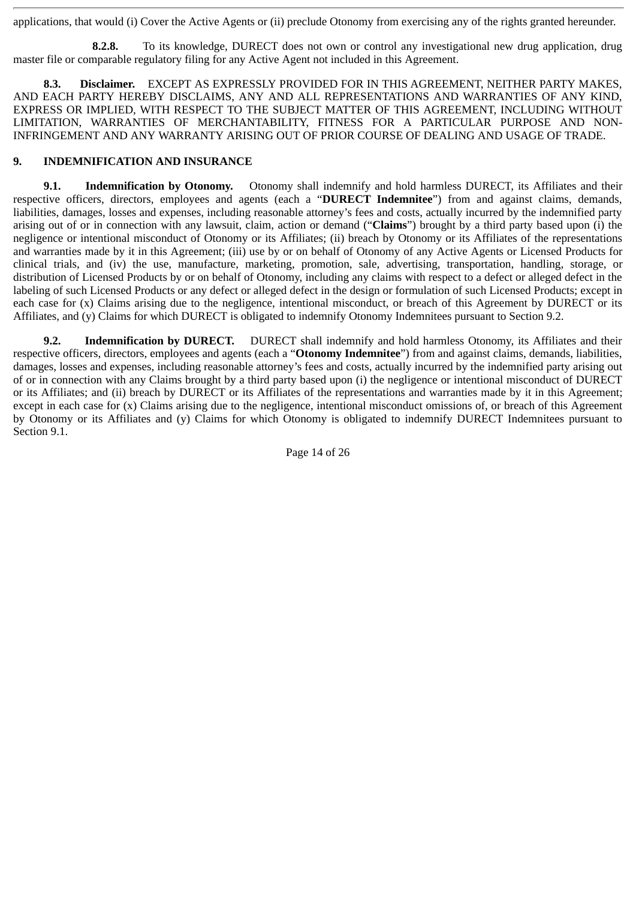applications, that would (i) Cover the Active Agents or (ii) preclude Otonomy from exercising any of the rights granted hereunder.

**8.2.8.** To its knowledge, DURECT does not own or control any investigational new drug application, drug master file or comparable regulatory filing for any Active Agent not included in this Agreement.

**8.3. Disclaimer.** EXCEPT AS EXPRESSLY PROVIDED FOR IN THIS AGREEMENT, NEITHER PARTY MAKES, AND EACH PARTY HEREBY DISCLAIMS, ANY AND ALL REPRESENTATIONS AND WARRANTIES OF ANY KIND, EXPRESS OR IMPLIED, WITH RESPECT TO THE SUBJECT MATTER OF THIS AGREEMENT, INCLUDING WITHOUT LIMITATION, WARRANTIES OF MERCHANTABILITY, FITNESS FOR A PARTICULAR PURPOSE AND NON-INFRINGEMENT AND ANY WARRANTY ARISING OUT OF PRIOR COURSE OF DEALING AND USAGE OF TRADE.

## 9. INDEMNIFICATION AND INSURANCE

**9.1. Indemnification by Otonomy.** Otonomy shall indemnify and hold harmless DURECT, its Affiliates and their respective officers, directors, employees and agents (each a "**DURECT Indemnitee**") from and against claims, demands, liabilities, damages, losses and expenses, including reasonable attorney's fees and costs, actually incurred by the indemnified party arising out of or in connection with any lawsuit, claim, action or demand ("**Claims**") brought by a third party based upon (i) the negligence or intentional misconduct of Otonomy or its Affiliates; (ii) breach by Otonomy or its Affiliates of the representations and warranties made by it in this Agreement; (iii) use by or on behalf of Otonomy of any Active Agents or Licensed Products for clinical trials, and (iv) the use, manufacture, marketing, promotion, sale, advertising, transportation, handling, storage, or distribution of Licensed Products by or on behalf of Otonomy, including any claims with respect to a defect or alleged defect in the labeling of such Licensed Products or any defect or alleged defect in the design or formulation of such Licensed Products; except in each case for (x) Claims arising due to the negligence, intentional misconduct, or breach of this Agreement by DURECT or its Affiliates, and (y) Claims for which DURECT is obligated to indemnify Otonomy Indemnitees pursuant to Section 9.2.

**9.2. Indemnification by DURECT.** DURECT shall indemnify and hold harmless Otonomy, its Affiliates and their respective officers, directors, employees and agents (each a "**Otonomy Indemnitee**") from and against claims, demands, liabilities, damages, losses and expenses, including reasonable attorney's fees and costs, actually incurred by the indemnified party arising out of or in connection with any Claims brought by a third party based upon (i) the negligence or intentional misconduct of DURECT or its Affiliates; and (ii) breach by DURECT or its Affiliates of the representations and warranties made by it in this Agreement; except in each case for (x) Claims arising due to the negligence, intentional misconduct omissions of, or breach of this Agreement by Otonomy or its Affiliates and (y) Claims for which Otonomy is obligated to indemnify DURECT Indemnitees pursuant to Section 9.1.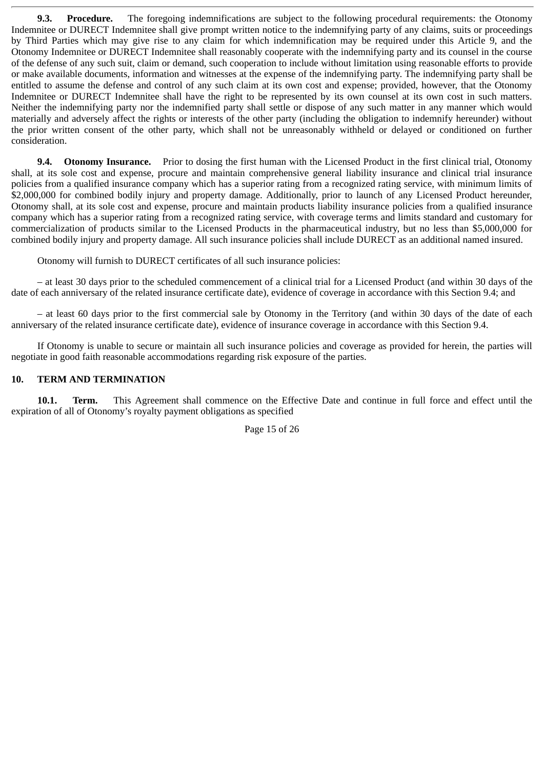**9.3. Procedure.** The foregoing indemnifications are subject to the following procedural requirements: the Otonomy Indemnitee or DURECT Indemnitee shall give prompt written notice to the indemnifying party of any claims, suits or proceedings by Third Parties which may give rise to any claim for which indemnification may be required under this Article 9, and the Otonomy Indemnitee or DURECT Indemnitee shall reasonably cooperate with the indemnifying party and its counsel in the course of the defense of any such suit, claim or demand, such cooperation to include without limitation using reasonable efforts to provide or make available documents, information and witnesses at the expense of the indemnifying party. The indemnifying party shall be entitled to assume the defense and control of any such claim at its own cost and expense; provided, however, that the Otonomy Indemnitee or DURECT Indemnitee shall have the right to be represented by its own counsel at its own cost in such matters. Neither the indemnifying party nor the indemnified party shall settle or dispose of any such matter in any manner which would materially and adversely affect the rights or interests of the other party (including the obligation to indemnify hereunder) without the prior written consent of the other party, which shall not be unreasonably withheld or delayed or conditioned on further consideration.

**9.4. Otonomy Insurance.** Prior to dosing the first human with the Licensed Product in the first clinical trial, Otonomy shall, at its sole cost and expense, procure and maintain comprehensive general liability insurance and clinical trial insurance policies from a qualified insurance company which has a superior rating from a recognized rating service, with minimum limits of $2,000,000 for combined bodily injury and property damage. Additionally, prior to launch of any Licensed Product hereunder, Otonomy shall, at its sole cost and expense, procure and maintain products liability insurance policies from a qualified insurance company which has a superior rating from a recognized rating service, with coverage terms and limits standard and customary for commercialization of products similar to the Licensed Products in the pharmaceutical industry, but no less than $5,000,000 for combined bodily injury and property damage. All such insurance policies shall include DURECT as an additional named insured.

Otonomy will furnish to DURECT certificates of all such insurance policies:

– at least 30 days prior to the scheduled commencement of a clinical trial for a Licensed Product (and within 30 days of the date of each anniversary of the related insurance certificate date), evidence of coverage in accordance with this Section 9.4; and

– at least 60 days prior to the first commercial sale by Otonomy in the Territory (and within 30 days of the date of each anniversary of the related insurance certificate date), evidence of insurance coverage in accordance with this Section 9.4.

If Otonomy is unable to secure or maintain all such insurance policies and coverage as provided for herein, the parties will negotiate in good faith reasonable accommodations regarding risk exposure of the parties.

## 10. TERM AND TERMINATION

**10.1. Term.** This Agreement shall commence on the Effective Date and continue in full force and effect until the expiration of all of Otonomy's royalty payment obligations as specified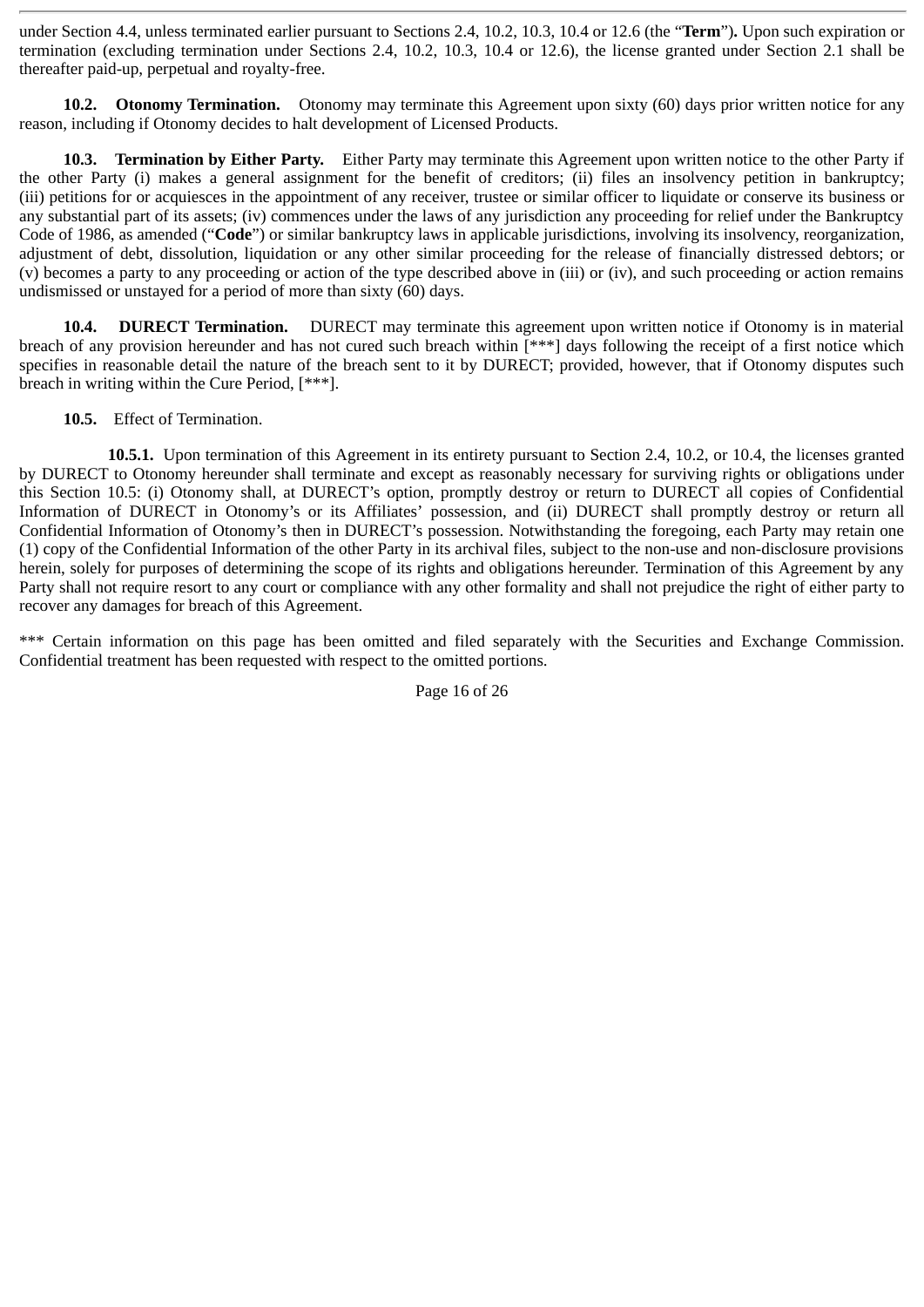under Section 4.4, unless terminated earlier pursuant to Sections 2.4, 10.2, 10.3, 10.4 or 12.6 (the "**Term**"). Upon such expiration or termination (excluding termination under Sections 2.4, 10.2, 10.3, 10.4 or 12.6), the license granted under Section 2.1 shall be thereafter paid-up, perpetual and royalty-free.

**10.2. Otonomy Termination.** Otonomy may terminate this Agreement upon sixty (60) days prior written notice for any reason, including if Otonomy decides to halt development of Licensed Products.

**10.3. Termination by Either Party.** Either Party may terminate this Agreement upon written notice to the other Party if the other Party (i) makes a general assignment for the benefit of creditors; (ii) files an insolvency petition in bankruptcy; (iii) petitions for or acquiesces in the appointment of any receiver, trustee or similar officer to liquidate or conserve its business or any substantial part of its assets; (iv) commences under the laws of any jurisdiction any proceeding for relief under the Bankruptcy Code of 1986, as amended ("**Code**") or similar bankruptcy laws in applicable jurisdictions, involving its insolvency, reorganization, adjustment of debt, dissolution, liquidation or any other similar proceeding for the release of financially distressed debtors; or (v) becomes a party to any proceeding or action of the type described above in (iii) or (iv), and such proceeding or action remains undismissed or unstayed for a period of more than sixty (60) days.

**10.4. DURECT Termination.** DURECT may terminate this agreement upon written notice if Otonomy is in material breach of any provision hereunder and has not cured such breach within [***] days following the receipt of a first notice which specifies in reasonable detail the nature of the breach sent to it by DURECT; provided, however, that if Otonomy disputes such breach in writing within the Cure Period, [***].

**10.5.** Effect of Termination.

**10.5.1.** Upon termination of this Agreement in its entirety pursuant to Section 2.4, 10.2, or 10.4, the licenses granted by DURECT to Otonomy hereunder shall terminate and except as reasonably necessary for surviving rights or obligations under this Section 10.5: (i) Otonomy shall, at DURECT's option, promptly destroy or return to DURECT all copies of Confidential Information of DURECT in Otonomy's or its Affiliates' possession, and (ii) DURECT shall promptly destroy or return all Confidential Information of Otonomy's then in DURECT's possession. Notwithstanding the foregoing, each Party may retain one (1) copy of the Confidential Information of the other Party in its archival files, subject to the non-use and non-disclosure provisions herein, solely for purposes of determining the scope of its rights and obligations hereunder. Termination of this Agreement by any Party shall not require resort to any court or compliance with any other formality and shall not prejudice the right of either party to recover any damages for breach of this Agreement.

*** Certain information on this page has been omitted and filed separately with the Securities and Exchange Commission. Confidential treatment has been requested with respect to the omitted portions.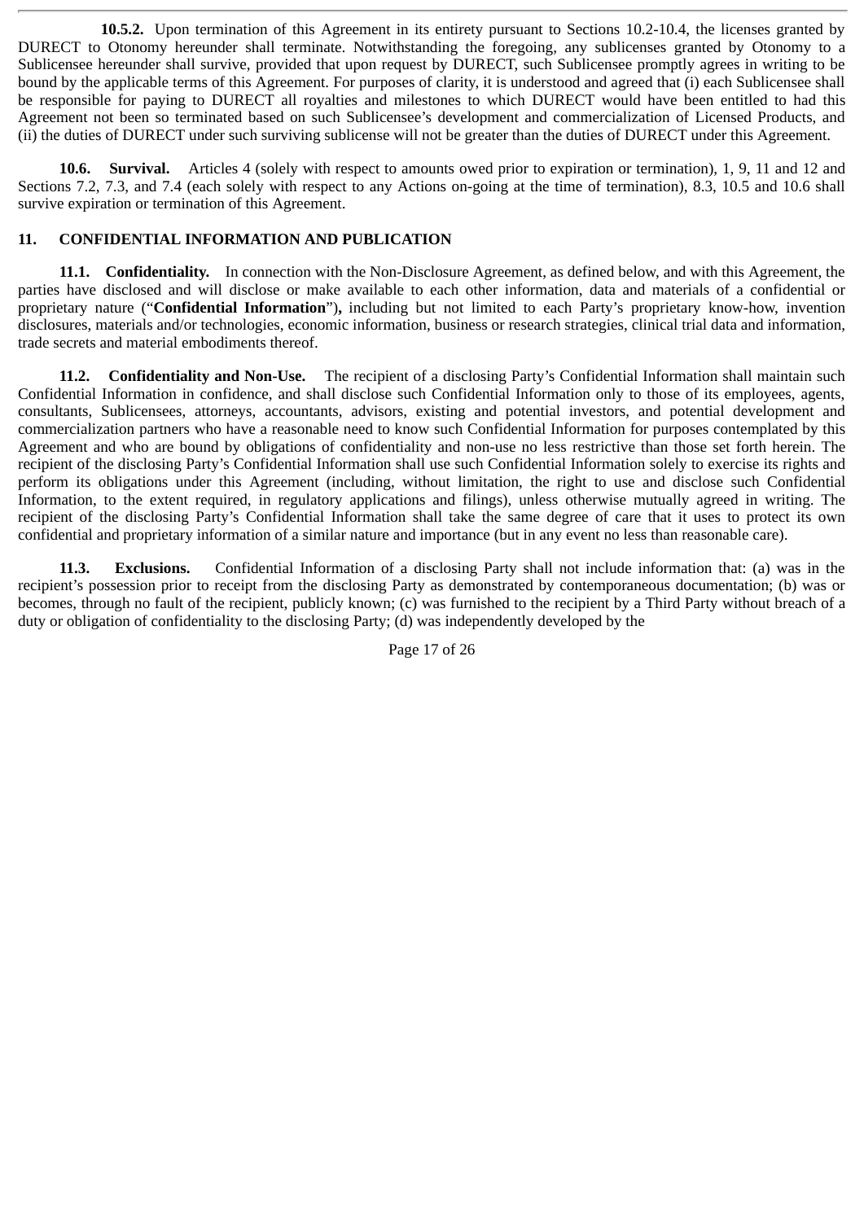**10.5.2.** Upon termination of this Agreement in its entirety pursuant to Sections 10.2-10.4, the licenses granted by DURECT to Otonomy hereunder shall terminate. Notwithstanding the foregoing, any sublicenses granted by Otonomy to a Sublicensee hereunder shall survive, provided that upon request by DURECT, such Sublicensee promptly agrees in writing to be bound by the applicable terms of this Agreement. For purposes of clarity, it is understood and agreed that (i) each Sublicensee shall be responsible for paying to DURECT all royalties and milestones to which DURECT would have been entitled to had this Agreement not been so terminated based on such Sublicensee's development and commercialization of Licensed Products, and (ii) the duties of DURECT under such surviving sublicense will not be greater than the duties of DURECT under this Agreement.

**10.6. Survival.** Articles 4 (solely with respect to amounts owed prior to expiration or termination), 1, 9, 11 and 12 and Sections 7.2, 7.3, and 7.4 (each solely with respect to any Actions on-going at the time of termination), 8.3, 10.5 and 10.6 shall survive expiration or termination of this Agreement.

## 11. CONFIDENTIAL INFORMATION AND PUBLICATION

**11.1. Confidentiality.** In connection with the Non-Disclosure Agreement, as defined below, and with this Agreement, the parties have disclosed and will disclose or make available to each other information, data and materials of a confidential or proprietary nature ("**Confidential Information**"), including but not limited to each Party's proprietary know-how, invention disclosures, materials and/or technologies, economic information, business or research strategies, clinical trial data and information, trade secrets and material embodiments thereof.

**11.2. Confidentiality and Non-Use.** The recipient of a disclosing Party's Confidential Information shall maintain such Confidential Information in confidence, and shall disclose such Confidential Information only to those of its employees, agents, consultants, Sublicensees, attorneys, accountants, advisors, existing and potential investors, and potential development and commercialization partners who have a reasonable need to know such Confidential Information for purposes contemplated by this Agreement and who are bound by obligations of confidentiality and non-use no less restrictive than those set forth herein. The recipient of the disclosing Party's Confidential Information shall use such Confidential Information solely to exercise its rights and perform its obligations under this Agreement (including, without limitation, the right to use and disclose such Confidential Information, to the extent required, in regulatory applications and filings), unless otherwise mutually agreed in writing. The recipient of the disclosing Party's Confidential Information shall take the same degree of care that it uses to protect its own confidential and proprietary information of a similar nature and importance (but in any event no less than reasonable care).

**11.3. Exclusions.** Confidential Information of a disclosing Party shall not include information that: (a) was in the recipient's possession prior to receipt from the disclosing Party as demonstrated by contemporaneous documentation; (b) was or becomes, through no fault of the recipient, publicly known; (c) was furnished to the recipient by a Third Party without breach of a duty or obligation of confidentiality to the disclosing Party; (d) was independently developed by the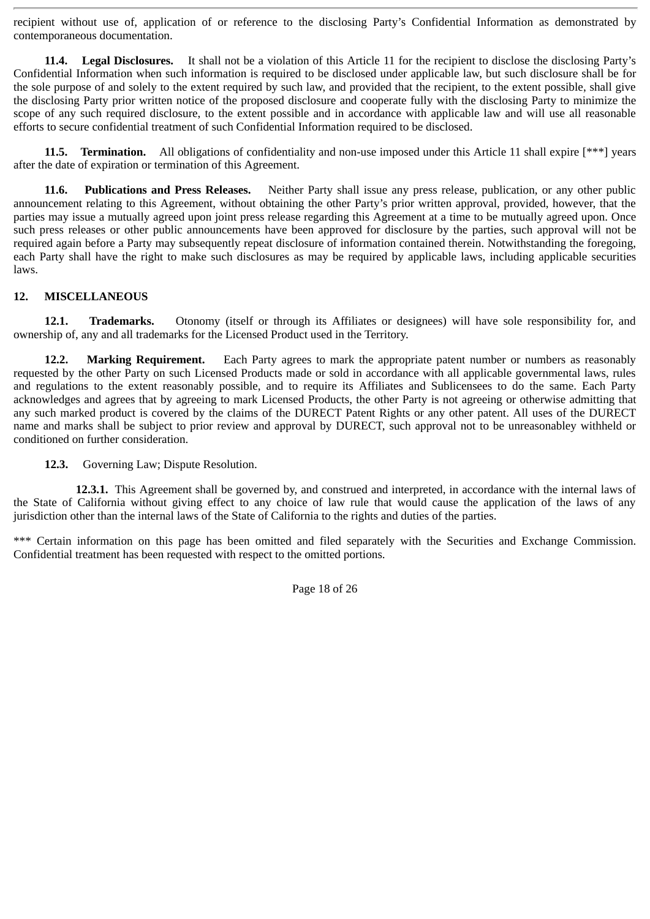recipient without use of, application of or reference to the disclosing Party's Confidential Information as demonstrated by contemporaneous documentation.

**11.4. Legal Disclosures.** It shall not be a violation of this Article 11 for the recipient to disclose the disclosing Party's Confidential Information when such information is required to be disclosed under applicable law, but such disclosure shall be for the sole purpose of and solely to the extent required by such law, and provided that the recipient, to the extent possible, shall give the disclosing Party prior written notice of the proposed disclosure and cooperate fully with the disclosing Party to minimize the scope of any such required disclosure, to the extent possible and in accordance with applicable law and will use all reasonable efforts to secure confidential treatment of such Confidential Information required to be disclosed.

**11.5. Termination.** All obligations of confidentiality and non-use imposed under this Article 11 shall expire [***] years after the date of expiration or termination of this Agreement.

**11.6. Publications and Press Releases.** Neither Party shall issue any press release, publication, or any other public announcement relating to this Agreement, without obtaining the other Party's prior written approval, provided, however, that the parties may issue a mutually agreed upon joint press release regarding this Agreement at a time to be mutually agreed upon. Once such press releases or other public announcements have been approved for disclosure by the parties, such approval will not be required again before a Party may subsequently repeat disclosure of information contained therein. Notwithstanding the foregoing, each Party shall have the right to make such disclosures as may be required by applicable laws, including applicable securities laws.

## 12. MISCELLANEOUS

**12.1. Trademarks.** Otonomy (itself or through its Affiliates or designees) will have sole responsibility for, and ownership of, any and all trademarks for the Licensed Product used in the Territory.

**12.2. Marking Requirement.** Each Party agrees to mark the appropriate patent number or numbers as reasonably requested by the other Party on such Licensed Products made or sold in accordance with all applicable governmental laws, rules and regulations to the extent reasonably possible, and to require its Affiliates and Sublicensees to do the same. Each Party acknowledges and agrees that by agreeing to mark Licensed Products, the other Party is not agreeing or otherwise admitting that any such marked product is covered by the claims of the DURECT Patent Rights or any other patent. All uses of the DURECT name and marks shall be subject to prior review and approval by DURECT, such approval not to be unreasonabley withheld or conditioned on further consideration.

**12.3.** Governing Law; Dispute Resolution.

**12.3.1.** This Agreement shall be governed by, and construed and interpreted, in accordance with the internal laws of the State of California without giving effect to any choice of law rule that would cause the application of the laws of any jurisdiction other than the internal laws of the State of California to the rights and duties of the parties.

*** Certain information on this page has been omitted and filed separately with the Securities and Exchange Commission. Confidential treatment has been requested with respect to the omitted portions.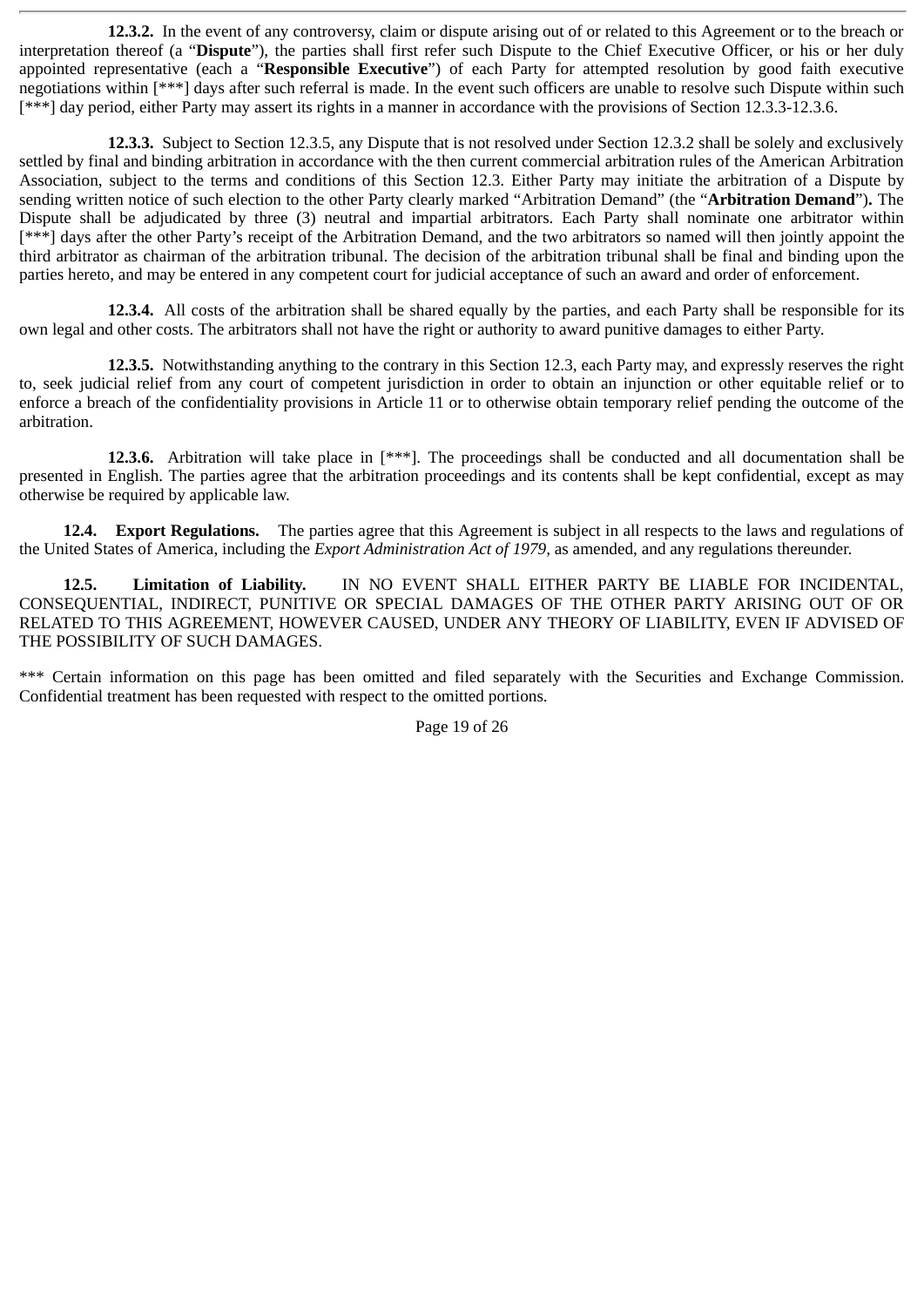**12.3.2.** In the event of any controversy, claim or dispute arising out of or related to this Agreement or to the breach or interpretation thereof (a "**Dispute**"), the parties shall first refer such Dispute to the Chief Executive Officer, or his or her duly appointed representative (each a "**Responsible Executive**") of each Party for attempted resolution by good faith executive negotiations within [***] days after such referral is made. In the event such officers are unable to resolve such Dispute within such [***] day period, either Party may assert its rights in a manner in accordance with the provisions of Section 12.3.3-12.3.6.

**12.3.3.** Subject to Section 12.3.5, any Dispute that is not resolved under Section 12.3.2 shall be solely and exclusively settled by final and binding arbitration in accordance with the then current commercial arbitration rules of the American Arbitration Association, subject to the terms and conditions of this Section 12.3. Either Party may initiate the arbitration of a Dispute by sending written notice of such election to the other Party clearly marked "Arbitration Demand" (the "**Arbitration Demand**"). The Dispute shall be adjudicated by three (3) neutral and impartial arbitrators. Each Party shall nominate one arbitrator within [***] days after the other Party's receipt of the Arbitration Demand, and the two arbitrators so named will then jointly appoint the third arbitrator as chairman of the arbitration tribunal. The decision of the arbitration tribunal shall be final and binding upon the parties hereto, and may be entered in any competent court for judicial acceptance of such an award and order of enforcement.

**12.3.4.** All costs of the arbitration shall be shared equally by the parties, and each Party shall be responsible for its own legal and other costs. The arbitrators shall not have the right or authority to award punitive damages to either Party.

**12.3.5.** Notwithstanding anything to the contrary in this Section 12.3, each Party may, and expressly reserves the right to, seek judicial relief from any court of competent jurisdiction in order to obtain an injunction or other equitable relief or to enforce a breach of the confidentiality provisions in Article 11 or to otherwise obtain temporary relief pending the outcome of the arbitration.

**12.3.6.** Arbitration will take place in [***]. The proceedings shall be conducted and all documentation shall be presented in English. The parties agree that the arbitration proceedings and its contents shall be kept confidential, except as may otherwise be required by applicable law.

**12.4. Export Regulations.** The parties agree that this Agreement is subject in all respects to the laws and regulations of the United States of America, including the *Export Administration Act of 1979*, as amended, and any regulations thereunder.

**12.5. Limitation of Liability.** IN NO EVENT SHALL EITHER PARTY BE LIABLE FOR INCIDENTAL, CONSEQUENTIAL, INDIRECT, PUNITIVE OR SPECIAL DAMAGES OF THE OTHER PARTY ARISING OUT OF OR RELATED TO THIS AGREEMENT, HOWEVER CAUSED, UNDER ANY THEORY OF LIABILITY, EVEN IF ADVISED OF THE POSSIBILITY OF SUCH DAMAGES.

*** Certain information on this page has been omitted and filed separately with the Securities and Exchange Commission. Confidential treatment has been requested with respect to the omitted portions.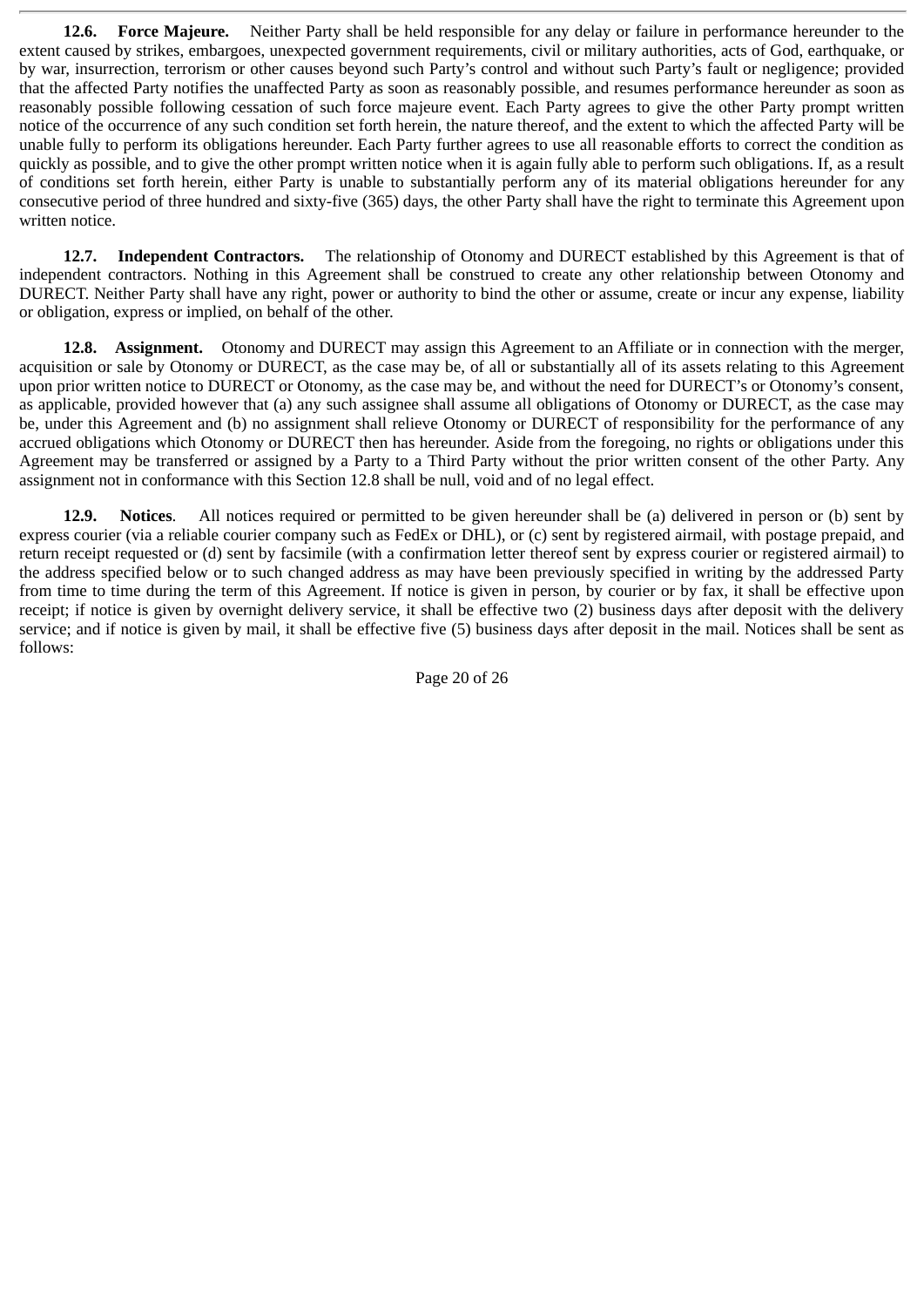**12.6. Force Majeure.** Neither Party shall be held responsible for any delay or failure in performance hereunder to the extent caused by strikes, embargoes, unexpected government requirements, civil or military authorities, acts of God, earthquake, or by war, insurrection, terrorism or other causes beyond such Party's control and without such Party's fault or negligence; provided that the affected Party notifies the unaffected Party as soon as reasonably possible, and resumes performance hereunder as soon as reasonably possible following cessation of such force majeure event. Each Party agrees to give the other Party prompt written notice of the occurrence of any such condition set forth herein, the nature thereof, and the extent to which the affected Party will be unable fully to perform its obligations hereunder. Each Party further agrees to use all reasonable efforts to correct the condition as quickly as possible, and to give the other prompt written notice when it is again fully able to perform such obligations. If, as a result of conditions set forth herein, either Party is unable to substantially perform any of its material obligations hereunder for any consecutive period of three hundred and sixty-five (365) days, the other Party shall have the right to terminate this Agreement upon written notice.

**12.7. Independent Contractors.** The relationship of Otonomy and DURECT established by this Agreement is that of independent contractors. Nothing in this Agreement shall be construed to create any other relationship between Otonomy and DURECT. Neither Party shall have any right, power or authority to bind the other or assume, create or incur any expense, liability or obligation, express or implied, on behalf of the other.

**12.8. Assignment.** Otonomy and DURECT may assign this Agreement to an Affiliate or in connection with the merger, acquisition or sale by Otonomy or DURECT, as the case may be, of all or substantially all of its assets relating to this Agreement upon prior written notice to DURECT or Otonomy, as the case may be, and without the need for DURECT's or Otonomy's consent, as applicable, provided however that (a) any such assignee shall assume all obligations of Otonomy or DURECT, as the case may be, under this Agreement and (b) no assignment shall relieve Otonomy or DURECT of responsibility for the performance of any accrued obligations which Otonomy or DURECT then has hereunder. Aside from the foregoing, no rights or obligations under this Agreement may be transferred or assigned by a Party to a Third Party without the prior written consent of the other Party. Any assignment not in conformance with this Section 12.8 shall be null, void and of no legal effect.

**12.9. Notices**. All notices required or permitted to be given hereunder shall be (a) delivered in person or (b) sent by express courier (via a reliable courier company such as FedEx or DHL), or (c) sent by registered airmail, with postage prepaid, and return receipt requested or (d) sent by facsimile (with a confirmation letter thereof sent by express courier or registered airmail) to the address specified below or to such changed address as may have been previously specified in writing by the addressed Party from time to time during the term of this Agreement. If notice is given in person, by courier or by fax, it shall be effective upon receipt; if notice is given by overnight delivery service, it shall be effective two (2) business days after deposit with the delivery service; and if notice is given by mail, it shall be effective five (5) business days after deposit in the mail. Notices shall be sent as follows: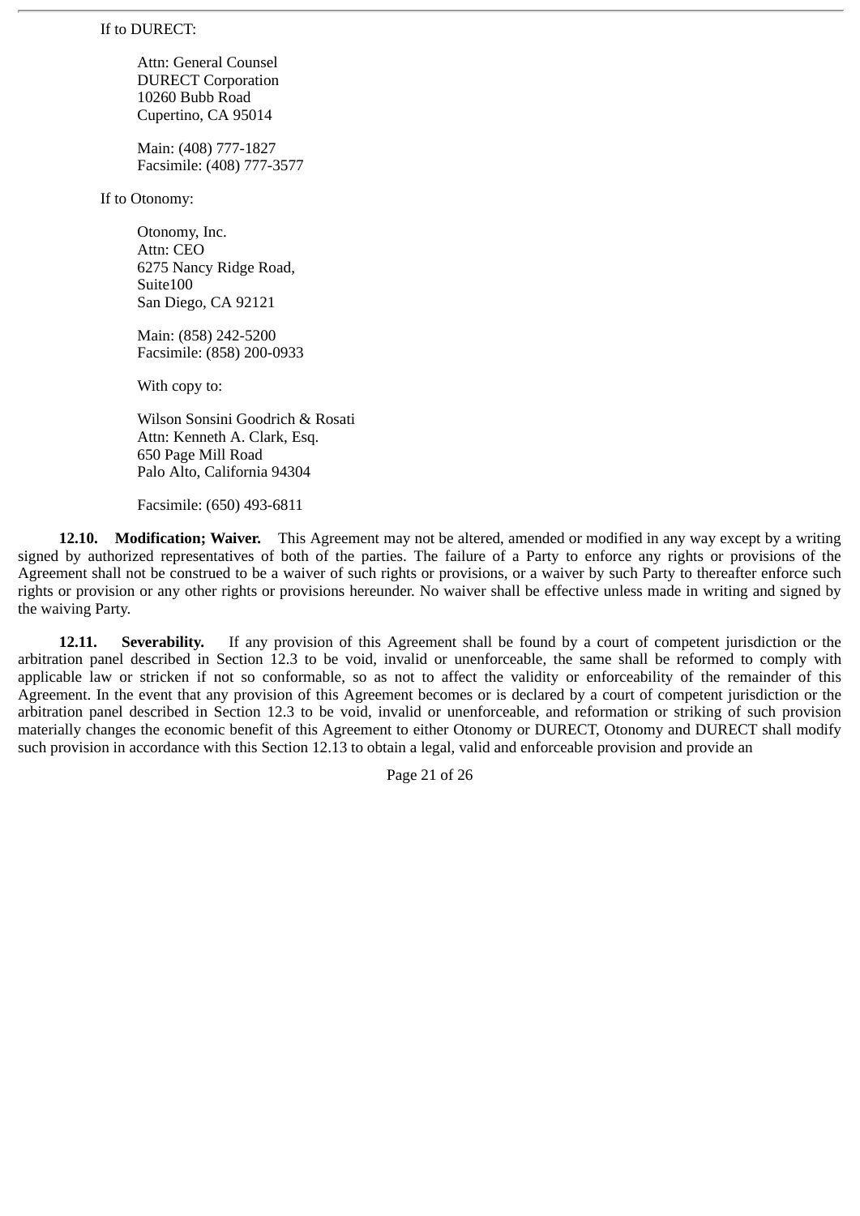If to DURECT:

Attn: General Counsel
DURECT Corporation
10260 Bubb Road
Cupertino, CA 95014

Main: (408) 777-1827
Facsimile: (408) 777-3577

If to Otonomy:

Otonomy, Inc.
Attn: CEO
6275 Nancy Ridge Road,
Suite100
San Diego, CA 92121

Main: (858) 242-5200
Facsimile: (858) 200-0933

With copy to:

Wilson Sonsini Goodrich & Rosati
Attn: Kenneth A. Clark, Esq.
650 Page Mill Road
Palo Alto, California 94304

Facsimile: (650) 493-6811

**12.10. Modification; Waiver.** This Agreement may not be altered, amended or modified in any way except by a writing signed by authorized representatives of both of the parties. The failure of a Party to enforce any rights or provisions of the Agreement shall not be construed to be a waiver of such rights or provisions, or a waiver by such Party to thereafter enforce such rights or provision or any other rights or provisions hereunder. No waiver shall be effective unless made in writing and signed by the waiving Party.

**12.11. Severability.** If any provision of this Agreement shall be found by a court of competent jurisdiction or the arbitration panel described in Section 12.3 to be void, invalid or unenforceable, the same shall be reformed to comply with applicable law or stricken if not so conformable, so as not to affect the validity or enforceability of the remainder of this Agreement. In the event that any provision of this Agreement becomes or is declared by a court of competent jurisdiction or the arbitration panel described in Section 12.3 to be void, invalid or unenforceable, and reformation or striking of such provision materially changes the economic benefit of this Agreement to either Otonomy or DURECT, Otonomy and DURECT shall modify such provision in accordance with this Section 12.13 to obtain a legal, valid and enforceable provision and provide an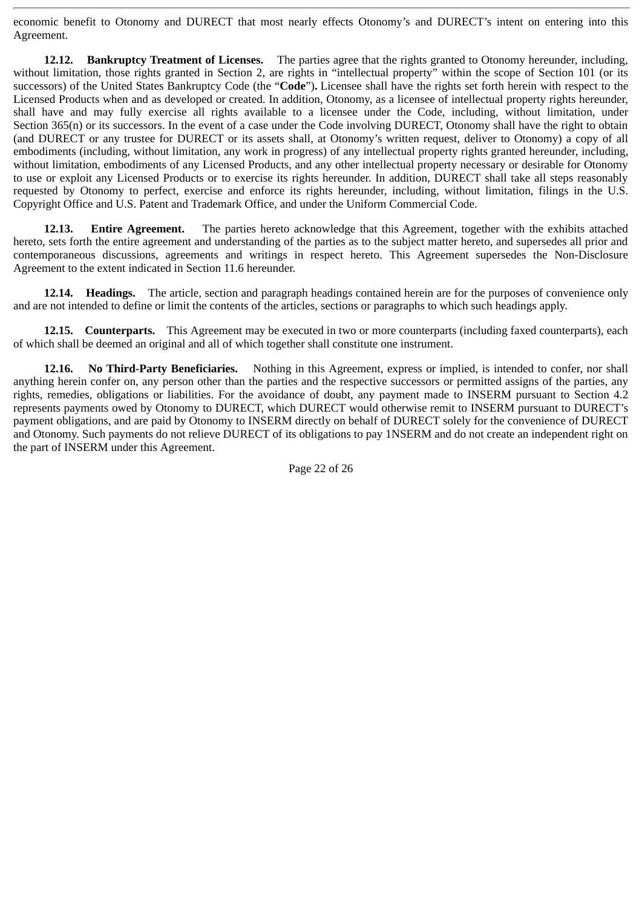economic benefit to Otonomy and DURECT that most nearly effects Otonomy's and DURECT's intent on entering into this Agreement.

**12.12. Bankruptcy Treatment of Licenses.** The parties agree that the rights granted to Otonomy hereunder, including, without limitation, those rights granted in Section 2, are rights in "intellectual property" within the scope of Section 101 (or its successors) of the United States Bankruptcy Code (the "**Code**"**).** Licensee shall have the rights set forth herein with respect to the Licensed Products when and as developed or created. In addition, Otonomy, as a licensee of intellectual property rights hereunder, shall have and may fully exercise all rights available to a licensee under the Code, including, without limitation, under Section 365(n) or its successors. In the event of a case under the Code involving DURECT, Otonomy shall have the right to obtain (and DURECT or any trustee for DURECT or its assets shall, at Otonomy's written request, deliver to Otonomy) a copy of all embodiments (including, without limitation, any work in progress) of any intellectual property rights granted hereunder, including, without limitation, embodiments of any Licensed Products, and any other intellectual property necessary or desirable for Otonomy to use or exploit any Licensed Products or to exercise its rights hereunder. In addition, DURECT shall take all steps reasonably requested by Otonomy to perfect, exercise and enforce its rights hereunder, including, without limitation, filings in the U.S. Copyright Office and U.S. Patent and Trademark Office, and under the Uniform Commercial Code.

**12.13. Entire Agreement.** The parties hereto acknowledge that this Agreement, together with the exhibits attached hereto, sets forth the entire agreement and understanding of the parties as to the subject matter hereto, and supersedes all prior and contemporaneous discussions, agreements and writings in respect hereto. This Agreement supersedes the Non-Disclosure Agreement to the extent indicated in Section 11.6 hereunder.

**12.14. Headings.** The article, section and paragraph headings contained herein are for the purposes of convenience only and are not intended to define or limit the contents of the articles, sections or paragraphs to which such headings apply.

**12.15. Counterparts.** This Agreement may be executed in two or more counterparts (including faxed counterparts), each of which shall be deemed an original and all of which together shall constitute one instrument.

**12.16. No Third-Party Beneficiaries.** Nothing in this Agreement, express or implied, is intended to confer, nor shall anything herein confer on, any person other than the parties and the respective successors or permitted assigns of the parties, any rights, remedies, obligations or liabilities. For the avoidance of doubt, any payment made to INSERM pursuant to Section 4.2 represents payments owed by Otonomy to DURECT, which DURECT would otherwise remit to INSERM pursuant to DURECT's payment obligations, and are paid by Otonomy to INSERM directly on behalf of DURECT solely for the convenience of DURECT and Otonomy. Such payments do not relieve DURECT of its obligations to pay 1NSERM and do not create an independent right on the part of INSERM under this Agreement.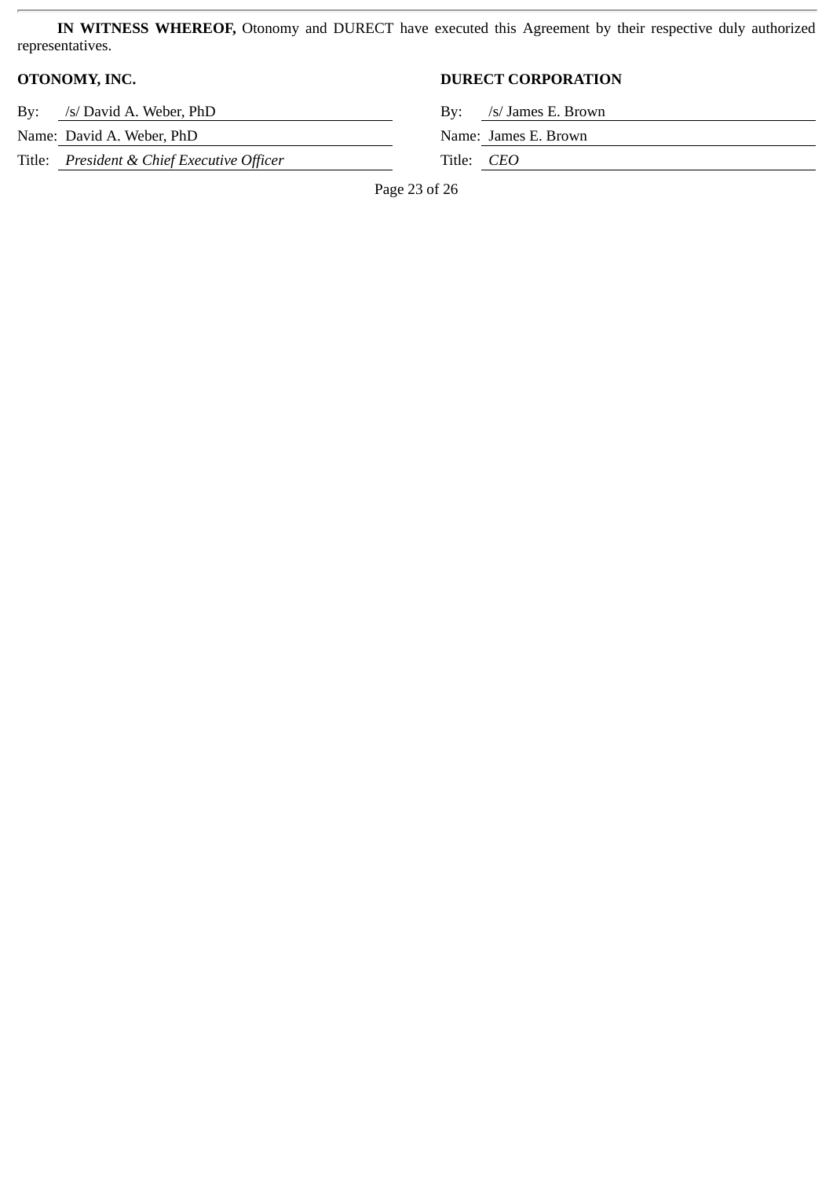**IN WITNESS WHEREOF,** Otonomy and DURECT have executed this Agreement by their respective duly authorized representatives.

| **OTONOMY, INC.** | **DURECT CORPORATION** |
|---|---|
| By: /s/ David A. Weber, PhD | By: /s/ James E. Brown |
| Name: David A. Weber, PhD | Name: James E. Brown |
| Title: *President & Chief Executive Officer* | Title: *CEO* |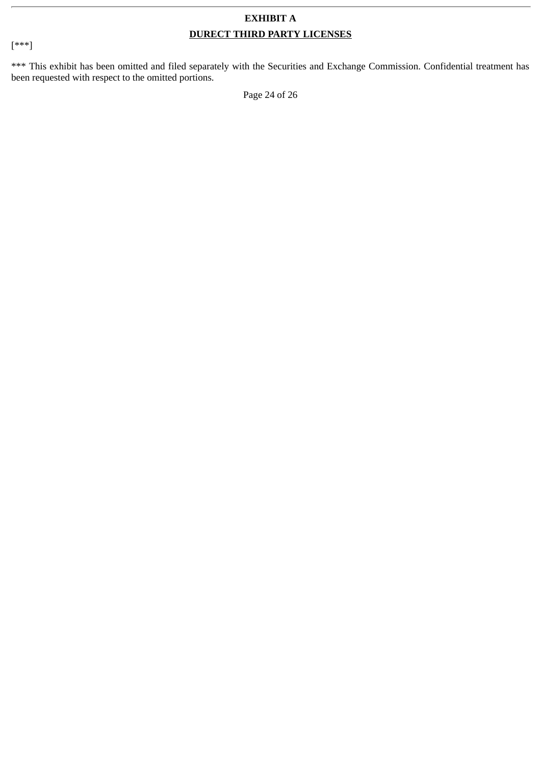# EXHIBIT A

## DURECT THIRD PARTY LICENSES

[***]

*** This exhibit has been omitted and filed separately with the Securities and Exchange Commission. Confidential treatment has been requested with respect to the omitted portions.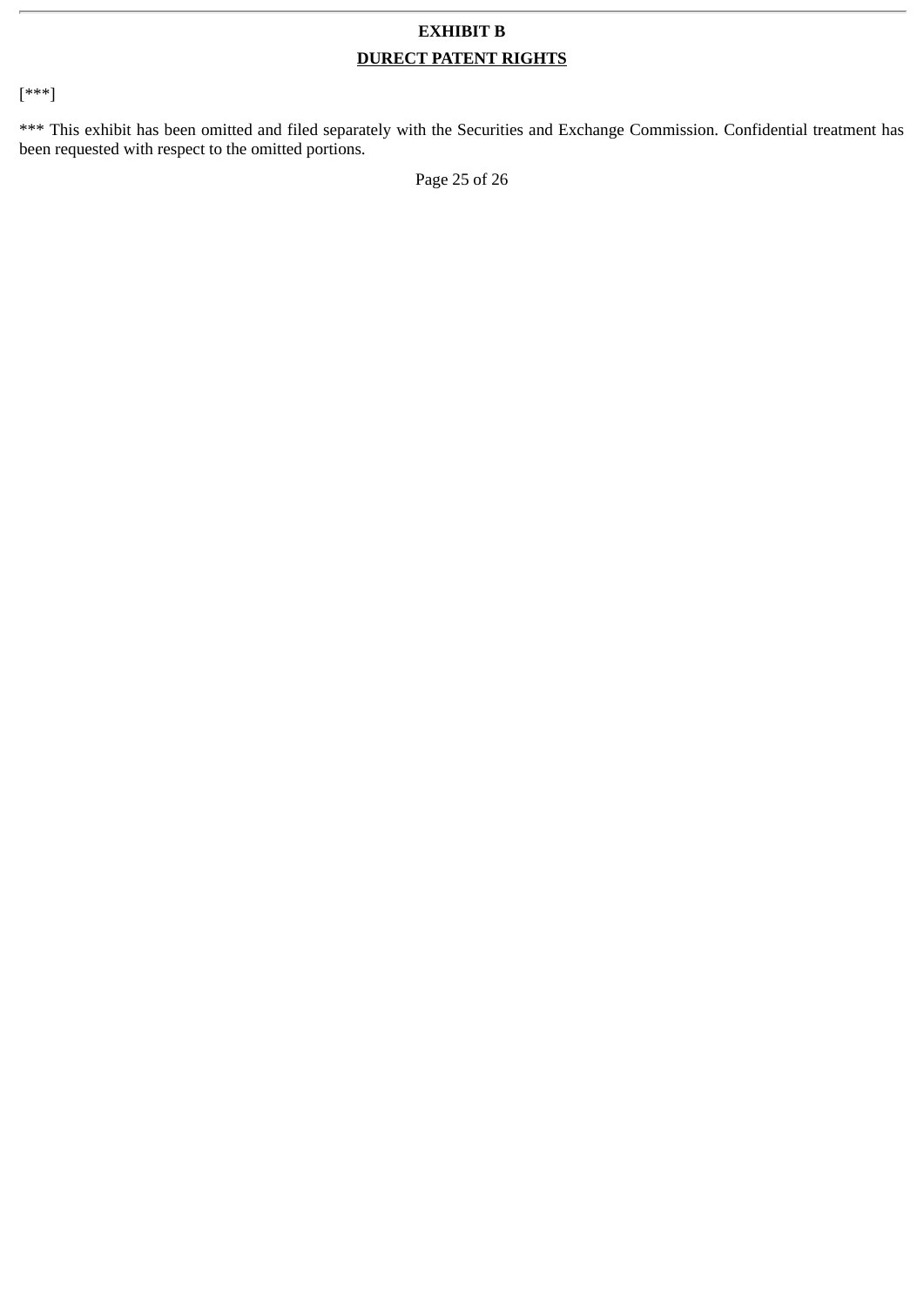# EXHIBIT B

## DURECT PATENT RIGHTS

[***]

*** This exhibit has been omitted and filed separately with the Securities and Exchange Commission. Confidential treatment has been requested with respect to the omitted portions.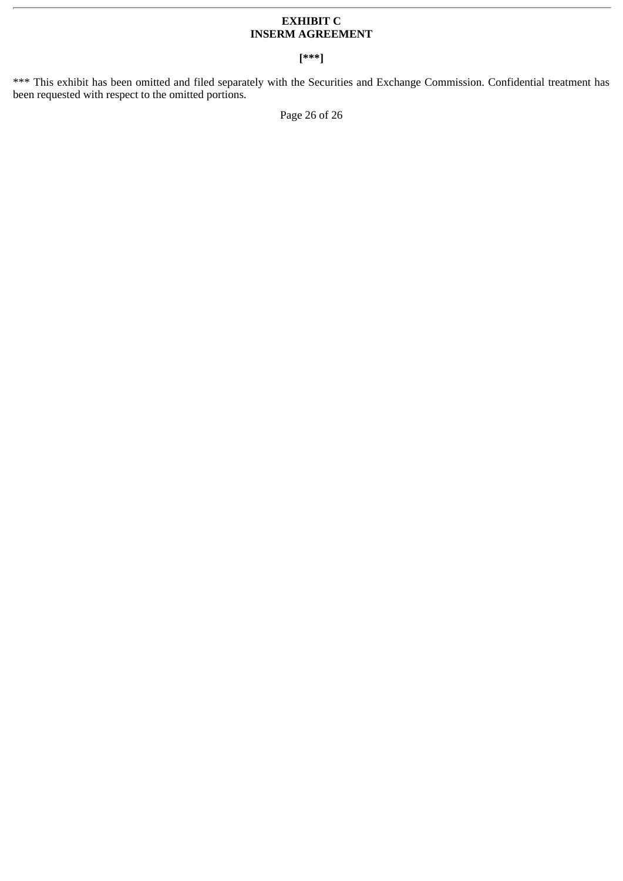**EXHIBIT C**
**INSERM AGREEMENT**

**[***]**

*** This exhibit has been omitted and filed separately with the Securities and Exchange Commission. Confidential treatment has been requested with respect to the omitted portions.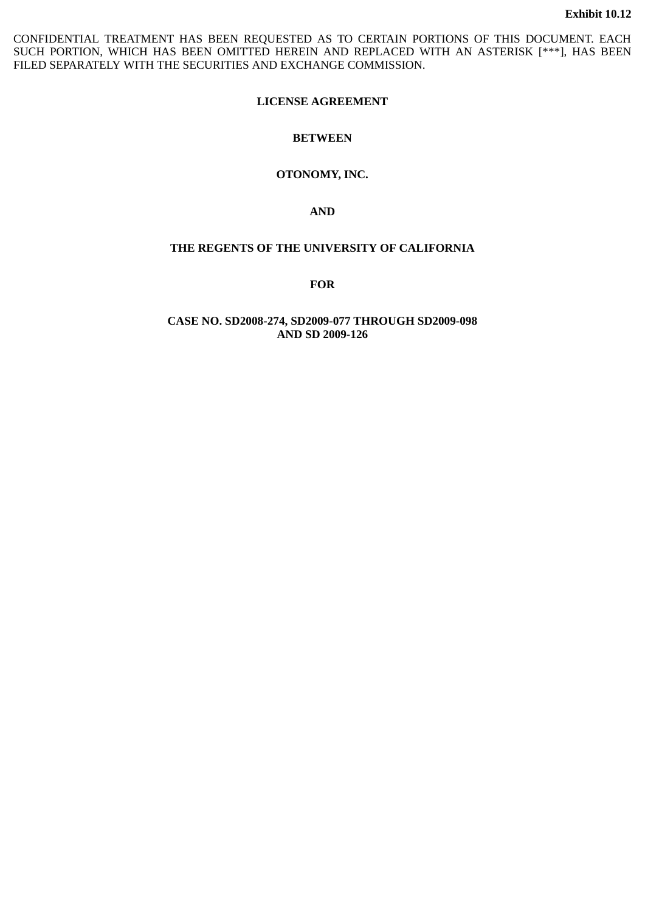**Exhibit 10.12**

CONFIDENTIAL TREATMENT HAS BEEN REQUESTED AS TO CERTAIN PORTIONS OF THIS DOCUMENT. EACH SUCH PORTION, WHICH HAS BEEN OMITTED HEREIN AND REPLACED WITH AN ASTERISK [***], HAS BEEN FILED SEPARATELY WITH THE SECURITIES AND EXCHANGE COMMISSION.

# LICENSE AGREEMENT

**BETWEEN**

**OTONOMY, INC.**

**AND**

**THE REGENTS OF THE UNIVERSITY OF CALIFORNIA**

**FOR**

**CASE NO. SD2008-274, SD2009-077 THROUGH SD2009-098 AND SD 2009-126**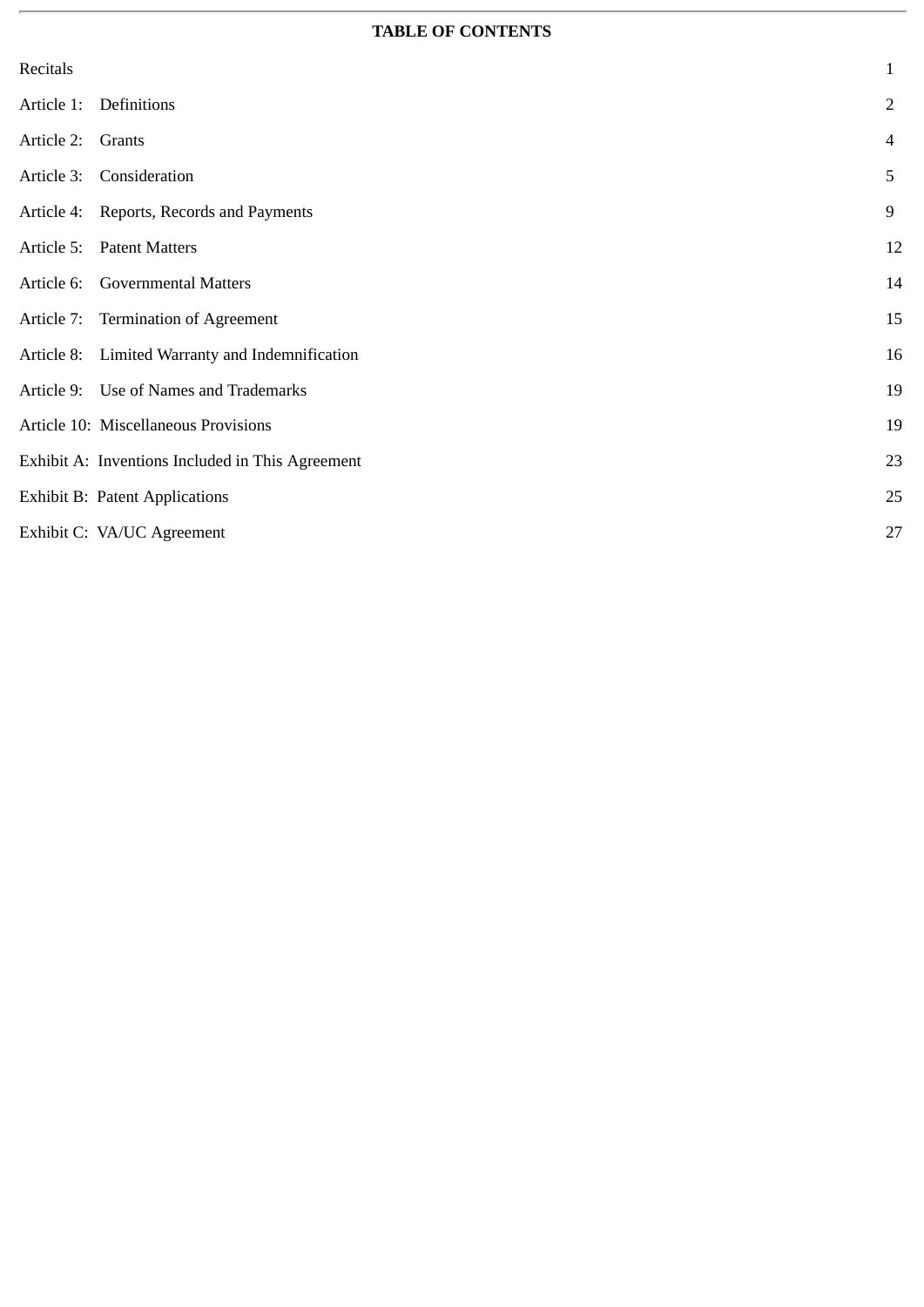**TABLE OF CONTENTS**

| | |
|---|---|
| Recitals | 1 |
| Article 1: Definitions | 2 |
| Article 2: Grants | 4 |
| Article 3: Consideration | 5 |
| Article 4: Reports, Records and Payments | 9 |
| Article 5: Patent Matters | 12 |
| Article 6: Governmental Matters | 14 |
| Article 7: Termination of Agreement | 15 |
| Article 8: Limited Warranty and Indemnification | 16 |
| Article 9: Use of Names and Trademarks | 19 |
| Article 10: Miscellaneous Provisions | 19 |
| Exhibit A: Inventions Included in This Agreement | 23 |
| Exhibit B: Patent Applications | 25 |
| Exhibit C: VA/UC Agreement | 27 |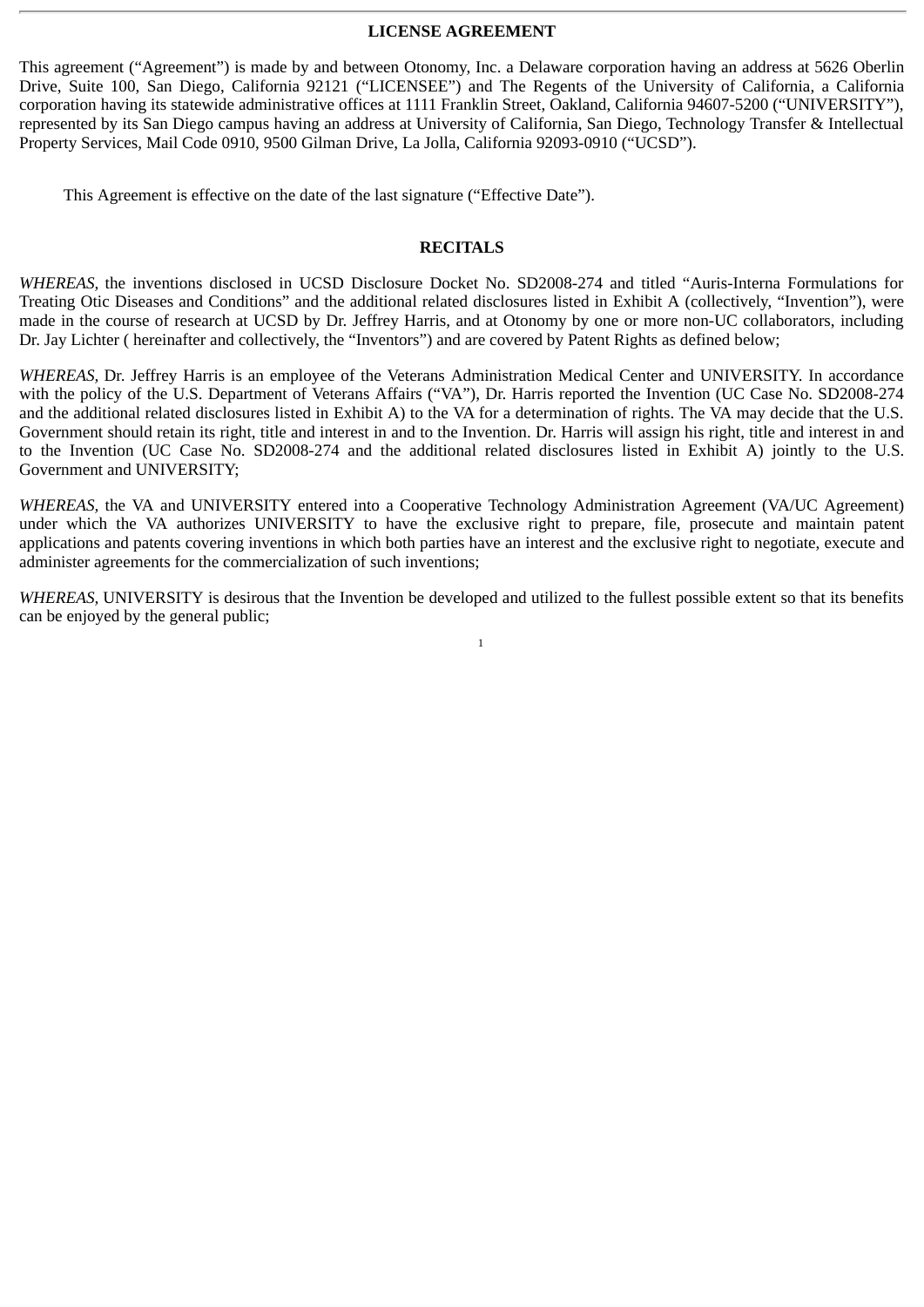# LICENSE AGREEMENT

This agreement ("Agreement") is made by and between Otonomy, Inc. a Delaware corporation having an address at 5626 Oberlin Drive, Suite 100, San Diego, California 92121 ("LICENSEE") and The Regents of the University of California, a California corporation having its statewide administrative offices at 1111 Franklin Street, Oakland, California 94607-5200 ("UNIVERSITY"), represented by its San Diego campus having an address at University of California, San Diego, Technology Transfer & Intellectual Property Services, Mail Code 0910, 9500 Gilman Drive, La Jolla, California 92093-0910 ("UCSD").

This Agreement is effective on the date of the last signature ("Effective Date").

## RECITALS

*WHEREAS,* the inventions disclosed in UCSD Disclosure Docket No. SD2008-274 and titled "Auris-Interna Formulations for Treating Otic Diseases and Conditions" and the additional related disclosures listed in Exhibit A (collectively, "Invention"), were made in the course of research at UCSD by Dr. Jeffrey Harris, and at Otonomy by one or more non-UC collaborators, including Dr. Jay Lichter ( hereinafter and collectively, the "Inventors") and are covered by Patent Rights as defined below;

*WHEREAS,* Dr. Jeffrey Harris is an employee of the Veterans Administration Medical Center and UNIVERSITY. In accordance with the policy of the U.S. Department of Veterans Affairs ("VA"), Dr. Harris reported the Invention (UC Case No. SD2008-274 and the additional related disclosures listed in Exhibit A) to the VA for a determination of rights. The VA may decide that the U.S. Government should retain its right, title and interest in and to the Invention. Dr. Harris will assign his right, title and interest in and to the Invention (UC Case No. SD2008-274 and the additional related disclosures listed in Exhibit A) jointly to the U.S. Government and UNIVERSITY;

*WHEREAS,* the VA and UNIVERSITY entered into a Cooperative Technology Administration Agreement (VA/UC Agreement) under which the VA authorizes UNIVERSITY to have the exclusive right to prepare, file, prosecute and maintain patent applications and patents covering inventions in which both parties have an interest and the exclusive right to negotiate, execute and administer agreements for the commercialization of such inventions;

*WHEREAS,* UNIVERSITY is desirous that the Invention be developed and utilized to the fullest possible extent so that its benefits can be enjoyed by the general public;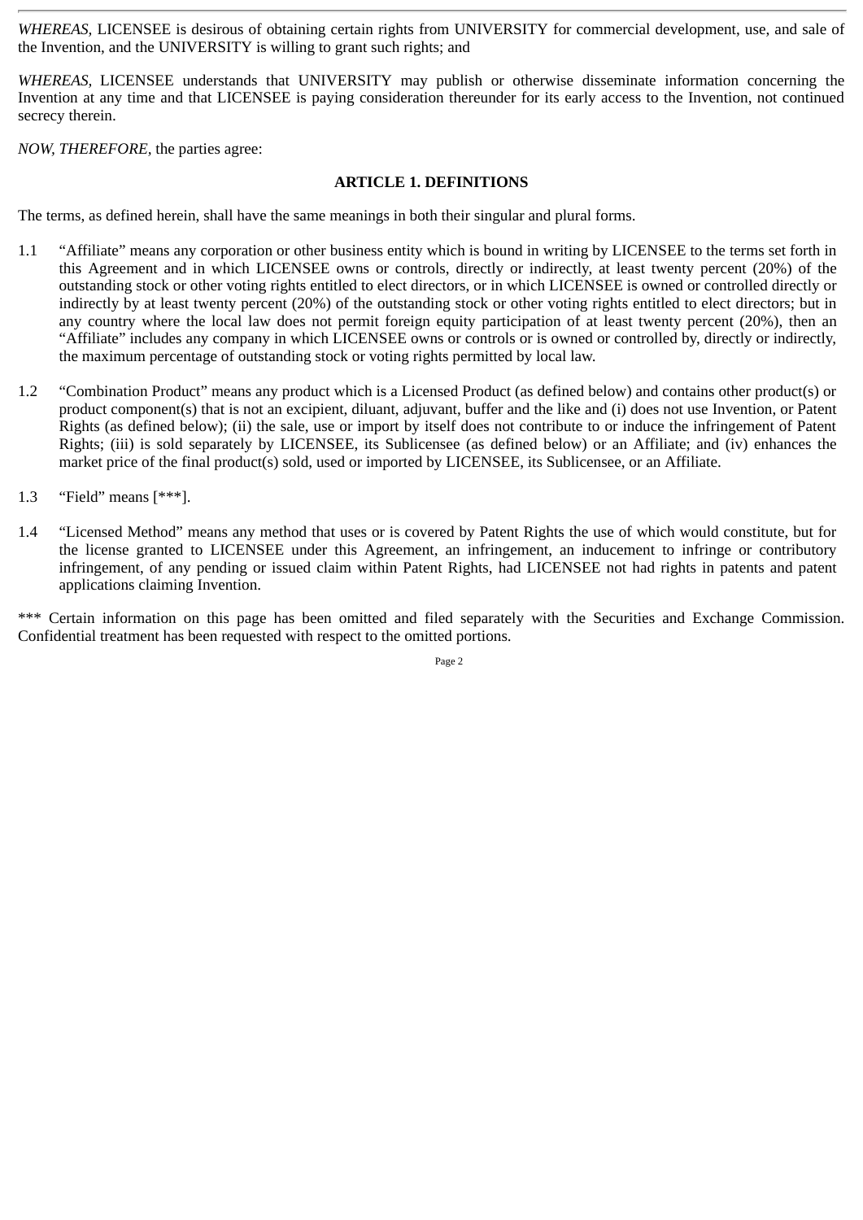*WHEREAS*, LICENSEE is desirous of obtaining certain rights from UNIVERSITY for commercial development, use, and sale of the Invention, and the UNIVERSITY is willing to grant such rights; and

*WHEREAS*, LICENSEE understands that UNIVERSITY may publish or otherwise disseminate information concerning the Invention at any time and that LICENSEE is paying consideration thereunder for its early access to the Invention, not continued secrecy therein.

*NOW, THEREFORE*, the parties agree:

## ARTICLE 1. DEFINITIONS

The terms, as defined herein, shall have the same meanings in both their singular and plural forms.

1.1 “Affiliate” means any corporation or other business entity which is bound in writing by LICENSEE to the terms set forth in this Agreement and in which LICENSEE owns or controls, directly or indirectly, at least twenty percent (20%) of the outstanding stock or other voting rights entitled to elect directors, or in which LICENSEE is owned or controlled directly or indirectly by at least twenty percent (20%) of the outstanding stock or other voting rights entitled to elect directors; but in any country where the local law does not permit foreign equity participation of at least twenty percent (20%), then an “Affiliate” includes any company in which LICENSEE owns or controls or is owned or controlled by, directly or indirectly, the maximum percentage of outstanding stock or voting rights permitted by local law.

1.2 “Combination Product” means any product which is a Licensed Product (as defined below) and contains other product(s) or product component(s) that is not an excipient, diluant, adjuvant, buffer and the like and (i) does not use Invention, or Patent Rights (as defined below); (ii) the sale, use or import by itself does not contribute to or induce the infringement of Patent Rights; (iii) is sold separately by LICENSEE, its Sublicensee (as defined below) or an Affiliate; and (iv) enhances the market price of the final product(s) sold, used or imported by LICENSEE, its Sublicensee, or an Affiliate.

1.3 “Field” means [***].

1.4 “Licensed Method” means any method that uses or is covered by Patent Rights the use of which would constitute, but for the license granted to LICENSEE under this Agreement, an infringement, an inducement to infringe or contributory infringement, of any pending or issued claim within Patent Rights, had LICENSEE not had rights in patents and patent applications claiming Invention.

*** Certain information on this page has been omitted and filed separately with the Securities and Exchange Commission. Confidential treatment has been requested with respect to the omitted portions.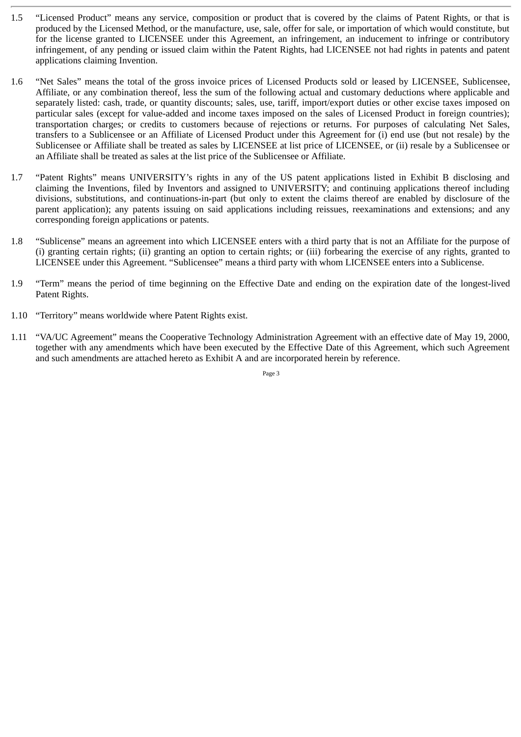1.5 “Licensed Product” means any service, composition or product that is covered by the claims of Patent Rights, or that is produced by the Licensed Method, or the manufacture, use, sale, offer for sale, or importation of which would constitute, but for the license granted to LICENSEE under this Agreement, an infringement, an inducement to infringe or contributory infringement, of any pending or issued claim within the Patent Rights, had LICENSEE not had rights in patents and patent applications claiming Invention.

1.6 “Net Sales” means the total of the gross invoice prices of Licensed Products sold or leased by LICENSEE, Sublicensee, Affiliate, or any combination thereof, less the sum of the following actual and customary deductions where applicable and separately listed: cash, trade, or quantity discounts; sales, use, tariff, import/export duties or other excise taxes imposed on particular sales (except for value-added and income taxes imposed on the sales of Licensed Product in foreign countries); transportation charges; or credits to customers because of rejections or returns. For purposes of calculating Net Sales, transfers to a Sublicensee or an Affiliate of Licensed Product under this Agreement for (i) end use (but not resale) by the Sublicensee or Affiliate shall be treated as sales by LICENSEE at list price of LICENSEE, or (ii) resale by a Sublicensee or an Affiliate shall be treated as sales at the list price of the Sublicensee or Affiliate.

1.7 “Patent Rights” means UNIVERSITY’s rights in any of the US patent applications listed in Exhibit B disclosing and claiming the Inventions, filed by Inventors and assigned to UNIVERSITY; and continuing applications thereof including divisions, substitutions, and continuations-in-part (but only to extent the claims thereof are enabled by disclosure of the parent application); any patents issuing on said applications including reissues, reexaminations and extensions; and any corresponding foreign applications or patents.

1.8 “Sublicense” means an agreement into which LICENSEE enters with a third party that is not an Affiliate for the purpose of (i) granting certain rights; (ii) granting an option to certain rights; or (iii) forbearing the exercise of any rights, granted to LICENSEE under this Agreement. “Sublicensee” means a third party with whom LICENSEE enters into a Sublicense.

1.9 “Term” means the period of time beginning on the Effective Date and ending on the expiration date of the longest-lived Patent Rights.

1.10 “Territory” means worldwide where Patent Rights exist.

1.11 “VA/UC Agreement” means the Cooperative Technology Administration Agreement with an effective date of May 19, 2000, together with any amendments which have been executed by the Effective Date of this Agreement, which such Agreement and such amendments are attached hereto as Exhibit A and are incorporated herein by reference.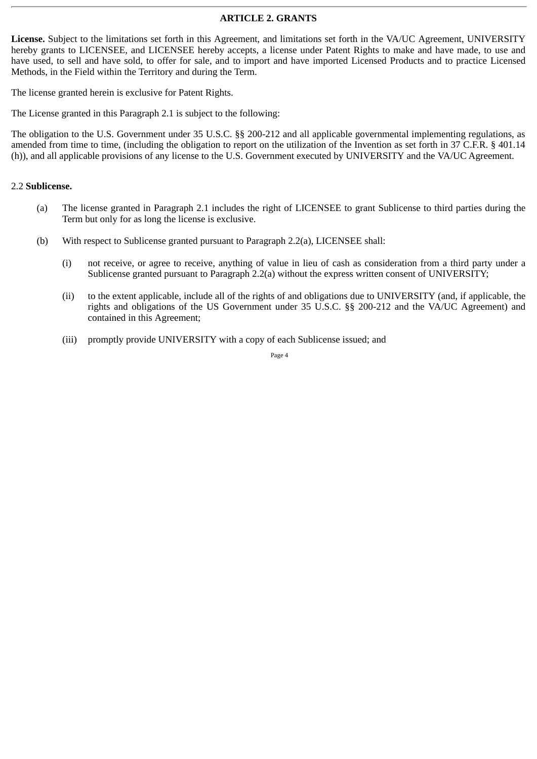## ARTICLE 2. GRANTS

**License.** Subject to the limitations set forth in this Agreement, and limitations set forth in the VA/UC Agreement, UNIVERSITY hereby grants to LICENSEE, and LICENSEE hereby accepts, a license under Patent Rights to make and have made, to use and have used, to sell and have sold, to offer for sale, and to import and have imported Licensed Products and to practice Licensed Methods, in the Field within the Territory and during the Term.

The license granted herein is exclusive for Patent Rights.

The License granted in this Paragraph 2.1 is subject to the following:

The obligation to the U.S. Government under 35 U.S.C. §§ 200-212 and all applicable governmental implementing regulations, as amended from time to time, (including the obligation to report on the utilization of the Invention as set forth in 37 C.F.R. § 401.14 (h)), and all applicable provisions of any license to the U.S. Government executed by UNIVERSITY and the VA/UC Agreement.

2.2 **Sublicense.**

(a) The license granted in Paragraph 2.1 includes the right of LICENSEE to grant Sublicense to third parties during the Term but only for as long the license is exclusive.

(b) With respect to Sublicense granted pursuant to Paragraph 2.2(a), LICENSEE shall:

(i) not receive, or agree to receive, anything of value in lieu of cash as consideration from a third party under a Sublicense granted pursuant to Paragraph 2.2(a) without the express written consent of UNIVERSITY;

(ii) to the extent applicable, include all of the rights of and obligations due to UNIVERSITY (and, if applicable, the rights and obligations of the US Government under 35 U.S.C. §§ 200-212 and the VA/UC Agreement) and contained in this Agreement;

(iii) promptly provide UNIVERSITY with a copy of each Sublicense issued; and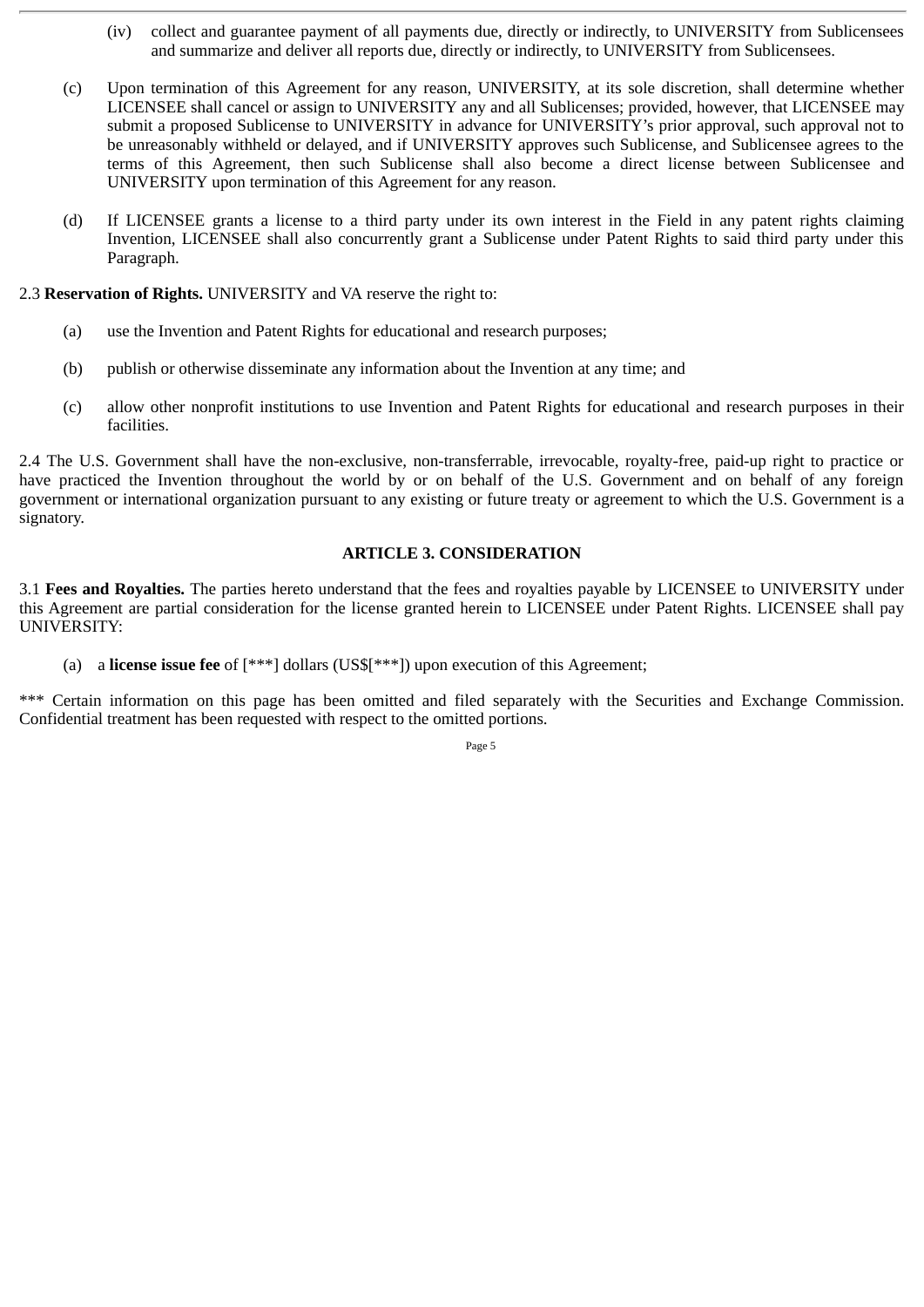(iv) collect and guarantee payment of all payments due, directly or indirectly, to UNIVERSITY from Sublicensees and summarize and deliver all reports due, directly or indirectly, to UNIVERSITY from Sublicensees.

(c) Upon termination of this Agreement for any reason, UNIVERSITY, at its sole discretion, shall determine whether LICENSEE shall cancel or assign to UNIVERSITY any and all Sublicenses; provided, however, that LICENSEE may submit a proposed Sublicense to UNIVERSITY in advance for UNIVERSITY's prior approval, such approval not to be unreasonably withheld or delayed, and if UNIVERSITY approves such Sublicense, and Sublicensee agrees to the terms of this Agreement, then such Sublicense shall also become a direct license between Sublicensee and UNIVERSITY upon termination of this Agreement for any reason.

(d) If LICENSEE grants a license to a third party under its own interest in the Field in any patent rights claiming Invention, LICENSEE shall also concurrently grant a Sublicense under Patent Rights to said third party under this Paragraph.

2.3 **Reservation of Rights.** UNIVERSITY and VA reserve the right to:

(a) use the Invention and Patent Rights for educational and research purposes;

(b) publish or otherwise disseminate any information about the Invention at any time; and

(c) allow other nonprofit institutions to use Invention and Patent Rights for educational and research purposes in their facilities.

2.4 The U.S. Government shall have the non-exclusive, non-transferrable, irrevocable, royalty-free, paid-up right to practice or have practiced the Invention throughout the world by or on behalf of the U.S. Government and on behalf of any foreign government or international organization pursuant to any existing or future treaty or agreement to which the U.S. Government is a signatory.

**ARTICLE 3. CONSIDERATION**

3.1 **Fees and Royalties.** The parties hereto understand that the fees and royalties payable by LICENSEE to UNIVERSITY under this Agreement are partial consideration for the license granted herein to LICENSEE under Patent Rights. LICENSEE shall pay UNIVERSITY:

(a) a **license issue fee** of [***] dollars (US$[***]) upon execution of this Agreement;

*** Certain information on this page has been omitted and filed separately with the Securities and Exchange Commission. Confidential treatment has been requested with respect to the omitted portions.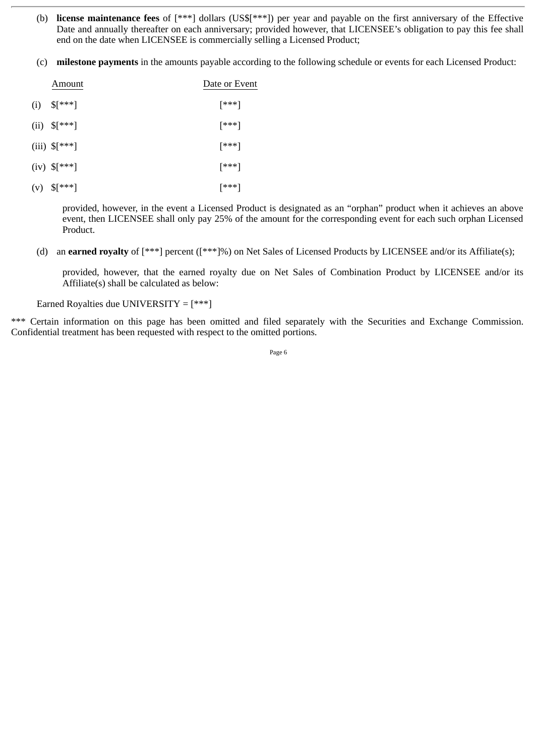(b) **license maintenance fees** of [***] dollars (US$[***]) per year and payable on the first anniversary of the Effective Date and annually thereafter on each anniversary; provided however, that LICENSEE's obligation to pay this fee shall end on the date when LICENSEE is commercially selling a Licensed Product;

(c) **milestone payments** in the amounts payable according to the following schedule or events for each Licensed Product:

| | Amount | Date or Event |
|---|---|---|
| (i) | $[***] | [***] |
| (ii) | $[***] | [***] |
| (iii) | $[***] | [***] |
| (iv) | $[***] | [***] |
| (v) | $[***] | [***] |

provided, however, in the event a Licensed Product is designated as an "orphan" product when it achieves an above event, then LICENSEE shall only pay 25% of the amount for the corresponding event for each such orphan Licensed Product.

(d) an **earned royalty** of [***] percent ([***]%) on Net Sales of Licensed Products by LICENSEE and/or its Affiliate(s);

provided, however, that the earned royalty due on Net Sales of Combination Product by LICENSEE and/or its Affiliate(s) shall be calculated as below:

Earned Royalties due UNIVERSITY = [***]

*** Certain information on this page has been omitted and filed separately with the Securities and Exchange Commission. Confidential treatment has been requested with respect to the omitted portions.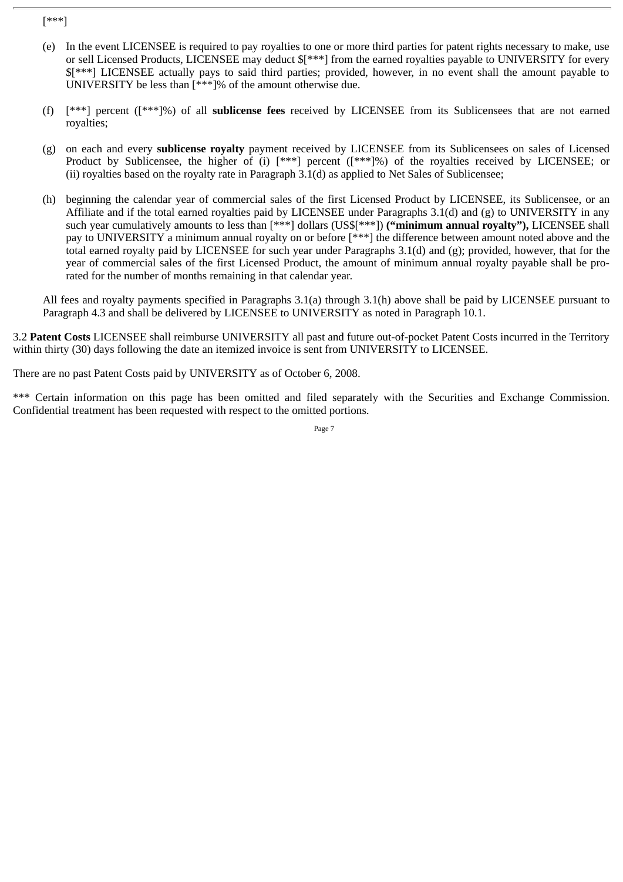[***]

(e) In the event LICENSEE is required to pay royalties to one or more third parties for patent rights necessary to make, use or sell Licensed Products, LICENSEE may deduct $[***] from the earned royalties payable to UNIVERSITY for every $[***] LICENSEE actually pays to said third parties; provided, however, in no event shall the amount payable to UNIVERSITY be less than [***]% of the amount otherwise due.

(f) [***] percent ([***]%) of all **sublicense fees** received by LICENSEE from its Sublicensees that are not earned royalties;

(g) on each and every **sublicense royalty** payment received by LICENSEE from its Sublicensees on sales of Licensed Product by Sublicensee, the higher of (i) [***] percent ([***]%) of the royalties received by LICENSEE; or (ii) royalties based on the royalty rate in Paragraph 3.1(d) as applied to Net Sales of Sublicensee;

(h) beginning the calendar year of commercial sales of the first Licensed Product by LICENSEE, its Sublicensee, or an Affiliate and if the total earned royalties paid by LICENSEE under Paragraphs 3.1(d) and (g) to UNIVERSITY in any such year cumulatively amounts to less than [***] dollars (US$[***]) **("minimum annual royalty"),** LICENSEE shall pay to UNIVERSITY a minimum annual royalty on or before [***] the difference between amount noted above and the total earned royalty paid by LICENSEE for such year under Paragraphs 3.1(d) and (g); provided, however, that for the year of commercial sales of the first Licensed Product, the amount of minimum annual royalty payable shall be pro-rated for the number of months remaining in that calendar year.

All fees and royalty payments specified in Paragraphs 3.1(a) through 3.1(h) above shall be paid by LICENSEE pursuant to Paragraph 4.3 and shall be delivered by LICENSEE to UNIVERSITY as noted in Paragraph 10.1.

3.2 **Patent Costs** LICENSEE shall reimburse UNIVERSITY all past and future out-of-pocket Patent Costs incurred in the Territory within thirty (30) days following the date an itemized invoice is sent from UNIVERSITY to LICENSEE.

There are no past Patent Costs paid by UNIVERSITY as of October 6, 2008.

*** Certain information on this page has been omitted and filed separately with the Securities and Exchange Commission. Confidential treatment has been requested with respect to the omitted portions.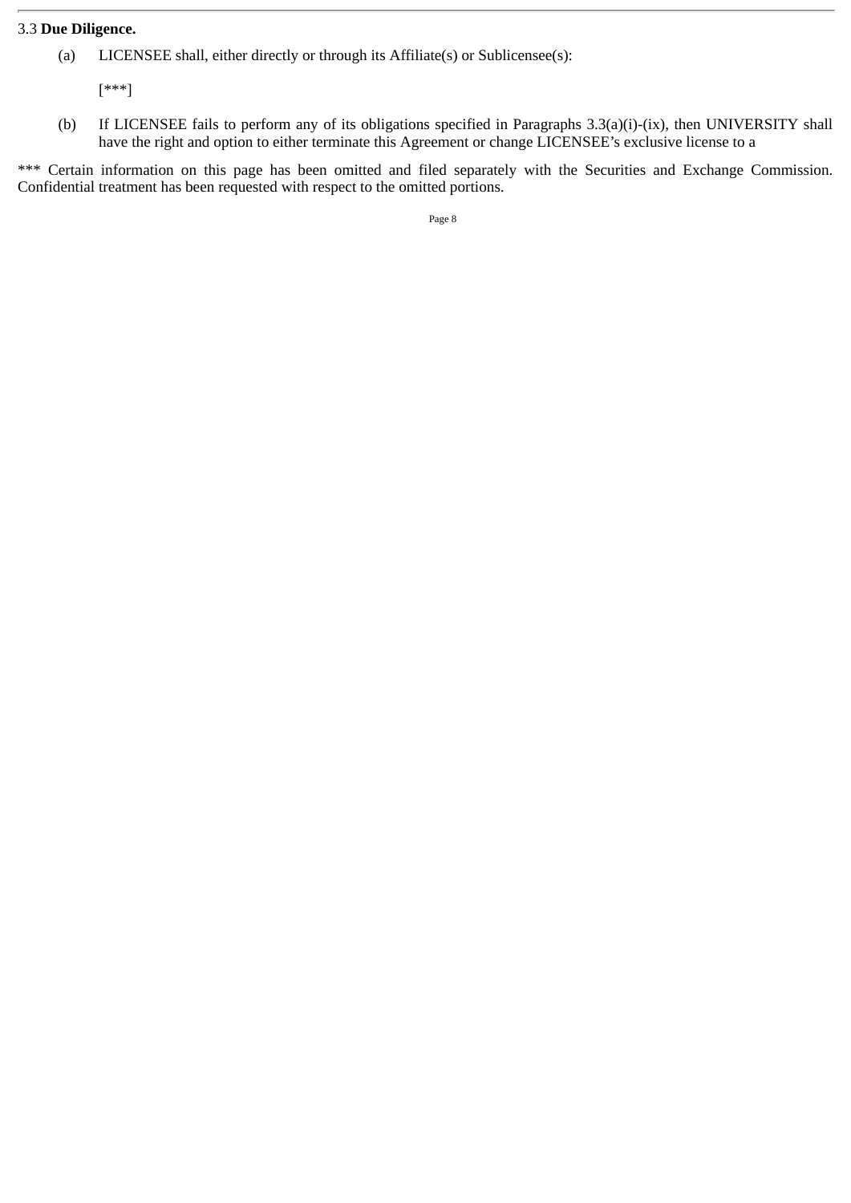3.3 **Due Diligence.**

(a) LICENSEE shall, either directly or through its Affiliate(s) or Sublicensee(s):

[***]

(b) If LICENSEE fails to perform any of its obligations specified in Paragraphs 3.3(a)(i)-(ix), then UNIVERSITY shall have the right and option to either terminate this Agreement or change LICENSEE's exclusive license to a

*** Certain information on this page has been omitted and filed separately with the Securities and Exchange Commission. Confidential treatment has been requested with respect to the omitted portions.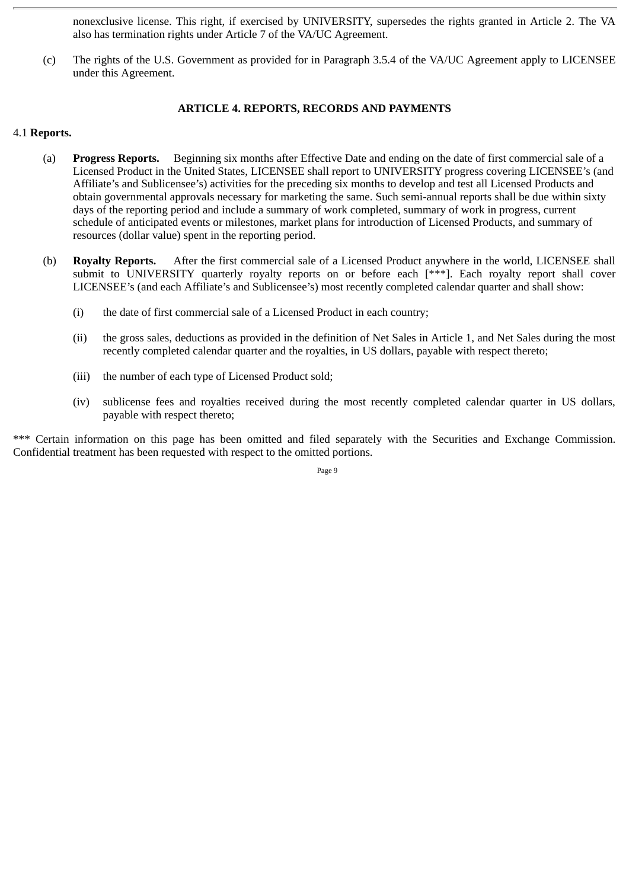nonexclusive license. This right, if exercised by UNIVERSITY, supersedes the rights granted in Article 2. The VA also has termination rights under Article 7 of the VA/UC Agreement.

(c) The rights of the U.S. Government as provided for in Paragraph 3.5.4 of the VA/UC Agreement apply to LICENSEE under this Agreement.

## ARTICLE 4. REPORTS, RECORDS AND PAYMENTS

4.1 **Reports.**

(a) **Progress Reports.** Beginning six months after Effective Date and ending on the date of first commercial sale of a Licensed Product in the United States, LICENSEE shall report to UNIVERSITY progress covering LICENSEE's (and Affiliate's and Sublicensee's) activities for the preceding six months to develop and test all Licensed Products and obtain governmental approvals necessary for marketing the same. Such semi-annual reports shall be due within sixty days of the reporting period and include a summary of work completed, summary of work in progress, current schedule of anticipated events or milestones, market plans for introduction of Licensed Products, and summary of resources (dollar value) spent in the reporting period.

(b) **Royalty Reports.** After the first commercial sale of a Licensed Product anywhere in the world, LICENSEE shall submit to UNIVERSITY quarterly royalty reports on or before each [***]. Each royalty report shall cover LICENSEE's (and each Affiliate's and Sublicensee's) most recently completed calendar quarter and shall show:

(i) the date of first commercial sale of a Licensed Product in each country;

(ii) the gross sales, deductions as provided in the definition of Net Sales in Article 1, and Net Sales during the most recently completed calendar quarter and the royalties, in US dollars, payable with respect thereto;

(iii) the number of each type of Licensed Product sold;

(iv) sublicense fees and royalties received during the most recently completed calendar quarter in US dollars, payable with respect thereto;

*** Certain information on this page has been omitted and filed separately with the Securities and Exchange Commission. Confidential treatment has been requested with respect to the omitted portions.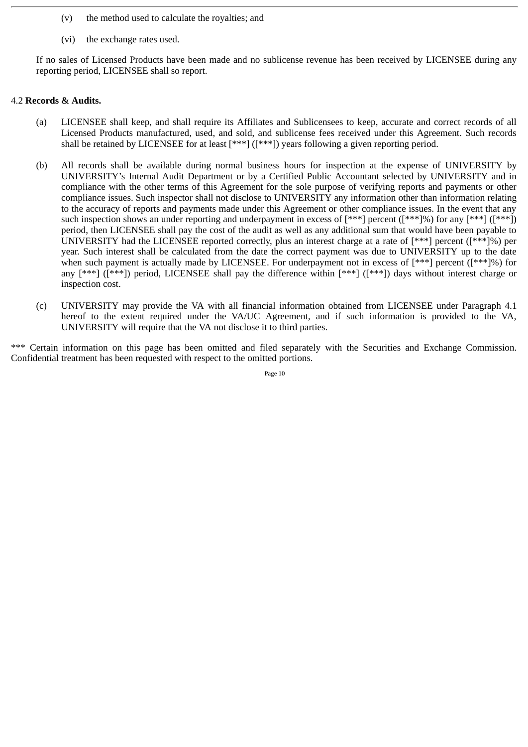(v) the method used to calculate the royalties; and

(vi) the exchange rates used.

If no sales of Licensed Products have been made and no sublicense revenue has been received by LICENSEE during any reporting period, LICENSEE shall so report.

4.2 **Records & Audits.**

(a) LICENSEE shall keep, and shall require its Affiliates and Sublicensees to keep, accurate and correct records of all Licensed Products manufactured, used, and sold, and sublicense fees received under this Agreement. Such records shall be retained by LICENSEE for at least [***] ([***]) years following a given reporting period.

(b) All records shall be available during normal business hours for inspection at the expense of UNIVERSITY by UNIVERSITY's Internal Audit Department or by a Certified Public Accountant selected by UNIVERSITY and in compliance with the other terms of this Agreement for the sole purpose of verifying reports and payments or other compliance issues. Such inspector shall not disclose to UNIVERSITY any information other than information relating to the accuracy of reports and payments made under this Agreement or other compliance issues. In the event that any such inspection shows an under reporting and underpayment in excess of [***] percent ([***]%) for any [***] ([***]) period, then LICENSEE shall pay the cost of the audit as well as any additional sum that would have been payable to UNIVERSITY had the LICENSEE reported correctly, plus an interest charge at a rate of [***] percent ([***]%) per year. Such interest shall be calculated from the date the correct payment was due to UNIVERSITY up to the date when such payment is actually made by LICENSEE. For underpayment not in excess of [***] percent ([***]%) for any [***] ([***]) period, LICENSEE shall pay the difference within [***] ([***]) days without interest charge or inspection cost.

(c) UNIVERSITY may provide the VA with all financial information obtained from LICENSEE under Paragraph 4.1 hereof to the extent required under the VA/UC Agreement, and if such information is provided to the VA, UNIVERSITY will require that the VA not disclose it to third parties.

*** Certain information on this page has been omitted and filed separately with the Securities and Exchange Commission. Confidential treatment has been requested with respect to the omitted portions.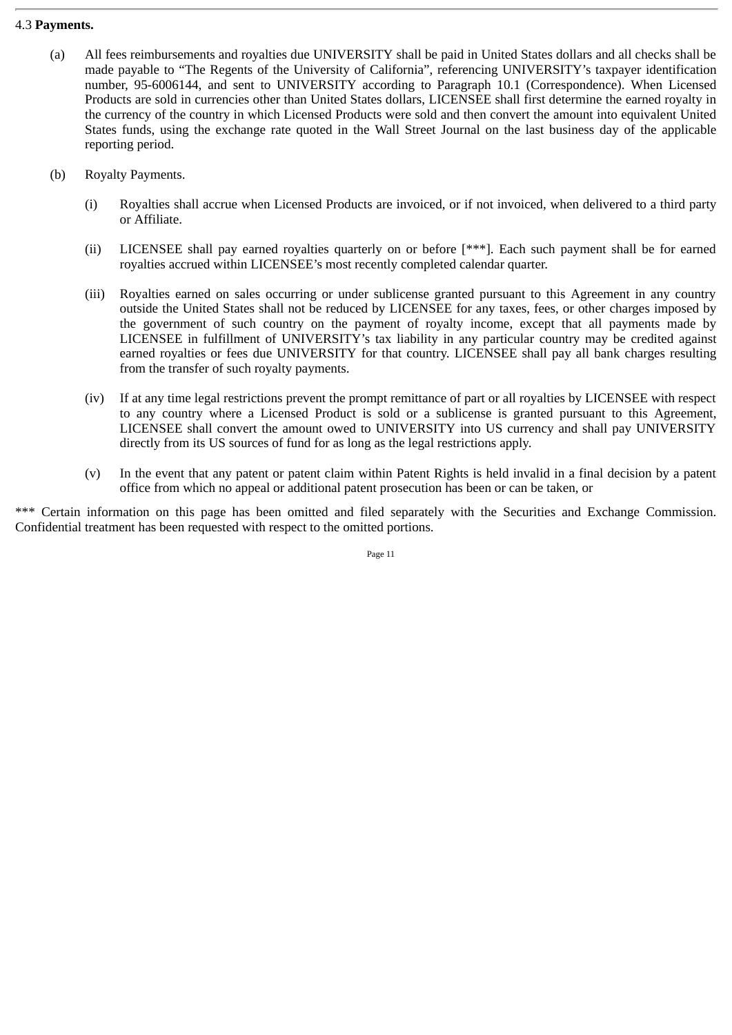4.3 **Payments.**

(a) All fees reimbursements and royalties due UNIVERSITY shall be paid in United States dollars and all checks shall be made payable to "The Regents of the University of California", referencing UNIVERSITY's taxpayer identification number, 95-6006144, and sent to UNIVERSITY according to Paragraph 10.1 (Correspondence). When Licensed Products are sold in currencies other than United States dollars, LICENSEE shall first determine the earned royalty in the currency of the country in which Licensed Products were sold and then convert the amount into equivalent United States funds, using the exchange rate quoted in the Wall Street Journal on the last business day of the applicable reporting period.

(b) Royalty Payments.

(i) Royalties shall accrue when Licensed Products are invoiced, or if not invoiced, when delivered to a third party or Affiliate.

(ii) LICENSEE shall pay earned royalties quarterly on or before [***]. Each such payment shall be for earned royalties accrued within LICENSEE's most recently completed calendar quarter.

(iii) Royalties earned on sales occurring or under sublicense granted pursuant to this Agreement in any country outside the United States shall not be reduced by LICENSEE for any taxes, fees, or other charges imposed by the government of such country on the payment of royalty income, except that all payments made by LICENSEE in fulfillment of UNIVERSITY's tax liability in any particular country may be credited against earned royalties or fees due UNIVERSITY for that country. LICENSEE shall pay all bank charges resulting from the transfer of such royalty payments.

(iv) If at any time legal restrictions prevent the prompt remittance of part or all royalties by LICENSEE with respect to any country where a Licensed Product is sold or a sublicense is granted pursuant to this Agreement, LICENSEE shall convert the amount owed to UNIVERSITY into US currency and shall pay UNIVERSITY directly from its US sources of fund for as long as the legal restrictions apply.

(v) In the event that any patent or patent claim within Patent Rights is held invalid in a final decision by a patent office from which no appeal or additional patent prosecution has been or can be taken, or

*** Certain information on this page has been omitted and filed separately with the Securities and Exchange Commission. Confidential treatment has been requested with respect to the omitted portions.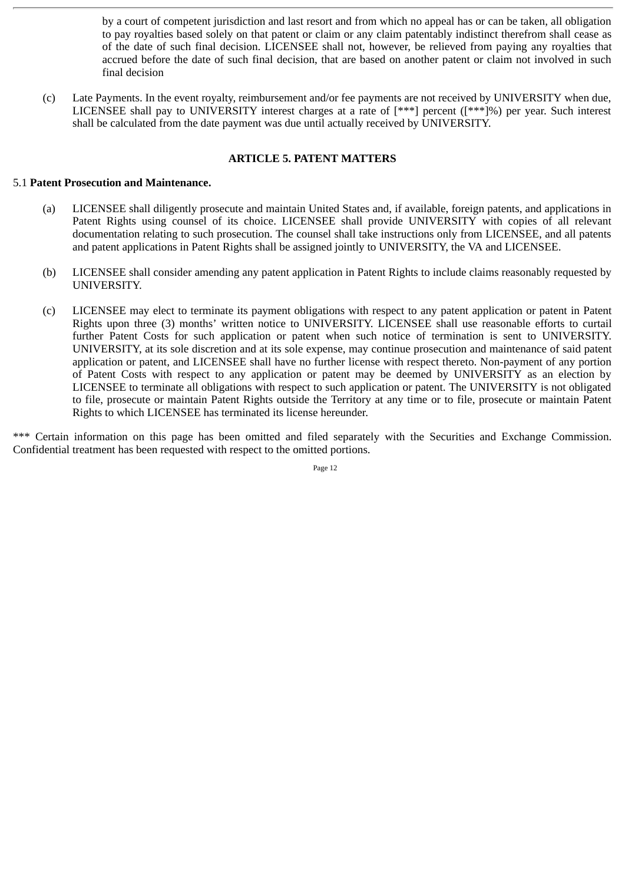by a court of competent jurisdiction and last resort and from which no appeal has or can be taken, all obligation to pay royalties based solely on that patent or claim or any claim patentably indistinct therefrom shall cease as of the date of such final decision. LICENSEE shall not, however, be relieved from paying any royalties that accrued before the date of such final decision, that are based on another patent or claim not involved in such final decision

(c) Late Payments. In the event royalty, reimbursement and/or fee payments are not received by UNIVERSITY when due, LICENSEE shall pay to UNIVERSITY interest charges at a rate of [***] percent ([***]%) per year. Such interest shall be calculated from the date payment was due until actually received by UNIVERSITY.

## ARTICLE 5. PATENT MATTERS

5.1 **Patent Prosecution and Maintenance.**

(a) LICENSEE shall diligently prosecute and maintain United States and, if available, foreign patents, and applications in Patent Rights using counsel of its choice. LICENSEE shall provide UNIVERSITY with copies of all relevant documentation relating to such prosecution. The counsel shall take instructions only from LICENSEE, and all patents and patent applications in Patent Rights shall be assigned jointly to UNIVERSITY, the VA and LICENSEE.

(b) LICENSEE shall consider amending any patent application in Patent Rights to include claims reasonably requested by UNIVERSITY.

(c) LICENSEE may elect to terminate its payment obligations with respect to any patent application or patent in Patent Rights upon three (3) months' written notice to UNIVERSITY. LICENSEE shall use reasonable efforts to curtail further Patent Costs for such application or patent when such notice of termination is sent to UNIVERSITY. UNIVERSITY, at its sole discretion and at its sole expense, may continue prosecution and maintenance of said patent application or patent, and LICENSEE shall have no further license with respect thereto. Non-payment of any portion of Patent Costs with respect to any application or patent may be deemed by UNIVERSITY as an election by LICENSEE to terminate all obligations with respect to such application or patent. The UNIVERSITY is not obligated to file, prosecute or maintain Patent Rights outside the Territory at any time or to file, prosecute or maintain Patent Rights to which LICENSEE has terminated its license hereunder.

*** Certain information on this page has been omitted and filed separately with the Securities and Exchange Commission. Confidential treatment has been requested with respect to the omitted portions.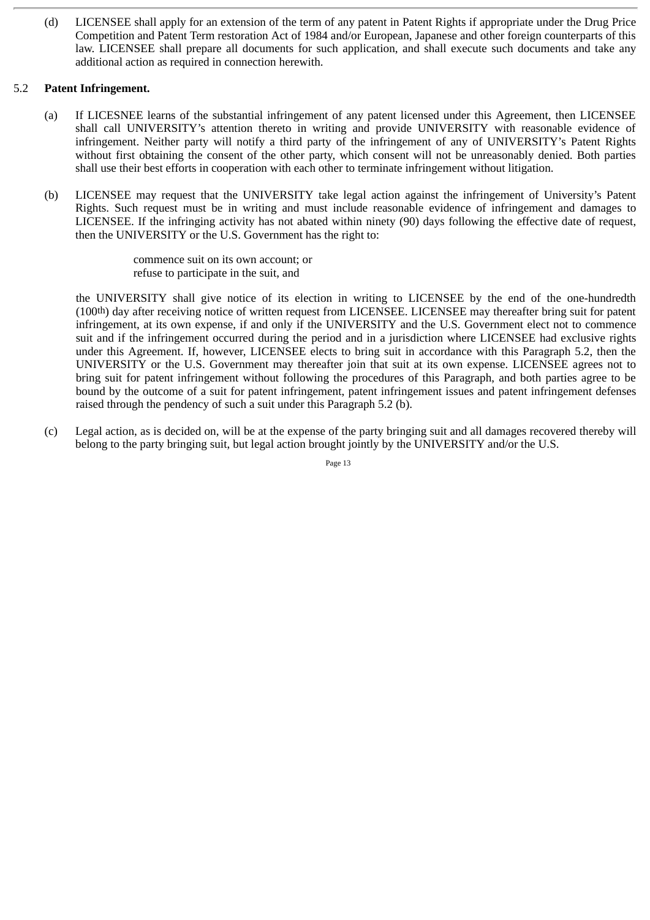(d) LICENSEE shall apply for an extension of the term of any patent in Patent Rights if appropriate under the Drug Price Competition and Patent Term restoration Act of 1984 and/or European, Japanese and other foreign counterparts of this law. LICENSEE shall prepare all documents for such application, and shall execute such documents and take any additional action as required in connection herewith.

5.2 **Patent Infringement.**

(a) If LICESNEE learns of the substantial infringement of any patent licensed under this Agreement, then LICENSEE shall call UNIVERSITY's attention thereto in writing and provide UNIVERSITY with reasonable evidence of infringement. Neither party will notify a third party of the infringement of any of UNIVERSITY's Patent Rights without first obtaining the consent of the other party, which consent will not be unreasonably denied. Both parties shall use their best efforts in cooperation with each other to terminate infringement without litigation.

(b) LICENSEE may request that the UNIVERSITY take legal action against the infringement of University's Patent Rights. Such request must be in writing and must include reasonable evidence of infringement and damages to LICENSEE. If the infringing activity has not abated within ninety (90) days following the effective date of request, then the UNIVERSITY or the U.S. Government has the right to:

commence suit on its own account; or
refuse to participate in the suit, and

the UNIVERSITY shall give notice of its election in writing to LICENSEE by the end of the one-hundredth (100th) day after receiving notice of written request from LICENSEE. LICENSEE may thereafter bring suit for patent infringement, at its own expense, if and only if the UNIVERSITY and the U.S. Government elect not to commence suit and if the infringement occurred during the period and in a jurisdiction where LICENSEE had exclusive rights under this Agreement. If, however, LICENSEE elects to bring suit in accordance with this Paragraph 5.2, then the UNIVERSITY or the U.S. Government may thereafter join that suit at its own expense. LICENSEE agrees not to bring suit for patent infringement without following the procedures of this Paragraph, and both parties agree to be bound by the outcome of a suit for patent infringement, patent infringement issues and patent infringement defenses raised through the pendency of such a suit under this Paragraph 5.2 (b).

(c) Legal action, as is decided on, will be at the expense of the party bringing suit and all damages recovered thereby will belong to the party bringing suit, but legal action brought jointly by the UNIVERSITY and/or the U.S.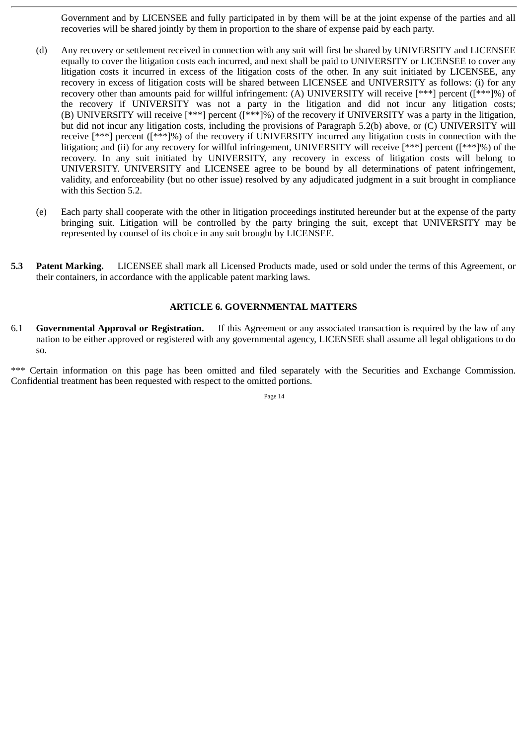Government and by LICENSEE and fully participated in by them will be at the joint expense of the parties and all recoveries will be shared jointly by them in proportion to the share of expense paid by each party.

(d) Any recovery or settlement received in connection with any suit will first be shared by UNIVERSITY and LICENSEE equally to cover the litigation costs each incurred, and next shall be paid to UNIVERSITY or LICENSEE to cover any litigation costs it incurred in excess of the litigation costs of the other. In any suit initiated by LICENSEE, any recovery in excess of litigation costs will be shared between LICENSEE and UNIVERSITY as follows: (i) for any recovery other than amounts paid for willful infringement: (A) UNIVERSITY will receive [***] percent ([***]%) of the recovery if UNIVERSITY was not a party in the litigation and did not incur any litigation costs; (B) UNIVERSITY will receive [***] percent ([***]%) of the recovery if UNIVERSITY was a party in the litigation, but did not incur any litigation costs, including the provisions of Paragraph 5.2(b) above, or (C) UNIVERSITY will receive [***] percent ([***]%) of the recovery if UNIVERSITY incurred any litigation costs in connection with the litigation; and (ii) for any recovery for willful infringement, UNIVERSITY will receive [***] percent ([***]%) of the recovery. In any suit initiated by UNIVERSITY, any recovery in excess of litigation costs will belong to UNIVERSITY. UNIVERSITY and LICENSEE agree to be bound by all determinations of patent infringement, validity, and enforceability (but no other issue) resolved by any adjudicated judgment in a suit brought in compliance with this Section 5.2.

(e) Each party shall cooperate with the other in litigation proceedings instituted hereunder but at the expense of the party bringing suit. Litigation will be controlled by the party bringing the suit, except that UNIVERSITY may be represented by counsel of its choice in any suit brought by LICENSEE.

**5.3 Patent Marking.** LICENSEE shall mark all Licensed Products made, used or sold under the terms of this Agreement, or their containers, in accordance with the applicable patent marking laws.

## ARTICLE 6. GOVERNMENTAL MATTERS

6.1 **Governmental Approval or Registration.** If this Agreement or any associated transaction is required by the law of any nation to be either approved or registered with any governmental agency, LICENSEE shall assume all legal obligations to do so.

*** Certain information on this page has been omitted and filed separately with the Securities and Exchange Commission. Confidential treatment has been requested with respect to the omitted portions.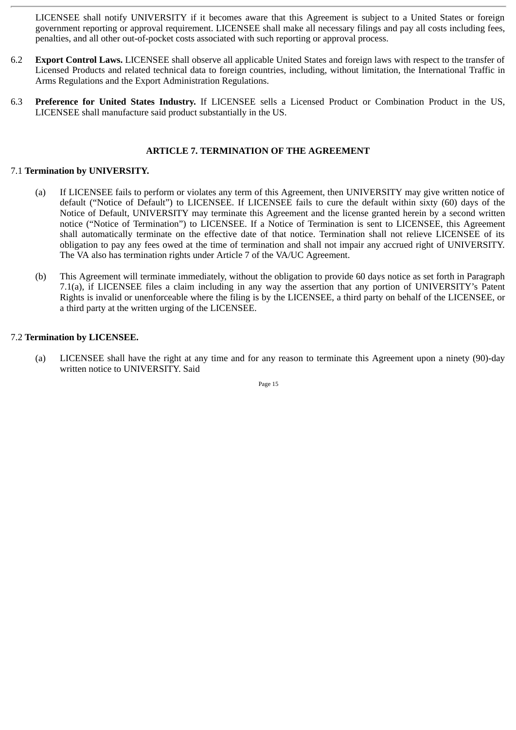LICENSEE shall notify UNIVERSITY if it becomes aware that this Agreement is subject to a United States or foreign government reporting or approval requirement. LICENSEE shall make all necessary filings and pay all costs including fees, penalties, and all other out-of-pocket costs associated with such reporting or approval process.

6.2 **Export Control Laws.** LICENSEE shall observe all applicable United States and foreign laws with respect to the transfer of Licensed Products and related technical data to foreign countries, including, without limitation, the International Traffic in Arms Regulations and the Export Administration Regulations.

6.3 **Preference for United States Industry.** If LICENSEE sells a Licensed Product or Combination Product in the US, LICENSEE shall manufacture said product substantially in the US.

## ARTICLE 7. TERMINATION OF THE AGREEMENT

7.1 **Termination by UNIVERSITY.**

(a) If LICENSEE fails to perform or violates any term of this Agreement, then UNIVERSITY may give written notice of default ("Notice of Default") to LICENSEE. If LICENSEE fails to cure the default within sixty (60) days of the Notice of Default, UNIVERSITY may terminate this Agreement and the license granted herein by a second written notice ("Notice of Termination") to LICENSEE. If a Notice of Termination is sent to LICENSEE, this Agreement shall automatically terminate on the effective date of that notice. Termination shall not relieve LICENSEE of its obligation to pay any fees owed at the time of termination and shall not impair any accrued right of UNIVERSITY. The VA also has termination rights under Article 7 of the VA/UC Agreement.

(b) This Agreement will terminate immediately, without the obligation to provide 60 days notice as set forth in Paragraph 7.1(a), if LICENSEE files a claim including in any way the assertion that any portion of UNIVERSITY's Patent Rights is invalid or unenforceable where the filing is by the LICENSEE, a third party on behalf of the LICENSEE, or a third party at the written urging of the LICENSEE.

7.2 **Termination by LICENSEE.**

(a) LICENSEE shall have the right at any time and for any reason to terminate this Agreement upon a ninety (90)-day written notice to UNIVERSITY. Said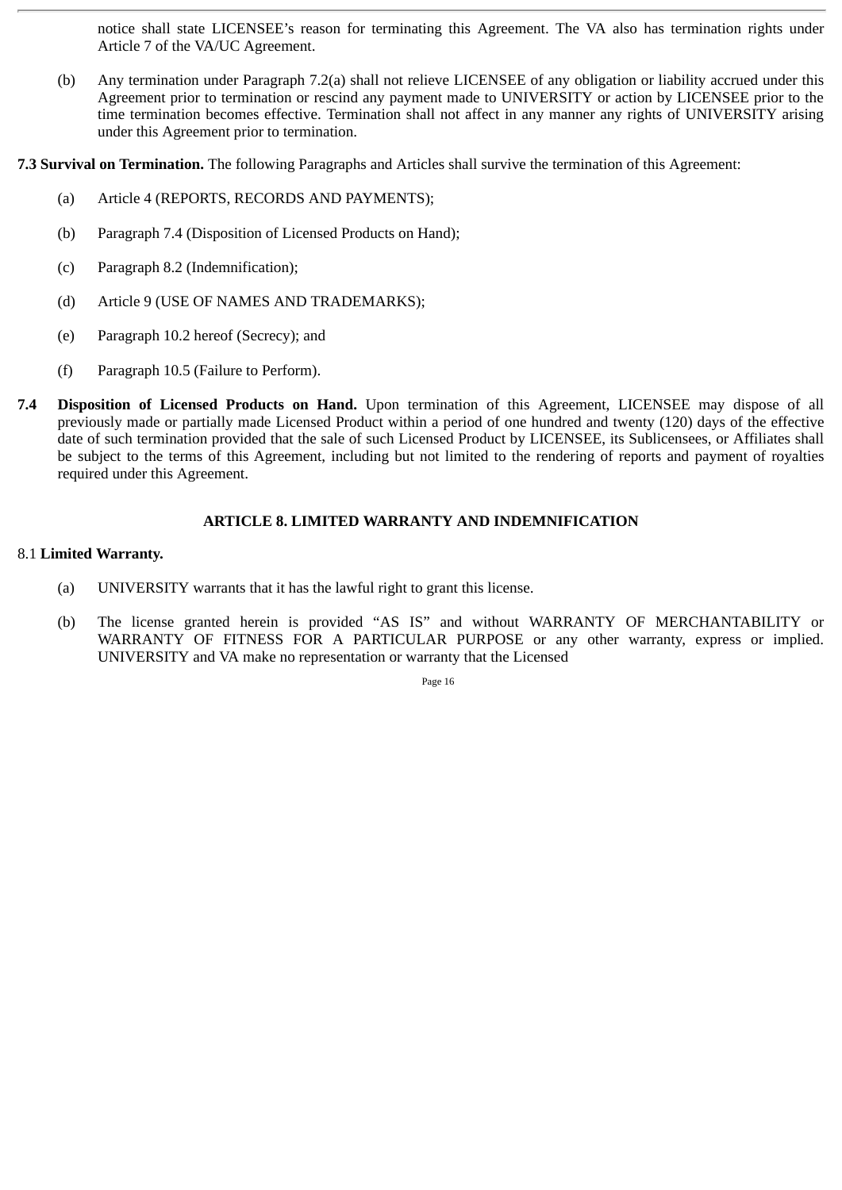notice shall state LICENSEE's reason for terminating this Agreement. The VA also has termination rights under Article 7 of the VA/UC Agreement.

(b) Any termination under Paragraph 7.2(a) shall not relieve LICENSEE of any obligation or liability accrued under this Agreement prior to termination or rescind any payment made to UNIVERSITY or action by LICENSEE prior to the time termination becomes effective. Termination shall not affect in any manner any rights of UNIVERSITY arising under this Agreement prior to termination.

**7.3 Survival on Termination.** The following Paragraphs and Articles shall survive the termination of this Agreement:

(a) Article 4 (REPORTS, RECORDS AND PAYMENTS);

(b) Paragraph 7.4 (Disposition of Licensed Products on Hand);

(c) Paragraph 8.2 (Indemnification);

(d) Article 9 (USE OF NAMES AND TRADEMARKS);

(e) Paragraph 10.2 hereof (Secrecy); and

(f) Paragraph 10.5 (Failure to Perform).

**7.4 Disposition of Licensed Products on Hand.** Upon termination of this Agreement, LICENSEE may dispose of all previously made or partially made Licensed Product within a period of one hundred and twenty (120) days of the effective date of such termination provided that the sale of such Licensed Product by LICENSEE, its Sublicensees, or Affiliates shall be subject to the terms of this Agreement, including but not limited to the rendering of reports and payment of royalties required under this Agreement.

## ARTICLE 8. LIMITED WARRANTY AND INDEMNIFICATION

8.1 **Limited Warranty.**

(a) UNIVERSITY warrants that it has the lawful right to grant this license.

(b) The license granted herein is provided "AS IS" and without WARRANTY OF MERCHANTABILITY or WARRANTY OF FITNESS FOR A PARTICULAR PURPOSE or any other warranty, express or implied. UNIVERSITY and VA make no representation or warranty that the Licensed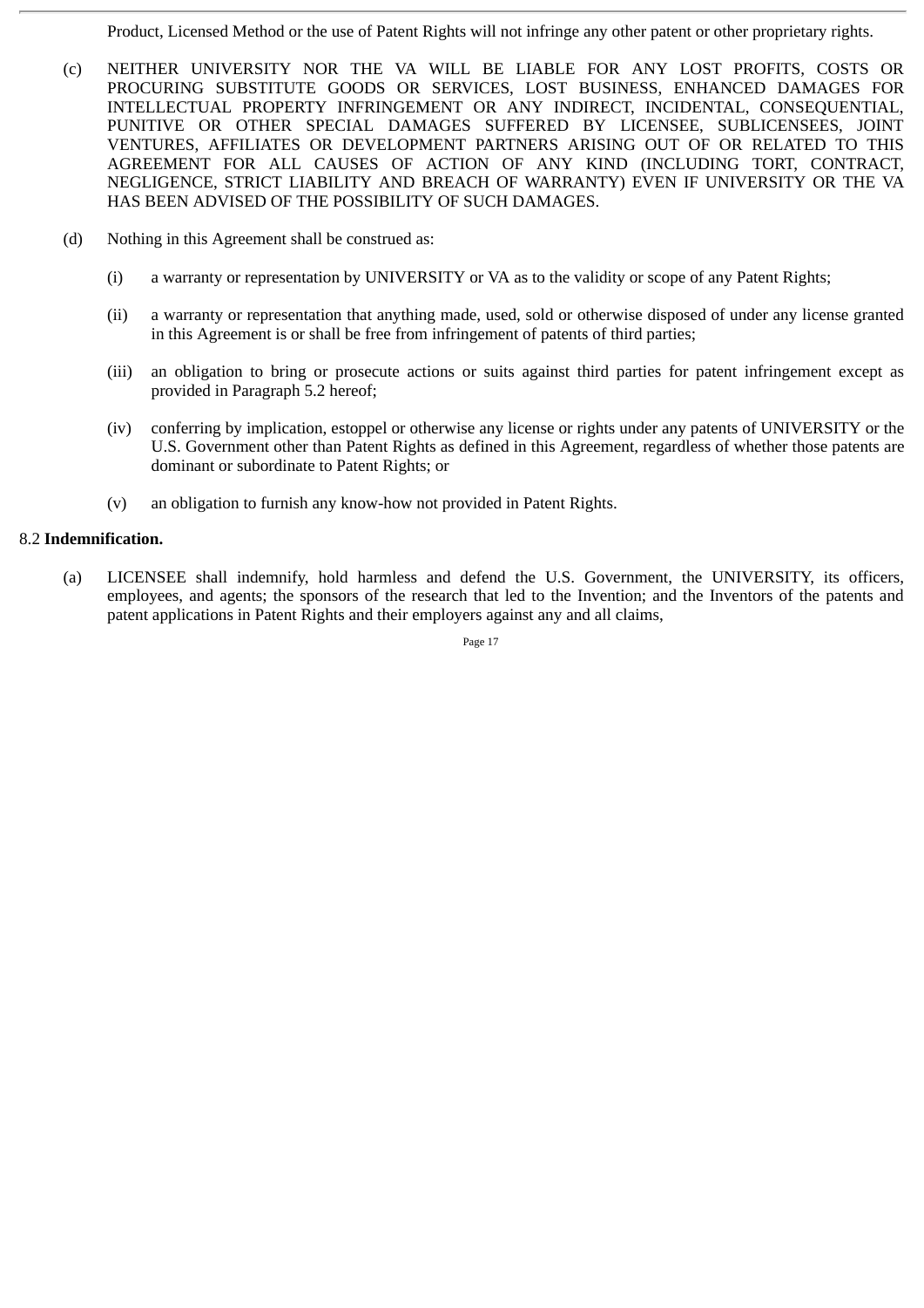Product, Licensed Method or the use of Patent Rights will not infringe any other patent or other proprietary rights.

(c) NEITHER UNIVERSITY NOR THE VA WILL BE LIABLE FOR ANY LOST PROFITS, COSTS OR PROCURING SUBSTITUTE GOODS OR SERVICES, LOST BUSINESS, ENHANCED DAMAGES FOR INTELLECTUAL PROPERTY INFRINGEMENT OR ANY INDIRECT, INCIDENTAL, CONSEQUENTIAL, PUNITIVE OR OTHER SPECIAL DAMAGES SUFFERED BY LICENSEE, SUBLICENSEES, JOINT VENTURES, AFFILIATES OR DEVELOPMENT PARTNERS ARISING OUT OF OR RELATED TO THIS AGREEMENT FOR ALL CAUSES OF ACTION OF ANY KIND (INCLUDING TORT, CONTRACT, NEGLIGENCE, STRICT LIABILITY AND BREACH OF WARRANTY) EVEN IF UNIVERSITY OR THE VA HAS BEEN ADVISED OF THE POSSIBILITY OF SUCH DAMAGES.

(d) Nothing in this Agreement shall be construed as:

(i) a warranty or representation by UNIVERSITY or VA as to the validity or scope of any Patent Rights;

(ii) a warranty or representation that anything made, used, sold or otherwise disposed of under any license granted in this Agreement is or shall be free from infringement of patents of third parties;

(iii) an obligation to bring or prosecute actions or suits against third parties for patent infringement except as provided in Paragraph 5.2 hereof;

(iv) conferring by implication, estoppel or otherwise any license or rights under any patents of UNIVERSITY or the U.S. Government other than Patent Rights as defined in this Agreement, regardless of whether those patents are dominant or subordinate to Patent Rights; or

(v) an obligation to furnish any know-how not provided in Patent Rights.

8.2 **Indemnification.**

(a) LICENSEE shall indemnify, hold harmless and defend the U.S. Government, the UNIVERSITY, its officers, employees, and agents; the sponsors of the research that led to the Invention; and the Inventors of the patents and patent applications in Patent Rights and their employers against any and all claims,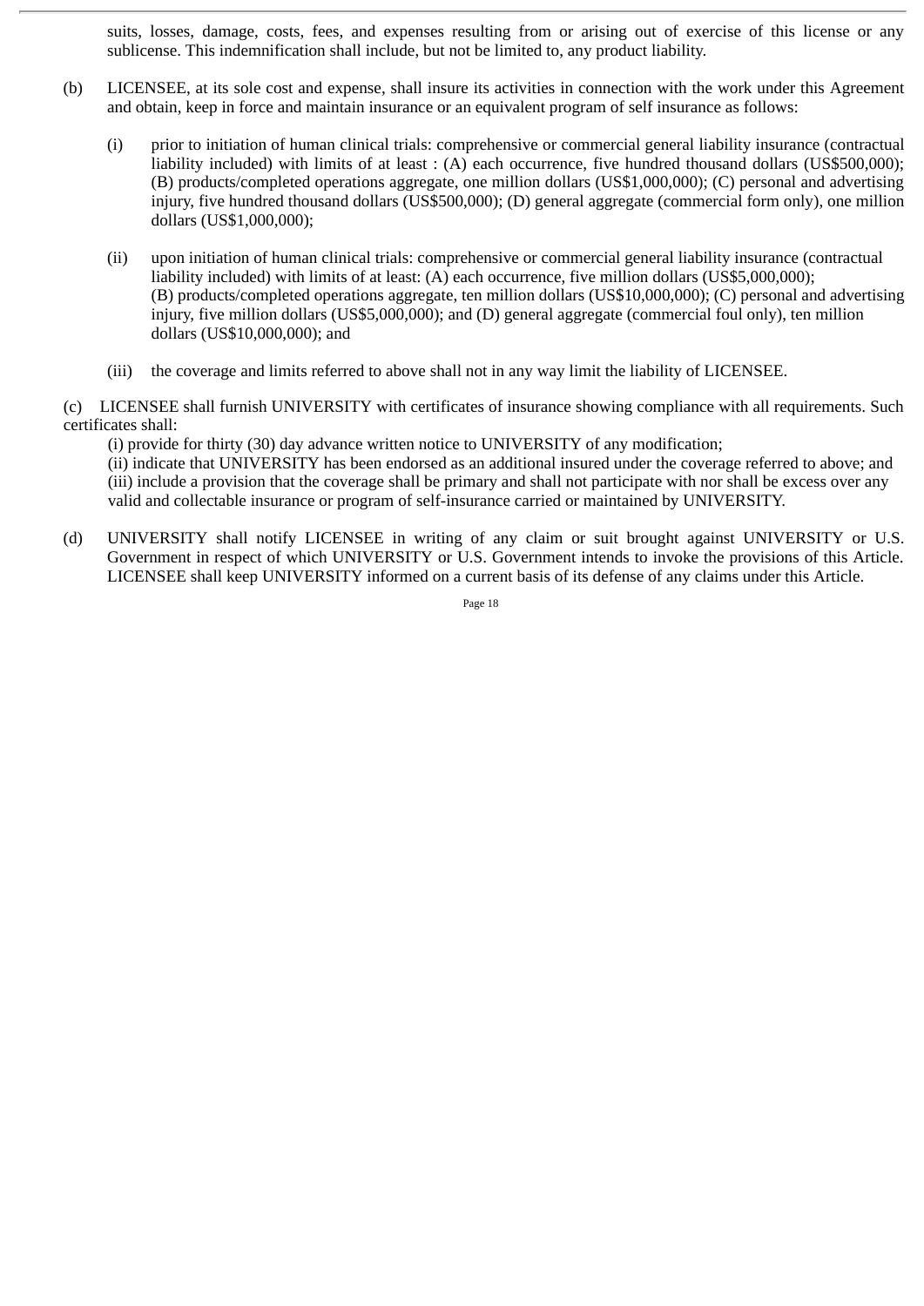suits, losses, damage, costs, fees, and expenses resulting from or arising out of exercise of this license or any sublicense. This indemnification shall include, but not be limited to, any product liability.

(b) LICENSEE, at its sole cost and expense, shall insure its activities in connection with the work under this Agreement and obtain, keep in force and maintain insurance or an equivalent program of self insurance as follows:

(i) prior to initiation of human clinical trials: comprehensive or commercial general liability insurance (contractual liability included) with limits of at least : (A) each occurrence, five hundred thousand dollars (US$500,000); (B) products/completed operations aggregate, one million dollars (US$1,000,000); (C) personal and advertising injury, five hundred thousand dollars (US$500,000); (D) general aggregate (commercial form only), one million dollars (US$1,000,000);

(ii) upon initiation of human clinical trials: comprehensive or commercial general liability insurance (contractual liability included) with limits of at least: (A) each occurrence, five million dollars (US$5,000,000); (B) products/completed operations aggregate, ten million dollars (US$10,000,000); (C) personal and advertising injury, five million dollars (US$5,000,000); and (D) general aggregate (commercial foul only), ten million dollars (US$10,000,000); and

(iii) the coverage and limits referred to above shall not in any way limit the liability of LICENSEE.

(c) LICENSEE shall furnish UNIVERSITY with certificates of insurance showing compliance with all requirements. Such certificates shall:

(i) provide for thirty (30) day advance written notice to UNIVERSITY of any modification;
(ii) indicate that UNIVERSITY has been endorsed as an additional insured under the coverage referred to above; and
(iii) include a provision that the coverage shall be primary and shall not participate with nor shall be excess over any valid and collectable insurance or program of self-insurance carried or maintained by UNIVERSITY.

(d) UNIVERSITY shall notify LICENSEE in writing of any claim or suit brought against UNIVERSITY or U.S. Government in respect of which UNIVERSITY or U.S. Government intends to invoke the provisions of this Article. LICENSEE shall keep UNIVERSITY informed on a current basis of its defense of any claims under this Article.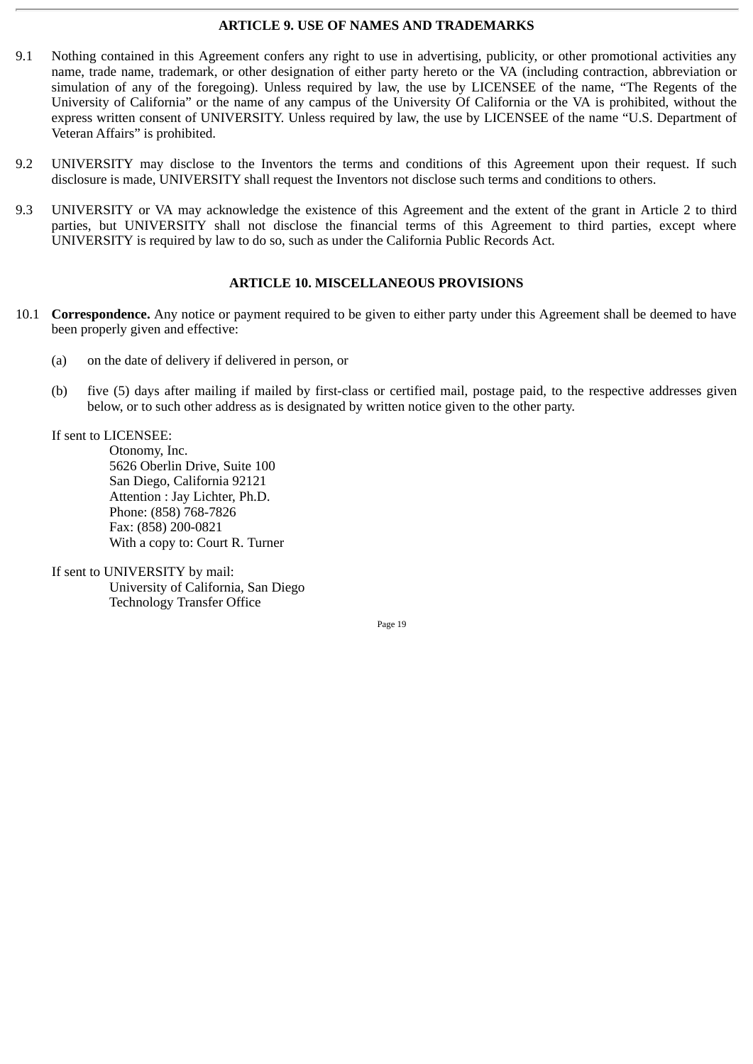## ARTICLE 9. USE OF NAMES AND TRADEMARKS

9.1 Nothing contained in this Agreement confers any right to use in advertising, publicity, or other promotional activities any name, trade name, trademark, or other designation of either party hereto or the VA (including contraction, abbreviation or simulation of any of the foregoing). Unless required by law, the use by LICENSEE of the name, "The Regents of the University of California" or the name of any campus of the University Of California or the VA is prohibited, without the express written consent of UNIVERSITY. Unless required by law, the use by LICENSEE of the name "U.S. Department of Veteran Affairs" is prohibited.

9.2 UNIVERSITY may disclose to the Inventors the terms and conditions of this Agreement upon their request. If such disclosure is made, UNIVERSITY shall request the Inventors not disclose such terms and conditions to others.

9.3 UNIVERSITY or VA may acknowledge the existence of this Agreement and the extent of the grant in Article 2 to third parties, but UNIVERSITY shall not disclose the financial terms of this Agreement to third parties, except where UNIVERSITY is required by law to do so, such as under the California Public Records Act.

## ARTICLE 10. MISCELLANEOUS PROVISIONS

10.1 **Correspondence.** Any notice or payment required to be given to either party under this Agreement shall be deemed to have been properly given and effective:

(a) on the date of delivery if delivered in person, or

(b) five (5) days after mailing if mailed by first-class or certified mail, postage paid, to the respective addresses given below, or to such other address as is designated by written notice given to the other party.

If sent to LICENSEE:

Otonomy, Inc.
5626 Oberlin Drive, Suite 100
San Diego, California 92121
Attention : Jay Lichter, Ph.D.
Phone: (858) 768-7826
Fax: (858) 200-0821
With a copy to: Court R. Turner

If sent to UNIVERSITY by mail:

University of California, San Diego
Technology Transfer Office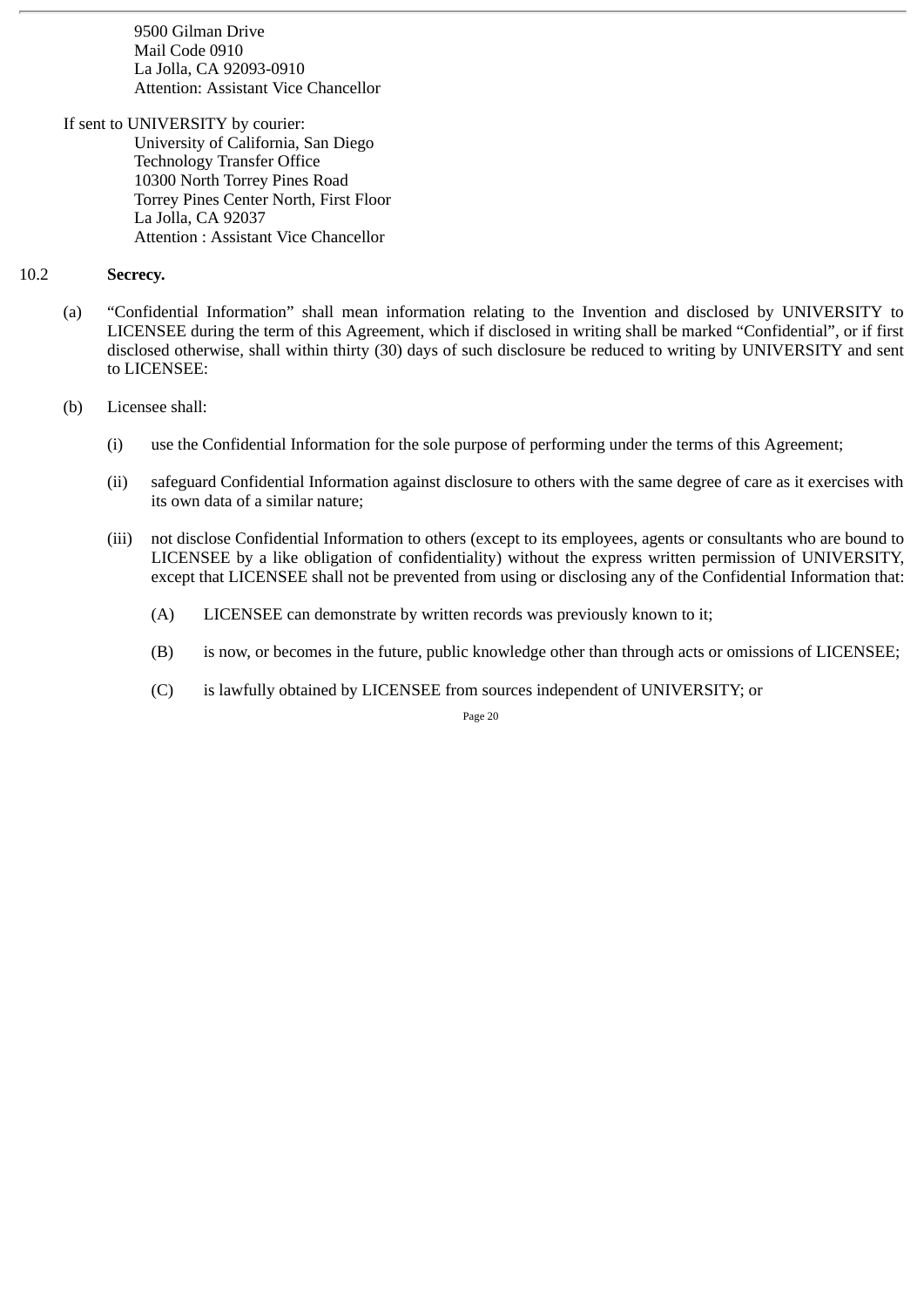9500 Gilman Drive
Mail Code 0910
La Jolla, CA 92093-0910
Attention: Assistant Vice Chancellor

If sent to UNIVERSITY by courier:

University of California, San Diego
Technology Transfer Office
10300 North Torrey Pines Road
Torrey Pines Center North, First Floor
La Jolla, CA 92037
Attention : Assistant Vice Chancellor

10.2 **Secrecy.**

(a) "Confidential Information" shall mean information relating to the Invention and disclosed by UNIVERSITY to LICENSEE during the term of this Agreement, which if disclosed in writing shall be marked "Confidential", or if first disclosed otherwise, shall within thirty (30) days of such disclosure be reduced to writing by UNIVERSITY and sent to LICENSEE:

(b) Licensee shall:

(i) use the Confidential Information for the sole purpose of performing under the terms of this Agreement;

(ii) safeguard Confidential Information against disclosure to others with the same degree of care as it exercises with its own data of a similar nature;

(iii) not disclose Confidential Information to others (except to its employees, agents or consultants who are bound to LICENSEE by a like obligation of confidentiality) without the express written permission of UNIVERSITY, except that LICENSEE shall not be prevented from using or disclosing any of the Confidential Information that:

(A) LICENSEE can demonstrate by written records was previously known to it;

(B) is now, or becomes in the future, public knowledge other than through acts or omissions of LICENSEE;

(C) is lawfully obtained by LICENSEE from sources independent of UNIVERSITY; or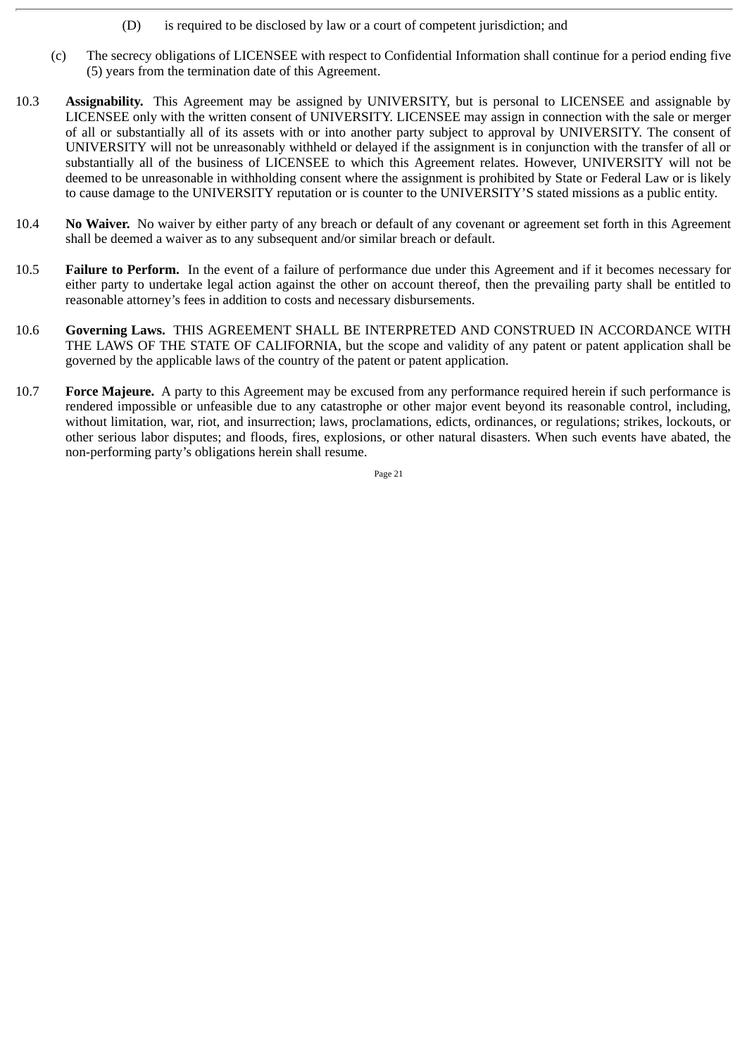(D) is required to be disclosed by law or a court of competent jurisdiction; and

(c) The secrecy obligations of LICENSEE with respect to Confidential Information shall continue for a period ending five (5) years from the termination date of this Agreement.

10.3 **Assignability.** This Agreement may be assigned by UNIVERSITY, but is personal to LICENSEE and assignable by LICENSEE only with the written consent of UNIVERSITY. LICENSEE may assign in connection with the sale or merger of all or substantially all of its assets with or into another party subject to approval by UNIVERSITY. The consent of UNIVERSITY will not be unreasonably withheld or delayed if the assignment is in conjunction with the transfer of all or substantially all of the business of LICENSEE to which this Agreement relates. However, UNIVERSITY will not be deemed to be unreasonable in withholding consent where the assignment is prohibited by State or Federal Law or is likely to cause damage to the UNIVERSITY reputation or is counter to the UNIVERSITY'S stated missions as a public entity.

10.4 **No Waiver.** No waiver by either party of any breach or default of any covenant or agreement set forth in this Agreement shall be deemed a waiver as to any subsequent and/or similar breach or default.

10.5 **Failure to Perform.** In the event of a failure of performance due under this Agreement and if it becomes necessary for either party to undertake legal action against the other on account thereof, then the prevailing party shall be entitled to reasonable attorney's fees in addition to costs and necessary disbursements.

10.6 **Governing Laws.** THIS AGREEMENT SHALL BE INTERPRETED AND CONSTRUED IN ACCORDANCE WITH THE LAWS OF THE STATE OF CALIFORNIA, but the scope and validity of any patent or patent application shall be governed by the applicable laws of the country of the patent or patent application.

10.7 **Force Majeure.** A party to this Agreement may be excused from any performance required herein if such performance is rendered impossible or unfeasible due to any catastrophe or other major event beyond its reasonable control, including, without limitation, war, riot, and insurrection; laws, proclamations, edicts, ordinances, or regulations; strikes, lockouts, or other serious labor disputes; and floods, fires, explosions, or other natural disasters. When such events have abated, the non-performing party's obligations herein shall resume.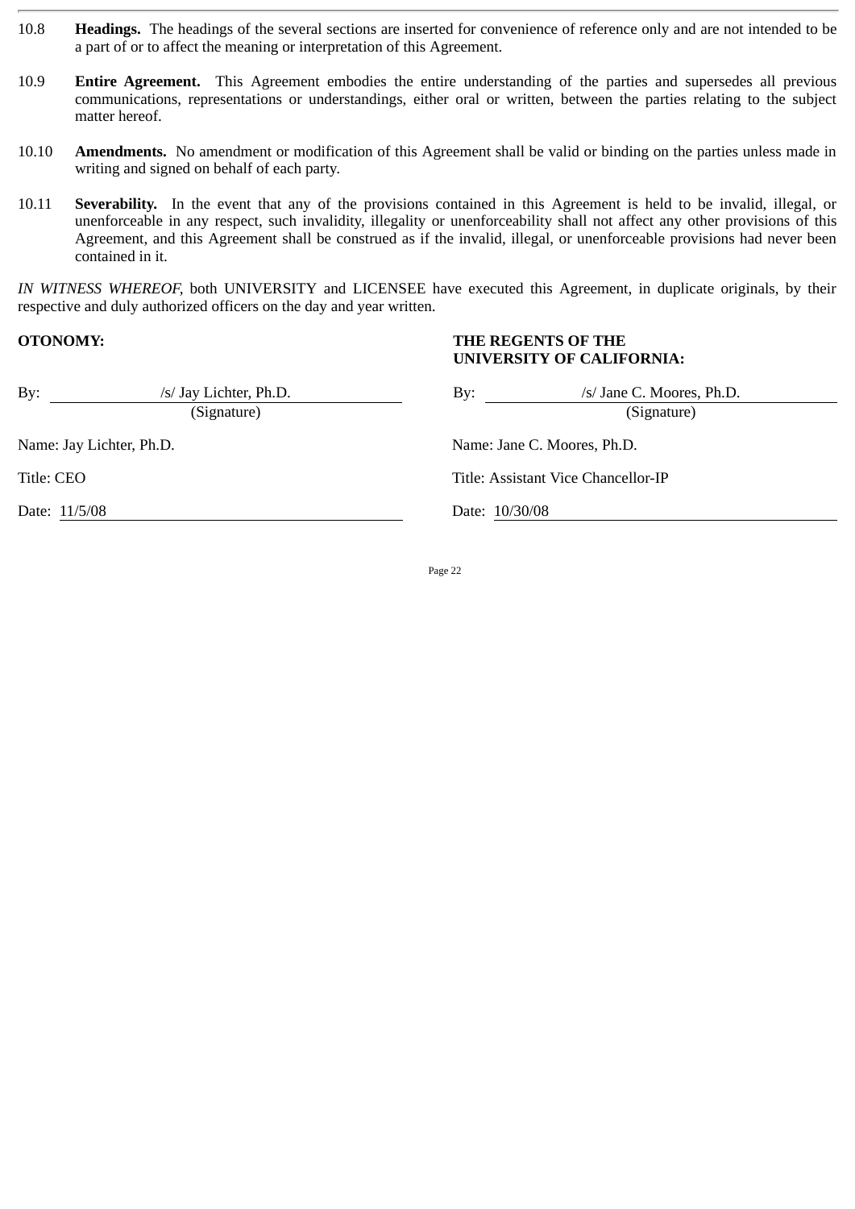10.8 **Headings.** The headings of the several sections are inserted for convenience of reference only and are not intended to be a part of or to affect the meaning or interpretation of this Agreement.

10.9 **Entire Agreement.** This Agreement embodies the entire understanding of the parties and supersedes all previous communications, representations or understandings, either oral or written, between the parties relating to the subject matter hereof.

10.10 **Amendments.** No amendment or modification of this Agreement shall be valid or binding on the parties unless made in writing and signed on behalf of each party.

10.11 **Severability.** In the event that any of the provisions contained in this Agreement is held to be invalid, illegal, or unenforceable in any respect, such invalidity, illegality or unenforceability shall not affect any other provisions of this Agreement, and this Agreement shall be construed as if the invalid, illegal, or unenforceable provisions had never been contained in it.

*IN WITNESS WHEREOF*, both UNIVERSITY and LICENSEE have executed this Agreement, in duplicate originals, by their respective and duly authorized officers on the day and year written.

**OTONOMY:**

By: /s/ Jay Lichter, Ph.D.
(Signature)

Name: Jay Lichter, Ph.D.

Title: CEO

Date: 11/5/08

**THE REGENTS OF THE UNIVERSITY OF CALIFORNIA:**

By: /s/ Jane C. Moores, Ph.D.
(Signature)

Name: Jane C. Moores, Ph.D.

Title: Assistant Vice Chancellor-IP

Date: 10/30/08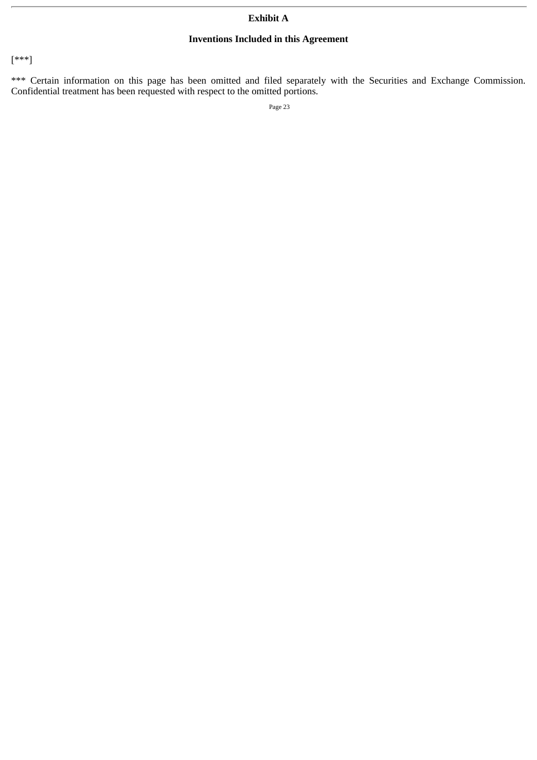## Exhibit A

## Inventions Included in this Agreement

[***]

*** Certain information on this page has been omitted and filed separately with the Securities and Exchange Commission. Confidential treatment has been requested with respect to the omitted portions.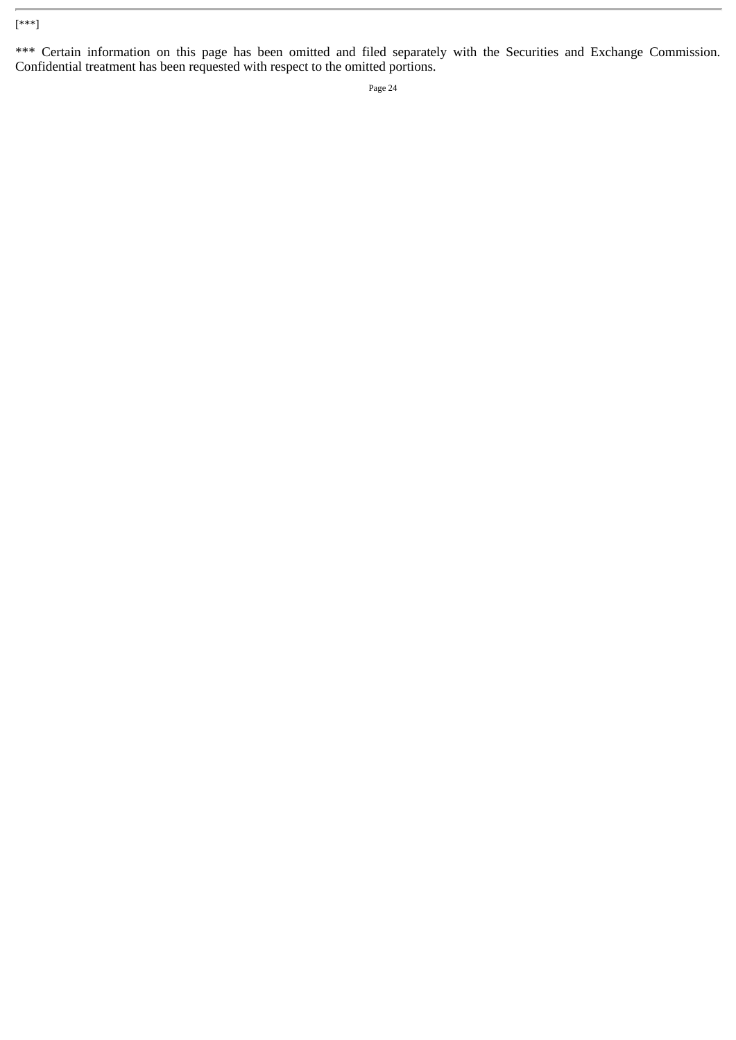[***]

*** Certain information on this page has been omitted and filed separately with the Securities and Exchange Commission. Confidential treatment has been requested with respect to the omitted portions.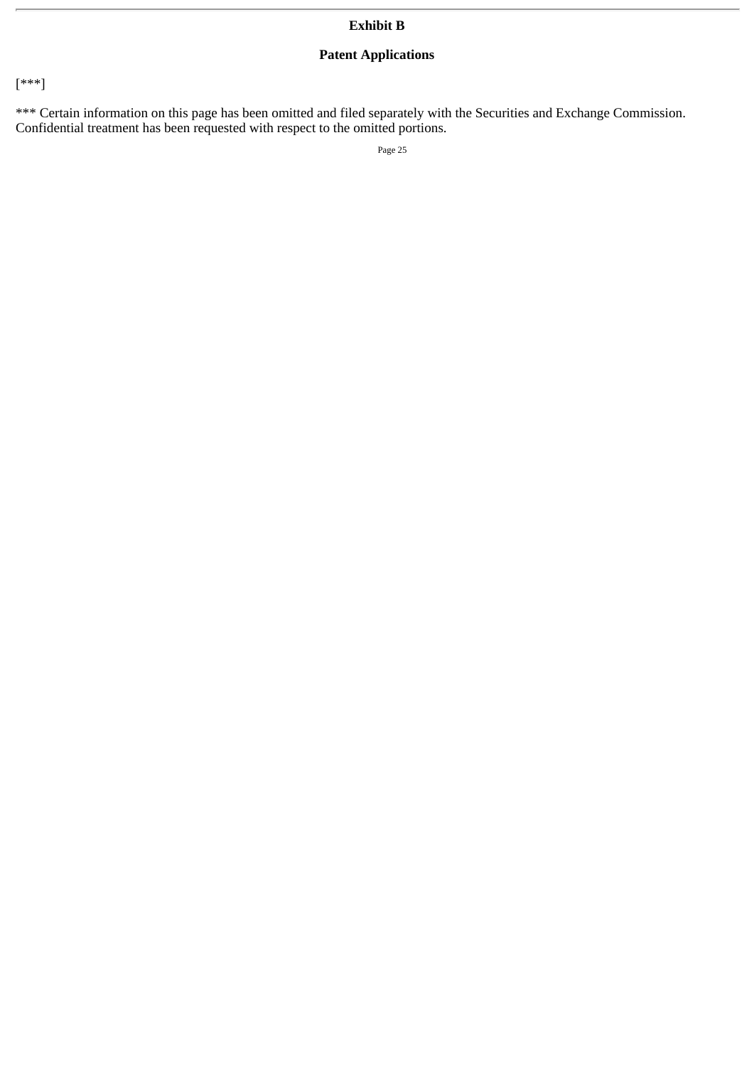# Exhibit B

## Patent Applications

[***]

*** Certain information on this page has been omitted and filed separately with the Securities and Exchange Commission. Confidential treatment has been requested with respect to the omitted portions.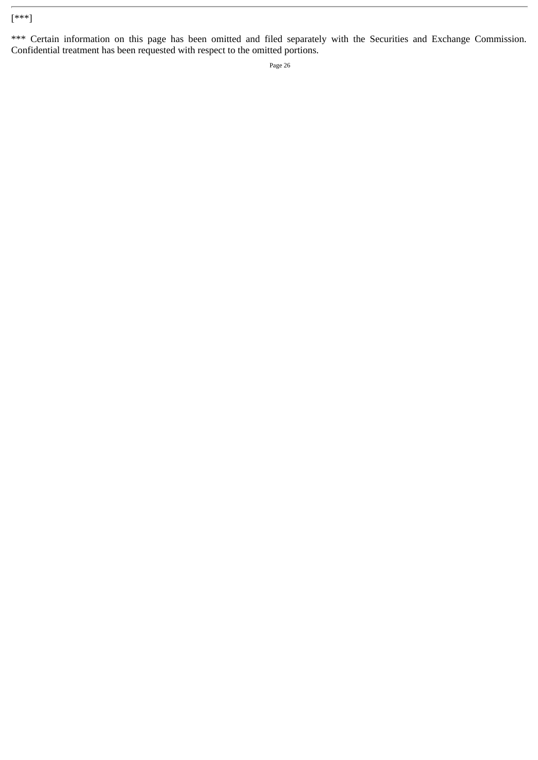[***]

*** Certain information on this page has been omitted and filed separately with the Securities and Exchange Commission. Confidential treatment has been requested with respect to the omitted portions.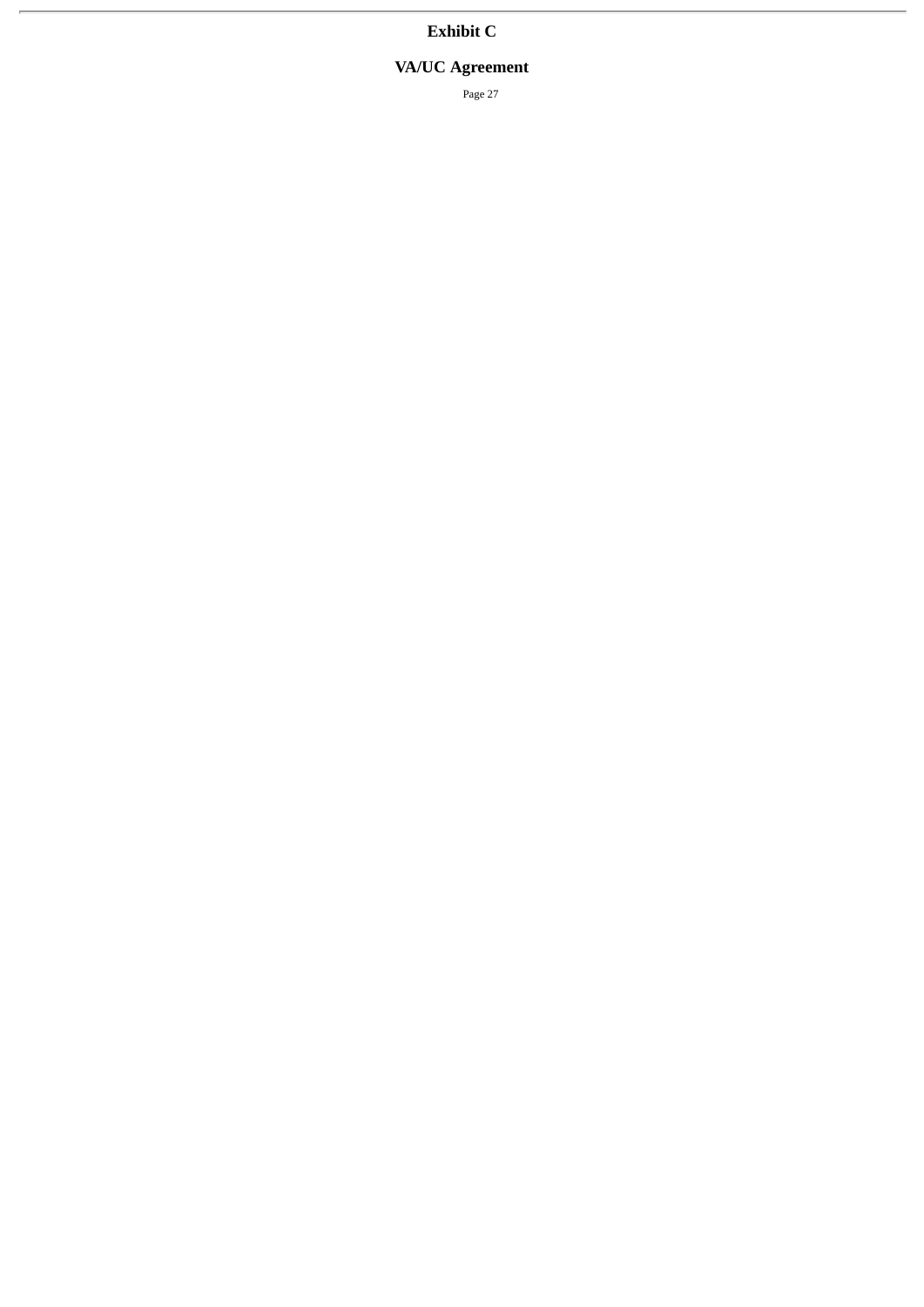# Exhibit C

## VA/UC Agreement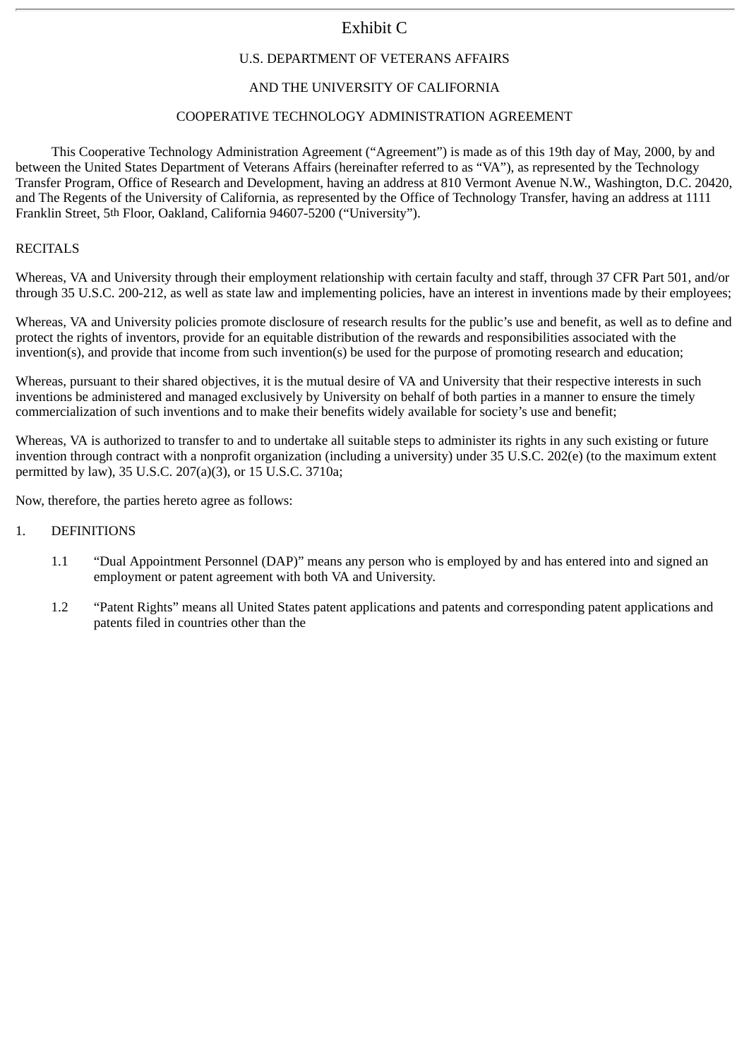# Exhibit C

U.S. DEPARTMENT OF VETERANS AFFAIRS

AND THE UNIVERSITY OF CALIFORNIA

COOPERATIVE TECHNOLOGY ADMINISTRATION AGREEMENT

This Cooperative Technology Administration Agreement (“Agreement”) is made as of this 19th day of May, 2000, by and between the United States Department of Veterans Affairs (hereinafter referred to as “VA”), as represented by the Technology Transfer Program, Office of Research and Development, having an address at 810 Vermont Avenue N.W., Washington, D.C. 20420, and The Regents of the University of California, as represented by the Office of Technology Transfer, having an address at 1111 Franklin Street, 5th Floor, Oakland, California 94607-5200 (“University”).

RECITALS

Whereas, VA and University through their employment relationship with certain faculty and staff, through 37 CFR Part 501, and/or through 35 U.S.C. 200-212, as well as state law and implementing policies, have an interest in inventions made by their employees;

Whereas, VA and University policies promote disclosure of research results for the public’s use and benefit, as well as to define and protect the rights of inventors, provide for an equitable distribution of the rewards and responsibilities associated with the invention(s), and provide that income from such invention(s) be used for the purpose of promoting research and education;

Whereas, pursuant to their shared objectives, it is the mutual desire of VA and University that their respective interests in such inventions be administered and managed exclusively by University on behalf of both parties in a manner to ensure the timely commercialization of such inventions and to make their benefits widely available for society’s use and benefit;

Whereas, VA is authorized to transfer to and to undertake all suitable steps to administer its rights in any such existing or future invention through contract with a nonprofit organization (including a university) under 35 U.S.C. 202(e) (to the maximum extent permitted by law), 35 U.S.C. 207(a)(3), or 15 U.S.C. 3710a;

Now, therefore, the parties hereto agree as follows:

1. DEFINITIONS

   1.1 “Dual Appointment Personnel (DAP)” means any person who is employed by and has entered into and signed an employment or patent agreement with both VA and University.

   1.2 “Patent Rights” means all United States patent applications and patents and corresponding patent applications and patents filed in countries other than the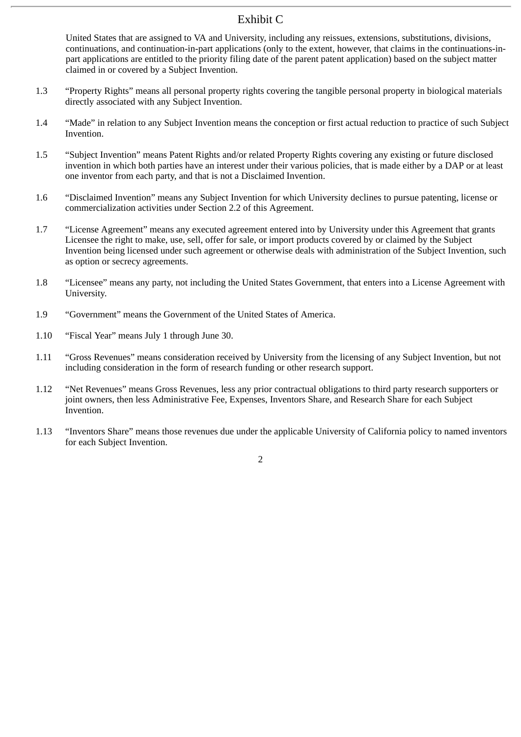Exhibit C

United States that are assigned to VA and University, including any reissues, extensions, substitutions, divisions, continuations, and continuation-in-part applications (only to the extent, however, that claims in the continuations-in-part applications are entitled to the priority filing date of the parent patent application) based on the subject matter claimed in or covered by a Subject Invention.

1.3 "Property Rights" means all personal property rights covering the tangible personal property in biological materials directly associated with any Subject Invention.

1.4 "Made" in relation to any Subject Invention means the conception or first actual reduction to practice of such Subject Invention.

1.5 "Subject Invention" means Patent Rights and/or related Property Rights covering any existing or future disclosed invention in which both parties have an interest under their various policies, that is made either by a DAP or at least one inventor from each party, and that is not a Disclaimed Invention.

1.6 "Disclaimed Invention" means any Subject Invention for which University declines to pursue patenting, license or commercialization activities under Section 2.2 of this Agreement.

1.7 "License Agreement" means any executed agreement entered into by University under this Agreement that grants Licensee the right to make, use, sell, offer for sale, or import products covered by or claimed by the Subject Invention being licensed under such agreement or otherwise deals with administration of the Subject Invention, such as option or secrecy agreements.

1.8 "Licensee" means any party, not including the United States Government, that enters into a License Agreement with University.

1.9 "Government" means the Government of the United States of America.

1.10 "Fiscal Year" means July 1 through June 30.

1.11 "Gross Revenues" means consideration received by University from the licensing of any Subject Invention, but not including consideration in the form of research funding or other research support.

1.12 "Net Revenues" means Gross Revenues, less any prior contractual obligations to third party research supporters or joint owners, then less Administrative Fee, Expenses, Inventors Share, and Research Share for each Subject Invention.

1.13 "Inventors Share" means those revenues due under the applicable University of California policy to named inventors for each Subject Invention.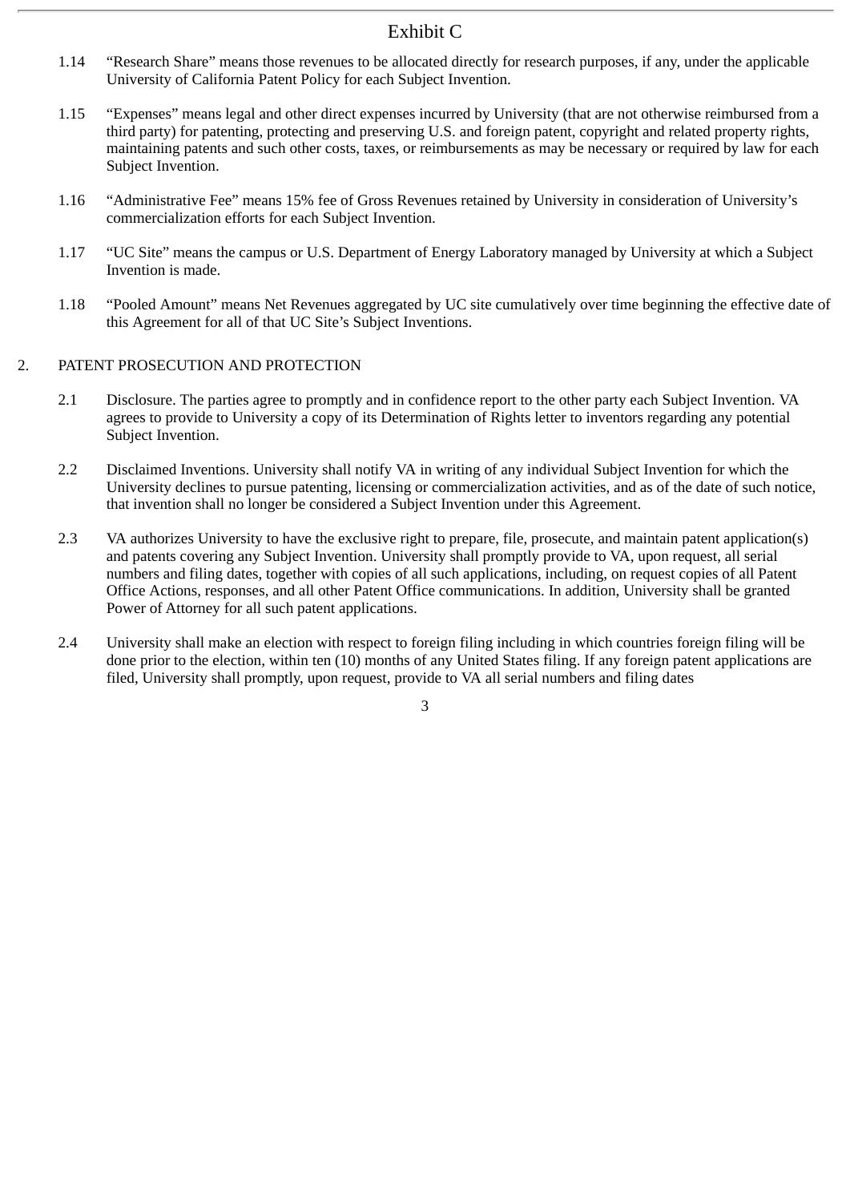# Exhibit C

1.14 "Research Share" means those revenues to be allocated directly for research purposes, if any, under the applicable University of California Patent Policy for each Subject Invention.

1.15 "Expenses" means legal and other direct expenses incurred by University (that are not otherwise reimbursed from a third party) for patenting, protecting and preserving U.S. and foreign patent, copyright and related property rights, maintaining patents and such other costs, taxes, or reimbursements as may be necessary or required by law for each Subject Invention.

1.16 "Administrative Fee" means 15% fee of Gross Revenues retained by University in consideration of University's commercialization efforts for each Subject Invention.

1.17 "UC Site" means the campus or U.S. Department of Energy Laboratory managed by University at which a Subject Invention is made.

1.18 "Pooled Amount" means Net Revenues aggregated by UC site cumulatively over time beginning the effective date of this Agreement for all of that UC Site's Subject Inventions.

2. PATENT PROSECUTION AND PROTECTION

2.1 Disclosure. The parties agree to promptly and in confidence report to the other party each Subject Invention. VA agrees to provide to University a copy of its Determination of Rights letter to inventors regarding any potential Subject Invention.

2.2 Disclaimed Inventions. University shall notify VA in writing of any individual Subject Invention for which the University declines to pursue patenting, licensing or commercialization activities, and as of the date of such notice, that invention shall no longer be considered a Subject Invention under this Agreement.

2.3 VA authorizes University to have the exclusive right to prepare, file, prosecute, and maintain patent application(s) and patents covering any Subject Invention. University shall promptly provide to VA, upon request, all serial numbers and filing dates, together with copies of all such applications, including, on request copies of all Patent Office Actions, responses, and all other Patent Office communications. In addition, University shall be granted Power of Attorney for all such patent applications.

2.4 University shall make an election with respect to foreign filing including in which countries foreign filing will be done prior to the election, within ten (10) months of any United States filing. If any foreign patent applications are filed, University shall promptly, upon request, provide to VA all serial numbers and filing dates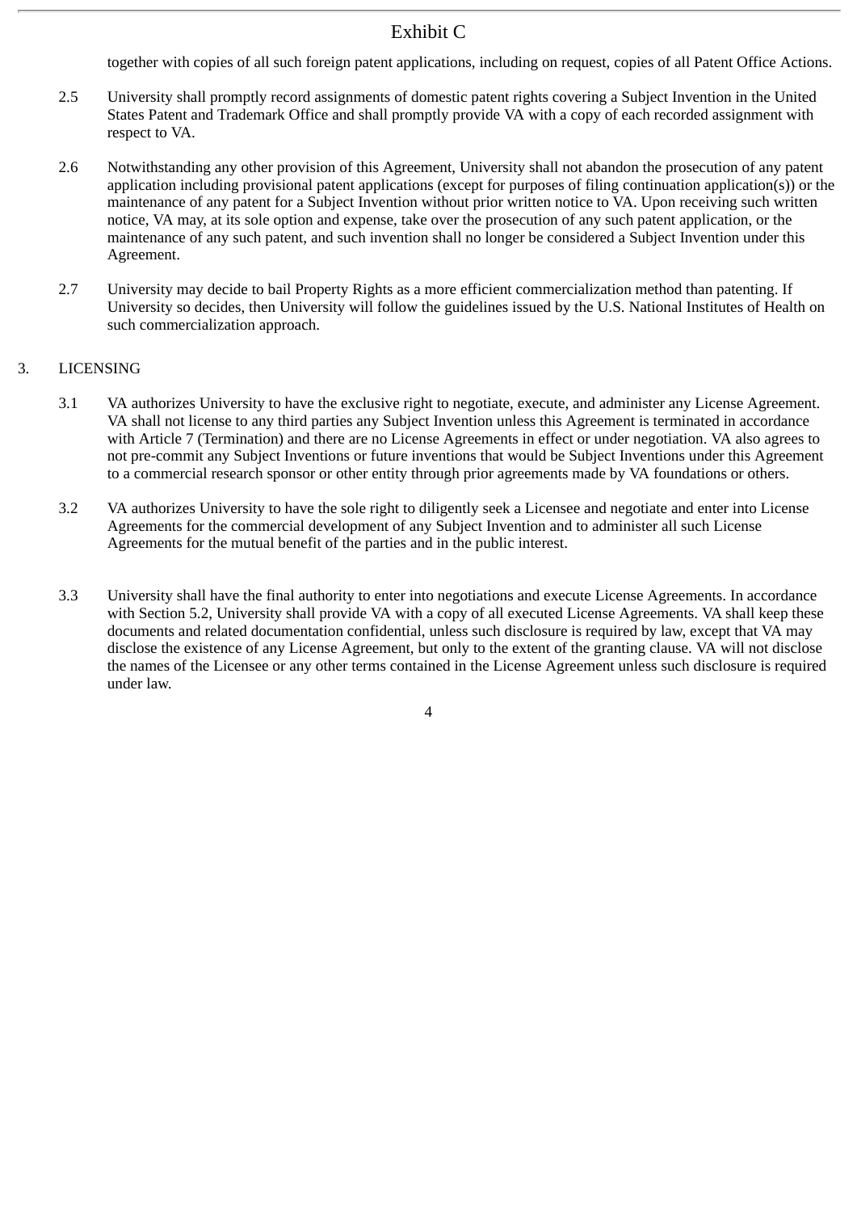Exhibit C

together with copies of all such foreign patent applications, including on request, copies of all Patent Office Actions.

2.5 University shall promptly record assignments of domestic patent rights covering a Subject Invention in the United States Patent and Trademark Office and shall promptly provide VA with a copy of each recorded assignment with respect to VA.

2.6 Notwithstanding any other provision of this Agreement, University shall not abandon the prosecution of any patent application including provisional patent applications (except for purposes of filing continuation application(s)) or the maintenance of any patent for a Subject Invention without prior written notice to VA. Upon receiving such written notice, VA may, at its sole option and expense, take over the prosecution of any such patent application, or the maintenance of any such patent, and such invention shall no longer be considered a Subject Invention under this Agreement.

2.7 University may decide to bail Property Rights as a more efficient commercialization method than patenting. If University so decides, then University will follow the guidelines issued by the U.S. National Institutes of Health on such commercialization approach.

3. LICENSING

3.1 VA authorizes University to have the exclusive right to negotiate, execute, and administer any License Agreement. VA shall not license to any third parties any Subject Invention unless this Agreement is terminated in accordance with Article 7 (Termination) and there are no License Agreements in effect or under negotiation. VA also agrees to not pre-commit any Subject Inventions or future inventions that would be Subject Inventions under this Agreement to a commercial research sponsor or other entity through prior agreements made by VA foundations or others.

3.2 VA authorizes University to have the sole right to diligently seek a Licensee and negotiate and enter into License Agreements for the commercial development of any Subject Invention and to administer all such License Agreements for the mutual benefit of the parties and in the public interest.

3.3 University shall have the final authority to enter into negotiations and execute License Agreements. In accordance with Section 5.2, University shall provide VA with a copy of all executed License Agreements. VA shall keep these documents and related documentation confidential, unless such disclosure is required by law, except that VA may disclose the existence of any License Agreement, but only to the extent of the granting clause. VA will not disclose the names of the Licensee or any other terms contained in the License Agreement unless such disclosure is required under law.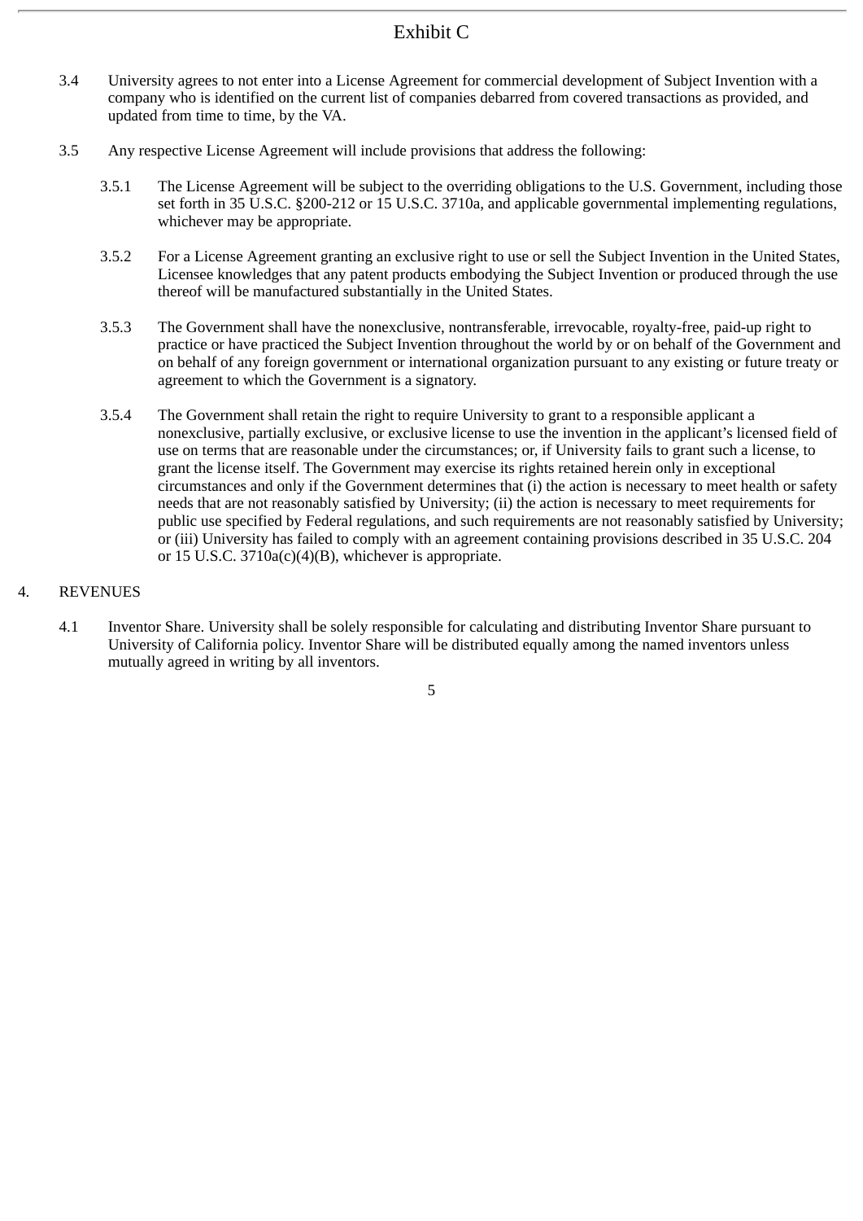Exhibit C

3.4 University agrees to not enter into a License Agreement for commercial development of Subject Invention with a company who is identified on the current list of companies debarred from covered transactions as provided, and updated from time to time, by the VA.

3.5 Any respective License Agreement will include provisions that address the following:

3.5.1 The License Agreement will be subject to the overriding obligations to the U.S. Government, including those set forth in 35 U.S.C. §200-212 or 15 U.S.C. 3710a, and applicable governmental implementing regulations, whichever may be appropriate.

3.5.2 For a License Agreement granting an exclusive right to use or sell the Subject Invention in the United States, Licensee knowledges that any patent products embodying the Subject Invention or produced through the use thereof will be manufactured substantially in the United States.

3.5.3 The Government shall have the nonexclusive, nontransferable, irrevocable, royalty-free, paid-up right to practice or have practiced the Subject Invention throughout the world by or on behalf of the Government and on behalf of any foreign government or international organization pursuant to any existing or future treaty or agreement to which the Government is a signatory.

3.5.4 The Government shall retain the right to require University to grant to a responsible applicant a nonexclusive, partially exclusive, or exclusive license to use the invention in the applicant's licensed field of use on terms that are reasonable under the circumstances; or, if University fails to grant such a license, to grant the license itself. The Government may exercise its rights retained herein only in exceptional circumstances and only if the Government determines that (i) the action is necessary to meet health or safety needs that are not reasonably satisfied by University; (ii) the action is necessary to meet requirements for public use specified by Federal regulations, and such requirements are not reasonably satisfied by University; or (iii) University has failed to comply with an agreement containing provisions described in 35 U.S.C. 204 or 15 U.S.C. 3710a(c)(4)(B), whichever is appropriate.

4. REVENUES

4.1 Inventor Share. University shall be solely responsible for calculating and distributing Inventor Share pursuant to University of California policy. Inventor Share will be distributed equally among the named inventors unless mutually agreed in writing by all inventors.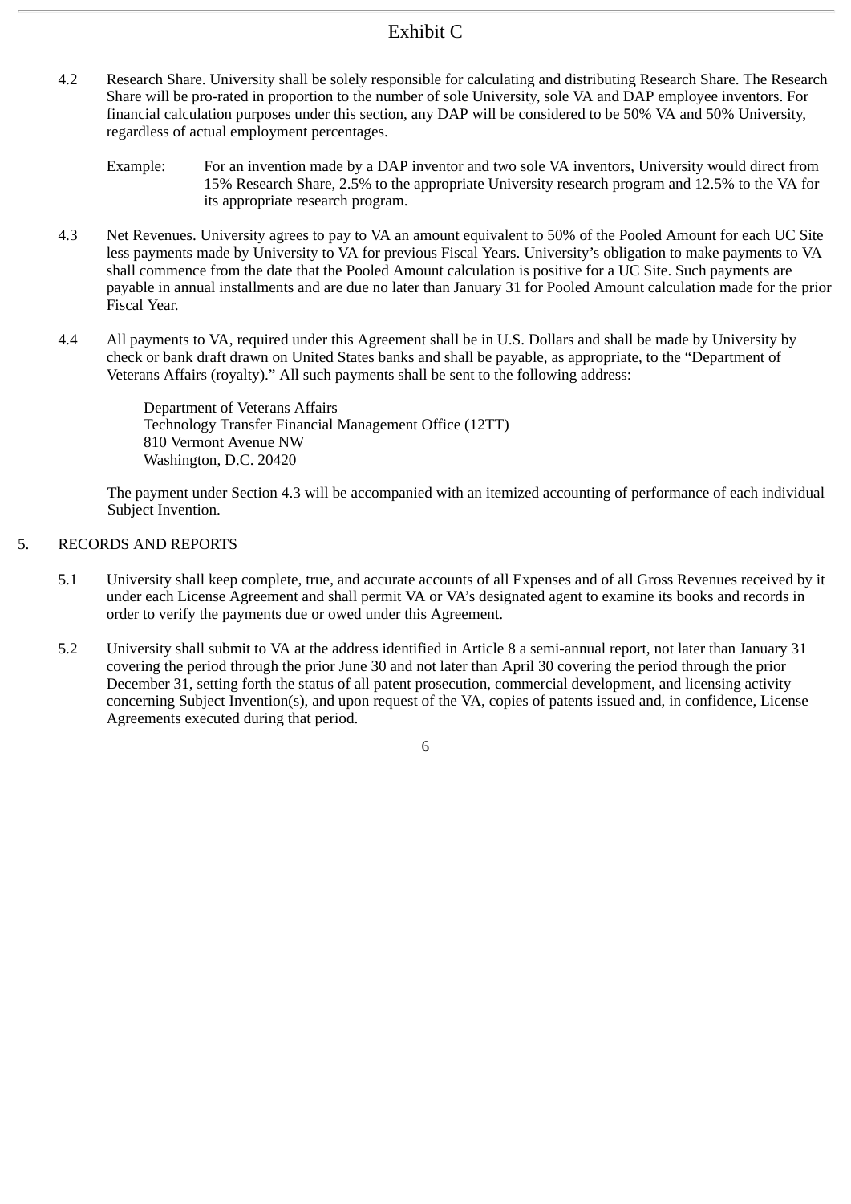Exhibit C

4.2 Research Share. University shall be solely responsible for calculating and distributing Research Share. The Research Share will be pro-rated in proportion to the number of sole University, sole VA and DAP employee inventors. For financial calculation purposes under this section, any DAP will be considered to be 50% VA and 50% University, regardless of actual employment percentages.

Example: For an invention made by a DAP inventor and two sole VA inventors, University would direct from 15% Research Share, 2.5% to the appropriate University research program and 12.5% to the VA for its appropriate research program.

4.3 Net Revenues. University agrees to pay to VA an amount equivalent to 50% of the Pooled Amount for each UC Site less payments made by University to VA for previous Fiscal Years. University's obligation to make payments to VA shall commence from the date that the Pooled Amount calculation is positive for a UC Site. Such payments are payable in annual installments and are due no later than January 31 for Pooled Amount calculation made for the prior Fiscal Year.

4.4 All payments to VA, required under this Agreement shall be in U.S. Dollars and shall be made by University by check or bank draft drawn on United States banks and shall be payable, as appropriate, to the "Department of Veterans Affairs (royalty)." All such payments shall be sent to the following address:

Department of Veterans Affairs
Technology Transfer Financial Management Office (12TT)
810 Vermont Avenue NW
Washington, D.C. 20420

The payment under Section 4.3 will be accompanied with an itemized accounting of performance of each individual Subject Invention.

5. RECORDS AND REPORTS

5.1 University shall keep complete, true, and accurate accounts of all Expenses and of all Gross Revenues received by it under each License Agreement and shall permit VA or VA's designated agent to examine its books and records in order to verify the payments due or owed under this Agreement.

5.2 University shall submit to VA at the address identified in Article 8 a semi-annual report, not later than January 31 covering the period through the prior June 30 and not later than April 30 covering the period through the prior December 31, setting forth the status of all patent prosecution, commercial development, and licensing activity concerning Subject Invention(s), and upon request of the VA, copies of patents issued and, in confidence, License Agreements executed during that period.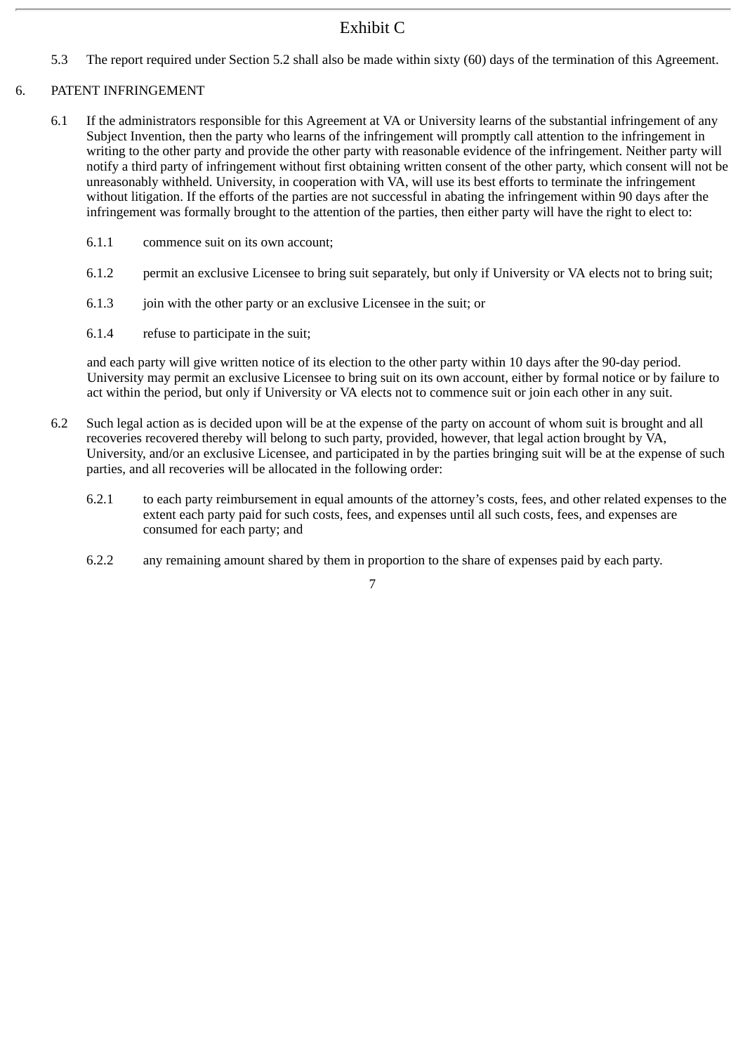Exhibit C

5.3 The report required under Section 5.2 shall also be made within sixty (60) days of the termination of this Agreement.

6. PATENT INFRINGEMENT

6.1 If the administrators responsible for this Agreement at VA or University learns of the substantial infringement of any Subject Invention, then the party who learns of the infringement will promptly call attention to the infringement in writing to the other party and provide the other party with reasonable evidence of the infringement. Neither party will notify a third party of infringement without first obtaining written consent of the other party, which consent will not be unreasonably withheld. University, in cooperation with VA, will use its best efforts to terminate the infringement without litigation. If the efforts of the parties are not successful in abating the infringement within 90 days after the infringement was formally brought to the attention of the parties, then either party will have the right to elect to:

6.1.1 commence suit on its own account;

6.1.2 permit an exclusive Licensee to bring suit separately, but only if University or VA elects not to bring suit;

6.1.3 join with the other party or an exclusive Licensee in the suit; or

6.1.4 refuse to participate in the suit;

and each party will give written notice of its election to the other party within 10 days after the 90-day period. University may permit an exclusive Licensee to bring suit on its own account, either by formal notice or by failure to act within the period, but only if University or VA elects not to commence suit or join each other in any suit.

6.2 Such legal action as is decided upon will be at the expense of the party on account of whom suit is brought and all recoveries recovered thereby will belong to such party, provided, however, that legal action brought by VA, University, and/or an exclusive Licensee, and participated in by the parties bringing suit will be at the expense of such parties, and all recoveries will be allocated in the following order:

6.2.1 to each party reimbursement in equal amounts of the attorney's costs, fees, and other related expenses to the extent each party paid for such costs, fees, and expenses until all such costs, fees, and expenses are consumed for each party; and

6.2.2 any remaining amount shared by them in proportion to the share of expenses paid by each party.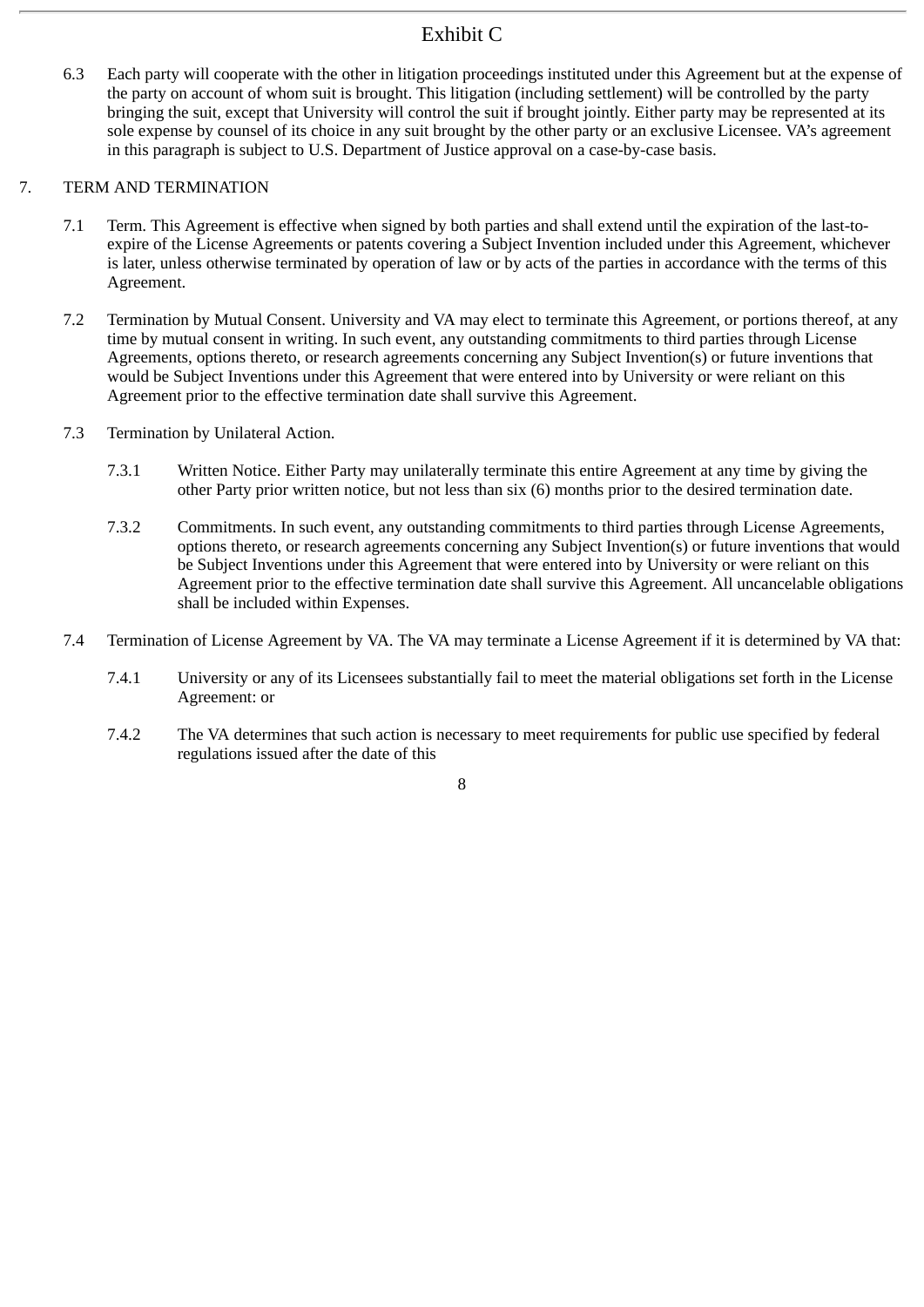Exhibit C

6.3 Each party will cooperate with the other in litigation proceedings instituted under this Agreement but at the expense of the party on account of whom suit is brought. This litigation (including settlement) will be controlled by the party bringing the suit, except that University will control the suit if brought jointly. Either party may be represented at its sole expense by counsel of its choice in any suit brought by the other party or an exclusive Licensee. VA's agreement in this paragraph is subject to U.S. Department of Justice approval on a case-by-case basis.

7. TERM AND TERMINATION

7.1 Term. This Agreement is effective when signed by both parties and shall extend until the expiration of the last-to-expire of the License Agreements or patents covering a Subject Invention included under this Agreement, whichever is later, unless otherwise terminated by operation of law or by acts of the parties in accordance with the terms of this Agreement.

7.2 Termination by Mutual Consent. University and VA may elect to terminate this Agreement, or portions thereof, at any time by mutual consent in writing. In such event, any outstanding commitments to third parties through License Agreements, options thereto, or research agreements concerning any Subject Invention(s) or future inventions that would be Subject Inventions under this Agreement that were entered into by University or were reliant on this Agreement prior to the effective termination date shall survive this Agreement.

7.3 Termination by Unilateral Action.

7.3.1 Written Notice. Either Party may unilaterally terminate this entire Agreement at any time by giving the other Party prior written notice, but not less than six (6) months prior to the desired termination date.

7.3.2 Commitments. In such event, any outstanding commitments to third parties through License Agreements, options thereto, or research agreements concerning any Subject Invention(s) or future inventions that would be Subject Inventions under this Agreement that were entered into by University or were reliant on this Agreement prior to the effective termination date shall survive this Agreement. All uncancelable obligations shall be included within Expenses.

7.4 Termination of License Agreement by VA. The VA may terminate a License Agreement if it is determined by VA that:

7.4.1 University or any of its Licensees substantially fail to meet the material obligations set forth in the License Agreement: or

7.4.2 The VA determines that such action is necessary to meet requirements for public use specified by federal regulations issued after the date of this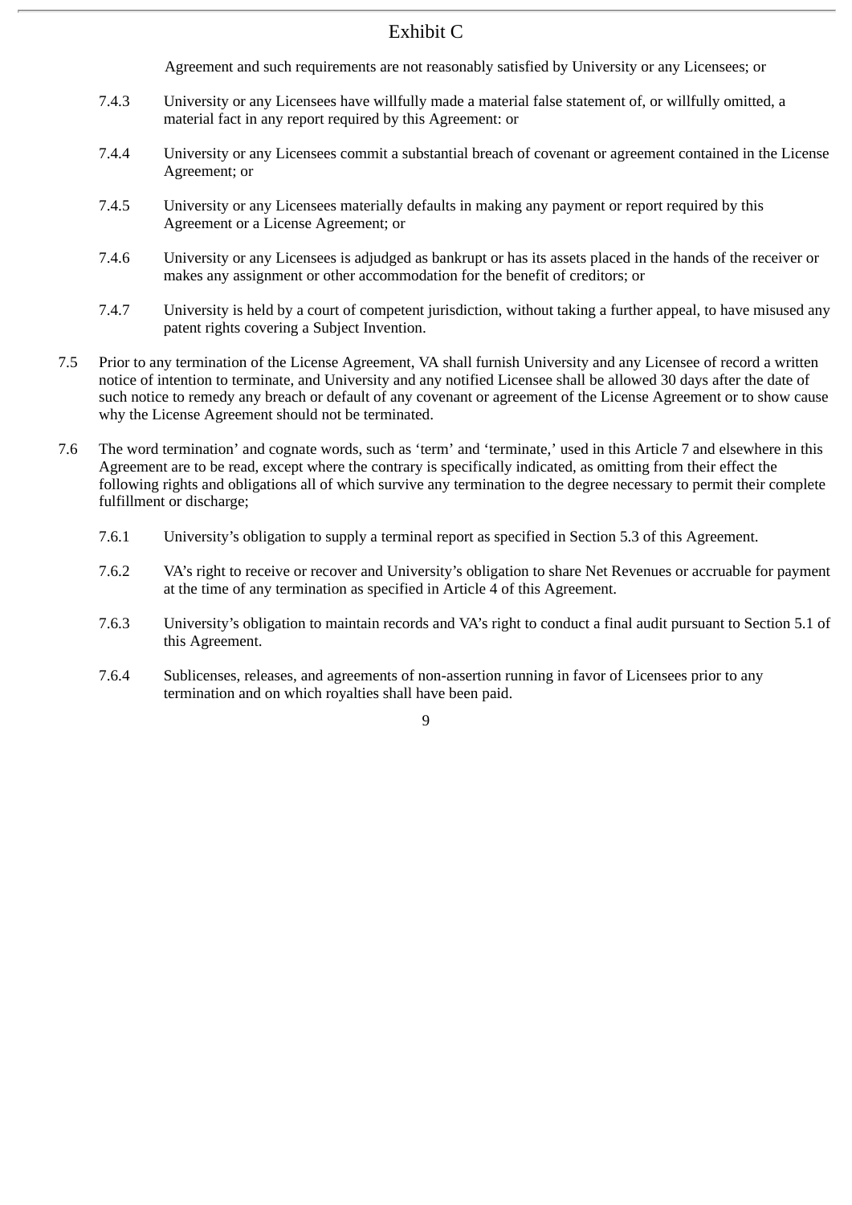Agreement and such requirements are not reasonably satisfied by University or any Licensees; or

7.4.3 University or any Licensees have willfully made a material false statement of, or willfully omitted, a material fact in any report required by this Agreement: or

7.4.4 University or any Licensees commit a substantial breach of covenant or agreement contained in the License Agreement; or

7.4.5 University or any Licensees materially defaults in making any payment or report required by this Agreement or a License Agreement; or

7.4.6 University or any Licensees is adjudged as bankrupt or has its assets placed in the hands of the receiver or makes any assignment or other accommodation for the benefit of creditors; or

7.4.7 University is held by a court of competent jurisdiction, without taking a further appeal, to have misused any patent rights covering a Subject Invention.

7.5 Prior to any termination of the License Agreement, VA shall furnish University and any Licensee of record a written notice of intention to terminate, and University and any notified Licensee shall be allowed 30 days after the date of such notice to remedy any breach or default of any covenant or agreement of the License Agreement or to show cause why the License Agreement should not be terminated.

7.6 The word termination' and cognate words, such as 'term' and 'terminate,' used in this Article 7 and elsewhere in this Agreement are to be read, except where the contrary is specifically indicated, as omitting from their effect the following rights and obligations all of which survive any termination to the degree necessary to permit their complete fulfillment or discharge;

7.6.1 University's obligation to supply a terminal report as specified in Section 5.3 of this Agreement.

7.6.2 VA's right to receive or recover and University's obligation to share Net Revenues or accruable for payment at the time of any termination as specified in Article 4 of this Agreement.

7.6.3 University's obligation to maintain records and VA's right to conduct a final audit pursuant to Section 5.1 of this Agreement.

7.6.4 Sublicenses, releases, and agreements of non-assertion running in favor of Licensees prior to any termination and on which royalties shall have been paid.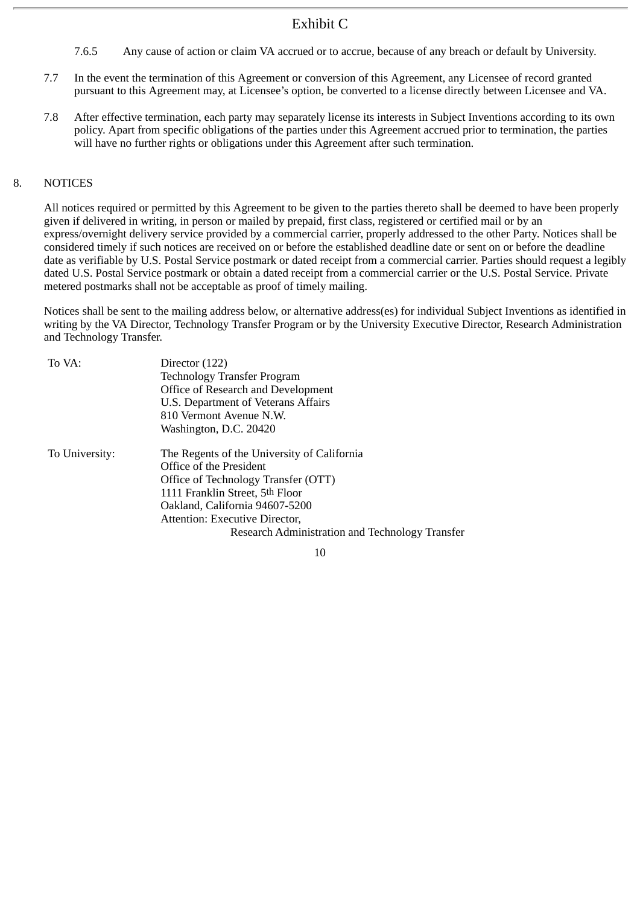Exhibit C

7.6.5 Any cause of action or claim VA accrued or to accrue, because of any breach or default by University.

7.7 In the event the termination of this Agreement or conversion of this Agreement, any Licensee of record granted pursuant to this Agreement may, at Licensee's option, be converted to a license directly between Licensee and VA.

7.8 After effective termination, each party may separately license its interests in Subject Inventions according to its own policy. Apart from specific obligations of the parties under this Agreement accrued prior to termination, the parties will have no further rights or obligations under this Agreement after such termination.

## 8. NOTICES

All notices required or permitted by this Agreement to be given to the parties thereto shall be deemed to have been properly given if delivered in writing, in person or mailed by prepaid, first class, registered or certified mail or by an express/overnight delivery service provided by a commercial carrier, properly addressed to the other Party. Notices shall be considered timely if such notices are received on or before the established deadline date or sent on or before the deadline date as verifiable by U.S. Postal Service postmark or dated receipt from a commercial carrier. Parties should request a legibly dated U.S. Postal Service postmark or obtain a dated receipt from a commercial carrier or the U.S. Postal Service. Private metered postmarks shall not be acceptable as proof of timely mailing.

Notices shall be sent to the mailing address below, or alternative address(es) for individual Subject Inventions as identified in writing by the VA Director, Technology Transfer Program or by the University Executive Director, Research Administration and Technology Transfer.

To VA:

Director (122)
Technology Transfer Program
Office of Research and Development
U.S. Department of Veterans Affairs
810 Vermont Avenue N.W.
Washington, D.C. 20420

To University:

The Regents of the University of California
Office of the President
Office of Technology Transfer (OTT)
1111 Franklin Street, 5th Floor
Oakland, California 94607-5200
Attention: Executive Director,
Research Administration and Technology Transfer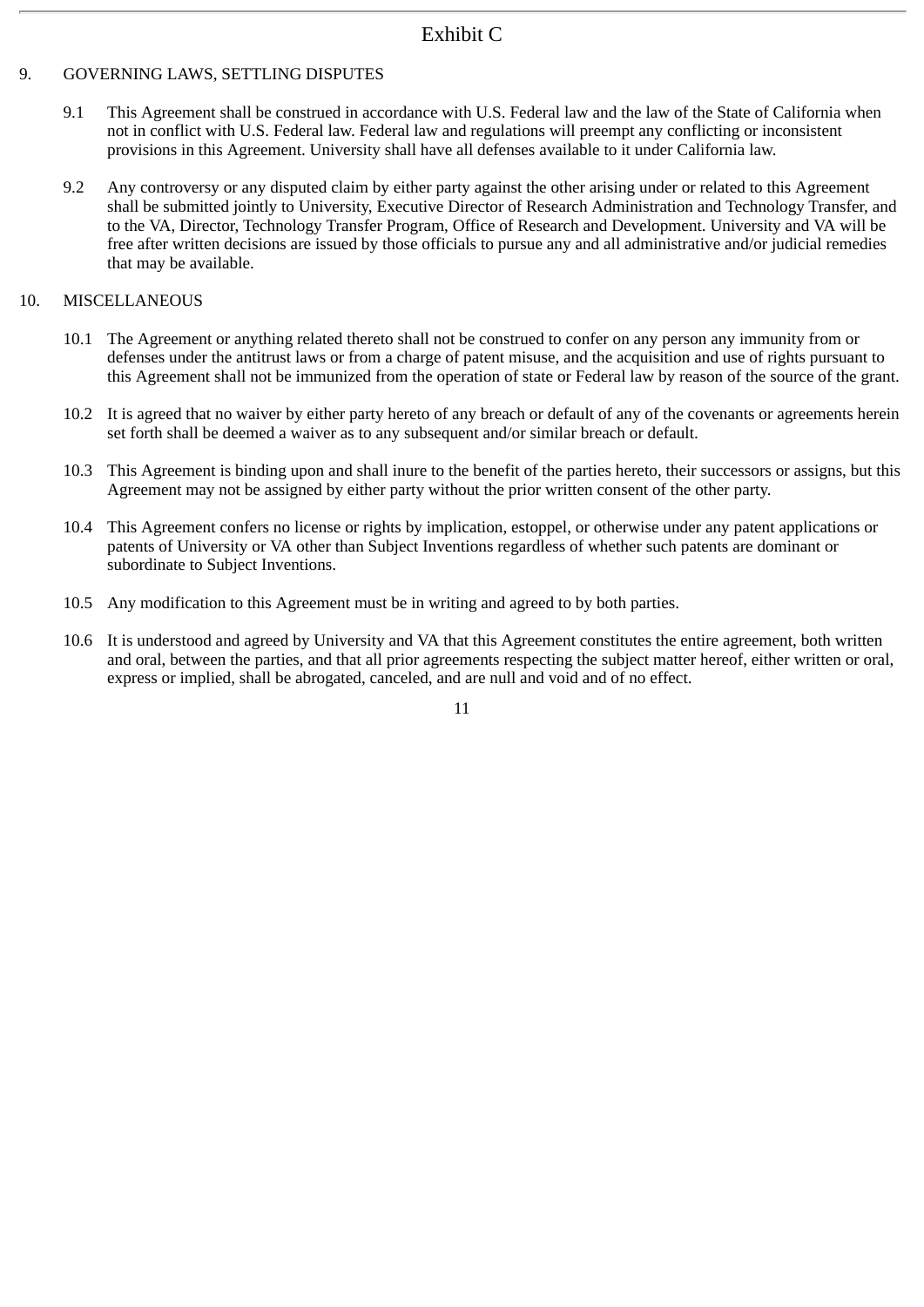Exhibit C

9. GOVERNING LAWS, SETTLING DISPUTES

9.1 This Agreement shall be construed in accordance with U.S. Federal law and the law of the State of California when not in conflict with U.S. Federal law. Federal law and regulations will preempt any conflicting or inconsistent provisions in this Agreement. University shall have all defenses available to it under California law.

9.2 Any controversy or any disputed claim by either party against the other arising under or related to this Agreement shall be submitted jointly to University, Executive Director of Research Administration and Technology Transfer, and to the VA, Director, Technology Transfer Program, Office of Research and Development. University and VA will be free after written decisions are issued by those officials to pursue any and all administrative and/or judicial remedies that may be available.

10. MISCELLANEOUS

10.1 The Agreement or anything related thereto shall not be construed to confer on any person any immunity from or defenses under the antitrust laws or from a charge of patent misuse, and the acquisition and use of rights pursuant to this Agreement shall not be immunized from the operation of state or Federal law by reason of the source of the grant.

10.2 It is agreed that no waiver by either party hereto of any breach or default of any of the covenants or agreements herein set forth shall be deemed a waiver as to any subsequent and/or similar breach or default.

10.3 This Agreement is binding upon and shall inure to the benefit of the parties hereto, their successors or assigns, but this Agreement may not be assigned by either party without the prior written consent of the other party.

10.4 This Agreement confers no license or rights by implication, estoppel, or otherwise under any patent applications or patents of University or VA other than Subject Inventions regardless of whether such patents are dominant or subordinate to Subject Inventions.

10.5 Any modification to this Agreement must be in writing and agreed to by both parties.

10.6 It is understood and agreed by University and VA that this Agreement constitutes the entire agreement, both written and oral, between the parties, and that all prior agreements respecting the subject matter hereof, either written or oral, express or implied, shall be abrogated, canceled, and are null and void and of no effect.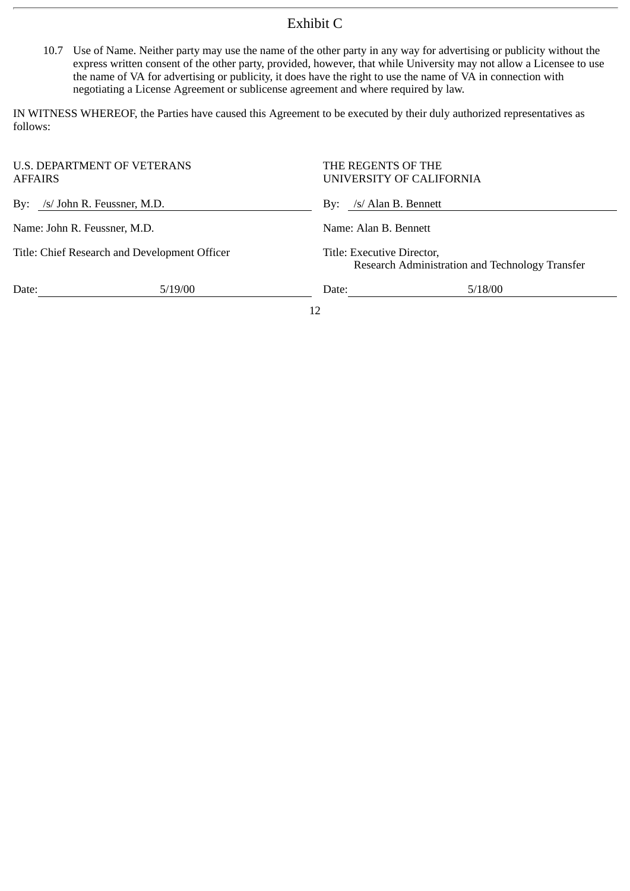Exhibit C

10.7 Use of Name. Neither party may use the name of the other party in any way for advertising or publicity without the express written consent of the other party, provided, however, that while University may not allow a Licensee to use the name of VA for advertising or publicity, it does have the right to use the name of VA in connection with negotiating a License Agreement or sublicense agreement and where required by law.

IN WITNESS WHEREOF, the Parties have caused this Agreement to be executed by their duly authorized representatives as follows:

| U.S. DEPARTMENT OF VETERANS AFFAIRS | THE REGENTS OF THE UNIVERSITY OF CALIFORNIA |
|---|---|
| By: /s/ John R. Feussner, M.D. | By: /s/ Alan B. Bennett |
| Name: John R. Feussner, M.D. | Name: Alan B. Bennett |
| Title: Chief Research and Development Officer | Title: Executive Director, Research Administration and Technology Transfer |
| Date: 5/19/00 | Date: 5/18/00 |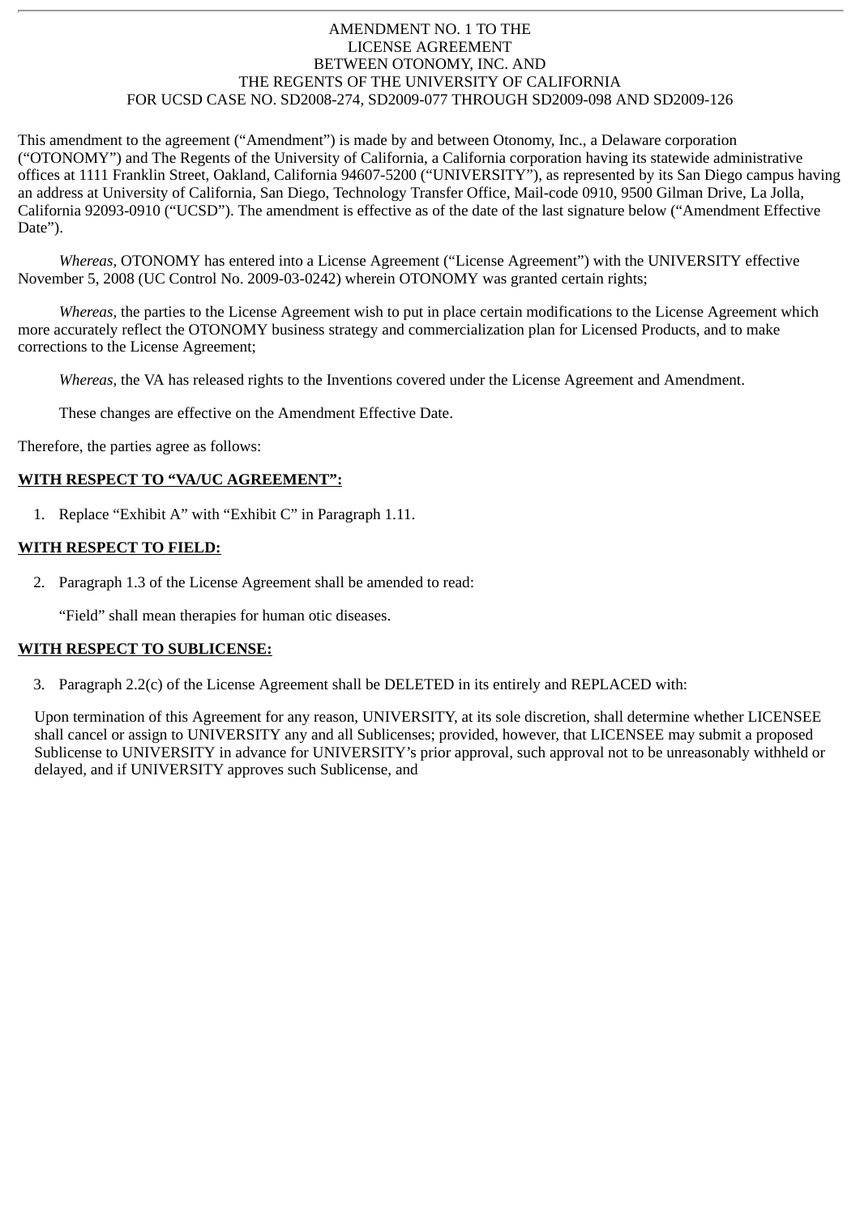AMENDMENT NO. 1 TO THE
LICENSE AGREEMENT
BETWEEN OTONOMY, INC. AND
THE REGENTS OF THE UNIVERSITY OF CALIFORNIA
FOR UCSD CASE NO. SD2008-274, SD2009-077 THROUGH SD2009-098 AND SD2009-126

This amendment to the agreement ("Amendment") is made by and between Otonomy, Inc., a Delaware corporation ("OTONOMY") and The Regents of the University of California, a California corporation having its statewide administrative offices at 1111 Franklin Street, Oakland, California 94607-5200 ("UNIVERSITY"), as represented by its San Diego campus having an address at University of California, San Diego, Technology Transfer Office, Mail-code 0910, 9500 Gilman Drive, La Jolla, California 92093-0910 ("UCSD"). The amendment is effective as of the date of the last signature below ("Amendment Effective Date").

*Whereas,* OTONOMY has entered into a License Agreement ("License Agreement") with the UNIVERSITY effective November 5, 2008 (UC Control No. 2009-03-0242) wherein OTONOMY was granted certain rights;

*Whereas,* the parties to the License Agreement wish to put in place certain modifications to the License Agreement which more accurately reflect the OTONOMY business strategy and commercialization plan for Licensed Products, and to make corrections to the License Agreement;

*Whereas,* the VA has released rights to the Inventions covered under the License Agreement and Amendment.

These changes are effective on the Amendment Effective Date.

Therefore, the parties agree as follows:

**WITH RESPECT TO "VA/UC AGREEMENT":**

1. Replace "Exhibit A" with "Exhibit C" in Paragraph 1.11.

**WITH RESPECT TO FIELD:**

2. Paragraph 1.3 of the License Agreement shall be amended to read:

   "Field" shall mean therapies for human otic diseases.

**WITH RESPECT TO SUBLICENSE:**

3. Paragraph 2.2(c) of the License Agreement shall be DELETED in its entirely and REPLACED with:

   Upon termination of this Agreement for any reason, UNIVERSITY, at its sole discretion, shall determine whether LICENSEE shall cancel or assign to UNIVERSITY any and all Sublicenses; provided, however, that LICENSEE may submit a proposed Sublicense to UNIVERSITY in advance for UNIVERSITY's prior approval, such approval not to be unreasonably withheld or delayed, and if UNIVERSITY approves such Sublicense, and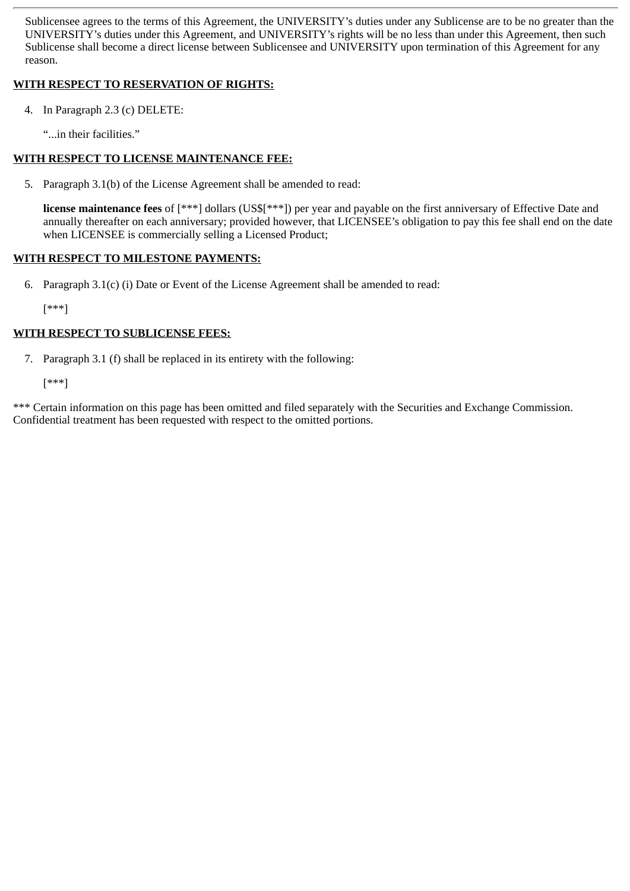Sublicensee agrees to the terms of this Agreement, the UNIVERSITY's duties under any Sublicense are to be no greater than the UNIVERSITY's duties under this Agreement, and UNIVERSITY's rights will be no less than under this Agreement, then such Sublicense shall become a direct license between Sublicensee and UNIVERSITY upon termination of this Agreement for any reason.

**WITH RESPECT TO RESERVATION OF RIGHTS:**

4. In Paragraph 2.3 (c) DELETE:

   "...in their facilities."

**WITH RESPECT TO LICENSE MAINTENANCE FEE:**

5. Paragraph 3.1(b) of the License Agreement shall be amended to read:

   **license maintenance fees** of [***] dollars (US$[***]) per year and payable on the first anniversary of Effective Date and annually thereafter on each anniversary; provided however, that LICENSEE's obligation to pay this fee shall end on the date when LICENSEE is commercially selling a Licensed Product;

**WITH RESPECT TO MILESTONE PAYMENTS:**

6. Paragraph 3.1(c) (i) Date or Event of the License Agreement shall be amended to read:

   [***]

**WITH RESPECT TO SUBLICENSE FEES:**

7. Paragraph 3.1 (f) shall be replaced in its entirety with the following:

   [***]

*** Certain information on this page has been omitted and filed separately with the Securities and Exchange Commission. Confidential treatment has been requested with respect to the omitted portions.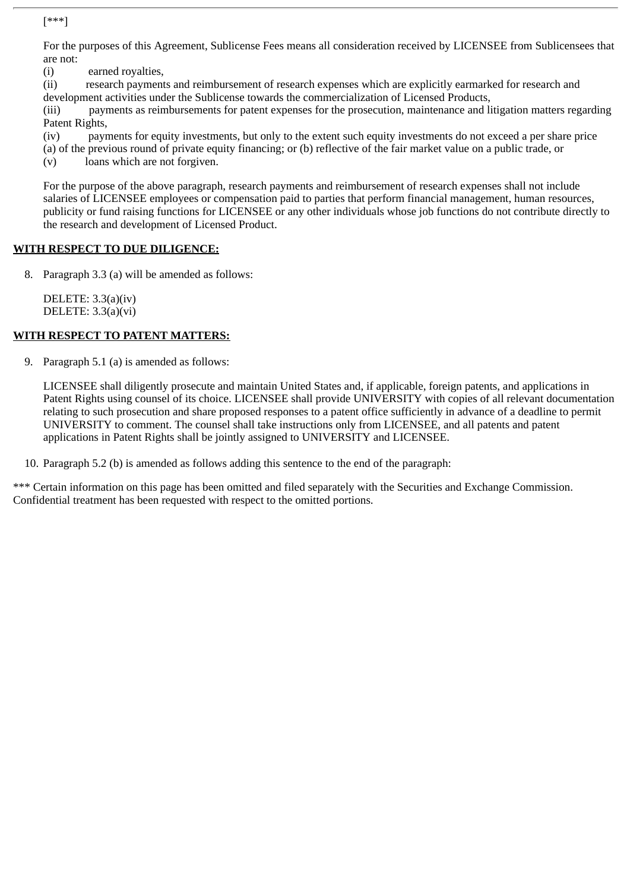[***]

For the purposes of this Agreement, Sublicense Fees means all consideration received by LICENSEE from Sublicensees that are not:

(i) earned royalties,
(ii) research payments and reimbursement of research expenses which are explicitly earmarked for research and development activities under the Sublicense towards the commercialization of Licensed Products,
(iii) payments as reimbursements for patent expenses for the prosecution, maintenance and litigation matters regarding Patent Rights,
(iv) payments for equity investments, but only to the extent such equity investments do not exceed a per share price (a) of the previous round of private equity financing; or (b) reflective of the fair market value on a public trade, or
(v) loans which are not forgiven.

For the purpose of the above paragraph, research payments and reimbursement of research expenses shall not include salaries of LICENSEE employees or compensation paid to parties that perform financial management, human resources, publicity or fund raising functions for LICENSEE or any other individuals whose job functions do not contribute directly to the research and development of Licensed Product.

**WITH RESPECT TO DUE DILIGENCE:**

8. Paragraph 3.3 (a) will be amended as follows:

   DELETE: 3.3(a)(iv)
   DELETE: 3.3(a)(vi)

**WITH RESPECT TO PATENT MATTERS:**

9. Paragraph 5.1 (a) is amended as follows:

   LICENSEE shall diligently prosecute and maintain United States and, if applicable, foreign patents, and applications in Patent Rights using counsel of its choice. LICENSEE shall provide UNIVERSITY with copies of all relevant documentation relating to such prosecution and share proposed responses to a patent office sufficiently in advance of a deadline to permit UNIVERSITY to comment. The counsel shall take instructions only from LICENSEE, and all patents and patent applications in Patent Rights shall be jointly assigned to UNIVERSITY and LICENSEE.

10. Paragraph 5.2 (b) is amended as follows adding this sentence to the end of the paragraph:

*** Certain information on this page has been omitted and filed separately with the Securities and Exchange Commission. Confidential treatment has been requested with respect to the omitted portions.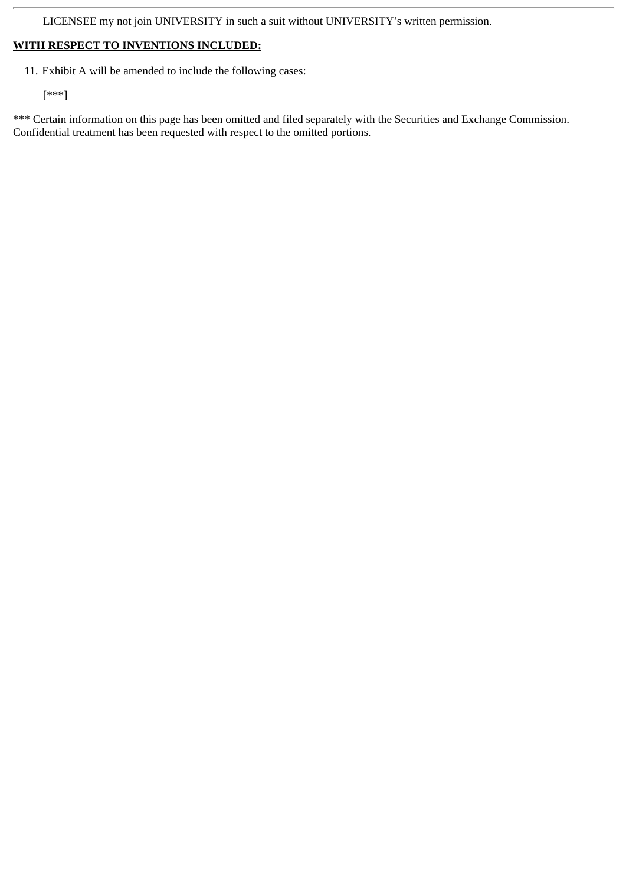LICENSEE my not join UNIVERSITY in such a suit without UNIVERSITY's written permission.

**WITH RESPECT TO INVENTIONS INCLUDED:**

11. Exhibit A will be amended to include the following cases:

    [***]

*** Certain information on this page has been omitted and filed separately with the Securities and Exchange Commission. Confidential treatment has been requested with respect to the omitted portions.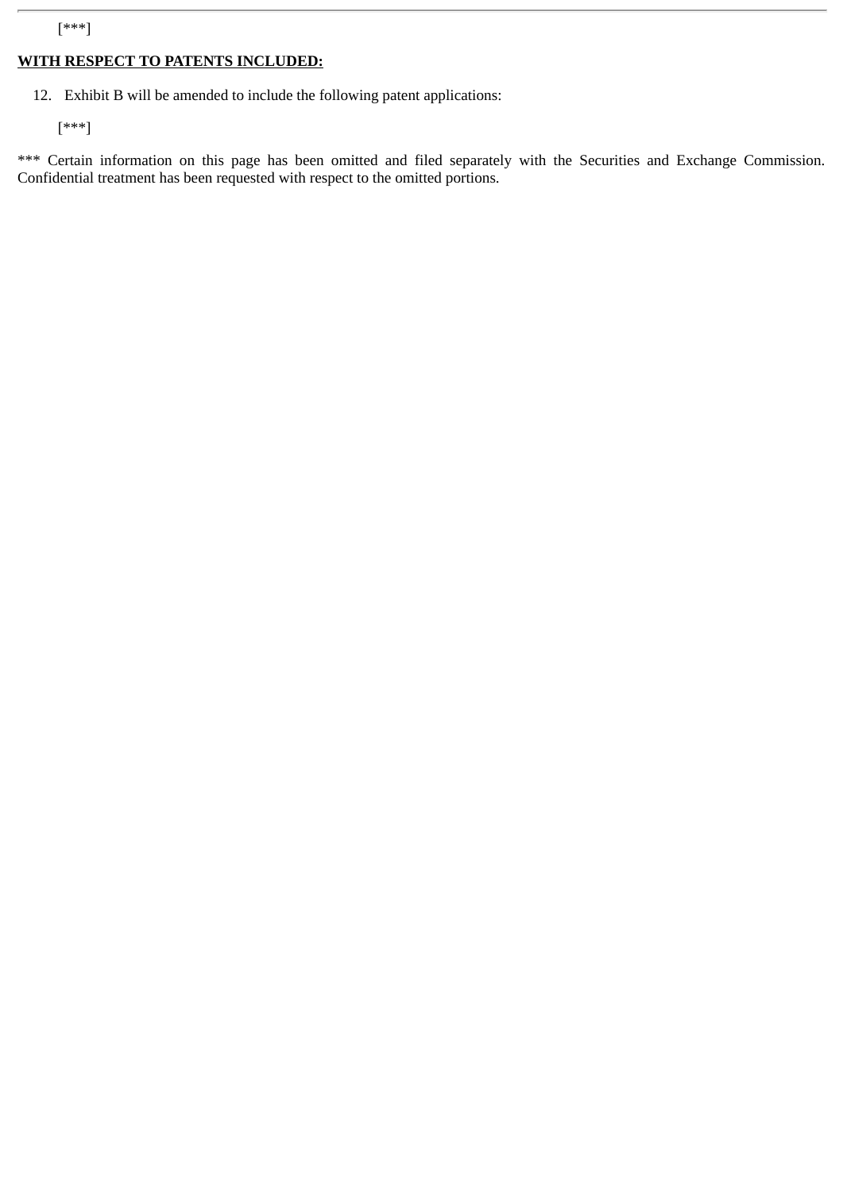[***]

**WITH RESPECT TO PATENTS INCLUDED:**

12. Exhibit B will be amended to include the following patent applications:

[***]

*** Certain information on this page has been omitted and filed separately with the Securities and Exchange Commission. Confidential treatment has been requested with respect to the omitted portions.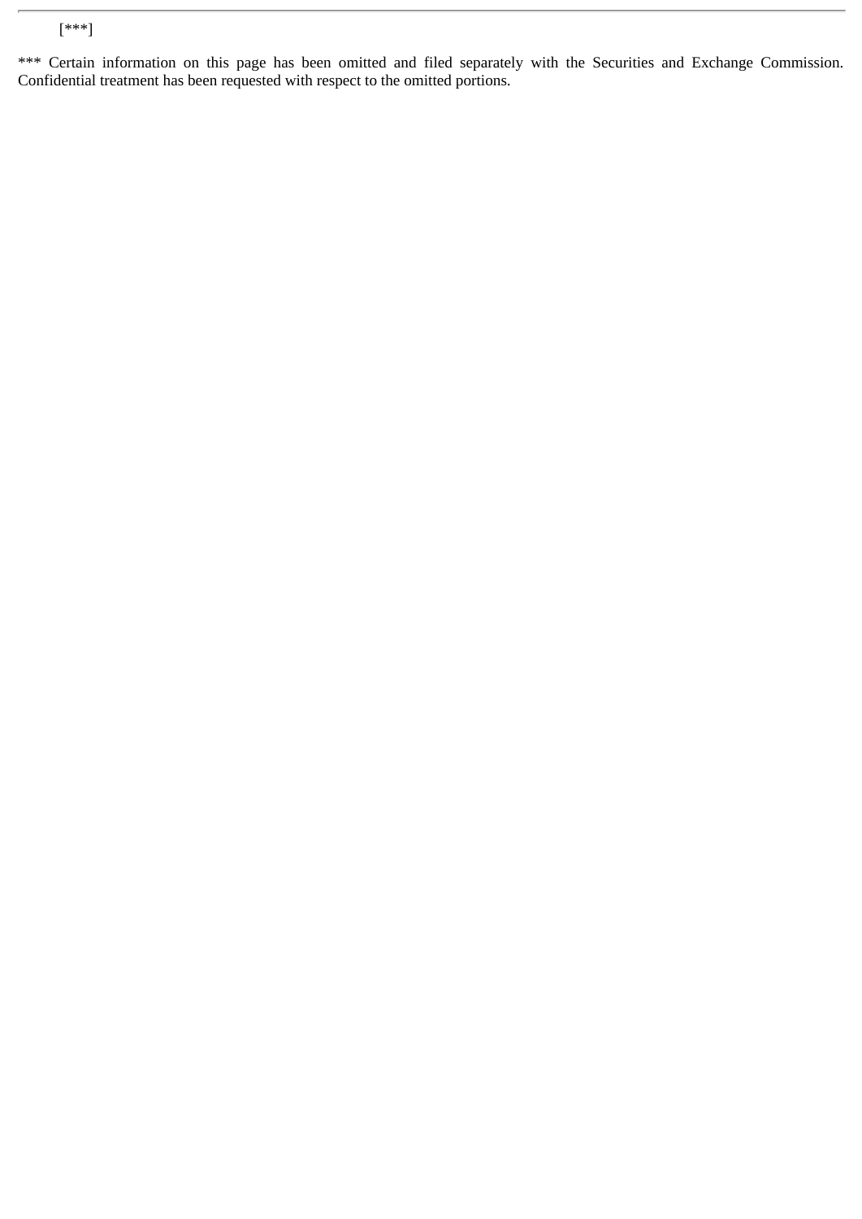[***]

*** Certain information on this page has been omitted and filed separately with the Securities and Exchange Commission. Confidential treatment has been requested with respect to the omitted portions.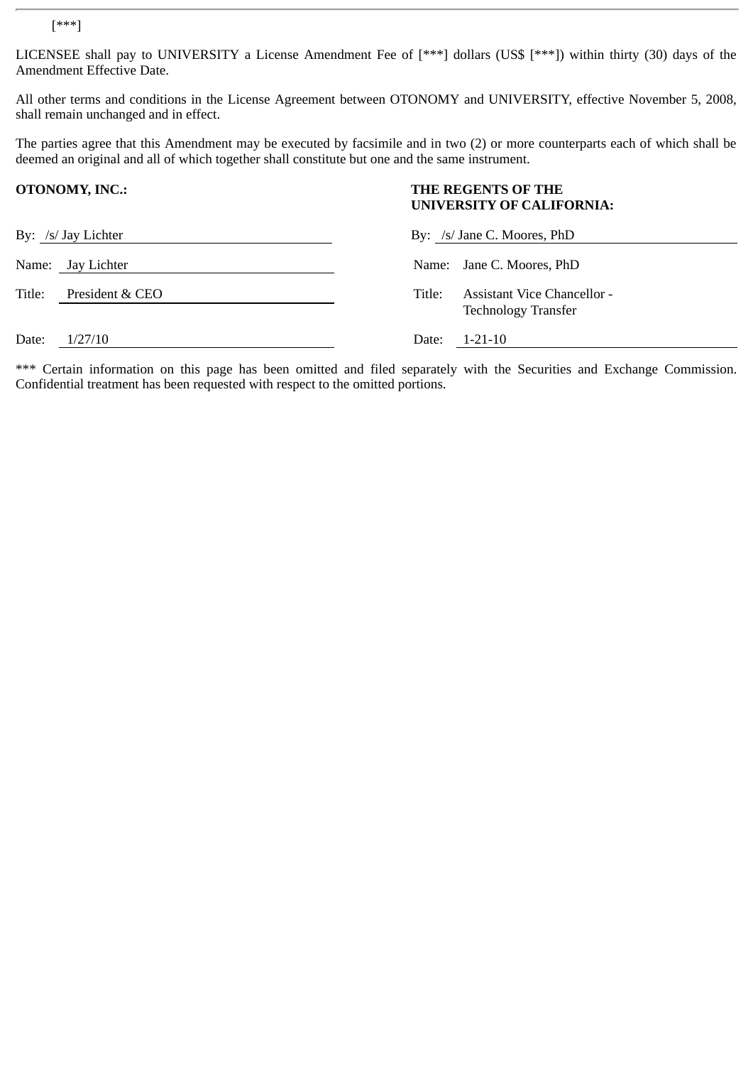[***]

LICENSEE shall pay to UNIVERSITY a License Amendment Fee of [***] dollars (US$ [***]) within thirty (30) days of the Amendment Effective Date.

All other terms and conditions in the License Agreement between OTONOMY and UNIVERSITY, effective November 5, 2008, shall remain unchanged and in effect.

The parties agree that this Amendment may be executed by facsimile and in two (2) or more counterparts each of which shall be deemed an original and all of which together shall constitute but one and the same instrument.

| **OTONOMY, INC.:** | | **THE REGENTS OF THE UNIVERSITY OF CALIFORNIA:** | |
|---|---|---|---|
| By: | /s/ Jay Lichter | By: | /s/ Jane C. Moores, PhD |
| Name: | Jay Lichter | Name: | Jane C. Moores, PhD |
| Title: | President & CEO | Title: | Assistant Vice Chancellor - Technology Transfer |
| Date: | 1/27/10 | Date: | 1-21-10 |

*** Certain information on this page has been omitted and filed separately with the Securities and Exchange Commission. Confidential treatment has been requested with respect to the omitted portions.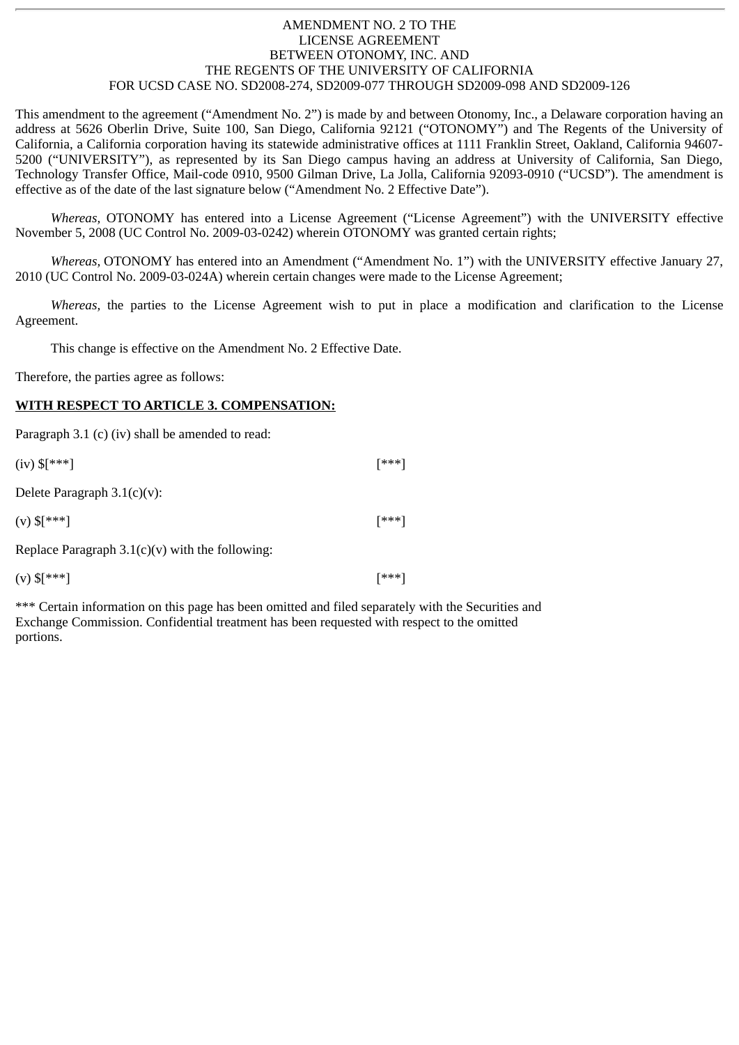AMENDMENT NO. 2 TO THE
LICENSE AGREEMENT
BETWEEN OTONOMY, INC. AND
THE REGENTS OF THE UNIVERSITY OF CALIFORNIA
FOR UCSD CASE NO. SD2008-274, SD2009-077 THROUGH SD2009-098 AND SD2009-126

This amendment to the agreement ("Amendment No. 2") is made by and between Otonomy, Inc., a Delaware corporation having an address at 5626 Oberlin Drive, Suite 100, San Diego, California 92121 ("OTONOMY") and The Regents of the University of California, a California corporation having its statewide administrative offices at 1111 Franklin Street, Oakland, California 94607-5200 ("UNIVERSITY"), as represented by its San Diego campus having an address at University of California, San Diego, Technology Transfer Office, Mail-code 0910, 9500 Gilman Drive, La Jolla, California 92093-0910 ("UCSD"). The amendment is effective as of the date of the last signature below ("Amendment No. 2 Effective Date").

*Whereas,* OTONOMY has entered into a License Agreement ("License Agreement") with the UNIVERSITY effective November 5, 2008 (UC Control No. 2009-03-0242) wherein OTONOMY was granted certain rights;

*Whereas,* OTONOMY has entered into an Amendment ("Amendment No. 1") with the UNIVERSITY effective January 27, 2010 (UC Control No. 2009-03-024A) wherein certain changes were made to the License Agreement;

*Whereas,* the parties to the License Agreement wish to put in place a modification and clarification to the License Agreement.

This change is effective on the Amendment No. 2 Effective Date.

Therefore, the parties agree as follows:

**WITH RESPECT TO ARTICLE 3. COMPENSATION:**

Paragraph 3.1 (c) (iv) shall be amended to read:

(iv) $[***] [***]

Delete Paragraph 3.1(c)(v):

(v) $[***] [***]

Replace Paragraph 3.1(c)(v) with the following:

(v) $[***] [***]

*** Certain information on this page has been omitted and filed separately with the Securities and Exchange Commission. Confidential treatment has been requested with respect to the omitted portions.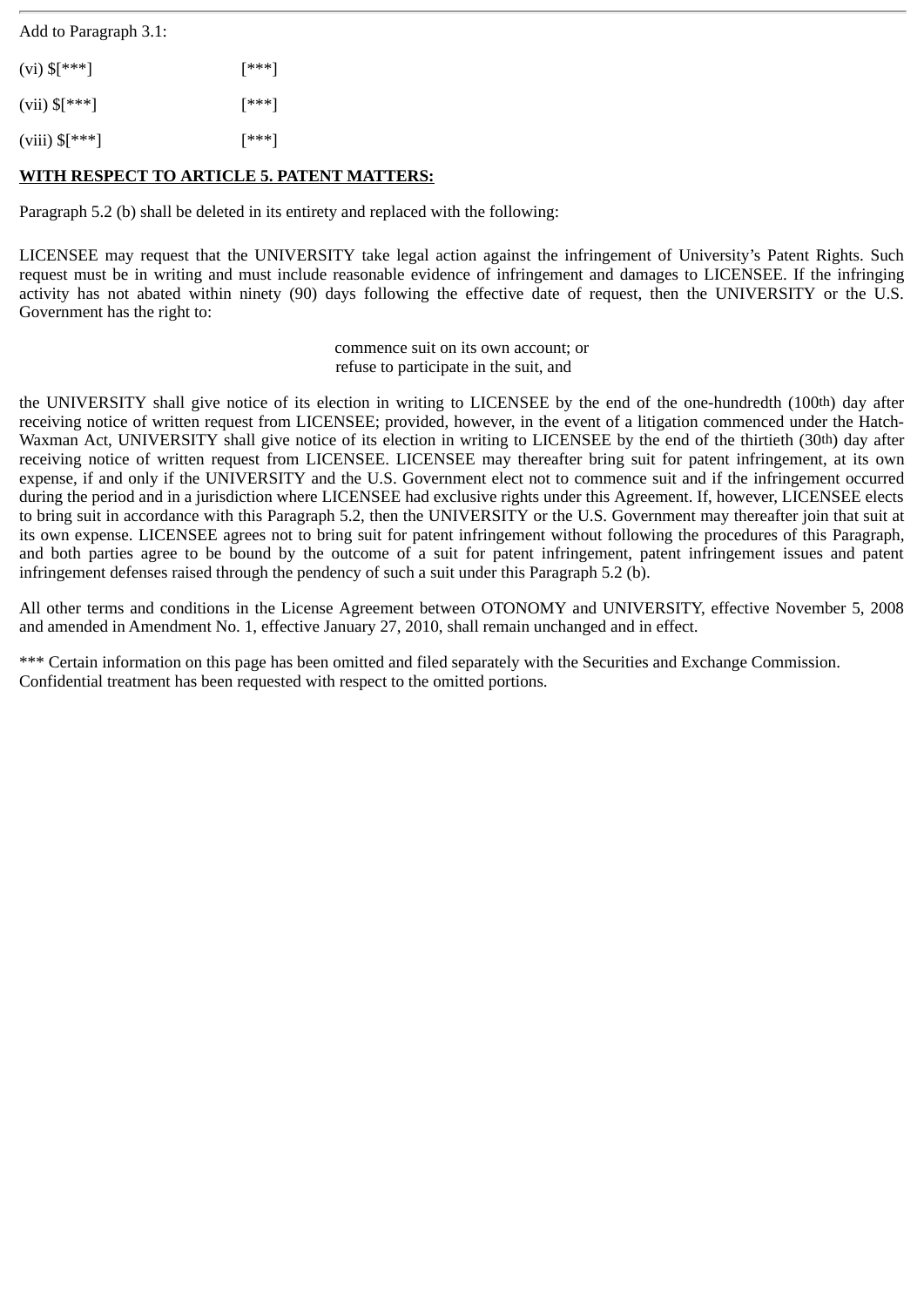Add to Paragraph 3.1:

(vi) $[***] [***]

(vii) $[***] [***]

(viii) $[***] [***]

**WITH RESPECT TO ARTICLE 5. PATENT MATTERS:**

Paragraph 5.2 (b) shall be deleted in its entirety and replaced with the following:

LICENSEE may request that the UNIVERSITY take legal action against the infringement of University's Patent Rights. Such request must be in writing and must include reasonable evidence of infringement and damages to LICENSEE. If the infringing activity has not abated within ninety (90) days following the effective date of request, then the UNIVERSITY or the U.S. Government has the right to:

commence suit on its own account; or
refuse to participate in the suit, and

the UNIVERSITY shall give notice of its election in writing to LICENSEE by the end of the one-hundredth (100th) day after receiving notice of written request from LICENSEE; provided, however, in the event of a litigation commenced under the Hatch-Waxman Act, UNIVERSITY shall give notice of its election in writing to LICENSEE by the end of the thirtieth (30th) day after receiving notice of written request from LICENSEE. LICENSEE may thereafter bring suit for patent infringement, at its own expense, if and only if the UNIVERSITY and the U.S. Government elect not to commence suit and if the infringement occurred during the period and in a jurisdiction where LICENSEE had exclusive rights under this Agreement. If, however, LICENSEE elects to bring suit in accordance with this Paragraph 5.2, then the UNIVERSITY or the U.S. Government may thereafter join that suit at its own expense. LICENSEE agrees not to bring suit for patent infringement without following the procedures of this Paragraph, and both parties agree to be bound by the outcome of a suit for patent infringement, patent infringement issues and patent infringement defenses raised through the pendency of such a suit under this Paragraph 5.2 (b).

All other terms and conditions in the License Agreement between OTONOMY and UNIVERSITY, effective November 5, 2008 and amended in Amendment No. 1, effective January 27, 2010, shall remain unchanged and in effect.

*** Certain information on this page has been omitted and filed separately with the Securities and Exchange Commission. Confidential treatment has been requested with respect to the omitted portions.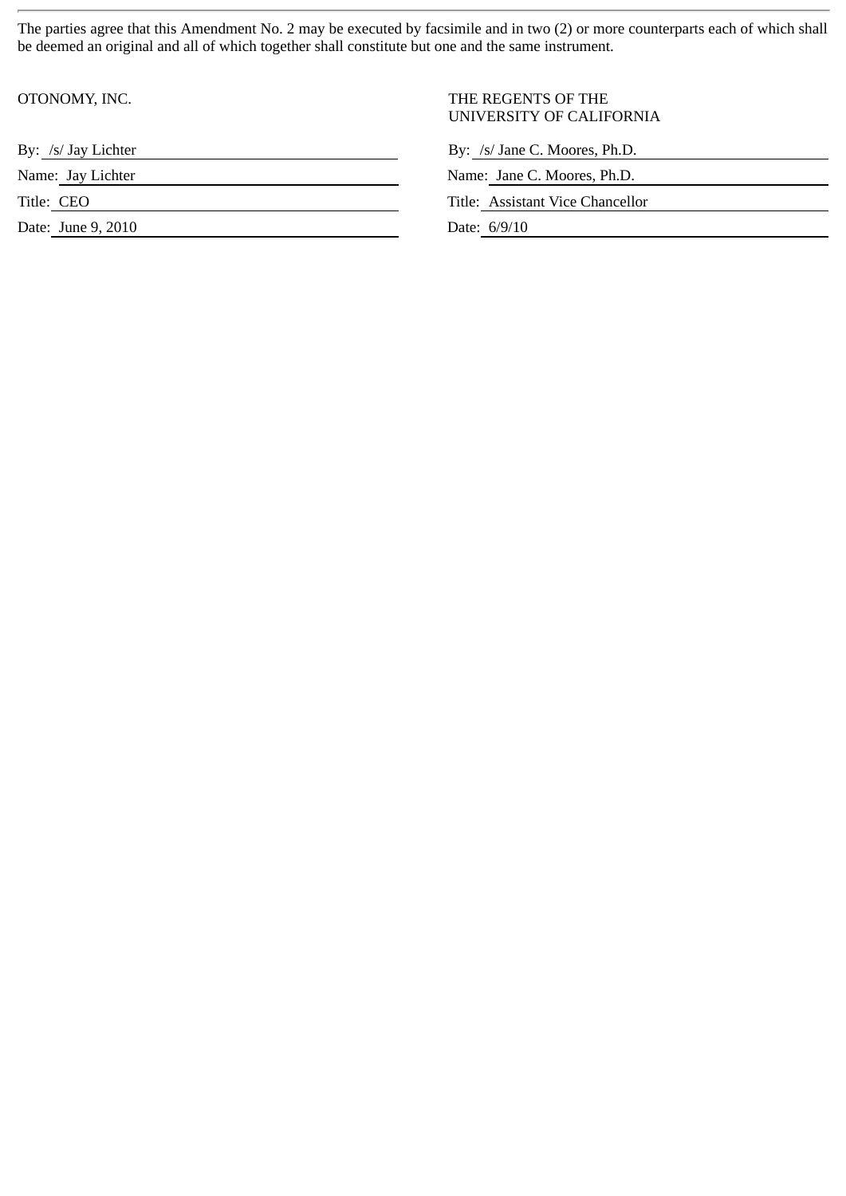The parties agree that this Amendment No. 2 may be executed by facsimile and in two (2) or more counterparts each of which shall be deemed an original and all of which together shall constitute but one and the same instrument.

| OTONOMY, INC. | THE REGENTS OF THE UNIVERSITY OF CALIFORNIA |
|---|---|
| By: /s/ Jay Lichter | By: /s/ Jane C. Moores, Ph.D. |
| Name: Jay Lichter | Name: Jane C. Moores, Ph.D. |
| Title: CEO | Title: Assistant Vice Chancellor |
| Date: June 9, 2010 | Date: 6/9/10 |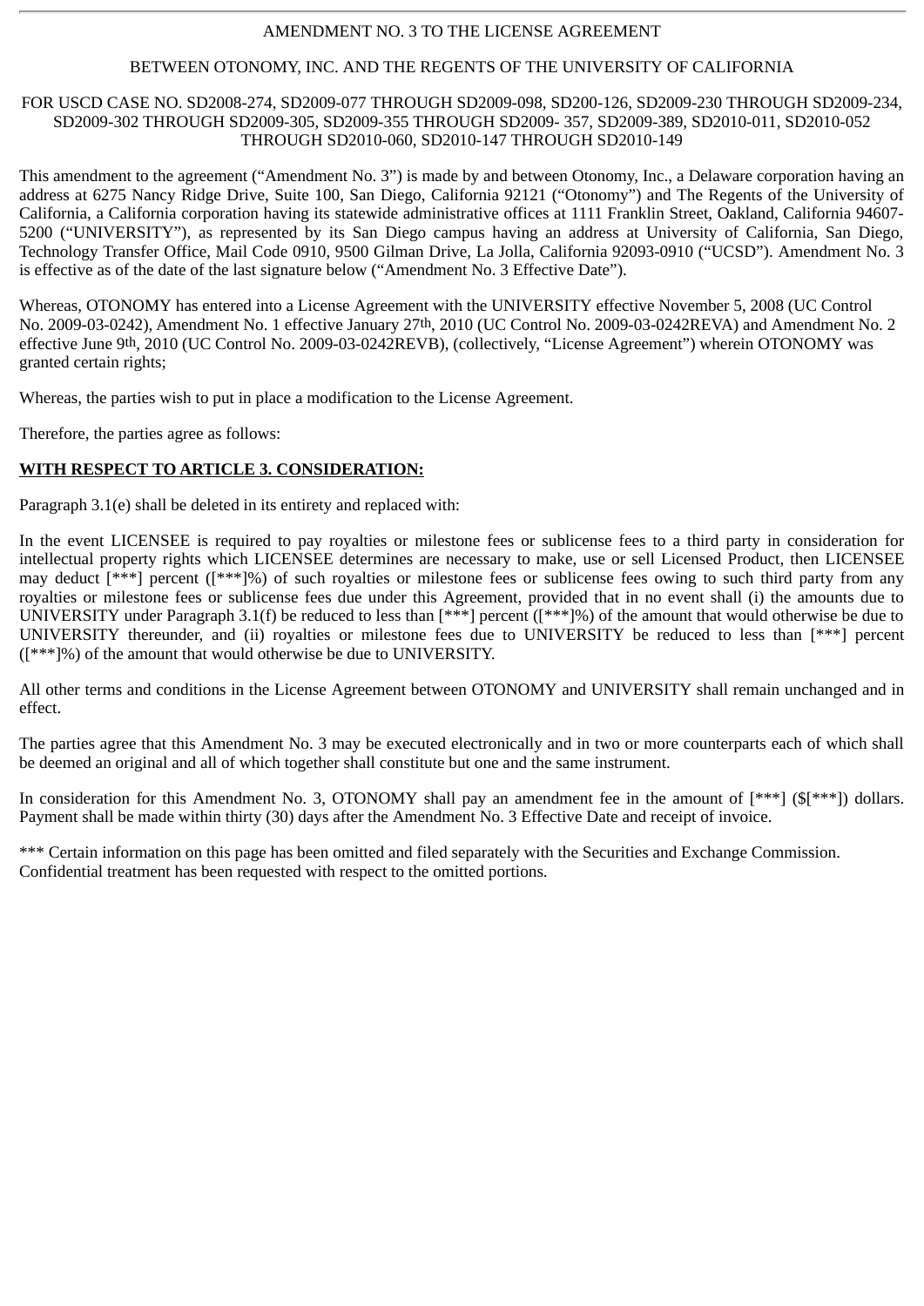AMENDMENT NO. 3 TO THE LICENSE AGREEMENT

BETWEEN OTONOMY, INC. AND THE REGENTS OF THE UNIVERSITY OF CALIFORNIA

FOR USCD CASE NO. SD2008-274, SD2009-077 THROUGH SD2009-098, SD200-126, SD2009-230 THROUGH SD2009-234, SD2009-302 THROUGH SD2009-305, SD2009-355 THROUGH SD2009- 357, SD2009-389, SD2010-011, SD2010-052 THROUGH SD2010-060, SD2010-147 THROUGH SD2010-149

This amendment to the agreement ("Amendment No. 3") is made by and between Otonomy, Inc., a Delaware corporation having an address at 6275 Nancy Ridge Drive, Suite 100, San Diego, California 92121 ("Otonomy") and The Regents of the University of California, a California corporation having its statewide administrative offices at 1111 Franklin Street, Oakland, California 94607-5200 ("UNIVERSITY"), as represented by its San Diego campus having an address at University of California, San Diego, Technology Transfer Office, Mail Code 0910, 9500 Gilman Drive, La Jolla, California 92093-0910 ("UCSD"). Amendment No. 3 is effective as of the date of the last signature below ("Amendment No. 3 Effective Date").

Whereas, OTONOMY has entered into a License Agreement with the UNIVERSITY effective November 5, 2008 (UC Control No. 2009-03-0242), Amendment No. 1 effective January 27th, 2010 (UC Control No. 2009-03-0242REVA) and Amendment No. 2 effective June 9th, 2010 (UC Control No. 2009-03-0242REVB), (collectively, "License Agreement") wherein OTONOMY was granted certain rights;

Whereas, the parties wish to put in place a modification to the License Agreement.

Therefore, the parties agree as follows:

**WITH RESPECT TO ARTICLE 3. CONSIDERATION:**

Paragraph 3.1(e) shall be deleted in its entirety and replaced with:

In the event LICENSEE is required to pay royalties or milestone fees or sublicense fees to a third party in consideration for intellectual property rights which LICENSEE determines are necessary to make, use or sell Licensed Product, then LICENSEE may deduct [***] percent ([***]%) of such royalties or milestone fees or sublicense fees owing to such third party from any royalties or milestone fees or sublicense fees due under this Agreement, provided that in no event shall (i) the amounts due to UNIVERSITY under Paragraph 3.1(f) be reduced to less than [***] percent ([***]%) of the amount that would otherwise be due to UNIVERSITY thereunder, and (ii) royalties or milestone fees due to UNIVERSITY be reduced to less than [***] percent ([***]%) of the amount that would otherwise be due to UNIVERSITY.

All other terms and conditions in the License Agreement between OTONOMY and UNIVERSITY shall remain unchanged and in effect.

The parties agree that this Amendment No. 3 may be executed electronically and in two or more counterparts each of which shall be deemed an original and all of which together shall constitute but one and the same instrument.

In consideration for this Amendment No. 3, OTONOMY shall pay an amendment fee in the amount of [***] ($[***]) dollars. Payment shall be made within thirty (30) days after the Amendment No. 3 Effective Date and receipt of invoice.

*** Certain information on this page has been omitted and filed separately with the Securities and Exchange Commission. Confidential treatment has been requested with respect to the omitted portions.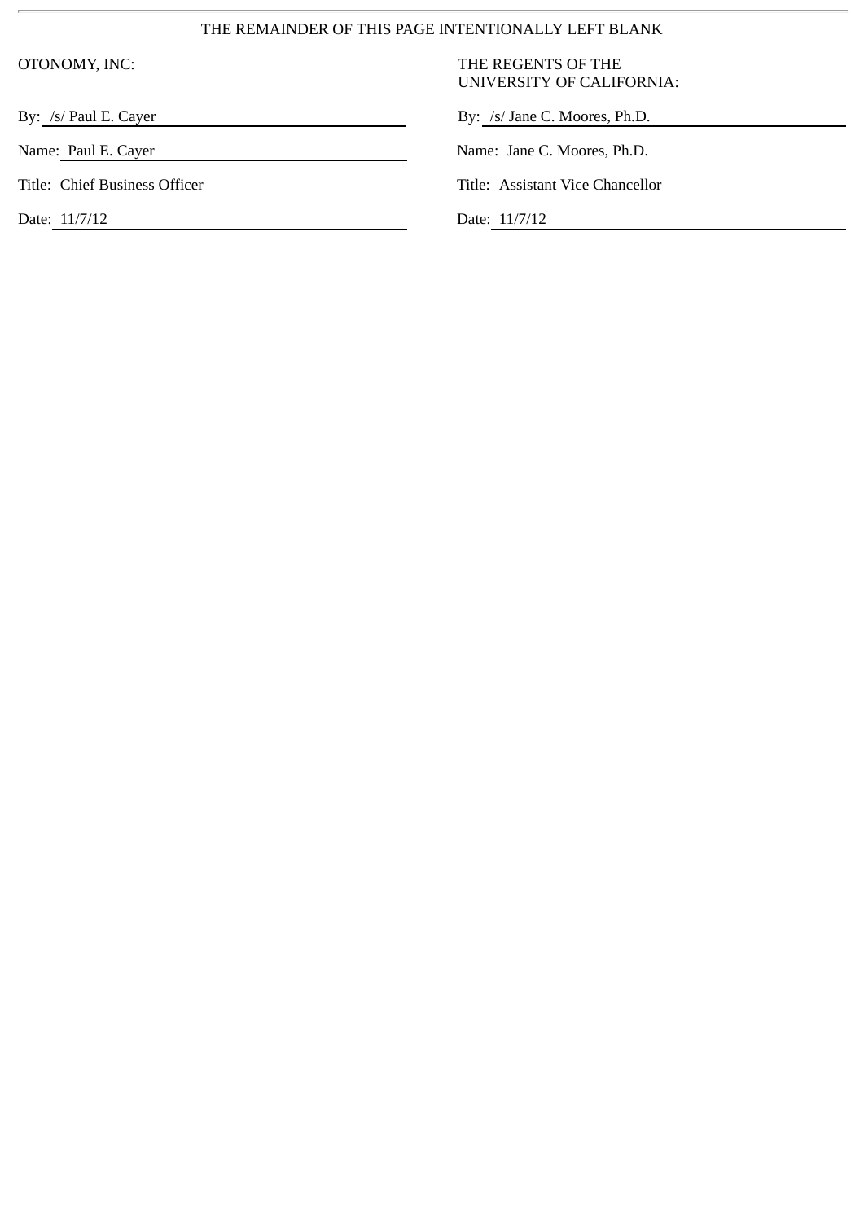THE REMAINDER OF THIS PAGE INTENTIONALLY LEFT BLANK

| OTONOMY, INC: | THE REGENTS OF THE UNIVERSITY OF CALIFORNIA: |
| --- | --- |
| By: /s/ Paul E. Cayer | By: /s/ Jane C. Moores, Ph.D. |
| Name: Paul E. Cayer | Name: Jane C. Moores, Ph.D. |
| Title: Chief Business Officer | Title: Assistant Vice Chancellor |
| Date: 11/7/12 | Date: 11/7/12 |